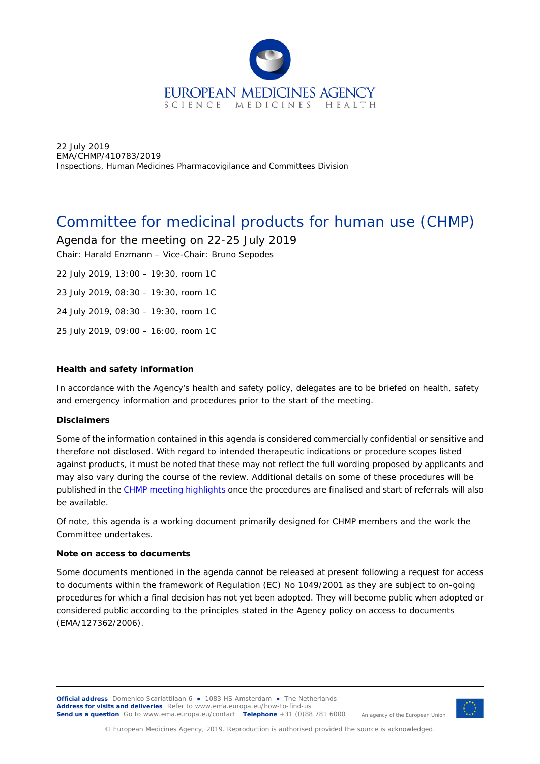EUROPEAN MEDICINES AGENCY

SCIENCE MEDICINES HEALTH

22 July 2019
EMA/CHMP/410783/2019
Inspections, Human Medicines Pharmacovigilance and Committees Division

# Committee for medicinal products for human use (CHMP)

## Agenda for the meeting on 22-25 July 2019

Chair: Harald Enzmann – Vice-Chair: Bruno Sepodes

22 July 2019, 13:00 – 19:30, room 1C

23 July 2019, 08:30 – 19:30, room 1C

24 July 2019, 08:30 – 19:30, room 1C

25 July 2019, 09:00 – 16:00, room 1C

**Health and safety information**

In accordance with the Agency's health and safety policy, delegates are to be briefed on health, safety and emergency information and procedures prior to the start of the meeting.

**Disclaimers**

Some of the information contained in this agenda is considered commercially confidential or sensitive and therefore not disclosed. With regard to intended therapeutic indications or procedure scopes listed against products, it must be noted that these may not reflect the full wording proposed by applicants and may also vary during the course of the review. Additional details on some of these procedures will be published in the CHMP meeting highlights once the procedures are finalised and start of referrals will also be available.

Of note, this agenda is a working document primarily designed for CHMP members and the work the Committee undertakes.

**Note on access to documents**

Some documents mentioned in the agenda cannot be released at present following a request for access to documents within the framework of Regulation (EC) No 1049/2001 as they are subject to on-going procedures for which a final decision has not yet been adopted. They will become public when adopted or considered public according to the principles stated in the Agency policy on access to documents (EMA/127362/2006).

**Official address** Domenico Scarlattilaan 6 ● 1083 HS Amsterdam ● The Netherlands
**Address for visits and deliveries** Refer to www.ema.europa.eu/how-to-find-us
**Send us a question** Go to www.ema.europa.eu/contact **Telephone** +31 (0)88 781 6000

An agency of the European Union

© European Medicines Agency, 2019. Reproduction is authorised provided the source is acknowledged.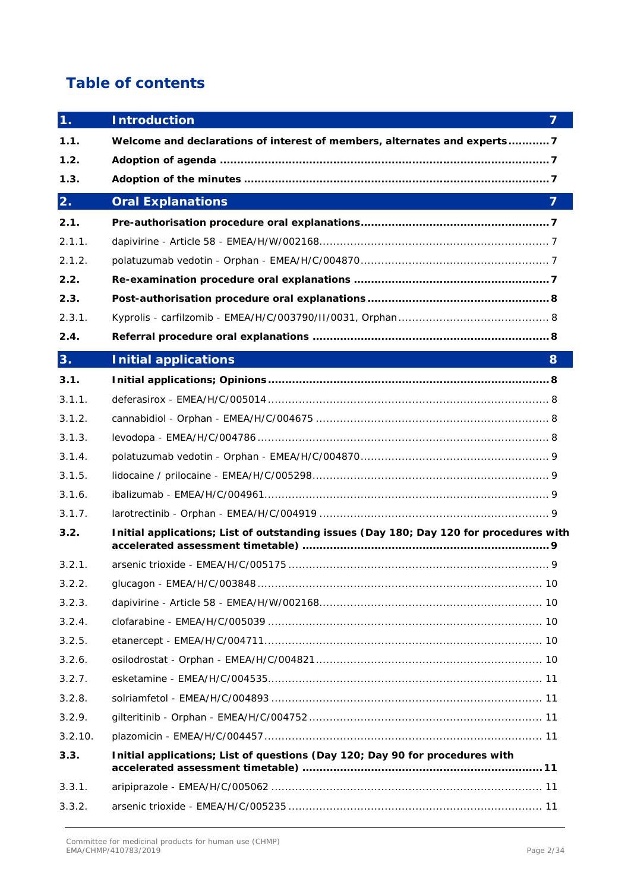# Table of contents

| | | |
|---|---|---|
| **1.** | **Introduction** | **7** |
| **1.1.** | **Welcome and declarations of interest of members, alternates and experts** | **7** |
| **1.2.** | **Adoption of agenda** | **7** |
| **1.3.** | **Adoption of the minutes** | **7** |
| **2.** | **Oral Explanations** | **7** |
| **2.1.** | **Pre-authorisation procedure oral explanations** | **7** |
| 2.1.1. | dapivirine - Article 58 - EMEA/H/W/002168 | 7 |
| 2.1.2. | polatuzumab vedotin - Orphan - EMEA/H/C/004870 | 7 |
| **2.2.** | **Re-examination procedure oral explanations** | **7** |
| **2.3.** | **Post-authorisation procedure oral explanations** | **8** |
| 2.3.1. | Kyprolis - carfilzomib - EMEA/H/C/003790/II/0031, Orphan | 8 |
| **2.4.** | **Referral procedure oral explanations** | **8** |
| **3.** | **Initial applications** | **8** |
| **3.1.** | **Initial applications; Opinions** | **8** |
| 3.1.1. | deferasirox - EMEA/H/C/005014 | 8 |
| 3.1.2. | cannabidiol - Orphan - EMEA/H/C/004675 | 8 |
| 3.1.3. | levodopa - EMEA/H/C/004786 | 8 |
| 3.1.4. | polatuzumab vedotin - Orphan - EMEA/H/C/004870 | 9 |
| 3.1.5. | lidocaine / prilocaine - EMEA/H/C/005298 | 9 |
| 3.1.6. | ibalizumab - EMEA/H/C/004961 | 9 |
| 3.1.7. | larotrectinib - Orphan - EMEA/H/C/004919 | 9 |
| **3.2.** | **Initial applications; List of outstanding issues (Day 180; Day 120 for procedures with accelerated assessment timetable)** | **9** |
| 3.2.1. | arsenic trioxide - EMEA/H/C/005175 | 9 |
| 3.2.2. | glucagon - EMEA/H/C/003848 | 10 |
| 3.2.3. | dapivirine - Article 58 - EMEA/H/W/002168 | 10 |
| 3.2.4. | clofarabine - EMEA/H/C/005039 | 10 |
| 3.2.5. | etanercept - EMEA/H/C/004711 | 10 |
| 3.2.6. | osilodrostat - Orphan - EMEA/H/C/004821 | 10 |
| 3.2.7. | esketamine - EMEA/H/C/004535 | 11 |
| 3.2.8. | solriamfetol - EMEA/H/C/004893 | 11 |
| 3.2.9. | gilteritinib - Orphan - EMEA/H/C/004752 | 11 |
| 3.2.10. | plazomicin - EMEA/H/C/004457 | 11 |
| **3.3.** | **Initial applications; List of questions (Day 120; Day 90 for procedures with accelerated assessment timetable)** | **11** |
| 3.3.1. | aripiprazole - EMEA/H/C/005062 | 11 |
| 3.3.2. | arsenic trioxide - EMEA/H/C/005235 | 11 |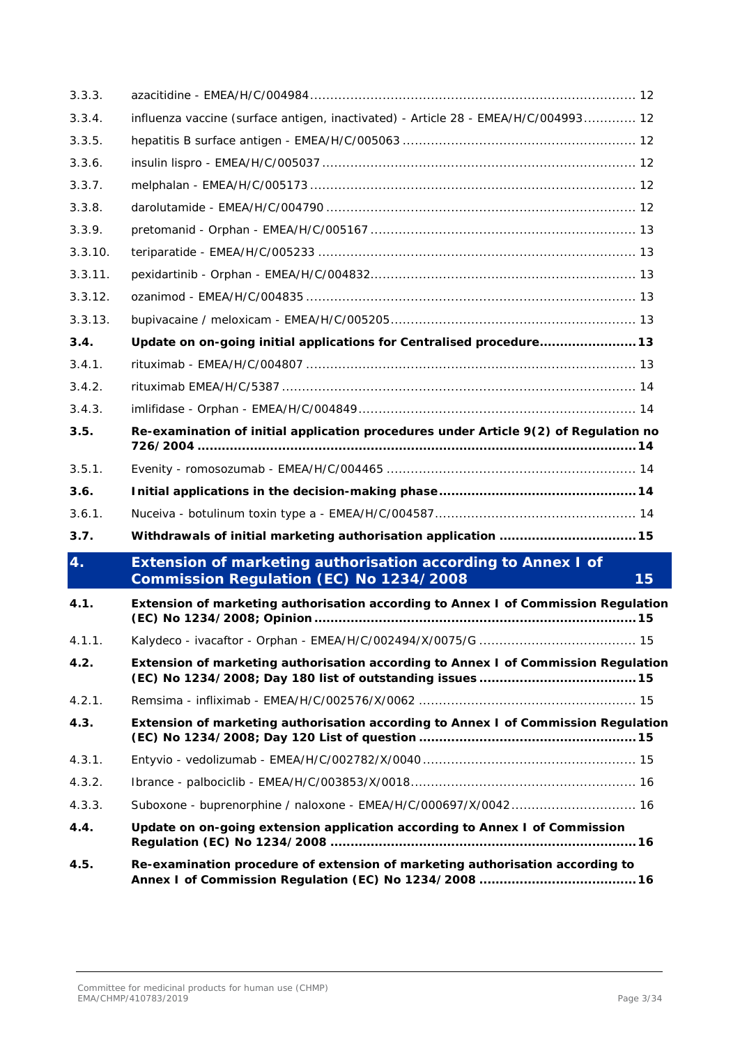| | | |
|---|---|---|
| 3.3.3. | azacitidine - EMEA/H/C/004984 | 12 |
| 3.3.4. | influenza vaccine (surface antigen, inactivated) - Article 28 - EMEA/H/C/004993 | 12 |
| 3.3.5. | hepatitis B surface antigen - EMEA/H/C/005063 | 12 |
| 3.3.6. | insulin lispro - EMEA/H/C/005037 | 12 |
| 3.3.7. | melphalan - EMEA/H/C/005173 | 12 |
| 3.3.8. | darolutamide - EMEA/H/C/004790 | 12 |
| 3.3.9. | pretomanid - Orphan - EMEA/H/C/005167 | 13 |
| 3.3.10. | teriparatide - EMEA/H/C/005233 | 13 |
| 3.3.11. | pexidartinib - Orphan - EMEA/H/C/004832 | 13 |
| 3.3.12. | ozanimod - EMEA/H/C/004835 | 13 |
| 3.3.13. | bupivacaine / meloxicam - EMEA/H/C/005205 | 13 |
| **3.4.** | **Update on on-going initial applications for Centralised procedure** | **13** |
| 3.4.1. | rituximab - EMEA/H/C/004807 | 13 |
| 3.4.2. | rituximab EMEA/H/C/5387 | 14 |
| 3.4.3. | imlifidase - Orphan - EMEA/H/C/004849 | 14 |
| **3.5.** | **Re-examination of initial application procedures under Article 9(2) of Regulation no 726/2004** | **14** |
| 3.5.1. | Evenity - romosozumab - EMEA/H/C/004465 | 14 |
| **3.6.** | **Initial applications in the decision-making phase** | **14** |
| 3.6.1. | Nuceiva - botulinum toxin type a - EMEA/H/C/004587 | 14 |
| **3.7.** | **Withdrawals of initial marketing authorisation application** | **15** |
| **4.** | **Extension of marketing authorisation according to Annex I of Commission Regulation (EC) No 1234/2008** | **15** |
| **4.1.** | **Extension of marketing authorisation according to Annex I of Commission Regulation (EC) No 1234/2008; Opinion** | **15** |
| 4.1.1. | Kalydeco - ivacaftor - Orphan - EMEA/H/C/002494/X/0075/G | 15 |
| **4.2.** | **Extension of marketing authorisation according to Annex I of Commission Regulation (EC) No 1234/2008; Day 180 list of outstanding issues** | **15** |
| 4.2.1. | Remsima - infliximab - EMEA/H/C/002576/X/0062 | 15 |
| **4.3.** | **Extension of marketing authorisation according to Annex I of Commission Regulation (EC) No 1234/2008; Day 120 List of question** | **15** |
| 4.3.1. | Entyvio - vedolizumab - EMEA/H/C/002782/X/0040 | 15 |
| 4.3.2. | Ibrance - palbociclib - EMEA/H/C/003853/X/0018 | 16 |
| 4.3.3. | Suboxone - buprenorphine / naloxone - EMEA/H/C/000697/X/0042 | 16 |
| **4.4.** | **Update on on-going extension application according to Annex I of Commission Regulation (EC) No 1234/2008** | **16** |
| **4.5.** | **Re-examination procedure of extension of marketing authorisation according to Annex I of Commission Regulation (EC) No 1234/2008** | **16** |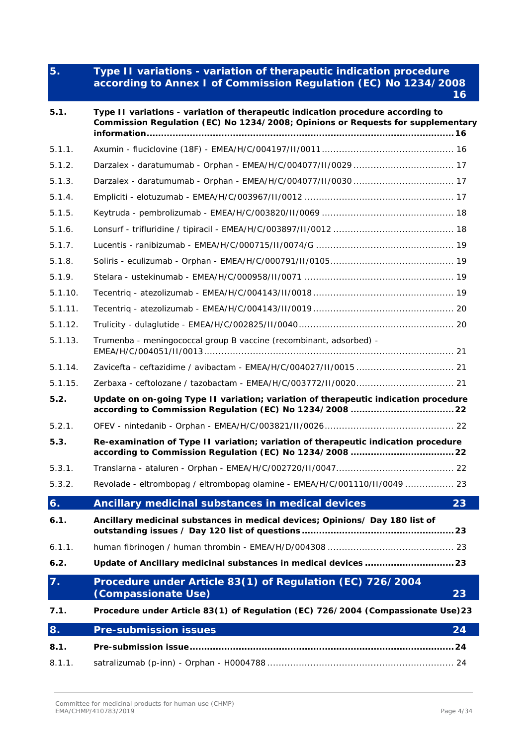| | | |
|---|---|---|
| **5.** | **Type II variations - variation of therapeutic indication procedure according to Annex I of Commission Regulation (EC) No 1234/2008** | **16** |
| **5.1.** | **Type II variations - variation of therapeutic indication procedure according to Commission Regulation (EC) No 1234/2008; Opinions or Requests for supplementary information** | **16** |
| 5.1.1. | Axumin - fluciclovine (18F) - EMEA/H/C/004197/II/0011 | 16 |
| 5.1.2. | Darzalex - daratumumab - Orphan - EMEA/H/C/004077/II/0029 | 17 |
| 5.1.3. | Darzalex - daratumumab - Orphan - EMEA/H/C/004077/II/0030 | 17 |
| 5.1.4. | Empliciti - elotuzumab - EMEA/H/C/003967/II/0012 | 17 |
| 5.1.5. | Keytruda - pembrolizumab - EMEA/H/C/003820/II/0069 | 18 |
| 5.1.6. | Lonsurf - trifluridine / tipiracil - EMEA/H/C/003897/II/0012 | 18 |
| 5.1.7. | Lucentis - ranibizumab - EMEA/H/C/000715/II/0074/G | 19 |
| 5.1.8. | Soliris - eculizumab - Orphan - EMEA/H/C/000791/II/0105 | 19 |
| 5.1.9. | Stelara - ustekinumab - EMEA/H/C/000958/II/0071 | 19 |
| 5.1.10. | Tecentriq - atezolizumab - EMEA/H/C/004143/II/0018 | 19 |
| 5.1.11. | Tecentriq - atezolizumab - EMEA/H/C/004143/II/0019 | 20 |
| 5.1.12. | Trulicity - dulaglutide - EMEA/H/C/002825/II/0040 | 20 |
| 5.1.13. | Trumenba - meningococcal group B vaccine (recombinant, adsorbed) - EMEA/H/C/004051/II/0013 | 21 |
| 5.1.14. | Zavicefta - ceftazidime / avibactam - EMEA/H/C/004027/II/0015 | 21 |
| 5.1.15. | Zerbaxa - ceftolozane / tazobactam - EMEA/H/C/003772/II/0020 | 21 |
| **5.2.** | **Update on on-going Type II variation; variation of therapeutic indication procedure according to Commission Regulation (EC) No 1234/2008** | **22** |
| 5.2.1. | OFEV - nintedanib - Orphan - EMEA/H/C/003821/II/0026 | 22 |
| **5.3.** | **Re-examination of Type II variation; variation of therapeutic indication procedure according to Commission Regulation (EC) No 1234/2008** | **22** |
| 5.3.1. | Translarna - ataluren - Orphan - EMEA/H/C/002720/II/0047 | 22 |
| 5.3.2. | Revolade - eltrombopag / eltrombopag olamine - EMEA/H/C/001110/II/0049 | 23 |
| **6.** | **Ancillary medicinal substances in medical devices** | **23** |
| **6.1.** | **Ancillary medicinal substances in medical devices; Opinions/ Day 180 list of outstanding issues / Day 120 list of questions** | **23** |
| 6.1.1. | human fibrinogen / human thrombin - EMEA/H/D/004308 | 23 |
| **6.2.** | **Update of Ancillary medicinal substances in medical devices** | **23** |
| **7.** | **Procedure under Article 83(1) of Regulation (EC) 726/2004 (Compassionate Use)** | **23** |
| **7.1.** | **Procedure under Article 83(1) of Regulation (EC) 726/2004 (Compassionate Use)** | **23** |
| **8.** | **Pre-submission issues** | **24** |
| **8.1.** | **Pre-submission issue** | **24** |
| 8.1.1. | satralizumab (p-inn) - Orphan - H0004788 | 24 |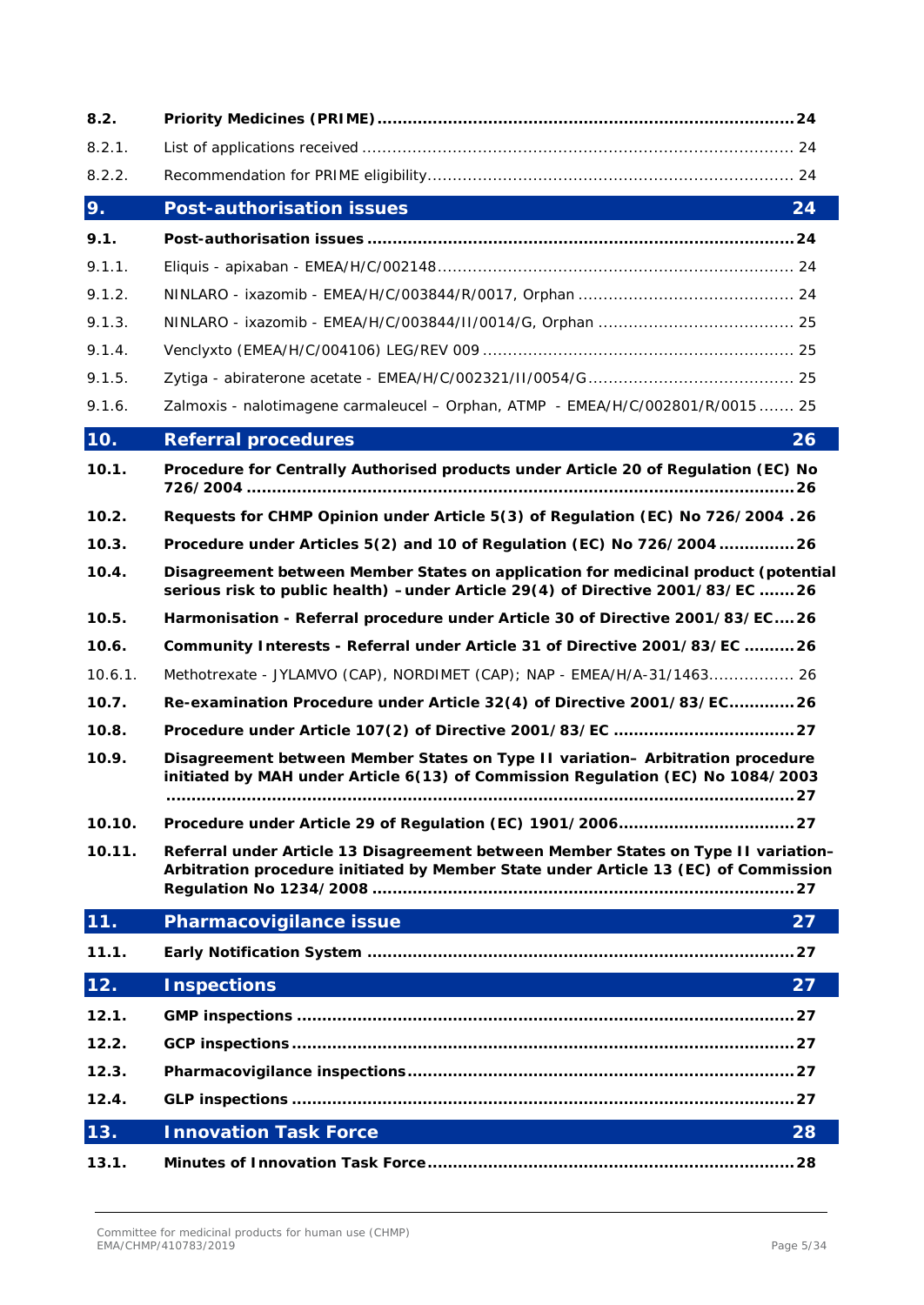**8.2. Priority Medicines (PRIME) .......... 24**

8.2.1. List of applications received .......... 24

8.2.2. Recommendation for PRIME eligibility .......... 24

## 9. Post-authorisation issues 24

**9.1. Post-authorisation issues .......... 24**

9.1.1. Eliquis - apixaban - EMEA/H/C/002148 .......... 24

9.1.2. NINLARO - ixazomib - EMEA/H/C/003844/R/0017, Orphan .......... 24

9.1.3. NINLARO - ixazomib - EMEA/H/C/003844/II/0014/G, Orphan .......... 25

9.1.4. Venclyxto (EMEA/H/C/004106) LEG/REV 009 .......... 25

9.1.5. Zytiga - abiraterone acetate - EMEA/H/C/002321/II/0054/G .......... 25

9.1.6. Zalmoxis - nalotimagene carmaleucel – Orphan, ATMP - EMEA/H/C/002801/R/0015 .......... 25

## 10. Referral procedures 26

**10.1. Procedure for Centrally Authorised products under Article 20 of Regulation (EC) No 726/2004 .......... 26**

**10.2. Requests for CHMP Opinion under Article 5(3) of Regulation (EC) No 726/2004 .......... 26**

**10.3. Procedure under Articles 5(2) and 10 of Regulation (EC) No 726/2004 .......... 26**

**10.4. Disagreement between Member States on application for medicinal product (potential serious risk to public health) – under Article 29(4) of Directive 2001/83/EC .......... 26**

**10.5. Harmonisation - Referral procedure under Article 30 of Directive 2001/83/EC .......... 26**

**10.6. Community Interests - Referral under Article 31 of Directive 2001/83/EC .......... 26**

10.6.1. Methotrexate - JYLAMVO (CAP), NORDIMET (CAP); NAP - EMEA/H/A-31/1463 .......... 26

**10.7. Re-examination Procedure under Article 32(4) of Directive 2001/83/EC .......... 26**

**10.8. Procedure under Article 107(2) of Directive 2001/83/EC .......... 27**

**10.9. Disagreement between Member States on Type II variation– Arbitration procedure initiated by MAH under Article 6(13) of Commission Regulation (EC) No 1084/2003 .......... 27**

**10.10. Procedure under Article 29 of Regulation (EC) 1901/2006 .......... 27**

**10.11. Referral under Article 13 Disagreement between Member States on Type II variation– Arbitration procedure initiated by Member State under Article 13 (EC) of Commission Regulation No 1234/2008 .......... 27**

## 11. Pharmacovigilance issue 27

**11.1. Early Notification System .......... 27**

## 12. Inspections 27

**12.1. GMP inspections .......... 27**

**12.2. GCP inspections .......... 27**

**12.3. Pharmacovigilance inspections .......... 27**

**12.4. GLP inspections .......... 27**

## 13. Innovation Task Force 28

**13.1. Minutes of Innovation Task Force .......... 28**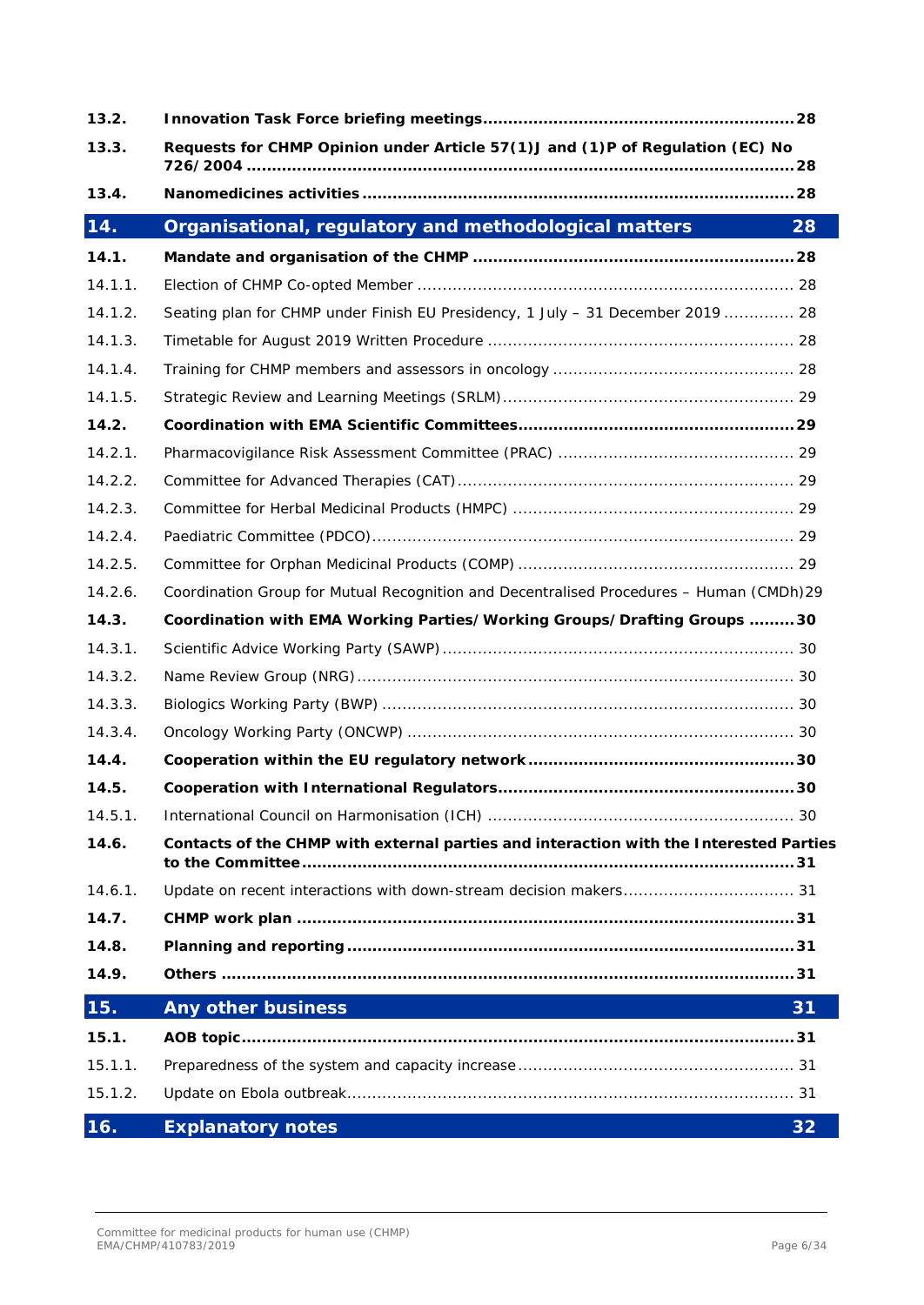| | | |
|---|---|---|
| **13.2.** | **Innovation Task Force briefing meetings** | **28** |
| **13.3.** | **Requests for CHMP Opinion under Article 57(1)J and (1)P of Regulation (EC) No 726/2004** | **28** |
| **13.4.** | **Nanomedicines activities** | **28** |
| **14.** | **Organisational, regulatory and methodological matters** | **28** |
| **14.1.** | **Mandate and organisation of the CHMP** | **28** |
| 14.1.1. | Election of CHMP Co-opted Member | 28 |
| 14.1.2. | Seating plan for CHMP under Finish EU Presidency, 1 July – 31 December 2019 | 28 |
| 14.1.3. | Timetable for August 2019 Written Procedure | 28 |
| 14.1.4. | Training for CHMP members and assessors in oncology | 28 |
| 14.1.5. | Strategic Review and Learning Meetings (SRLM) | 29 |
| **14.2.** | **Coordination with EMA Scientific Committees** | **29** |
| 14.2.1. | Pharmacovigilance Risk Assessment Committee (PRAC) | 29 |
| 14.2.2. | Committee for Advanced Therapies (CAT) | 29 |
| 14.2.3. | Committee for Herbal Medicinal Products (HMPC) | 29 |
| 14.2.4. | Paediatric Committee (PDCO) | 29 |
| 14.2.5. | Committee for Orphan Medicinal Products (COMP) | 29 |
| 14.2.6. | Coordination Group for Mutual Recognition and Decentralised Procedures – Human (CMDh) | 29 |
| **14.3.** | **Coordination with EMA Working Parties/Working Groups/Drafting Groups** | **30** |
| 14.3.1. | Scientific Advice Working Party (SAWP) | 30 |
| 14.3.2. | Name Review Group (NRG) | 30 |
| 14.3.3. | Biologics Working Party (BWP) | 30 |
| 14.3.4. | Oncology Working Party (ONCWP) | 30 |
| **14.4.** | **Cooperation within the EU regulatory network** | **30** |
| **14.5.** | **Cooperation with International Regulators** | **30** |
| 14.5.1. | International Council on Harmonisation (ICH) | 30 |
| **14.6.** | **Contacts of the CHMP with external parties and interaction with the Interested Parties to the Committee** | **31** |
| 14.6.1. | Update on recent interactions with down-stream decision makers | 31 |
| **14.7.** | **CHMP work plan** | **31** |
| **14.8.** | **Planning and reporting** | **31** |
| **14.9.** | **Others** | **31** |
| **15.** | **Any other business** | **31** |
| **15.1.** | **AOB topic** | **31** |
| 15.1.1. | Preparedness of the system and capacity increase | 31 |
| 15.1.2. | Update on Ebola outbreak | 31 |
| **16.** | **Explanatory notes** | **32** |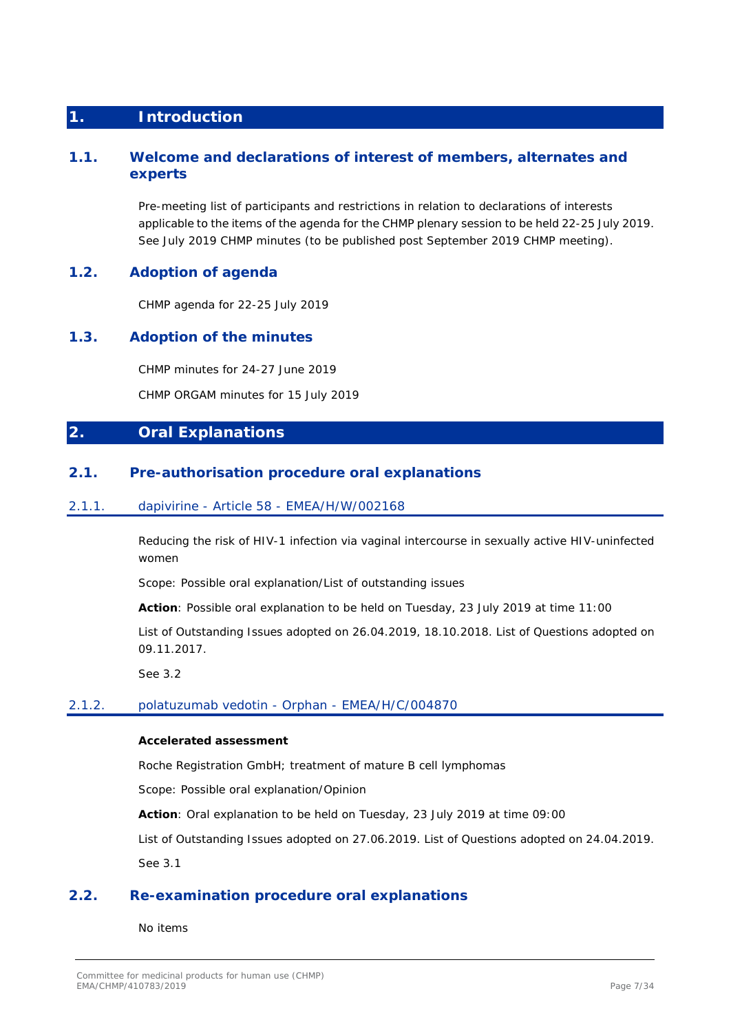# 1. Introduction

## 1.1. Welcome and declarations of interest of members, alternates and experts

Pre-meeting list of participants and restrictions in relation to declarations of interests applicable to the items of the agenda for the CHMP plenary session to be held 22-25 July 2019. See July 2019 CHMP minutes (to be published post September 2019 CHMP meeting).

## 1.2. Adoption of agenda

CHMP agenda for 22-25 July 2019

## 1.3. Adoption of the minutes

CHMP minutes for 24-27 June 2019

CHMP ORGAM minutes for 15 July 2019

# 2. Oral Explanations

## 2.1. Pre-authorisation procedure oral explanations

### 2.1.1. dapivirine - Article 58 - EMEA/H/W/002168

Reducing the risk of HIV-1 infection via vaginal intercourse in sexually active HIV-uninfected women

Scope: Possible oral explanation/List of outstanding issues

**Action**: Possible oral explanation to be held on Tuesday, 23 July 2019 at time 11:00

List of Outstanding Issues adopted on 26.04.2019, 18.10.2018. List of Questions adopted on 09.11.2017.

See 3.2

### 2.1.2. polatuzumab vedotin - Orphan - EMEA/H/C/004870

**Accelerated assessment**

Roche Registration GmbH; treatment of mature B cell lymphomas

Scope: Possible oral explanation/Opinion

**Action**: Oral explanation to be held on Tuesday, 23 July 2019 at time 09:00

List of Outstanding Issues adopted on 27.06.2019. List of Questions adopted on 24.04.2019.

See 3.1

## 2.2. Re-examination procedure oral explanations

No items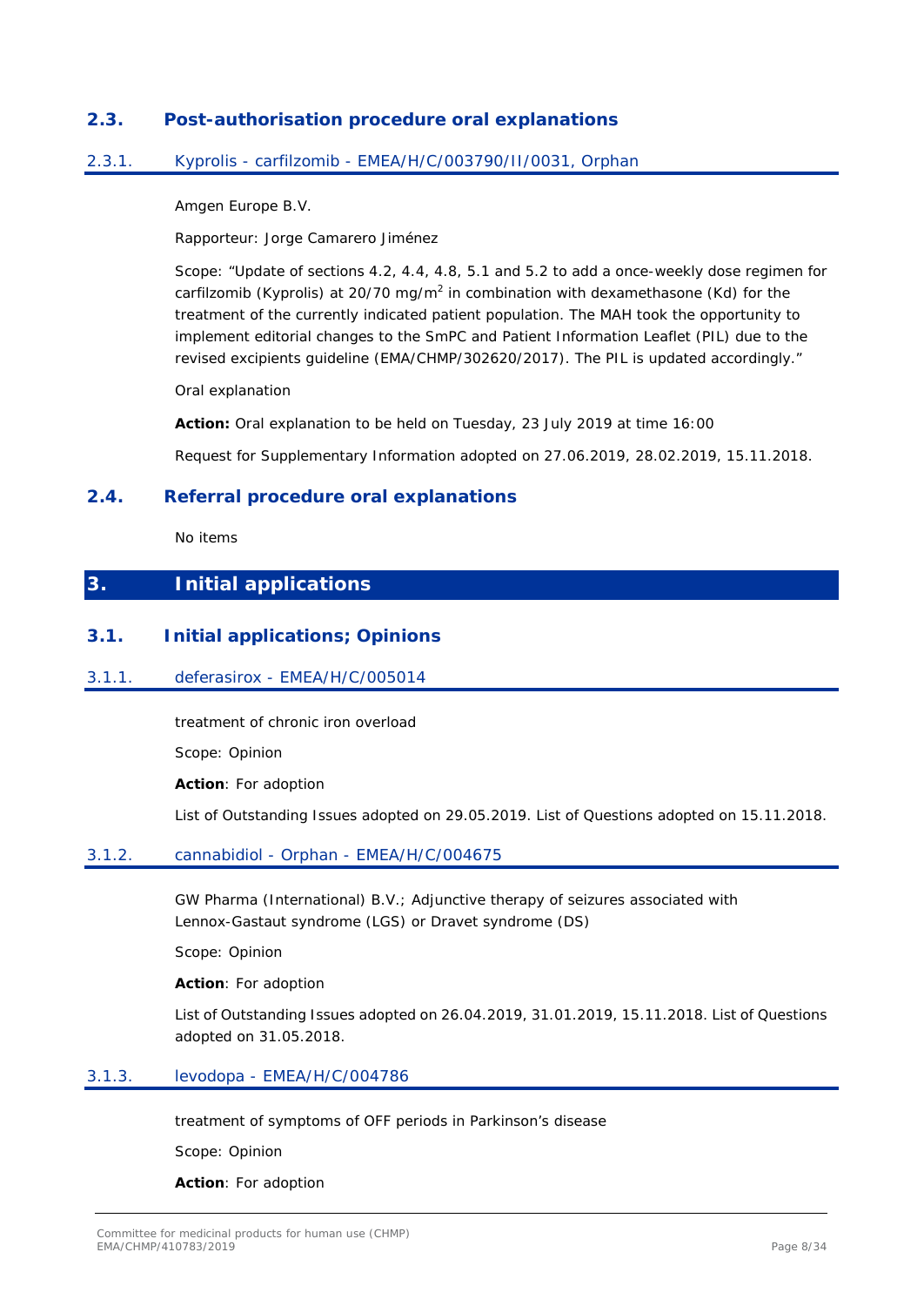## 2.3. Post-authorisation procedure oral explanations

### 2.3.1. Kyprolis - carfilzomib - EMEA/H/C/003790/II/0031, Orphan

Amgen Europe B.V.

Rapporteur: Jorge Camarero Jiménez

Scope: "Update of sections 4.2, 4.4, 4.8, 5.1 and 5.2 to add a once-weekly dose regimen for carfilzomib (Kyprolis) at 20/70 mg/m$^2$ in combination with dexamethasone (Kd) for the treatment of the currently indicated patient population. The MAH took the opportunity to implement editorial changes to the SmPC and Patient Information Leaflet (PIL) due to the revised excipients guideline (EMA/CHMP/302620/2017). The PIL is updated accordingly."

Oral explanation

**Action:** Oral explanation to be held on Tuesday, 23 July 2019 at time 16:00

Request for Supplementary Information adopted on 27.06.2019, 28.02.2019, 15.11.2018.

## 2.4. Referral procedure oral explanations

No items

# 3. Initial applications

## 3.1. Initial applications; Opinions

### 3.1.1. deferasirox - EMEA/H/C/005014

treatment of chronic iron overload

Scope: Opinion

**Action**: For adoption

List of Outstanding Issues adopted on 29.05.2019. List of Questions adopted on 15.11.2018.

### 3.1.2. cannabidiol - Orphan - EMEA/H/C/004675

GW Pharma (International) B.V.; Adjunctive therapy of seizures associated with Lennox-Gastaut syndrome (LGS) or Dravet syndrome (DS)

Scope: Opinion

**Action**: For adoption

List of Outstanding Issues adopted on 26.04.2019, 31.01.2019, 15.11.2018. List of Questions adopted on 31.05.2018.

### 3.1.3. levodopa - EMEA/H/C/004786

treatment of symptoms of OFF periods in Parkinson's disease

Scope: Opinion

**Action**: For adoption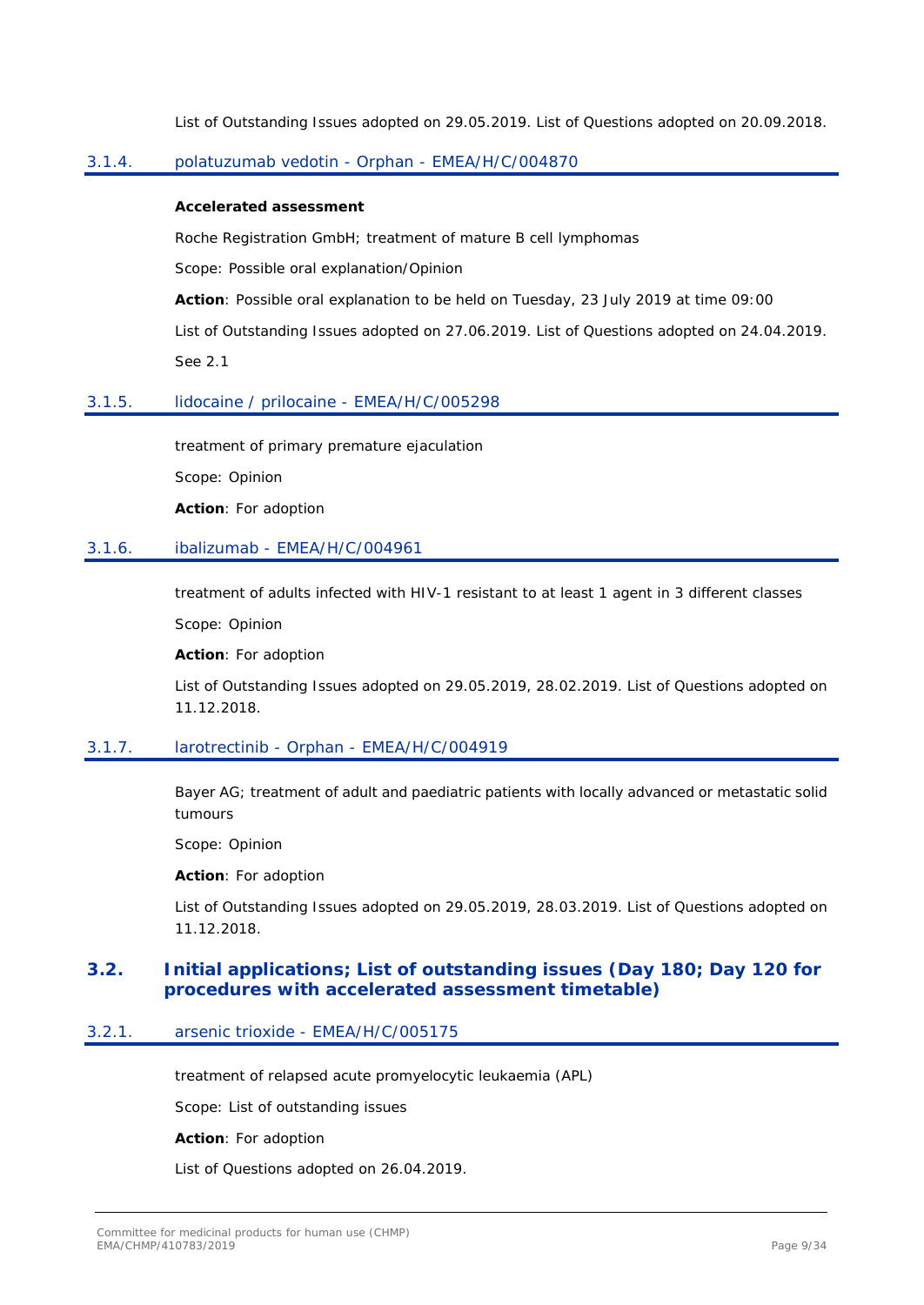List of Outstanding Issues adopted on 29.05.2019. List of Questions adopted on 20.09.2018.

### 3.1.4. polatuzumab vedotin - Orphan - EMEA/H/C/004870

**Accelerated assessment**

Roche Registration GmbH; treatment of mature B cell lymphomas

Scope: Possible oral explanation/Opinion

**Action**: Possible oral explanation to be held on Tuesday, 23 July 2019 at time 09:00

List of Outstanding Issues adopted on 27.06.2019. List of Questions adopted on 24.04.2019.

See 2.1

### 3.1.5. lidocaine / prilocaine - EMEA/H/C/005298

treatment of primary premature ejaculation

Scope: Opinion

**Action**: For adoption

### 3.1.6. ibalizumab - EMEA/H/C/004961

treatment of adults infected with HIV-1 resistant to at least 1 agent in 3 different classes

Scope: Opinion

**Action**: For adoption

List of Outstanding Issues adopted on 29.05.2019, 28.02.2019. List of Questions adopted on 11.12.2018.

### 3.1.7. larotrectinib - Orphan - EMEA/H/C/004919

Bayer AG; treatment of adult and paediatric patients with locally advanced or metastatic solid tumours

Scope: Opinion

**Action**: For adoption

List of Outstanding Issues adopted on 29.05.2019, 28.03.2019. List of Questions adopted on 11.12.2018.

## 3.2. Initial applications; List of outstanding issues (Day 180; Day 120 for procedures with accelerated assessment timetable)

### 3.2.1. arsenic trioxide - EMEA/H/C/005175

treatment of relapsed acute promyelocytic leukaemia (APL)

Scope: List of outstanding issues

**Action**: For adoption

List of Questions adopted on 26.04.2019.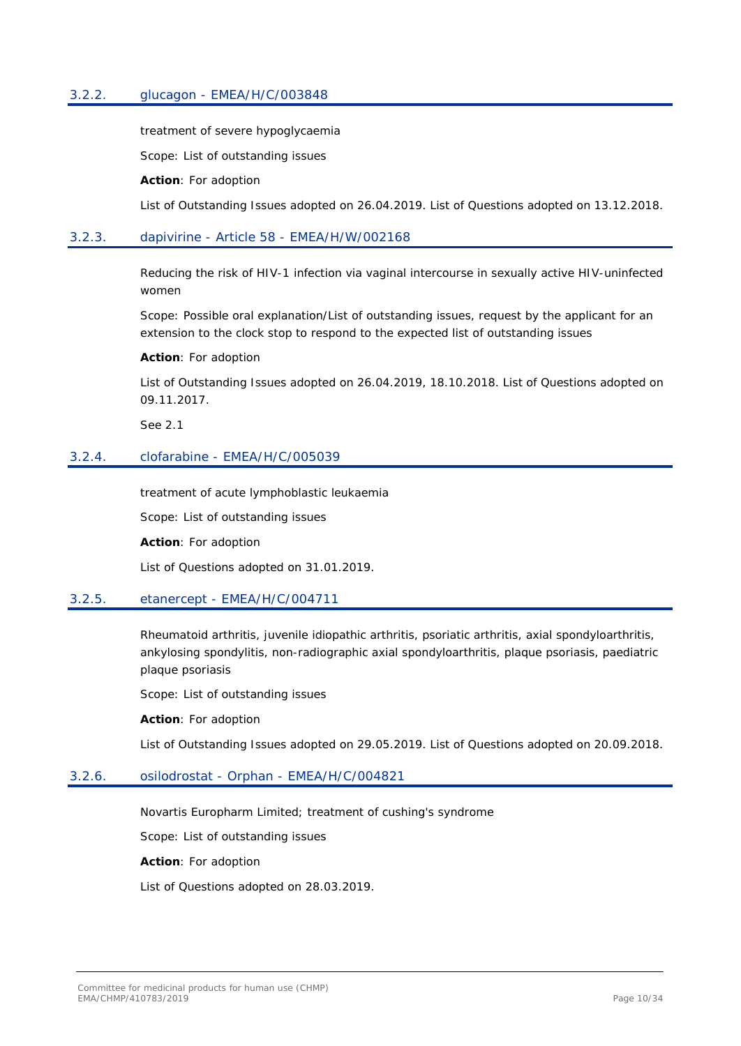### 3.2.2. glucagon - EMEA/H/C/003848

treatment of severe hypoglycaemia

Scope: List of outstanding issues

**Action**: For adoption

List of Outstanding Issues adopted on 26.04.2019. List of Questions adopted on 13.12.2018.

### 3.2.3. dapivirine - Article 58 - EMEA/H/W/002168

Reducing the risk of HIV-1 infection via vaginal intercourse in sexually active HIV-uninfected women

Scope: Possible oral explanation/List of outstanding issues, request by the applicant for an extension to the clock stop to respond to the expected list of outstanding issues

**Action**: For adoption

List of Outstanding Issues adopted on 26.04.2019, 18.10.2018. List of Questions adopted on 09.11.2017.

See 2.1

### 3.2.4. clofarabine - EMEA/H/C/005039

treatment of acute lymphoblastic leukaemia

Scope: List of outstanding issues

**Action**: For adoption

List of Questions adopted on 31.01.2019.

### 3.2.5. etanercept - EMEA/H/C/004711

Rheumatoid arthritis, juvenile idiopathic arthritis, psoriatic arthritis, axial spondyloarthritis, ankylosing spondylitis, non-radiographic axial spondyloarthritis, plaque psoriasis, paediatric plaque psoriasis

Scope: List of outstanding issues

**Action**: For adoption

List of Outstanding Issues adopted on 29.05.2019. List of Questions adopted on 20.09.2018.

### 3.2.6. osilodrostat - Orphan - EMEA/H/C/004821

Novartis Europharm Limited; treatment of cushing's syndrome

Scope: List of outstanding issues

**Action**: For adoption

List of Questions adopted on 28.03.2019.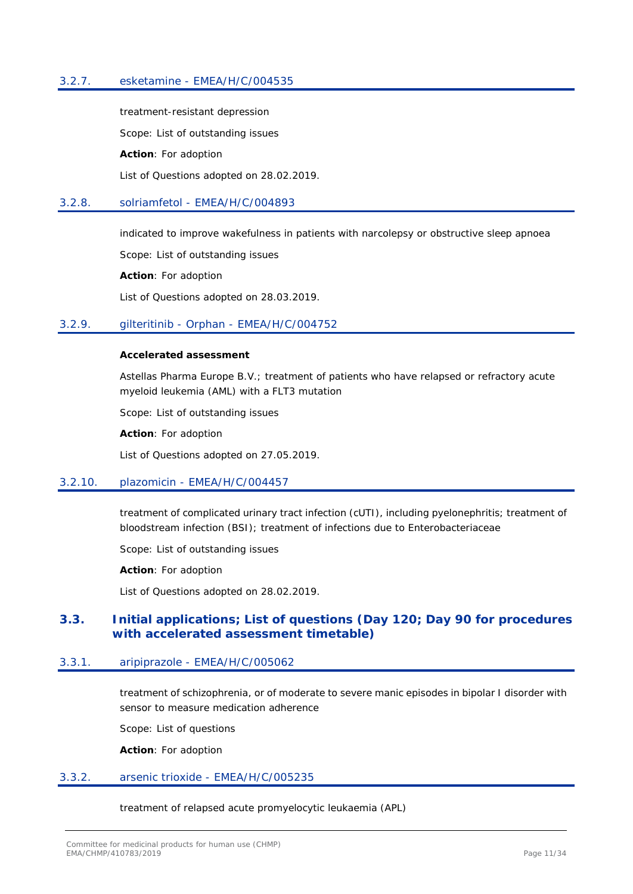### 3.2.7. esketamine - EMEA/H/C/004535

treatment-resistant depression

Scope: List of outstanding issues

**Action**: For adoption

List of Questions adopted on 28.02.2019.

### 3.2.8. solriamfetol - EMEA/H/C/004893

indicated to improve wakefulness in patients with narcolepsy or obstructive sleep apnoea

Scope: List of outstanding issues

**Action**: For adoption

List of Questions adopted on 28.03.2019.

### 3.2.9. gilteritinib - Orphan - EMEA/H/C/004752

**Accelerated assessment**

Astellas Pharma Europe B.V.; treatment of patients who have relapsed or refractory acute myeloid leukemia (AML) with a FLT3 mutation

Scope: List of outstanding issues

**Action**: For adoption

List of Questions adopted on 27.05.2019.

### 3.2.10. plazomicin - EMEA/H/C/004457

treatment of complicated urinary tract infection (cUTI), including pyelonephritis; treatment of bloodstream infection (BSI); treatment of infections due to Enterobacteriaceae

Scope: List of outstanding issues

**Action**: For adoption

List of Questions adopted on 28.02.2019.

## 3.3. Initial applications; List of questions (Day 120; Day 90 for procedures with accelerated assessment timetable)

### 3.3.1. aripiprazole - EMEA/H/C/005062

treatment of schizophrenia, or of moderate to severe manic episodes in bipolar I disorder with sensor to measure medication adherence

Scope: List of questions

**Action**: For adoption

### 3.3.2. arsenic trioxide - EMEA/H/C/005235

treatment of relapsed acute promyelocytic leukaemia (APL)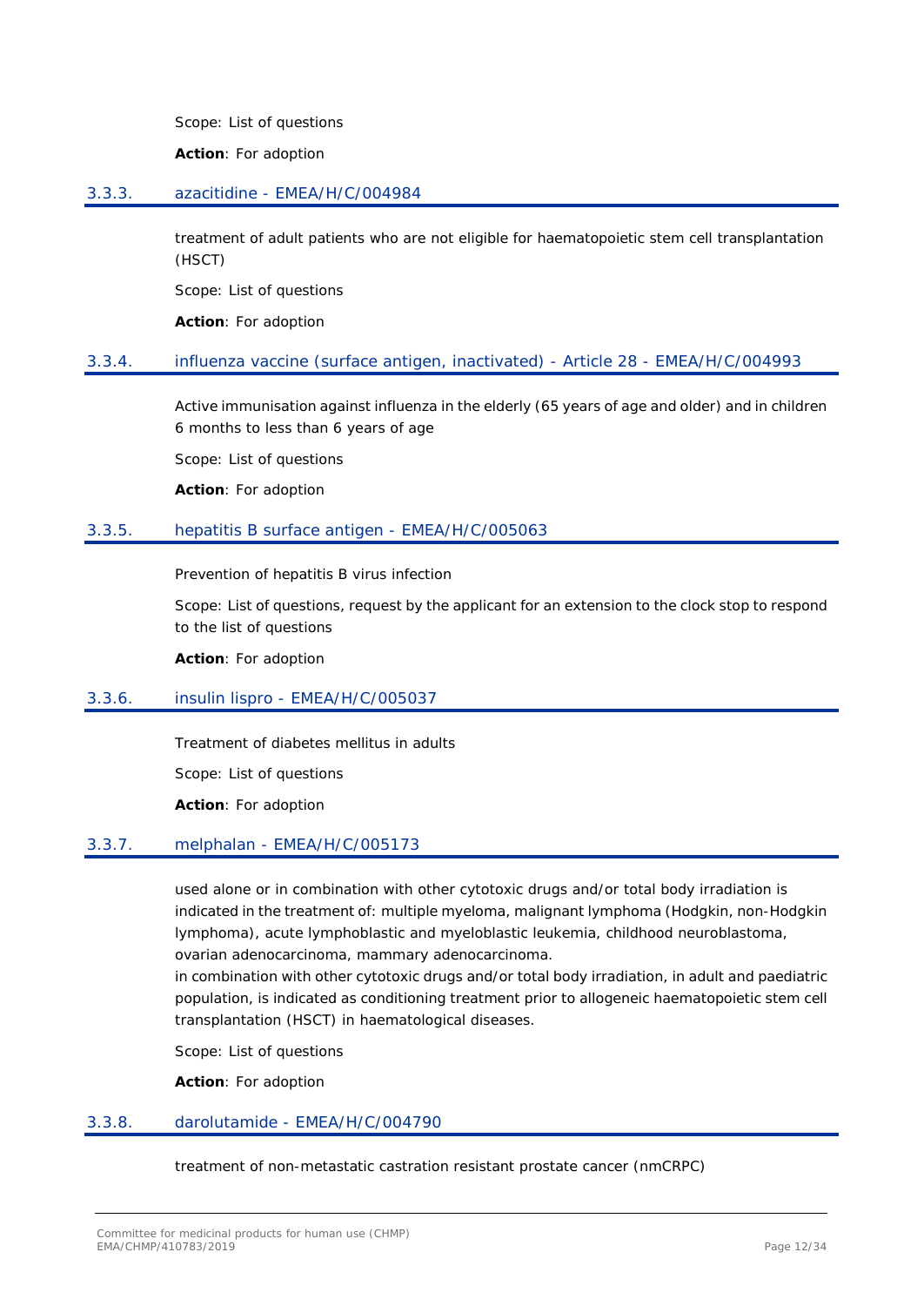Scope: List of questions

**Action**: For adoption

### 3.3.3. azacitidine - EMEA/H/C/004984

treatment of adult patients who are not eligible for haematopoietic stem cell transplantation (HSCT)

Scope: List of questions

**Action**: For adoption

### 3.3.4. influenza vaccine (surface antigen, inactivated) - Article 28 - EMEA/H/C/004993

Active immunisation against influenza in the elderly (65 years of age and older) and in children 6 months to less than 6 years of age

Scope: List of questions

**Action**: For adoption

### 3.3.5. hepatitis B surface antigen - EMEA/H/C/005063

Prevention of hepatitis B virus infection

Scope: List of questions, request by the applicant for an extension to the clock stop to respond to the list of questions

**Action**: For adoption

### 3.3.6. insulin lispro - EMEA/H/C/005037

Treatment of diabetes mellitus in adults

Scope: List of questions

**Action**: For adoption

### 3.3.7. melphalan - EMEA/H/C/005173

used alone or in combination with other cytotoxic drugs and/or total body irradiation is indicated in the treatment of: multiple myeloma, malignant lymphoma (Hodgkin, non-Hodgkin lymphoma), acute lymphoblastic and myeloblastic leukemia, childhood neuroblastoma, ovarian adenocarcinoma, mammary adenocarcinoma.
in combination with other cytotoxic drugs and/or total body irradiation, in adult and paediatric population, is indicated as conditioning treatment prior to allogeneic haematopoietic stem cell transplantation (HSCT) in haematological diseases.

Scope: List of questions

**Action**: For adoption

### 3.3.8. darolutamide - EMEA/H/C/004790

treatment of non-metastatic castration resistant prostate cancer (nmCRPC)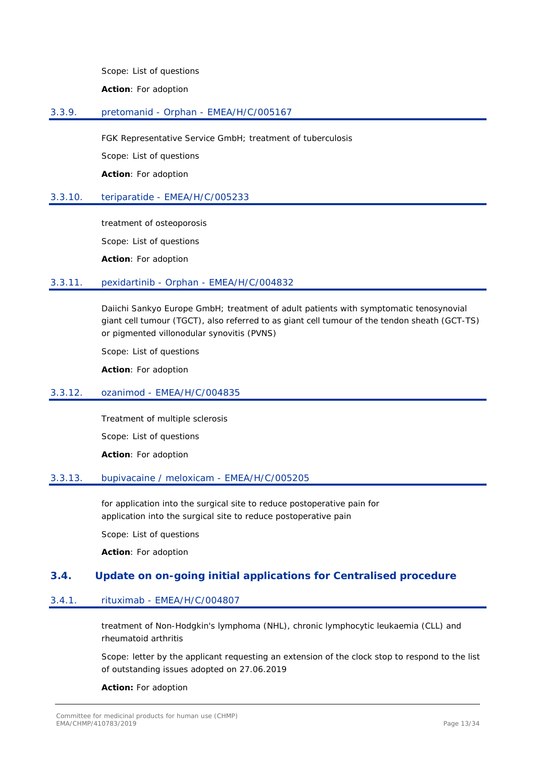Scope: List of questions

**Action**: For adoption

### 3.3.9. pretomanid - Orphan - EMEA/H/C/005167

FGK Representative Service GmbH; treatment of tuberculosis

Scope: List of questions

**Action**: For adoption

### 3.3.10. teriparatide - EMEA/H/C/005233

treatment of osteoporosis

Scope: List of questions

**Action**: For adoption

### 3.3.11. pexidartinib - Orphan - EMEA/H/C/004832

Daiichi Sankyo Europe GmbH; treatment of adult patients with symptomatic tenosynovial giant cell tumour (TGCT), also referred to as giant cell tumour of the tendon sheath (GCT-TS) or pigmented villonodular synovitis (PVNS)

Scope: List of questions

**Action**: For adoption

### 3.3.12. ozanimod - EMEA/H/C/004835

Treatment of multiple sclerosis

Scope: List of questions

**Action**: For adoption

### 3.3.13. bupivacaine / meloxicam - EMEA/H/C/005205

for application into the surgical site to reduce postoperative pain for application into the surgical site to reduce postoperative pain

Scope: List of questions

**Action**: For adoption

## 3.4. Update on on-going initial applications for Centralised procedure

### 3.4.1. rituximab - EMEA/H/C/004807

treatment of Non-Hodgkin's lymphoma (NHL), chronic lymphocytic leukaemia (CLL) and rheumatoid arthritis

Scope: letter by the applicant requesting an extension of the clock stop to respond to the list of outstanding issues adopted on 27.06.2019

**Action:** For adoption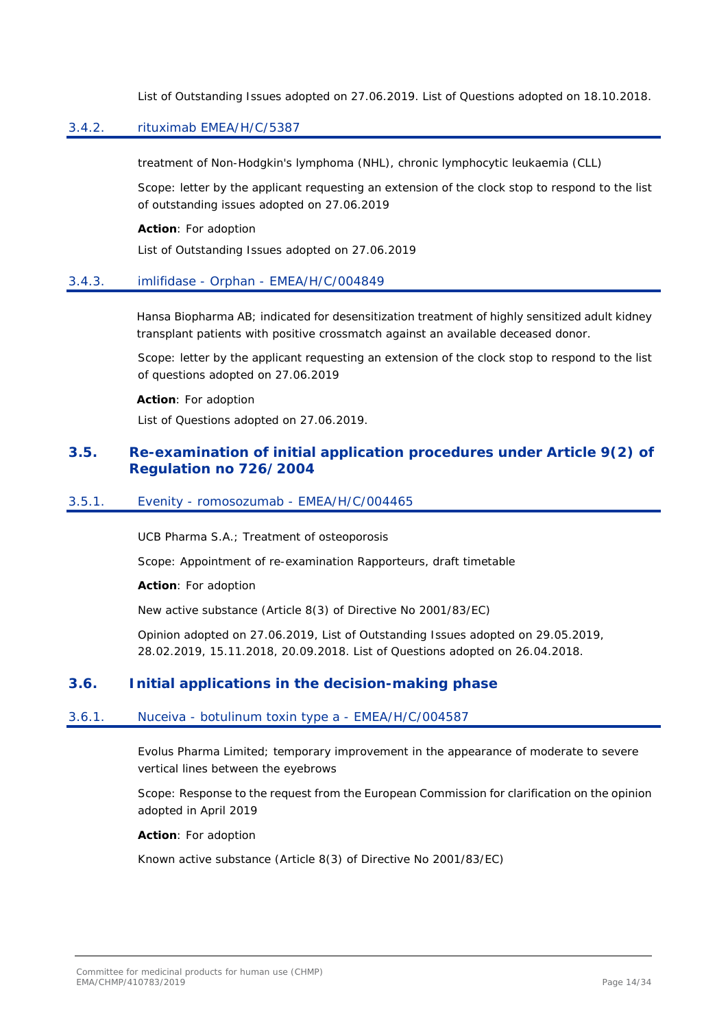List of Outstanding Issues adopted on 27.06.2019. List of Questions adopted on 18.10.2018.

### 3.4.2. rituximab EMEA/H/C/5387

treatment of Non-Hodgkin's lymphoma (NHL), chronic lymphocytic leukaemia (CLL)

Scope: letter by the applicant requesting an extension of the clock stop to respond to the list of outstanding issues adopted on 27.06.2019

**Action**: For adoption

List of Outstanding Issues adopted on 27.06.2019

### 3.4.3. imlifidase - Orphan - EMEA/H/C/004849

Hansa Biopharma AB; indicated for desensitization treatment of highly sensitized adult kidney transplant patients with positive crossmatch against an available deceased donor.

Scope: letter by the applicant requesting an extension of the clock stop to respond to the list of questions adopted on 27.06.2019

**Action**: For adoption

List of Questions adopted on 27.06.2019.

## 3.5. Re-examination of initial application procedures under Article 9(2) of Regulation no 726/2004

### 3.5.1. Evenity - romosozumab - EMEA/H/C/004465

UCB Pharma S.A.; Treatment of osteoporosis

Scope: Appointment of re-examination Rapporteurs, draft timetable

**Action**: For adoption

New active substance (Article 8(3) of Directive No 2001/83/EC)

Opinion adopted on 27.06.2019, List of Outstanding Issues adopted on 29.05.2019, 28.02.2019, 15.11.2018, 20.09.2018. List of Questions adopted on 26.04.2018.

## 3.6. Initial applications in the decision-making phase

### 3.6.1. Nuceiva - botulinum toxin type a - EMEA/H/C/004587

Evolus Pharma Limited; temporary improvement in the appearance of moderate to severe vertical lines between the eyebrows

Scope: Response to the request from the European Commission for clarification on the opinion adopted in April 2019

**Action**: For adoption

Known active substance (Article 8(3) of Directive No 2001/83/EC)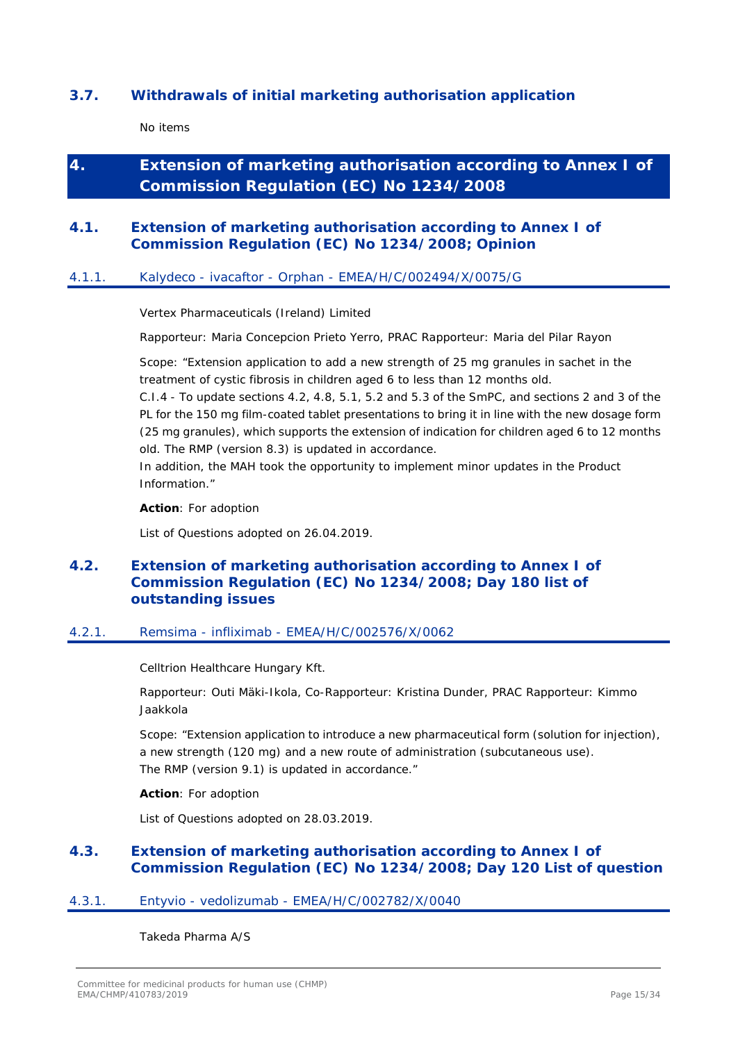### 3.7. Withdrawals of initial marketing authorisation application

No items

# 4. Extension of marketing authorisation according to Annex I of Commission Regulation (EC) No 1234/2008

## 4.1. Extension of marketing authorisation according to Annex I of Commission Regulation (EC) No 1234/2008; Opinion

### 4.1.1. Kalydeco - ivacaftor - Orphan - EMEA/H/C/002494/X/0075/G

Vertex Pharmaceuticals (Ireland) Limited

Rapporteur: Maria Concepcion Prieto Yerro, PRAC Rapporteur: Maria del Pilar Rayon

Scope: "Extension application to add a new strength of 25 mg granules in sachet in the treatment of cystic fibrosis in children aged 6 to less than 12 months old.
C.I.4 - To update sections 4.2, 4.8, 5.1, 5.2 and 5.3 of the SmPC, and sections 2 and 3 of the PL for the 150 mg film-coated tablet presentations to bring it in line with the new dosage form (25 mg granules), which supports the extension of indication for children aged 6 to 12 months old. The RMP (version 8.3) is updated in accordance.
In addition, the MAH took the opportunity to implement minor updates in the Product Information."

**Action**: For adoption

List of Questions adopted on 26.04.2019.

## 4.2. Extension of marketing authorisation according to Annex I of Commission Regulation (EC) No 1234/2008; Day 180 list of outstanding issues

### 4.2.1. Remsima - infliximab - EMEA/H/C/002576/X/0062

Celltrion Healthcare Hungary Kft.

Rapporteur: Outi Mäki-Ikola, Co-Rapporteur: Kristina Dunder, PRAC Rapporteur: Kimmo Jaakkola

Scope: "Extension application to introduce a new pharmaceutical form (solution for injection), a new strength (120 mg) and a new route of administration (subcutaneous use).
The RMP (version 9.1) is updated in accordance."

**Action**: For adoption

List of Questions adopted on 28.03.2019.

## 4.3. Extension of marketing authorisation according to Annex I of Commission Regulation (EC) No 1234/2008; Day 120 List of question

### 4.3.1. Entyvio - vedolizumab - EMEA/H/C/002782/X/0040

Takeda Pharma A/S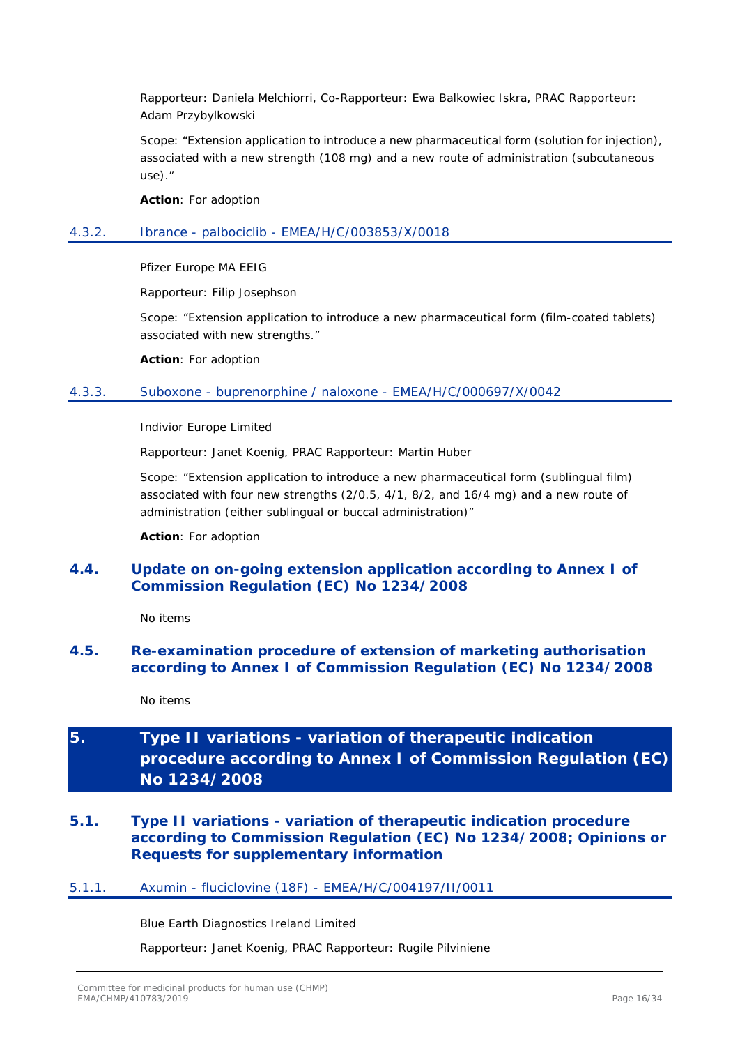Rapporteur: Daniela Melchiorri, Co-Rapporteur: Ewa Balkowiec Iskra, PRAC Rapporteur: Adam Przybylkowski

Scope: "Extension application to introduce a new pharmaceutical form (solution for injection), associated with a new strength (108 mg) and a new route of administration (subcutaneous use)."

**Action**: For adoption

#### 4.3.2. Ibrance - palbociclib - EMEA/H/C/003853/X/0018

Pfizer Europe MA EEIG

Rapporteur: Filip Josephson

Scope: "Extension application to introduce a new pharmaceutical form (film-coated tablets) associated with new strengths."

**Action**: For adoption

#### 4.3.3. Suboxone - buprenorphine / naloxone - EMEA/H/C/000697/X/0042

Indivior Europe Limited

Rapporteur: Janet Koenig, PRAC Rapporteur: Martin Huber

Scope: "Extension application to introduce a new pharmaceutical form (sublingual film) associated with four new strengths (2/0.5, 4/1, 8/2, and 16/4 mg) and a new route of administration (either sublingual or buccal administration)"

**Action**: For adoption

### 4.4. Update on on-going extension application according to Annex I of Commission Regulation (EC) No 1234/2008

No items

### 4.5. Re-examination procedure of extension of marketing authorisation according to Annex I of Commission Regulation (EC) No 1234/2008

No items

## 5. Type II variations - variation of therapeutic indication procedure according to Annex I of Commission Regulation (EC) No 1234/2008

### 5.1. Type II variations - variation of therapeutic indication procedure according to Commission Regulation (EC) No 1234/2008; Opinions or Requests for supplementary information

#### 5.1.1. Axumin - fluciclovine (18F) - EMEA/H/C/004197/II/0011

Blue Earth Diagnostics Ireland Limited

Rapporteur: Janet Koenig, PRAC Rapporteur: Rugile Pilviniene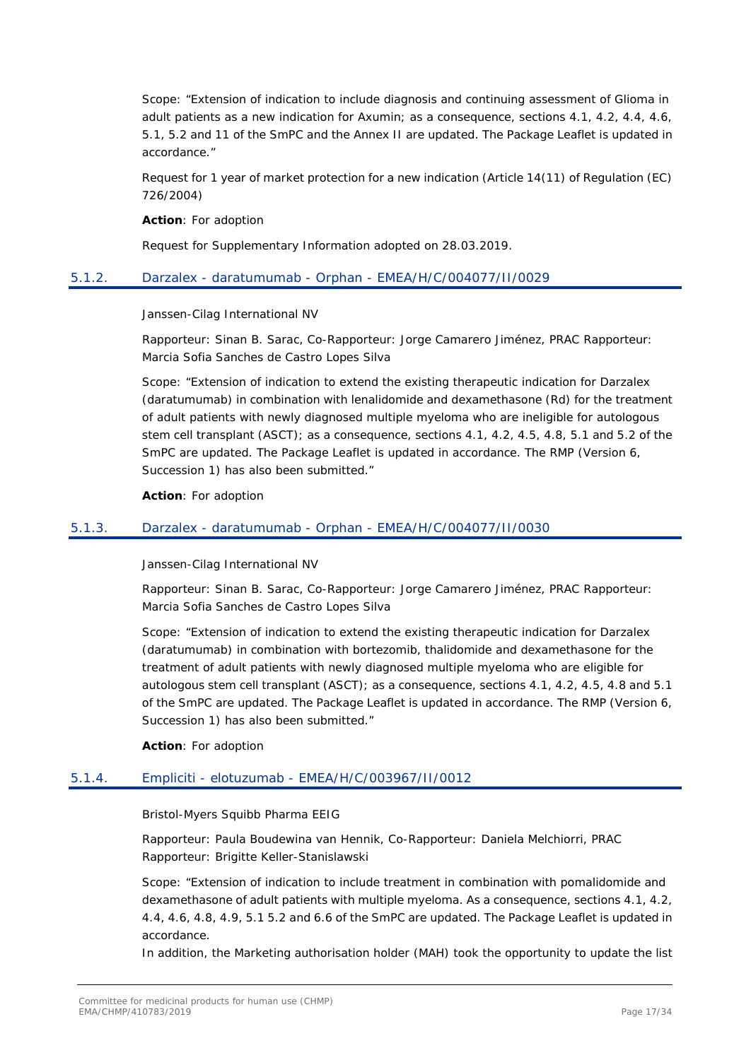Scope: "Extension of indication to include diagnosis and continuing assessment of Glioma in adult patients as a new indication for Axumin; as a consequence, sections 4.1, 4.2, 4.4, 4.6, 5.1, 5.2 and 11 of the SmPC and the Annex II are updated. The Package Leaflet is updated in accordance."

Request for 1 year of market protection for a new indication (Article 14(11) of Regulation (EC) 726/2004)

**Action**: For adoption

Request for Supplementary Information adopted on 28.03.2019.

### 5.1.2. Darzalex - daratumumab - Orphan - EMEA/H/C/004077/II/0029

Janssen-Cilag International NV

Rapporteur: Sinan B. Sarac, Co-Rapporteur: Jorge Camarero Jiménez, PRAC Rapporteur: Marcia Sofia Sanches de Castro Lopes Silva

Scope: "Extension of indication to extend the existing therapeutic indication for Darzalex (daratumumab) in combination with lenalidomide and dexamethasone (Rd) for the treatment of adult patients with newly diagnosed multiple myeloma who are ineligible for autologous stem cell transplant (ASCT); as a consequence, sections 4.1, 4.2, 4.5, 4.8, 5.1 and 5.2 of the SmPC are updated. The Package Leaflet is updated in accordance. The RMP (Version 6, Succession 1) has also been submitted."

**Action**: For adoption

### 5.1.3. Darzalex - daratumumab - Orphan - EMEA/H/C/004077/II/0030

Janssen-Cilag International NV

Rapporteur: Sinan B. Sarac, Co-Rapporteur: Jorge Camarero Jiménez, PRAC Rapporteur: Marcia Sofia Sanches de Castro Lopes Silva

Scope: "Extension of indication to extend the existing therapeutic indication for Darzalex (daratumumab) in combination with bortezomib, thalidomide and dexamethasone for the treatment of adult patients with newly diagnosed multiple myeloma who are eligible for autologous stem cell transplant (ASCT); as a consequence, sections 4.1, 4.2, 4.5, 4.8 and 5.1 of the SmPC are updated. The Package Leaflet is updated in accordance. The RMP (Version 6, Succession 1) has also been submitted."

**Action**: For adoption

### 5.1.4. Empliciti - elotuzumab - EMEA/H/C/003967/II/0012

Bristol-Myers Squibb Pharma EEIG

Rapporteur: Paula Boudewina van Hennik, Co-Rapporteur: Daniela Melchiorri, PRAC Rapporteur: Brigitte Keller-Stanislawski

Scope: "Extension of indication to include treatment in combination with pomalidomide and dexamethasone of adult patients with multiple myeloma. As a consequence, sections 4.1, 4.2, 4.4, 4.6, 4.8, 4.9, 5.1 5.2 and 6.6 of the SmPC are updated. The Package Leaflet is updated in accordance.
In addition, the Marketing authorisation holder (MAH) took the opportunity to update the list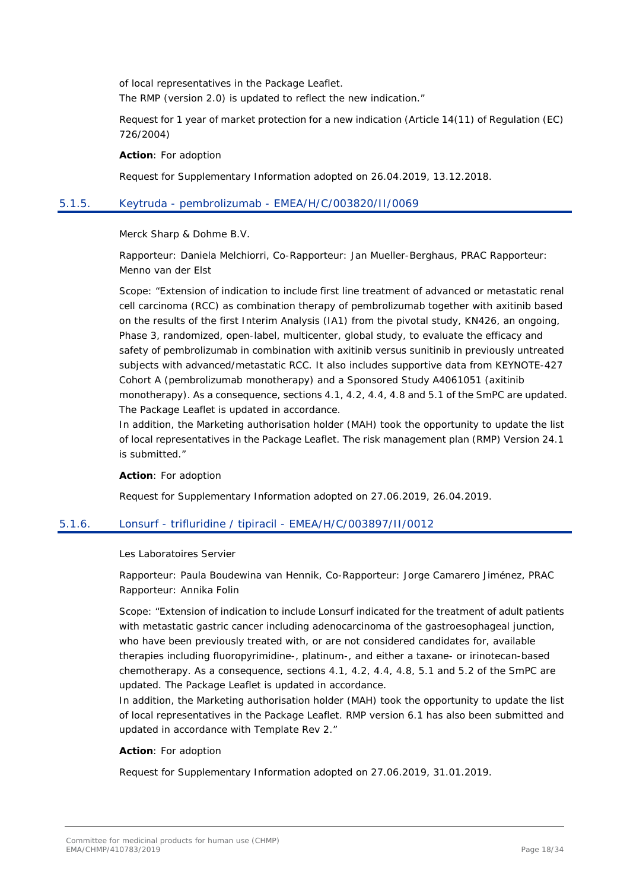of local representatives in the Package Leaflet.
The RMP (version 2.0) is updated to reflect the new indication."

Request for 1 year of market protection for a new indication (Article 14(11) of Regulation (EC) 726/2004)

**Action**: For adoption

Request for Supplementary Information adopted on 26.04.2019, 13.12.2018.

### 5.1.5. Keytruda - pembrolizumab - EMEA/H/C/003820/II/0069

Merck Sharp & Dohme B.V.

Rapporteur: Daniela Melchiorri, Co-Rapporteur: Jan Mueller-Berghaus, PRAC Rapporteur: Menno van der Elst

Scope: "Extension of indication to include first line treatment of advanced or metastatic renal cell carcinoma (RCC) as combination therapy of pembrolizumab together with axitinib based on the results of the first Interim Analysis (IA1) from the pivotal study, KN426, an ongoing, Phase 3, randomized, open-label, multicenter, global study, to evaluate the efficacy and safety of pembrolizumab in combination with axitinib versus sunitinib in previously untreated subjects with advanced/metastatic RCC. It also includes supportive data from KEYNOTE-427 Cohort A (pembrolizumab monotherapy) and a Sponsored Study A4061051 (axitinib monotherapy). As a consequence, sections 4.1, 4.2, 4.4, 4.8 and 5.1 of the SmPC are updated. The Package Leaflet is updated in accordance.
In addition, the Marketing authorisation holder (MAH) took the opportunity to update the list of local representatives in the Package Leaflet. The risk management plan (RMP) Version 24.1 is submitted."

**Action**: For adoption

Request for Supplementary Information adopted on 27.06.2019, 26.04.2019.

### 5.1.6. Lonsurf - trifluridine / tipiracil - EMEA/H/C/003897/II/0012

Les Laboratoires Servier

Rapporteur: Paula Boudewina van Hennik, Co-Rapporteur: Jorge Camarero Jiménez, PRAC Rapporteur: Annika Folin

Scope: "Extension of indication to include Lonsurf indicated for the treatment of adult patients with metastatic gastric cancer including adenocarcinoma of the gastroesophageal junction, who have been previously treated with, or are not considered candidates for, available therapies including fluoropyrimidine-, platinum-, and either a taxane- or irinotecan-based chemotherapy. As a consequence, sections 4.1, 4.2, 4.4, 4.8, 5.1 and 5.2 of the SmPC are updated. The Package Leaflet is updated in accordance.
In addition, the Marketing authorisation holder (MAH) took the opportunity to update the list of local representatives in the Package Leaflet. RMP version 6.1 has also been submitted and updated in accordance with Template Rev 2."

**Action**: For adoption

Request for Supplementary Information adopted on 27.06.2019, 31.01.2019.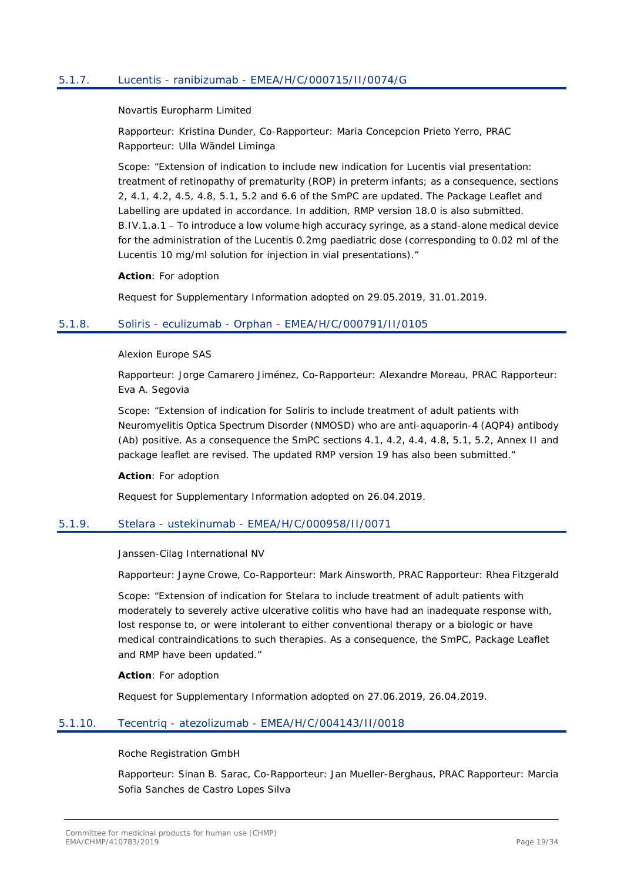### 5.1.7. Lucentis - ranibizumab - EMEA/H/C/000715/II/0074/G

Novartis Europharm Limited

Rapporteur: Kristina Dunder, Co-Rapporteur: Maria Concepcion Prieto Yerro, PRAC Rapporteur: Ulla Wändel Liminga

Scope: "Extension of indication to include new indication for Lucentis vial presentation: treatment of retinopathy of prematurity (ROP) in preterm infants; as a consequence, sections 2, 4.1, 4.2, 4.5, 4.8, 5.1, 5.2 and 6.6 of the SmPC are updated. The Package Leaflet and Labelling are updated in accordance. In addition, RMP version 18.0 is also submitted. B.IV.1.a.1 – To introduce a low volume high accuracy syringe, as a stand-alone medical device for the administration of the Lucentis 0.2mg paediatric dose (corresponding to 0.02 ml of the Lucentis 10 mg/ml solution for injection in vial presentations)."

**Action**: For adoption

Request for Supplementary Information adopted on 29.05.2019, 31.01.2019.

### 5.1.8. Soliris - eculizumab - Orphan - EMEA/H/C/000791/II/0105

Alexion Europe SAS

Rapporteur: Jorge Camarero Jiménez, Co-Rapporteur: Alexandre Moreau, PRAC Rapporteur: Eva A. Segovia

Scope: "Extension of indication for Soliris to include treatment of adult patients with Neuromyelitis Optica Spectrum Disorder (NMOSD) who are anti-aquaporin-4 (AQP4) antibody (Ab) positive. As a consequence the SmPC sections 4.1, 4.2, 4.4, 4.8, 5.1, 5.2, Annex II and package leaflet are revised. The updated RMP version 19 has also been submitted."

**Action**: For adoption

Request for Supplementary Information adopted on 26.04.2019.

### 5.1.9. Stelara - ustekinumab - EMEA/H/C/000958/II/0071

Janssen-Cilag International NV

Rapporteur: Jayne Crowe, Co-Rapporteur: Mark Ainsworth, PRAC Rapporteur: Rhea Fitzgerald

Scope: "Extension of indication for Stelara to include treatment of adult patients with moderately to severely active ulcerative colitis who have had an inadequate response with, lost response to, or were intolerant to either conventional therapy or a biologic or have medical contraindications to such therapies. As a consequence, the SmPC, Package Leaflet and RMP have been updated."

**Action**: For adoption

Request for Supplementary Information adopted on 27.06.2019, 26.04.2019.

### 5.1.10. Tecentriq - atezolizumab - EMEA/H/C/004143/II/0018

Roche Registration GmbH

Rapporteur: Sinan B. Sarac, Co-Rapporteur: Jan Mueller-Berghaus, PRAC Rapporteur: Marcia Sofia Sanches de Castro Lopes Silva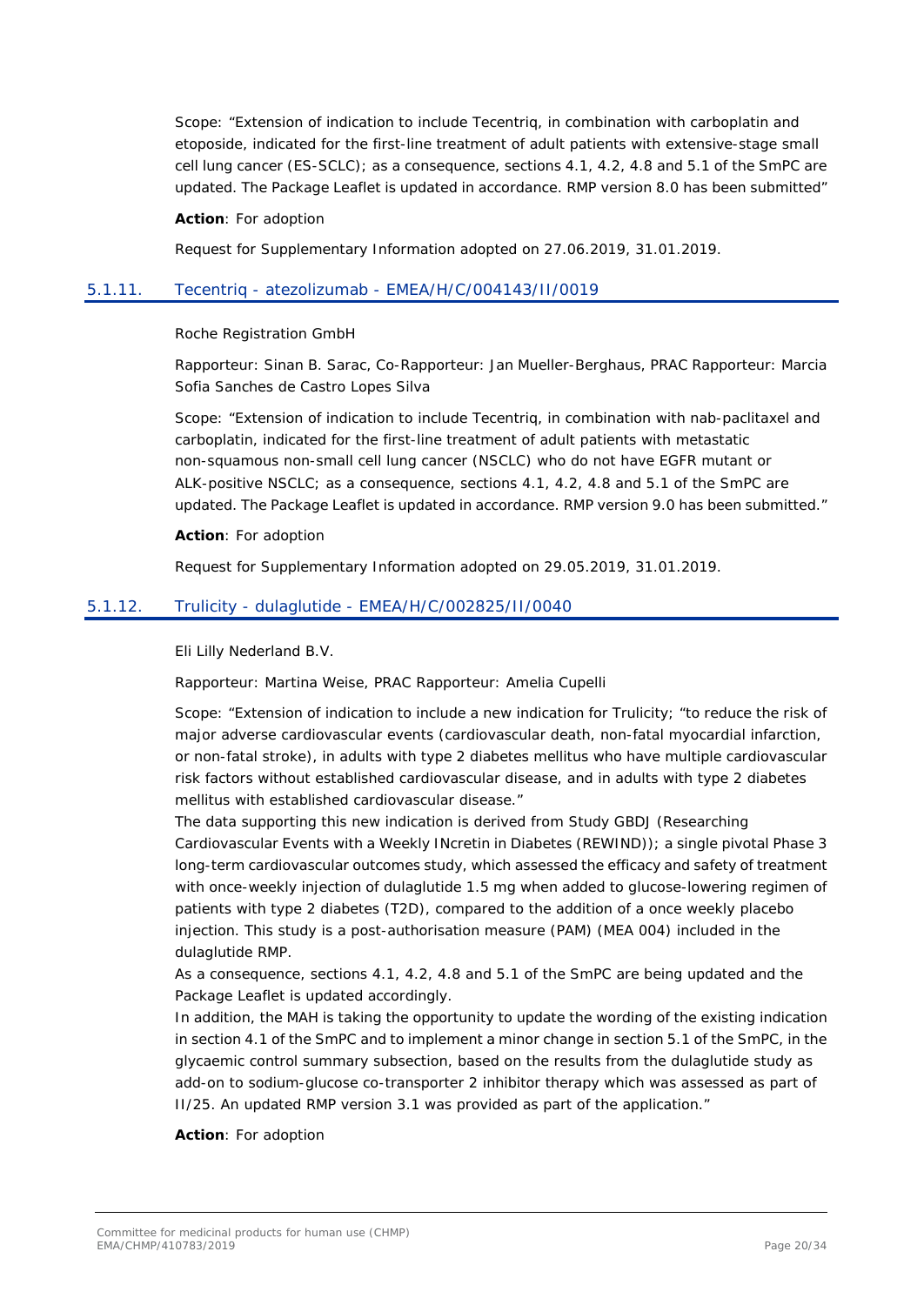Scope: "Extension of indication to include Tecentriq, in combination with carboplatin and etoposide, indicated for the first-line treatment of adult patients with extensive-stage small cell lung cancer (ES-SCLC); as a consequence, sections 4.1, 4.2, 4.8 and 5.1 of the SmPC are updated. The Package Leaflet is updated in accordance. RMP version 8.0 has been submitted"

**Action**: For adoption

Request for Supplementary Information adopted on 27.06.2019, 31.01.2019.

### 5.1.11. Tecentriq - atezolizumab - EMEA/H/C/004143/II/0019

Roche Registration GmbH

Rapporteur: Sinan B. Sarac, Co-Rapporteur: Jan Mueller-Berghaus, PRAC Rapporteur: Marcia Sofia Sanches de Castro Lopes Silva

Scope: "Extension of indication to include Tecentriq, in combination with nab-paclitaxel and carboplatin, indicated for the first-line treatment of adult patients with metastatic non-squamous non-small cell lung cancer (NSCLC) who do not have EGFR mutant or ALK-positive NSCLC; as a consequence, sections 4.1, 4.2, 4.8 and 5.1 of the SmPC are updated. The Package Leaflet is updated in accordance. RMP version 9.0 has been submitted."

**Action**: For adoption

Request for Supplementary Information adopted on 29.05.2019, 31.01.2019.

### 5.1.12. Trulicity - dulaglutide - EMEA/H/C/002825/II/0040

Eli Lilly Nederland B.V.

Rapporteur: Martina Weise, PRAC Rapporteur: Amelia Cupelli

Scope: "Extension of indication to include a new indication for Trulicity; "to reduce the risk of major adverse cardiovascular events (cardiovascular death, non-fatal myocardial infarction, or non-fatal stroke), in adults with type 2 diabetes mellitus who have multiple cardiovascular risk factors without established cardiovascular disease, and in adults with type 2 diabetes mellitus with established cardiovascular disease."
The data supporting this new indication is derived from Study GBDJ (Researching Cardiovascular Events with a Weekly INcretin in Diabetes (REWIND)); a single pivotal Phase 3 long-term cardiovascular outcomes study, which assessed the efficacy and safety of treatment with once-weekly injection of dulaglutide 1.5 mg when added to glucose-lowering regimen of patients with type 2 diabetes (T2D), compared to the addition of a once weekly placebo injection. This study is a post-authorisation measure (PAM) (MEA 004) included in the dulaglutide RMP.
As a consequence, sections 4.1, 4.2, 4.8 and 5.1 of the SmPC are being updated and the Package Leaflet is updated accordingly.
In addition, the MAH is taking the opportunity to update the wording of the existing indication in section 4.1 of the SmPC and to implement a minor change in section 5.1 of the SmPC, in the glycaemic control summary subsection, based on the results from the dulaglutide study as add-on to sodium-glucose co-transporter 2 inhibitor therapy which was assessed as part of II/25. An updated RMP version 3.1 was provided as part of the application."

**Action**: For adoption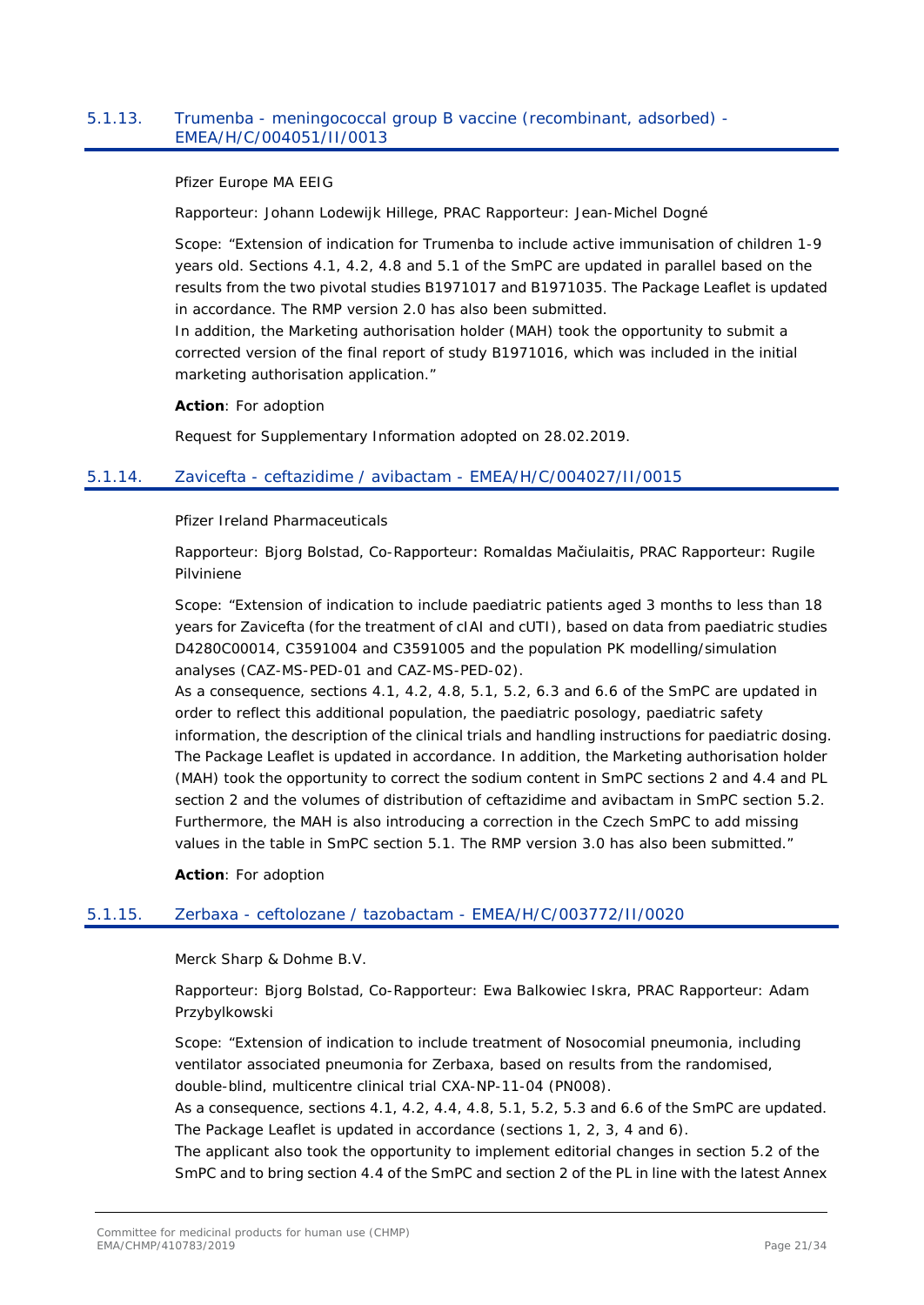### 5.1.13. Trumenba - meningococcal group B vaccine (recombinant, adsorbed) - EMEA/H/C/004051/II/0013

Pfizer Europe MA EEIG

Rapporteur: Johann Lodewijk Hillege, PRAC Rapporteur: Jean-Michel Dogné

Scope: "Extension of indication for Trumenba to include active immunisation of children 1-9 years old. Sections 4.1, 4.2, 4.8 and 5.1 of the SmPC are updated in parallel based on the results from the two pivotal studies B1971017 and B1971035. The Package Leaflet is updated in accordance. The RMP version 2.0 has also been submitted.
In addition, the Marketing authorisation holder (MAH) took the opportunity to submit a corrected version of the final report of study B1971016, which was included in the initial marketing authorisation application."

**Action**: For adoption

Request for Supplementary Information adopted on 28.02.2019.

### 5.1.14. Zavicefta - ceftazidime / avibactam - EMEA/H/C/004027/II/0015

Pfizer Ireland Pharmaceuticals

Rapporteur: Bjorg Bolstad, Co-Rapporteur: Romaldas Mačiulaitis, PRAC Rapporteur: Rugile Pilviniene

Scope: "Extension of indication to include paediatric patients aged 3 months to less than 18 years for Zavicefta (for the treatment of cIAI and cUTI), based on data from paediatric studies D4280C00014, C3591004 and C3591005 and the population PK modelling/simulation analyses (CAZ-MS-PED-01 and CAZ-MS-PED-02).
As a consequence, sections 4.1, 4.2, 4.8, 5.1, 5.2, 6.3 and 6.6 of the SmPC are updated in order to reflect this additional population, the paediatric posology, paediatric safety information, the description of the clinical trials and handling instructions for paediatric dosing. The Package Leaflet is updated in accordance. In addition, the Marketing authorisation holder (MAH) took the opportunity to correct the sodium content in SmPC sections 2 and 4.4 and PL section 2 and the volumes of distribution of ceftazidime and avibactam in SmPC section 5.2. Furthermore, the MAH is also introducing a correction in the Czech SmPC to add missing values in the table in SmPC section 5.1. The RMP version 3.0 has also been submitted."

**Action**: For adoption

### 5.1.15. Zerbaxa - ceftolozane / tazobactam - EMEA/H/C/003772/II/0020

Merck Sharp & Dohme B.V.

Rapporteur: Bjorg Bolstad, Co-Rapporteur: Ewa Balkowiec Iskra, PRAC Rapporteur: Adam Przybylkowski

Scope: "Extension of indication to include treatment of Nosocomial pneumonia, including ventilator associated pneumonia for Zerbaxa, based on results from the randomised, double-blind, multicentre clinical trial CXA-NP-11-04 (PN008).
As a consequence, sections 4.1, 4.2, 4.4, 4.8, 5.1, 5.2, 5.3 and 6.6 of the SmPC are updated. The Package Leaflet is updated in accordance (sections 1, 2, 3, 4 and 6).
The applicant also took the opportunity to implement editorial changes in section 5.2 of the SmPC and to bring section 4.4 of the SmPC and section 2 of the PL in line with the latest Annex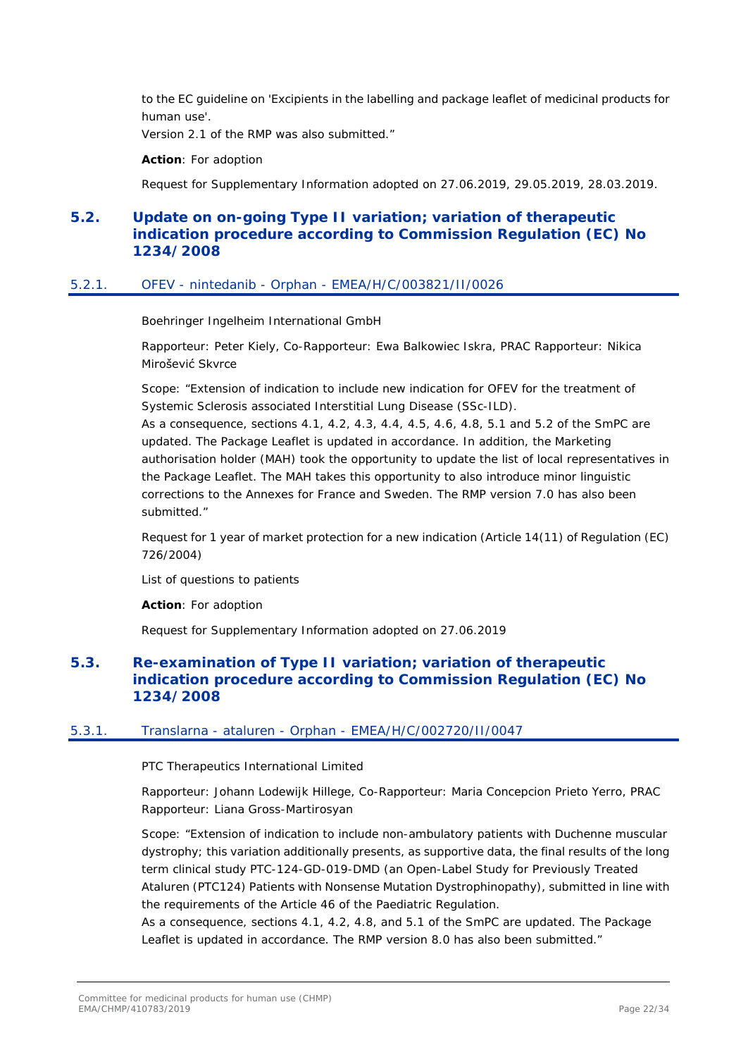to the EC guideline on 'Excipients in the labelling and package leaflet of medicinal products for human use'.
Version 2.1 of the RMP was also submitted."

**Action**: For adoption

Request for Supplementary Information adopted on 27.06.2019, 29.05.2019, 28.03.2019.

## 5.2. Update on on-going Type II variation; variation of therapeutic indication procedure according to Commission Regulation (EC) No 1234/2008

### 5.2.1. OFEV - nintedanib - Orphan - EMEA/H/C/003821/II/0026

Boehringer Ingelheim International GmbH

Rapporteur: Peter Kiely, Co-Rapporteur: Ewa Balkowiec Iskra, PRAC Rapporteur: Nikica Mirošević Skvrce

Scope: "Extension of indication to include new indication for OFEV for the treatment of Systemic Sclerosis associated Interstitial Lung Disease (SSc-ILD).
As a consequence, sections 4.1, 4.2, 4.3, 4.4, 4.5, 4.6, 4.8, 5.1 and 5.2 of the SmPC are updated. The Package Leaflet is updated in accordance. In addition, the Marketing authorisation holder (MAH) took the opportunity to update the list of local representatives in the Package Leaflet. The MAH takes this opportunity to also introduce minor linguistic corrections to the Annexes for France and Sweden. The RMP version 7.0 has also been submitted."

Request for 1 year of market protection for a new indication (Article 14(11) of Regulation (EC) 726/2004)

List of questions to patients

**Action**: For adoption

Request for Supplementary Information adopted on 27.06.2019

## 5.3. Re-examination of Type II variation; variation of therapeutic indication procedure according to Commission Regulation (EC) No 1234/2008

### 5.3.1. Translarna - ataluren - Orphan - EMEA/H/C/002720/II/0047

PTC Therapeutics International Limited

Rapporteur: Johann Lodewijk Hillege, Co-Rapporteur: Maria Concepcion Prieto Yerro, PRAC Rapporteur: Liana Gross-Martirosyan

Scope: "Extension of indication to include non-ambulatory patients with Duchenne muscular dystrophy; this variation additionally presents, as supportive data, the final results of the long term clinical study PTC-124-GD-019-DMD (an Open-Label Study for Previously Treated Ataluren (PTC124) Patients with Nonsense Mutation Dystrophinopathy), submitted in line with the requirements of the Article 46 of the Paediatric Regulation.
As a consequence, sections 4.1, 4.2, 4.8, and 5.1 of the SmPC are updated. The Package Leaflet is updated in accordance. The RMP version 8.0 has also been submitted."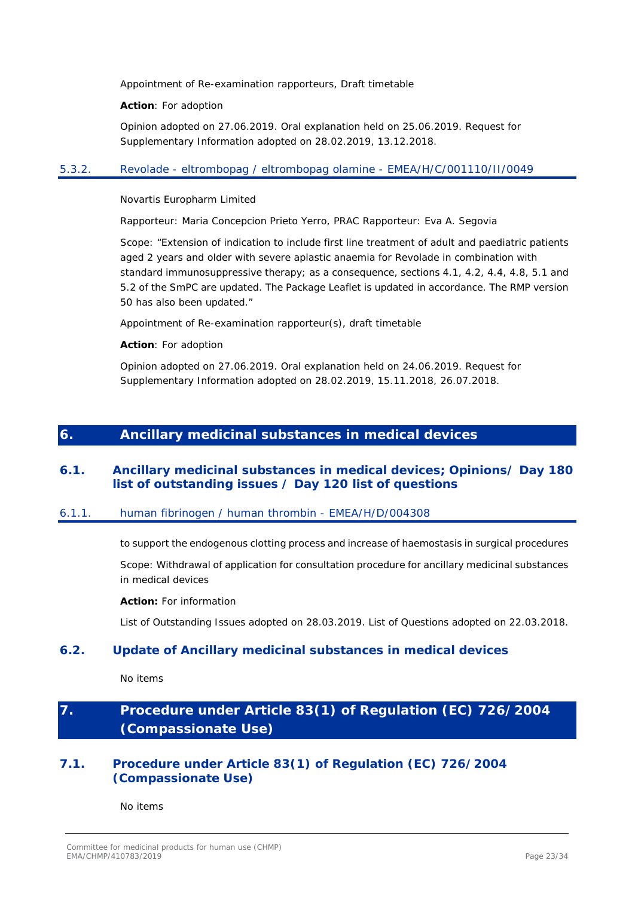Appointment of Re-examination rapporteurs, Draft timetable

**Action**: For adoption

Opinion adopted on 27.06.2019. Oral explanation held on 25.06.2019. Request for Supplementary Information adopted on 28.02.2019, 13.12.2018.

#### 5.3.2. Revolade - eltrombopag / eltrombopag olamine - EMEA/H/C/001110/II/0049

Novartis Europharm Limited

Rapporteur: Maria Concepcion Prieto Yerro, PRAC Rapporteur: Eva A. Segovia

Scope: "Extension of indication to include first line treatment of adult and paediatric patients aged 2 years and older with severe aplastic anaemia for Revolade in combination with standard immunosuppressive therapy; as a consequence, sections 4.1, 4.2, 4.4, 4.8, 5.1 and 5.2 of the SmPC are updated. The Package Leaflet is updated in accordance. The RMP version 50 has also been updated."

Appointment of Re-examination rapporteur(s), draft timetable

**Action**: For adoption

Opinion adopted on 27.06.2019. Oral explanation held on 24.06.2019. Request for Supplementary Information adopted on 28.02.2019, 15.11.2018, 26.07.2018.

# 6. Ancillary medicinal substances in medical devices

## 6.1. Ancillary medicinal substances in medical devices; Opinions/ Day 180 list of outstanding issues / Day 120 list of questions

#### 6.1.1. human fibrinogen / human thrombin - EMEA/H/D/004308

to support the endogenous clotting process and increase of haemostasis in surgical procedures

Scope: Withdrawal of application for consultation procedure for ancillary medicinal substances in medical devices

**Action:** For information

List of Outstanding Issues adopted on 28.03.2019. List of Questions adopted on 22.03.2018.

## 6.2. Update of Ancillary medicinal substances in medical devices

No items

# 7. Procedure under Article 83(1) of Regulation (EC) 726/2004 (Compassionate Use)

## 7.1. Procedure under Article 83(1) of Regulation (EC) 726/2004 (Compassionate Use)

No items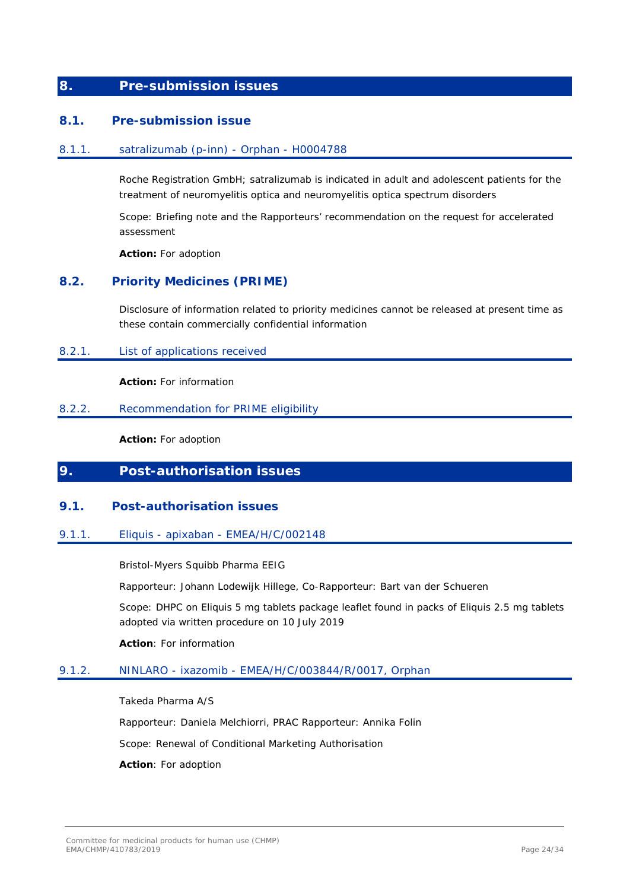# 8. Pre-submission issues

## 8.1. Pre-submission issue

### 8.1.1. satralizumab (p-inn) - Orphan - H0004788

Roche Registration GmbH; satralizumab is indicated in adult and adolescent patients for the treatment of neuromyelitis optica and neuromyelitis optica spectrum disorders

Scope: Briefing note and the Rapporteurs' recommendation on the request for accelerated assessment

**Action:** For adoption

## 8.2. Priority Medicines (PRIME)

Disclosure of information related to priority medicines cannot be released at present time as these contain commercially confidential information

### 8.2.1. List of applications received

**Action:** For information

### 8.2.2. Recommendation for PRIME eligibility

**Action:** For adoption

# 9. Post-authorisation issues

## 9.1. Post-authorisation issues

### 9.1.1. Eliquis - apixaban - EMEA/H/C/002148

Bristol-Myers Squibb Pharma EEIG

Rapporteur: Johann Lodewijk Hillege, Co-Rapporteur: Bart van der Schueren

Scope: DHPC on Eliquis 5 mg tablets package leaflet found in packs of Eliquis 2.5 mg tablets adopted via written procedure on 10 July 2019

**Action**: For information

### 9.1.2. NINLARO - ixazomib - EMEA/H/C/003844/R/0017, Orphan

Takeda Pharma A/S

Rapporteur: Daniela Melchiorri, PRAC Rapporteur: Annika Folin

Scope: Renewal of Conditional Marketing Authorisation

**Action**: For adoption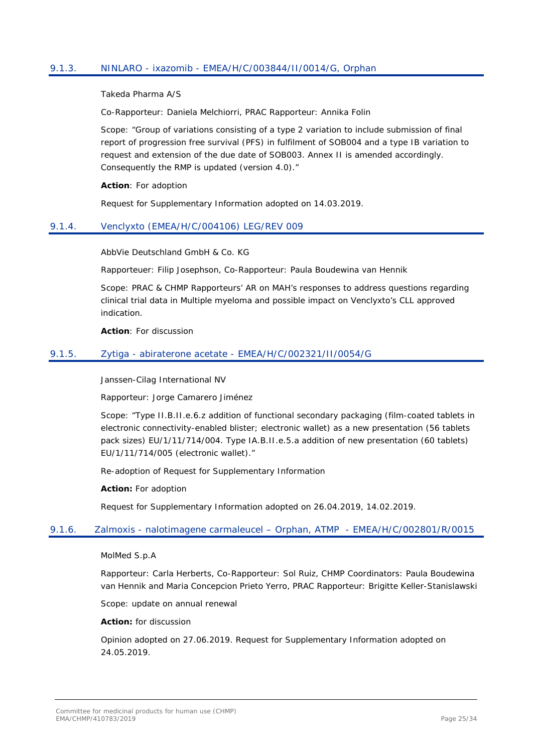### 9.1.3. NINLARO - ixazomib - EMEA/H/C/003844/II/0014/G, Orphan

Takeda Pharma A/S

Co-Rapporteur: Daniela Melchiorri, PRAC Rapporteur: Annika Folin

Scope: "Group of variations consisting of a type 2 variation to include submission of final report of progression free survival (PFS) in fulfilment of SOB004 and a type IB variation to request and extension of the due date of SOB003. Annex II is amended accordingly. Consequently the RMP is updated (version 4.0)."

**Action**: For adoption

Request for Supplementary Information adopted on 14.03.2019.

### 9.1.4. Venclyxto (EMEA/H/C/004106) LEG/REV 009

AbbVie Deutschland GmbH & Co. KG

Rapporteuer: Filip Josephson, Co-Rapporteur: Paula Boudewina van Hennik

Scope: PRAC & CHMP Rapporteurs' AR on MAH's responses to address questions regarding clinical trial data in Multiple myeloma and possible impact on Venclyxto's CLL approved indication.

**Action**: For discussion

### 9.1.5. Zytiga - abiraterone acetate - EMEA/H/C/002321/II/0054/G

Janssen-Cilag International NV

Rapporteur: Jorge Camarero Jiménez

Scope: "Type II.B.II.e.6.z addition of functional secondary packaging (film-coated tablets in electronic connectivity-enabled blister; electronic wallet) as a new presentation (56 tablets pack sizes) EU/1/11/714/004. Type IA.B.II.e.5.a addition of new presentation (60 tablets) EU/1/11/714/005 (electronic wallet)."

Re-adoption of Request for Supplementary Information

**Action:** For adoption

Request for Supplementary Information adopted on 26.04.2019, 14.02.2019.

### 9.1.6. Zalmoxis - nalotimagene carmaleucel – Orphan, ATMP - EMEA/H/C/002801/R/0015

MolMed S.p.A

Rapporteur: Carla Herberts, Co-Rapporteur: Sol Ruiz, CHMP Coordinators: Paula Boudewina van Hennik and Maria Concepcion Prieto Yerro, PRAC Rapporteur: Brigitte Keller-Stanislawski

Scope: update on annual renewal

**Action:** for discussion

Opinion adopted on 27.06.2019. Request for Supplementary Information adopted on 24.05.2019.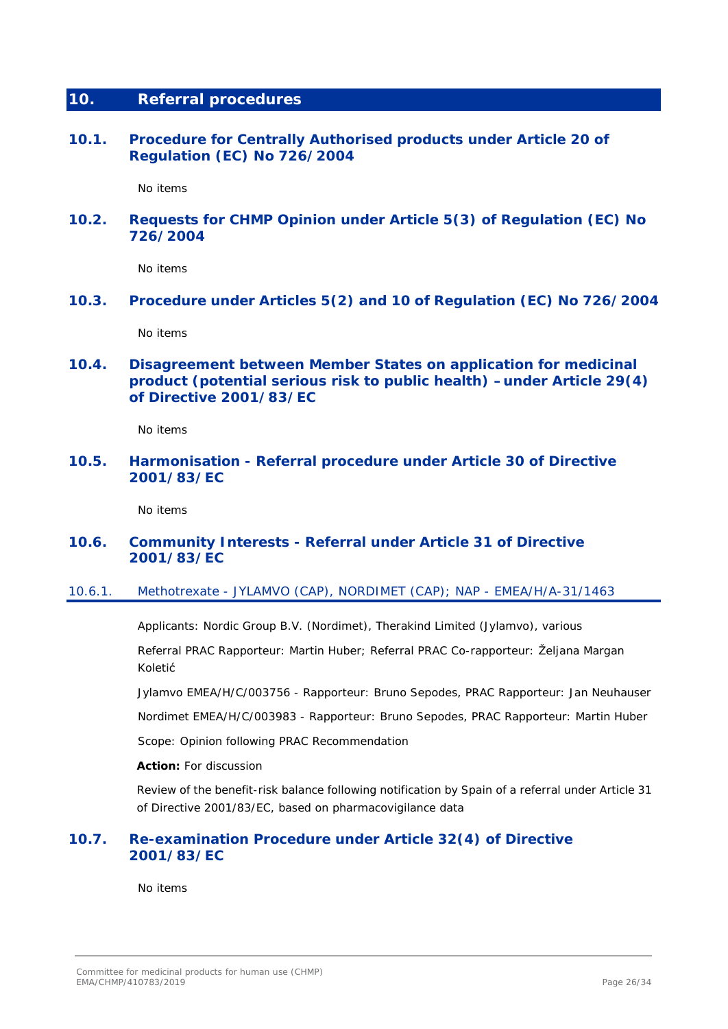## 10. Referral procedures

### 10.1. Procedure for Centrally Authorised products under Article 20 of Regulation (EC) No 726/2004

No items

### 10.2. Requests for CHMP Opinion under Article 5(3) of Regulation (EC) No 726/2004

No items

### 10.3. Procedure under Articles 5(2) and 10 of Regulation (EC) No 726/2004

No items

### 10.4. Disagreement between Member States on application for medicinal product (potential serious risk to public health) – under Article 29(4) of Directive 2001/83/EC

No items

### 10.5. Harmonisation - Referral procedure under Article 30 of Directive 2001/83/EC

No items

### 10.6. Community Interests - Referral under Article 31 of Directive 2001/83/EC

#### 10.6.1. Methotrexate - JYLAMVO (CAP), NORDIMET (CAP); NAP - EMEA/H/A-31/1463

Applicants: Nordic Group B.V. (Nordimet), Therakind Limited (Jylamvo), various

Referral PRAC Rapporteur: Martin Huber; Referral PRAC Co-rapporteur: Željana Margan Koletić

Jylamvo EMEA/H/C/003756 - Rapporteur: Bruno Sepodes, PRAC Rapporteur: Jan Neuhauser

Nordimet EMEA/H/C/003983 - Rapporteur: Bruno Sepodes, PRAC Rapporteur: Martin Huber

Scope: Opinion following PRAC Recommendation

**Action:** For discussion

Review of the benefit-risk balance following notification by Spain of a referral under Article 31 of Directive 2001/83/EC, based on pharmacovigilance data

### 10.7. Re-examination Procedure under Article 32(4) of Directive 2001/83/EC

No items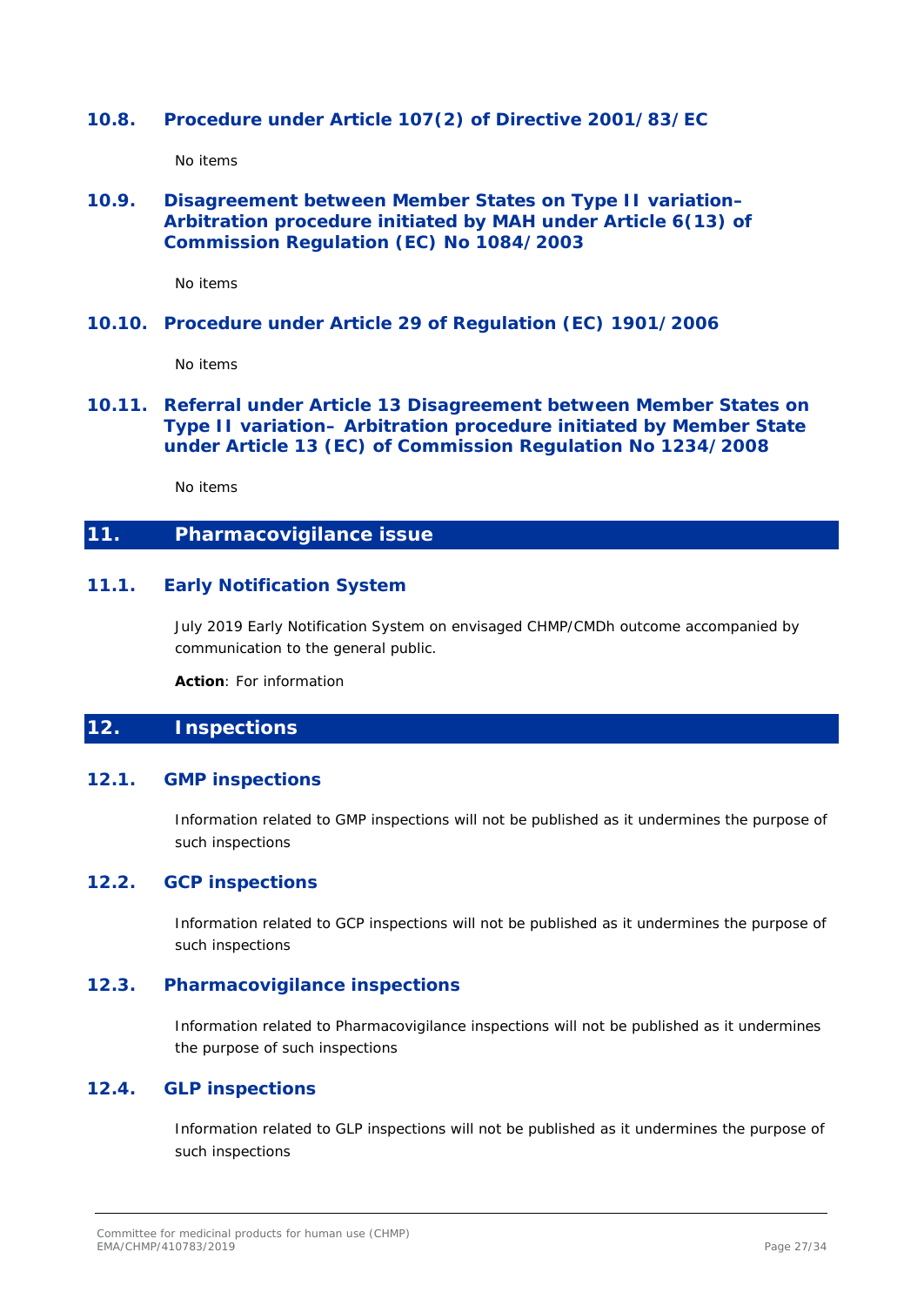### 10.8. Procedure under Article 107(2) of Directive 2001/83/EC

No items

### 10.9. Disagreement between Member States on Type II variation– Arbitration procedure initiated by MAH under Article 6(13) of Commission Regulation (EC) No 1084/2003

No items

### 10.10. Procedure under Article 29 of Regulation (EC) 1901/2006

No items

### 10.11. Referral under Article 13 Disagreement between Member States on Type II variation– Arbitration procedure initiated by Member State under Article 13 (EC) of Commission Regulation No 1234/2008

No items

## 11. Pharmacovigilance issue

### 11.1. Early Notification System

July 2019 Early Notification System on envisaged CHMP/CMDh outcome accompanied by communication to the general public.

**Action**: For information

## 12. Inspections

### 12.1. GMP inspections

Information related to GMP inspections will not be published as it undermines the purpose of such inspections

### 12.2. GCP inspections

Information related to GCP inspections will not be published as it undermines the purpose of such inspections

### 12.3. Pharmacovigilance inspections

Information related to Pharmacovigilance inspections will not be published as it undermines the purpose of such inspections

### 12.4. GLP inspections

Information related to GLP inspections will not be published as it undermines the purpose of such inspections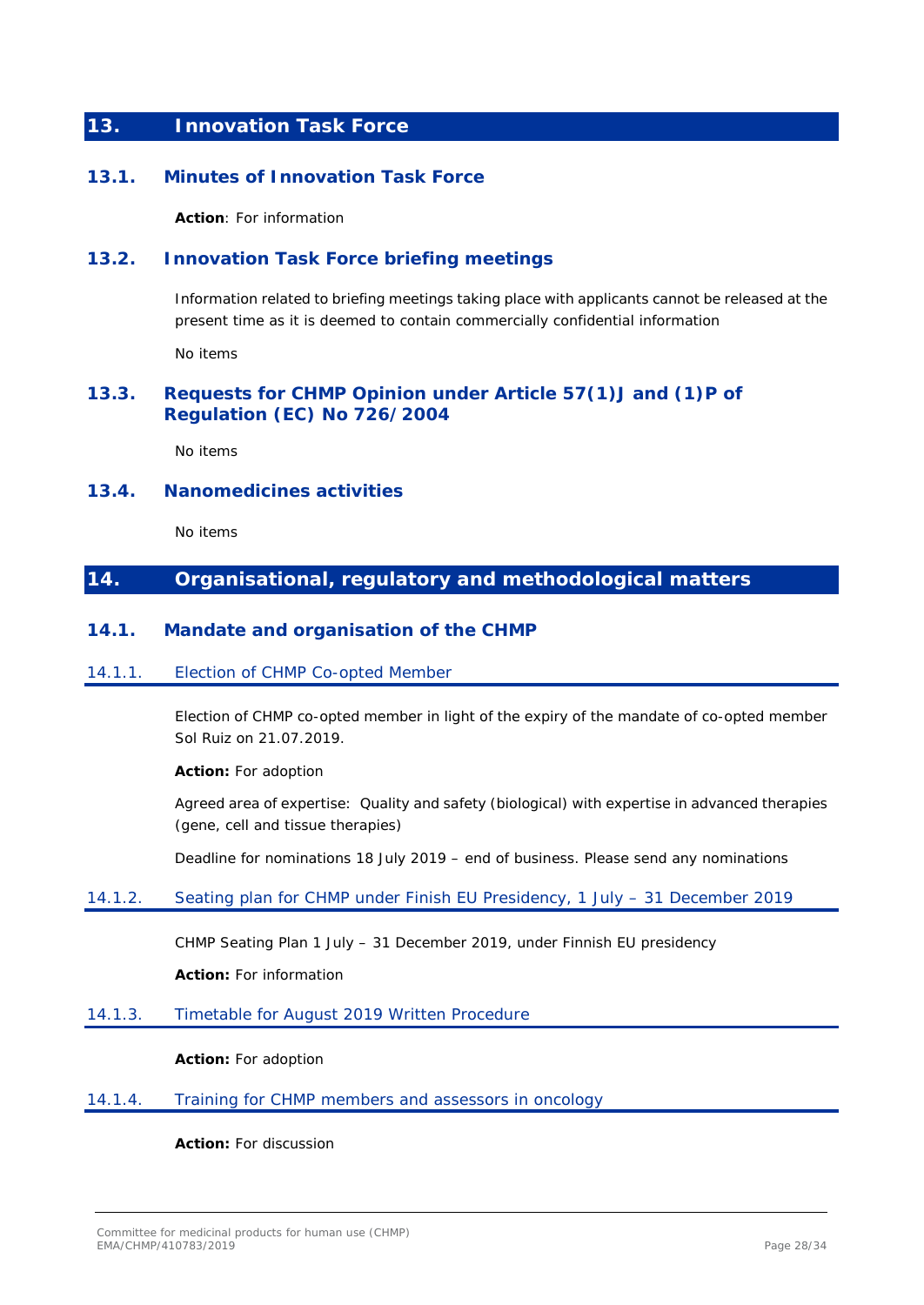# 13. Innovation Task Force

## 13.1. Minutes of Innovation Task Force

**Action**: For information

## 13.2. Innovation Task Force briefing meetings

Information related to briefing meetings taking place with applicants cannot be released at the present time as it is deemed to contain commercially confidential information

No items

## 13.3. Requests for CHMP Opinion under Article 57(1)J and (1)P of Regulation (EC) No 726/2004

No items

## 13.4. Nanomedicines activities

No items

# 14. Organisational, regulatory and methodological matters

## 14.1. Mandate and organisation of the CHMP

### 14.1.1. Election of CHMP Co-opted Member

Election of CHMP co-opted member in light of the expiry of the mandate of co-opted member Sol Ruiz on 21.07.2019.

**Action:** For adoption

Agreed area of expertise: Quality and safety (biological) with expertise in advanced therapies (gene, cell and tissue therapies)

Deadline for nominations 18 July 2019 – end of business. Please send any nominations

### 14.1.2. Seating plan for CHMP under Finish EU Presidency, 1 July – 31 December 2019

CHMP Seating Plan 1 July – 31 December 2019, under Finnish EU presidency

**Action:** For information

### 14.1.3. Timetable for August 2019 Written Procedure

**Action:** For adoption

### 14.1.4. Training for CHMP members and assessors in oncology

**Action:** For discussion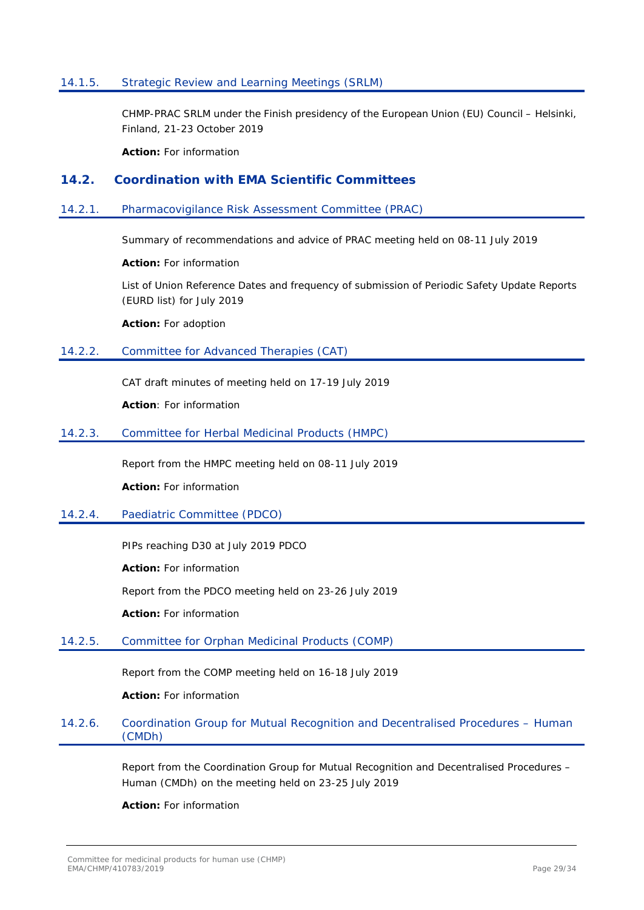#### 14.1.5. Strategic Review and Learning Meetings (SRLM)

CHMP-PRAC SRLM under the Finish presidency of the European Union (EU) Council – Helsinki, Finland, 21-23 October 2019

**Action:** For information

### 14.2. Coordination with EMA Scientific Committees

#### 14.2.1. Pharmacovigilance Risk Assessment Committee (PRAC)

Summary of recommendations and advice of PRAC meeting held on 08-11 July 2019

**Action:** For information

List of Union Reference Dates and frequency of submission of Periodic Safety Update Reports (EURD list) for July 2019

**Action:** For adoption

#### 14.2.2. Committee for Advanced Therapies (CAT)

CAT draft minutes of meeting held on 17-19 July 2019

**Action**: For information

#### 14.2.3. Committee for Herbal Medicinal Products (HMPC)

Report from the HMPC meeting held on 08-11 July 2019

**Action:** For information

#### 14.2.4. Paediatric Committee (PDCO)

PIPs reaching D30 at July 2019 PDCO

**Action:** For information

Report from the PDCO meeting held on 23-26 July 2019

**Action:** For information

#### 14.2.5. Committee for Orphan Medicinal Products (COMP)

Report from the COMP meeting held on 16-18 July 2019

**Action:** For information

#### 14.2.6. Coordination Group for Mutual Recognition and Decentralised Procedures – Human (CMDh)

Report from the Coordination Group for Mutual Recognition and Decentralised Procedures – Human (CMDh) on the meeting held on 23-25 July 2019

**Action:** For information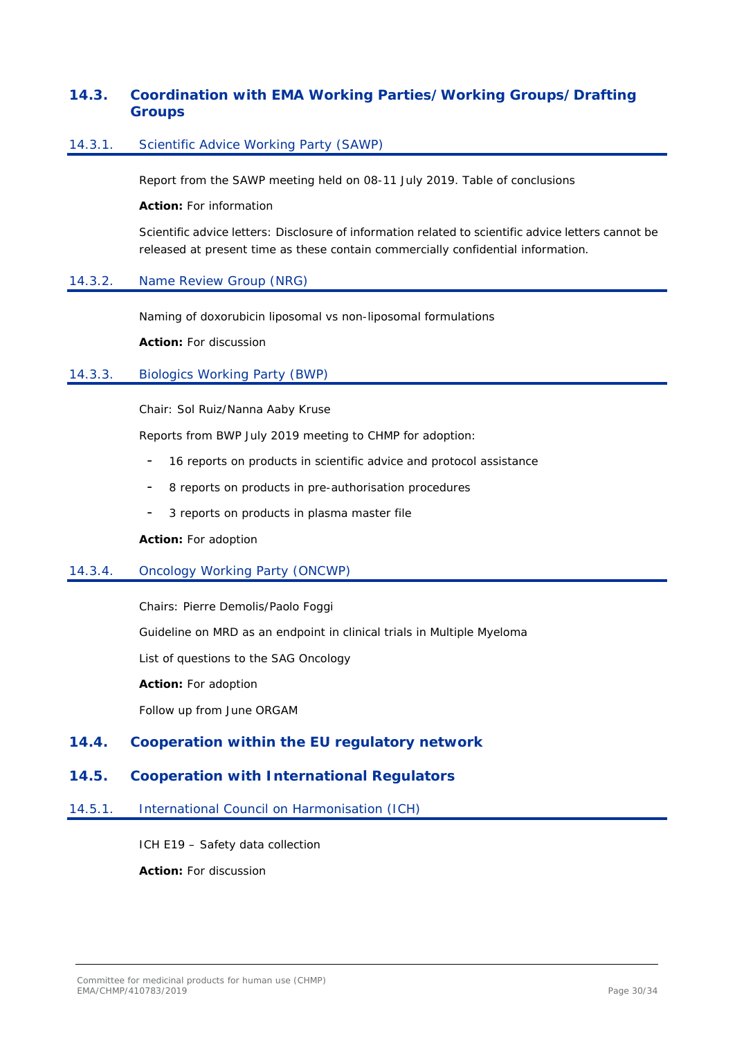## 14.3. Coordination with EMA Working Parties/Working Groups/Drafting Groups

### 14.3.1. Scientific Advice Working Party (SAWP)

Report from the SAWP meeting held on 08-11 July 2019. Table of conclusions

**Action:** For information

Scientific advice letters: Disclosure of information related to scientific advice letters cannot be released at present time as these contain commercially confidential information.

### 14.3.2. Name Review Group (NRG)

Naming of doxorubicin liposomal vs non-liposomal formulations

**Action:** For discussion

### 14.3.3. Biologics Working Party (BWP)

Chair: Sol Ruiz/Nanna Aaby Kruse

Reports from BWP July 2019 meeting to CHMP for adoption:

- 16 reports on products in scientific advice and protocol assistance
- 8 reports on products in pre-authorisation procedures
- 3 reports on products in plasma master file

**Action:** For adoption

### 14.3.4. Oncology Working Party (ONCWP)

Chairs: Pierre Demolis/Paolo Foggi

Guideline on MRD as an endpoint in clinical trials in Multiple Myeloma

List of questions to the SAG Oncology

**Action:** For adoption

Follow up from June ORGAM

## 14.4. Cooperation within the EU regulatory network

## 14.5. Cooperation with International Regulators

### 14.5.1. International Council on Harmonisation (ICH)

ICH E19 – Safety data collection

**Action:** For discussion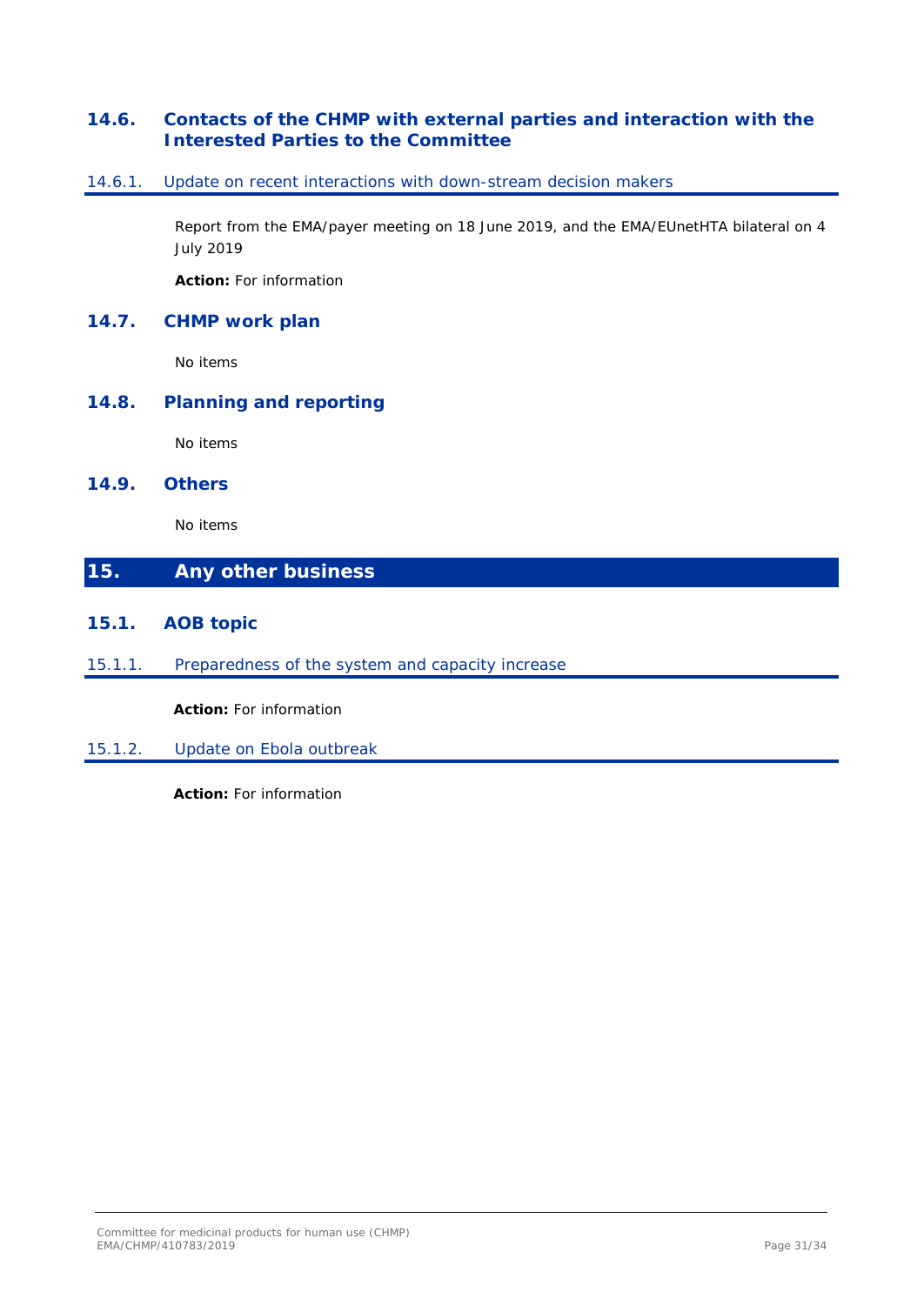## 14.6. Contacts of the CHMP with external parties and interaction with the Interested Parties to the Committee

### 14.6.1. Update on recent interactions with down-stream decision makers

Report from the EMA/payer meeting on 18 June 2019, and the EMA/EUnetHTA bilateral on 4 July 2019

**Action:** For information

## 14.7. CHMP work plan

No items

## 14.8. Planning and reporting

No items

## 14.9. Others

No items

# 15. Any other business

## 15.1. AOB topic

### 15.1.1. Preparedness of the system and capacity increase

**Action:** For information

### 15.1.2. Update on Ebola outbreak

**Action:** For information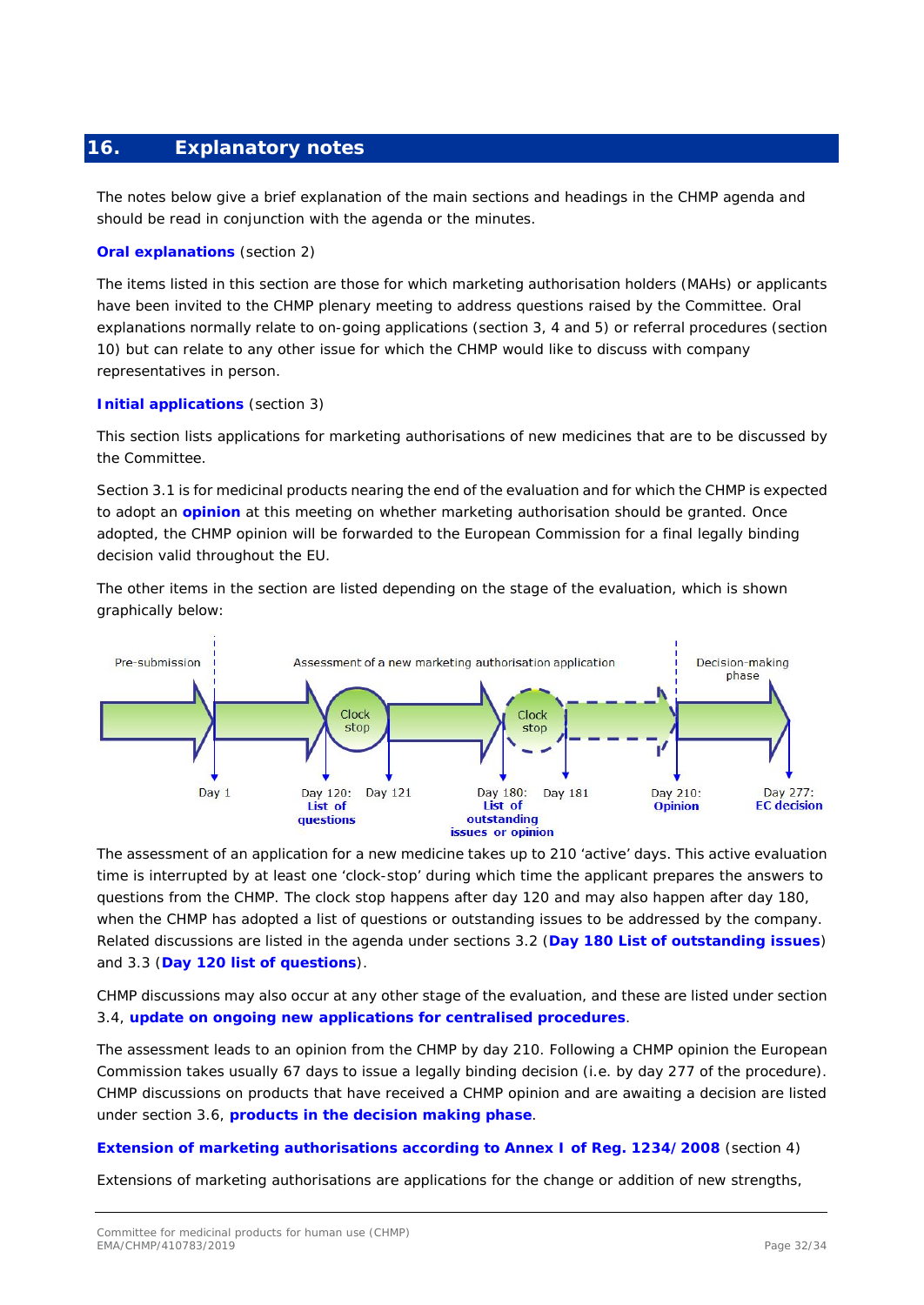## 16. Explanatory notes

The notes below give a brief explanation of the main sections and headings in the CHMP agenda and should be read in conjunction with the agenda or the minutes.

**Oral explanations** (section 2)

The items listed in this section are those for which marketing authorisation holders (MAHs) or applicants have been invited to the CHMP plenary meeting to address questions raised by the Committee. Oral explanations normally relate to on-going applications (section 3, 4 and 5) or referral procedures (section 10) but can relate to any other issue for which the CHMP would like to discuss with company representatives in person.

**Initial applications** (section 3)

This section lists applications for marketing authorisations of new medicines that are to be discussed by the Committee.

Section 3.1 is for medicinal products nearing the end of the evaluation and for which the CHMP is expected to adopt an **opinion** at this meeting on whether marketing authorisation should be granted. Once adopted, the CHMP opinion will be forwarded to the European Commission for a final legally binding decision valid throughout the EU.

The other items in the section are listed depending on the stage of the evaluation, which is shown graphically below:

Pre-submission | Assessment of a new marketing authorisation application | Decision-making phase

Clock stop | Clock stop

Day 1 | Day 120: List of questions | Day 121 | Day 180: List of outstanding issues or opinion | Day 181 | Day 210: Opinion | Day 277: EC decision

The assessment of an application for a new medicine takes up to 210 'active' days. This active evaluation time is interrupted by at least one 'clock-stop' during which time the applicant prepares the answers to questions from the CHMP. The clock stop happens after day 120 and may also happen after day 180, when the CHMP has adopted a list of questions or outstanding issues to be addressed by the company. Related discussions are listed in the agenda under sections 3.2 (**Day 180 List of outstanding issues**) and 3.3 (**Day 120 list of questions**).

CHMP discussions may also occur at any other stage of the evaluation, and these are listed under section 3.4, **update on ongoing new applications for centralised procedures**.

The assessment leads to an opinion from the CHMP by day 210. Following a CHMP opinion the European Commission takes usually 67 days to issue a legally binding decision (i.e. by day 277 of the procedure). CHMP discussions on products that have received a CHMP opinion and are awaiting a decision are listed under section 3.6, **products in the decision making phase**.

**Extension of marketing authorisations according to Annex I of Reg. 1234/2008** (section 4)

Extensions of marketing authorisations are applications for the change or addition of new strengths,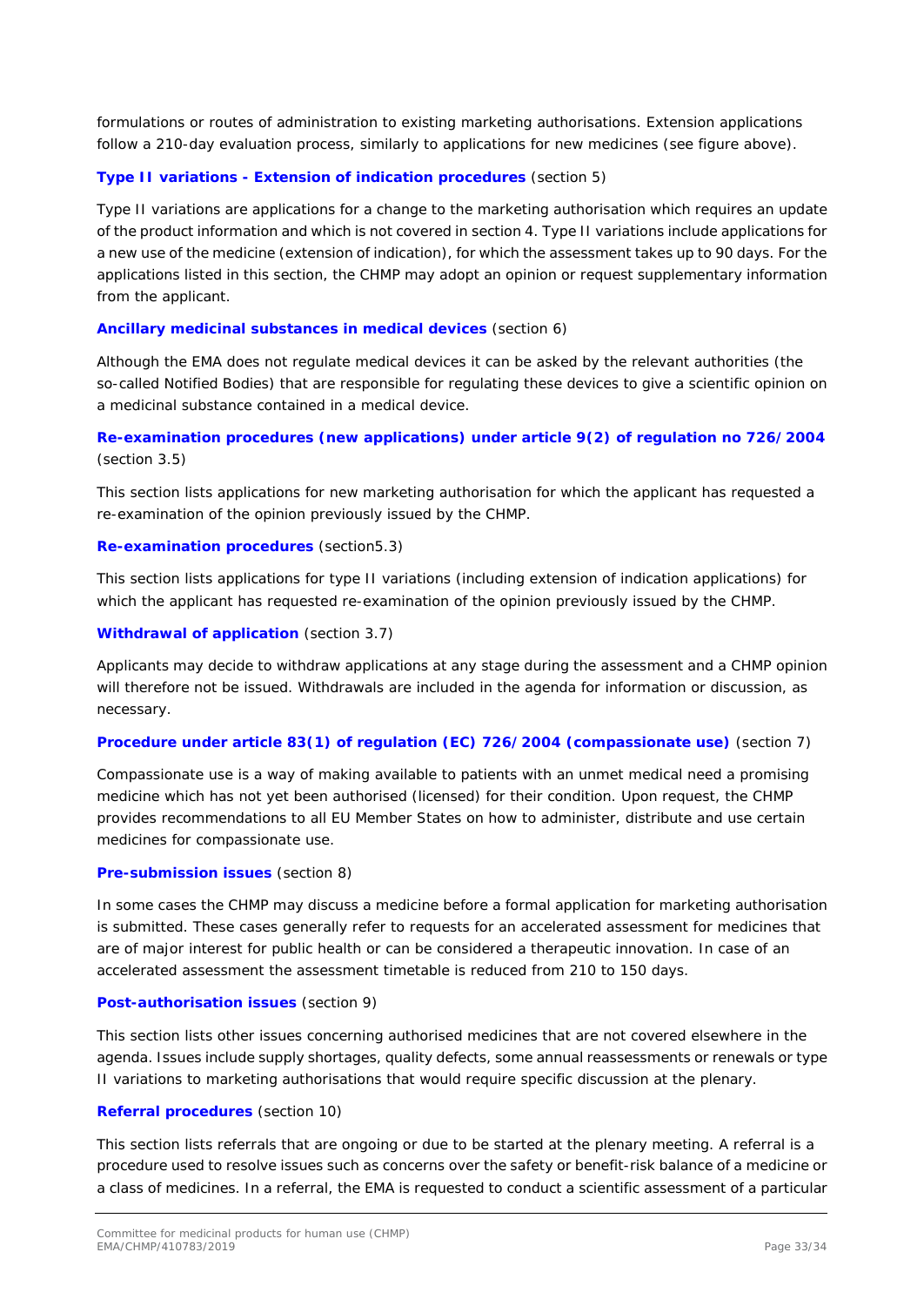formulations or routes of administration to existing marketing authorisations. Extension applications follow a 210-day evaluation process, similarly to applications for new medicines (see figure above).

**Type II variations - Extension of indication procedures** (section 5)

Type II variations are applications for a change to the marketing authorisation which requires an update of the product information and which is not covered in section 4. Type II variations include applications for a new use of the medicine (extension of indication), for which the assessment takes up to 90 days. For the applications listed in this section, the CHMP may adopt an opinion or request supplementary information from the applicant.

**Ancillary medicinal substances in medical devices** (section 6)

Although the EMA does not regulate medical devices it can be asked by the relevant authorities (the so-called Notified Bodies) that are responsible for regulating these devices to give a scientific opinion on a medicinal substance contained in a medical device.

**Re-examination procedures (new applications) under article 9(2) of regulation no 726/2004** (section 3.5)

This section lists applications for new marketing authorisation for which the applicant has requested a re-examination of the opinion previously issued by the CHMP.

**Re-examination procedures** (section5.3)

This section lists applications for type II variations (including extension of indication applications) for which the applicant has requested re-examination of the opinion previously issued by the CHMP.

**Withdrawal of application** (section 3.7)

Applicants may decide to withdraw applications at any stage during the assessment and a CHMP opinion will therefore not be issued. Withdrawals are included in the agenda for information or discussion, as necessary.

**Procedure under article 83(1) of regulation (EC) 726/2004 (compassionate use)** (section 7)

Compassionate use is a way of making available to patients with an unmet medical need a promising medicine which has not yet been authorised (licensed) for their condition. Upon request, the CHMP provides recommendations to all EU Member States on how to administer, distribute and use certain medicines for compassionate use.

**Pre-submission issues** (section 8)

In some cases the CHMP may discuss a medicine before a formal application for marketing authorisation is submitted. These cases generally refer to requests for an accelerated assessment for medicines that are of major interest for public health or can be considered a therapeutic innovation. In case of an accelerated assessment the assessment timetable is reduced from 210 to 150 days.

**Post-authorisation issues** (section 9)

This section lists other issues concerning authorised medicines that are not covered elsewhere in the agenda. Issues include supply shortages, quality defects, some annual reassessments or renewals or type II variations to marketing authorisations that would require specific discussion at the plenary.

**Referral procedures** (section 10)

This section lists referrals that are ongoing or due to be started at the plenary meeting. A referral is a procedure used to resolve issues such as concerns over the safety or benefit-risk balance of a medicine or a class of medicines. In a referral, the EMA is requested to conduct a scientific assessment of a particular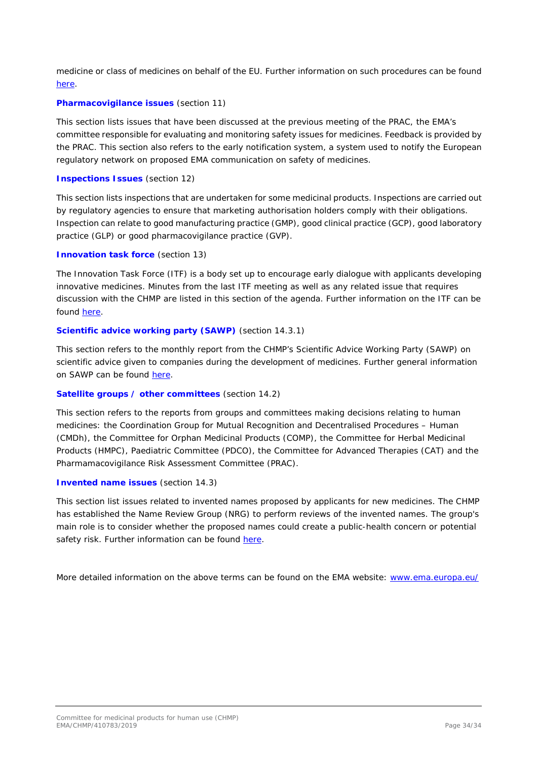medicine or class of medicines on behalf of the EU. Further information on such procedures can be found [here](#).

**Pharmacovigilance issues** (section 11)

This section lists issues that have been discussed at the previous meeting of the PRAC, the EMA's committee responsible for evaluating and monitoring safety issues for medicines. Feedback is provided by the PRAC. This section also refers to the early notification system, a system used to notify the European regulatory network on proposed EMA communication on safety of medicines.

**Inspections Issues** (section 12)

This section lists inspections that are undertaken for some medicinal products. Inspections are carried out by regulatory agencies to ensure that marketing authorisation holders comply with their obligations. Inspection can relate to good manufacturing practice (GMP), good clinical practice (GCP), good laboratory practice (GLP) or good pharmacovigilance practice (GVP).

**Innovation task force** (section 13)

The Innovation Task Force (ITF) is a body set up to encourage early dialogue with applicants developing innovative medicines. Minutes from the last ITF meeting as well as any related issue that requires discussion with the CHMP are listed in this section of the agenda. Further information on the ITF can be found [here](#).

**Scientific advice working party (SAWP)** (section 14.3.1)

This section refers to the monthly report from the CHMP's Scientific Advice Working Party (SAWP) on scientific advice given to companies during the development of medicines. Further general information on SAWP can be found [here](#).

**Satellite groups / other committees** (section 14.2)

This section refers to the reports from groups and committees making decisions relating to human medicines: the Coordination Group for Mutual Recognition and Decentralised Procedures – Human (CMDh), the Committee for Orphan Medicinal Products (COMP), the Committee for Herbal Medicinal Products (HMPC), Paediatric Committee (PDCO), the Committee for Advanced Therapies (CAT) and the Pharmamacovigilance Risk Assessment Committee (PRAC).

**Invented name issues** (section 14.3)

This section list issues related to invented names proposed by applicants for new medicines. The CHMP has established the Name Review Group (NRG) to perform reviews of the invented names. The group's main role is to consider whether the proposed names could create a public-health concern or potential safety risk. Further information can be found [here](#).

More detailed information on the above terms can be found on the EMA website: [www.ema.europa.eu/](http://www.ema.europa.eu/)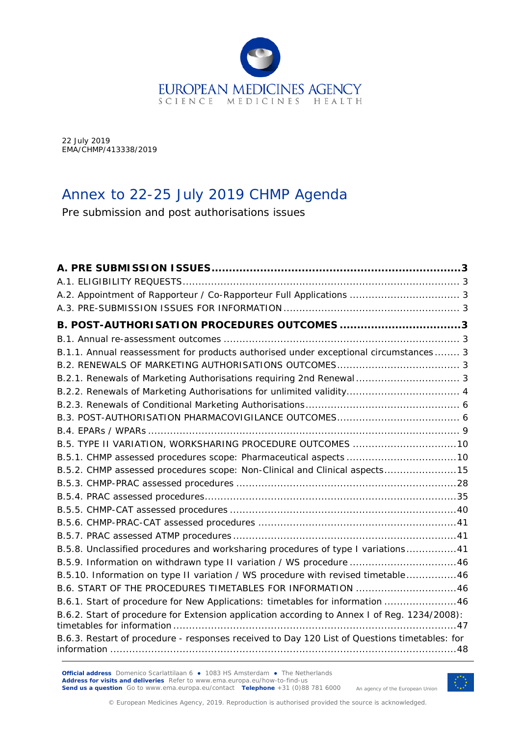22 July 2019
EMA/CHMP/413338/2019

# Annex to 22-25 July 2019 CHMP Agenda

Pre submission and post authorisations issues

| | |
|---|---|
| **A. PRE SUBMISSION ISSUES** | **3** |
| A.1. ELIGIBILITY REQUESTS | 3 |
| A.2. Appointment of Rapporteur / Co-Rapporteur Full Applications | 3 |
| A.3. PRE-SUBMISSION ISSUES FOR INFORMATION | 3 |
| **B. POST-AUTHORISATION PROCEDURES OUTCOMES** | **3** |
| B.1. Annual re-assessment outcomes | 3 |
| B.1.1. Annual reassessment for products authorised under exceptional circumstances | 3 |
| B.2. RENEWALS OF MARKETING AUTHORISATIONS OUTCOMES | 3 |
| B.2.1. Renewals of Marketing Authorisations requiring 2nd Renewal | 3 |
| B.2.2. Renewals of Marketing Authorisations for unlimited validity | 4 |
| B.2.3. Renewals of Conditional Marketing Authorisations | 6 |
| B.3. POST-AUTHORISATION PHARMACOVIGILANCE OUTCOMES | 6 |
| B.4. EPARs / WPARs | 9 |
| B.5. TYPE II VARIATION, WORKSHARING PROCEDURE OUTCOMES | 10 |
| B.5.1. CHMP assessed procedures scope: Pharmaceutical aspects | 10 |
| B.5.2. CHMP assessed procedures scope: Non-Clinical and Clinical aspects | 15 |
| B.5.3. CHMP-PRAC assessed procedures | 28 |
| B.5.4. PRAC assessed procedures | 35 |
| B.5.5. CHMP-CAT assessed procedures | 40 |
| B.5.6. CHMP-PRAC-CAT assessed procedures | 41 |
| B.5.7. PRAC assessed ATMP procedures | 41 |
| B.5.8. Unclassified procedures and worksharing procedures of type I variations | 41 |
| B.5.9. Information on withdrawn type II variation / WS procedure | 46 |
| B.5.10. Information on type II variation / WS procedure with revised timetable | 46 |
| B.6. START OF THE PROCEDURES TIMETABLES FOR INFORMATION | 46 |
| B.6.1. Start of procedure for New Applications: timetables for information | 46 |
| B.6.2. Start of procedure for Extension application according to Annex I of Reg. 1234/2008): timetables for information | 47 |
| B.6.3. Restart of procedure - responses received to Day 120 List of Questions timetables: for information | 48 |

**Official address** Domenico Scarlattilaan 6 ● 1083 HS Amsterdam ● The Netherlands
**Address for visits and deliveries** Refer to www.ema.europa.eu/how-to-find-us
**Send us a question** Go to www.ema.europa.eu/contact **Telephone** +31 (0)88 781 6000

An agency of the European Union

© European Medicines Agency, 2019. Reproduction is authorised provided the source is acknowledged.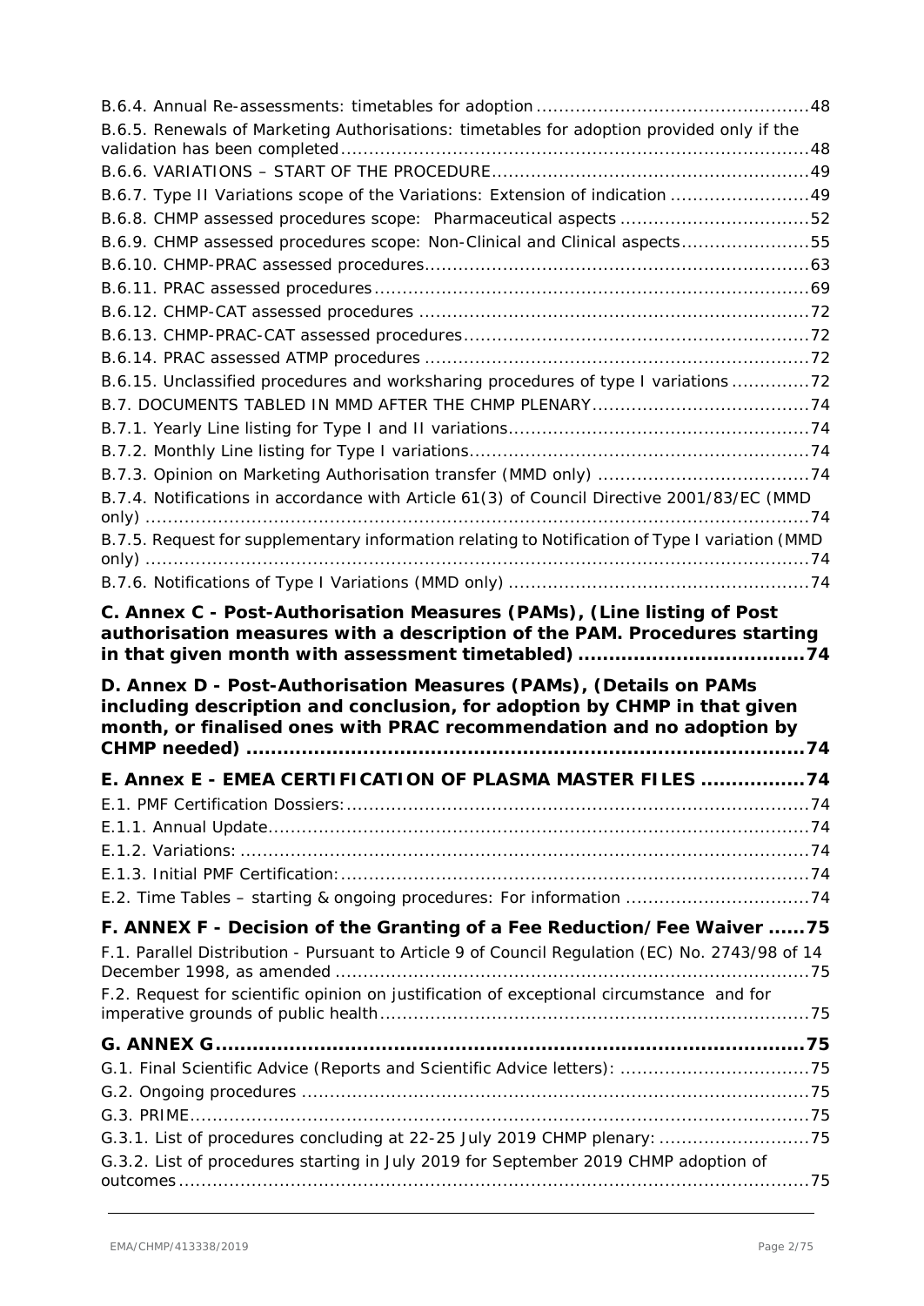B.6.4. Annual Re-assessments: timetables for adoption ................................................48

B.6.5. Renewals of Marketing Authorisations: timetables for adoption provided only if the validation has been completed ..................................................................................48

B.6.6. VARIATIONS – START OF THE PROCEDURE........................................................49

B.6.7. Type II Variations scope of the Variations: Extension of indication .........................49

B.6.8. CHMP assessed procedures scope: Pharmaceutical aspects ..................................52

B.6.9. CHMP assessed procedures scope: Non-Clinical and Clinical aspects.......................55

B.6.10. CHMP-PRAC assessed procedures....................................................................63

B.6.11. PRAC assessed procedures.............................................................................69

B.6.12. CHMP-CAT assessed procedures .....................................................................72

B.6.13. CHMP-PRAC-CAT assessed procedures.............................................................72

B.6.14. PRAC assessed ATMP procedures ....................................................................72

B.6.15. Unclassified procedures and worksharing procedures of type I variations ..............72

B.7. DOCUMENTS TABLED IN MMD AFTER THE CHMP PLENARY......................................74

B.7.1. Yearly Line listing for Type I and II variations.....................................................74

B.7.2. Monthly Line listing for Type I variations............................................................74

B.7.3. Opinion on Marketing Authorisation transfer (MMD only) ......................................74

B.7.4. Notifications in accordance with Article 61(3) of Council Directive 2001/83/EC (MMD only) ......................................................................................................................74

B.7.5. Request for supplementary information relating to Notification of Type I variation (MMD only) ......................................................................................................................74

B.7.6. Notifications of Type I Variations (MMD only) .....................................................74

**C. Annex C - Post-Authorisation Measures (PAMs), (Line listing of Post authorisation measures with a description of the PAM. Procedures starting in that given month with assessment timetabled) ....................................74**

**D. Annex D - Post-Authorisation Measures (PAMs), (Details on PAMs including description and conclusion, for adoption by CHMP in that given month, or finalised ones with PRAC recommendation and no adoption by CHMP needed) ..........................................................................................74**

**E. Annex E - EMEA CERTIFICATION OF PLASMA MASTER FILES ................74**

E.1. PMF Certification Dossiers:..................................................................................74

E.1.1. Annual Update................................................................................................74

E.1.2. Variations: .....................................................................................................74

E.1.3. Initial PMF Certification:...................................................................................74

E.2. Time Tables – starting & ongoing procedures: For information ................................74

**F. ANNEX F - Decision of the Granting of a Fee Reduction/Fee Waiver ......75**

F.1. Parallel Distribution - Pursuant to Article 9 of Council Regulation (EC) No. 2743/98 of 14 December 1998, as amended ....................................................................................75

F.2. Request for scientific opinion on justification of exceptional circumstance and for imperative grounds of public health............................................................................75

**G. ANNEX G..............................................................................................75**

G.1. Final Scientific Advice (Reports and Scientific Advice letters): .................................75

G.2. Ongoing procedures ..........................................................................................75

G.3. PRIME..............................................................................................................75

G.3.1. List of procedures concluding at 22-25 July 2019 CHMP plenary: ...........................75

G.3.2. List of procedures starting in July 2019 for September 2019 CHMP adoption of outcomes ................................................................................................................75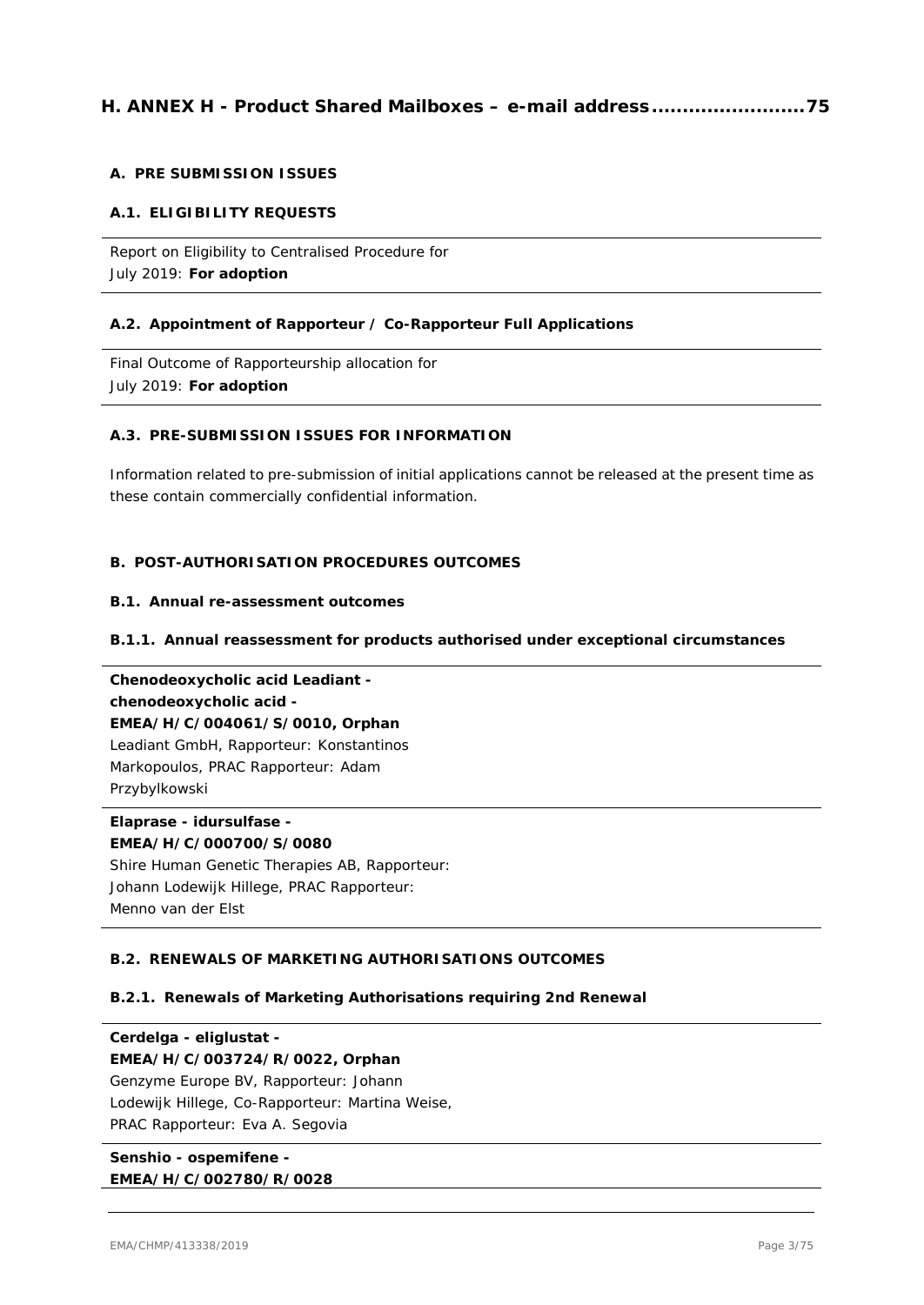## H. ANNEX H - Product Shared Mailboxes – e-mail address........................75

### A. PRE SUBMISSION ISSUES

#### A.1. ELIGIBILITY REQUESTS

Report on Eligibility to Centralised Procedure for July 2019: **For adoption**

#### A.2. Appointment of Rapporteur / Co-Rapporteur Full Applications

Final Outcome of Rapporteurship allocation for July 2019: **For adoption**

#### A.3. PRE-SUBMISSION ISSUES FOR INFORMATION

Information related to pre-submission of initial applications cannot be released at the present time as these contain commercially confidential information.

### B. POST-AUTHORISATION PROCEDURES OUTCOMES

#### B.1. Annual re-assessment outcomes

##### B.1.1. Annual reassessment for products authorised under exceptional circumstances

**Chenodeoxycholic acid Leadiant - chenodeoxycholic acid - EMEA/H/C/004061/S/0010, Orphan**
Leadiant GmbH, Rapporteur: Konstantinos Markopoulos, PRAC Rapporteur: Adam Przybylkowski

**Elaprase - idursulfase - EMEA/H/C/000700/S/0080**
Shire Human Genetic Therapies AB, Rapporteur: Johann Lodewijk Hillege, PRAC Rapporteur: Menno van der Elst

#### B.2. RENEWALS OF MARKETING AUTHORISATIONS OUTCOMES

##### B.2.1. Renewals of Marketing Authorisations requiring 2nd Renewal

**Cerdelga - eliglustat - EMEA/H/C/003724/R/0022, Orphan**
Genzyme Europe BV, Rapporteur: Johann Lodewijk Hillege, Co-Rapporteur: Martina Weise, PRAC Rapporteur: Eva A. Segovia

**Senshio - ospemifene - EMEA/H/C/002780/R/0028**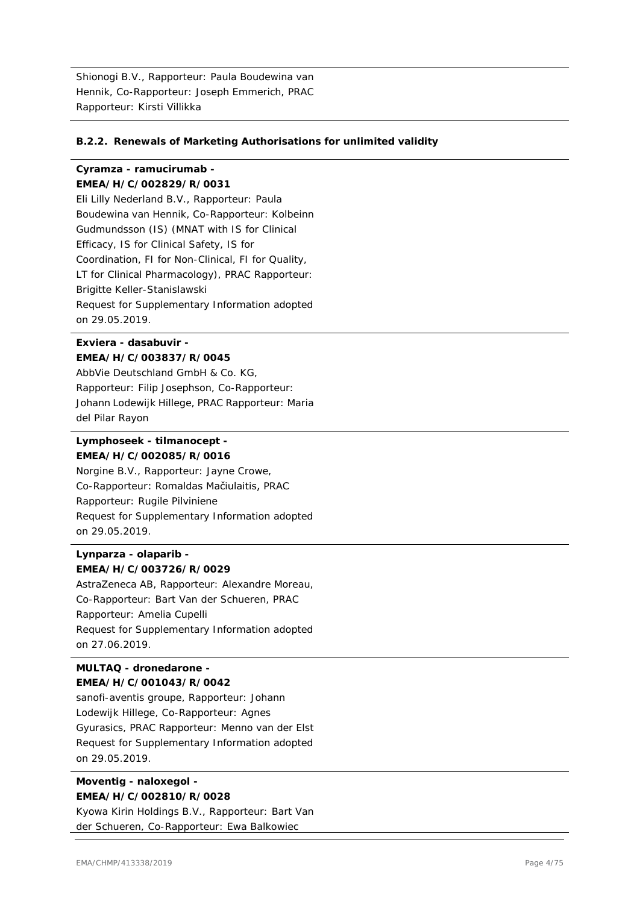Shionogi B.V., Rapporteur: Paula Boudewina van Hennik, Co-Rapporteur: Joseph Emmerich, PRAC Rapporteur: Kirsti Villikka

### B.2.2. Renewals of Marketing Authorisations for unlimited validity

**Cyramza - ramucirumab - EMEA/H/C/002829/R/0031**

Eli Lilly Nederland B.V., Rapporteur: Paula Boudewina van Hennik, Co-Rapporteur: Kolbeinn Gudmundsson (IS) (MNAT with IS for Clinical Efficacy, IS for Clinical Safety, IS for Coordination, FI for Non-Clinical, FI for Quality, LT for Clinical Pharmacology), PRAC Rapporteur: Brigitte Keller-Stanislawski

Request for Supplementary Information adopted on 29.05.2019.

**Exviera - dasabuvir - EMEA/H/C/003837/R/0045**

AbbVie Deutschland GmbH & Co. KG, Rapporteur: Filip Josephson, Co-Rapporteur: Johann Lodewijk Hillege, PRAC Rapporteur: Maria del Pilar Rayon

**Lymphoseek - tilmanocept - EMEA/H/C/002085/R/0016**

Norgine B.V., Rapporteur: Jayne Crowe, Co-Rapporteur: Romaldas Mačiulaitis, PRAC Rapporteur: Rugile Pilviniene

Request for Supplementary Information adopted on 29.05.2019.

**Lynparza - olaparib - EMEA/H/C/003726/R/0029**

AstraZeneca AB, Rapporteur: Alexandre Moreau, Co-Rapporteur: Bart Van der Schueren, PRAC Rapporteur: Amelia Cupelli

Request for Supplementary Information adopted on 27.06.2019.

**MULTAQ - dronedarone - EMEA/H/C/001043/R/0042**

sanofi-aventis groupe, Rapporteur: Johann Lodewijk Hillege, Co-Rapporteur: Agnes Gyurasics, PRAC Rapporteur: Menno van der Elst

Request for Supplementary Information adopted on 29.05.2019.

**Moventig - naloxegol - EMEA/H/C/002810/R/0028**

Kyowa Kirin Holdings B.V., Rapporteur: Bart Van der Schueren, Co-Rapporteur: Ewa Balkowiec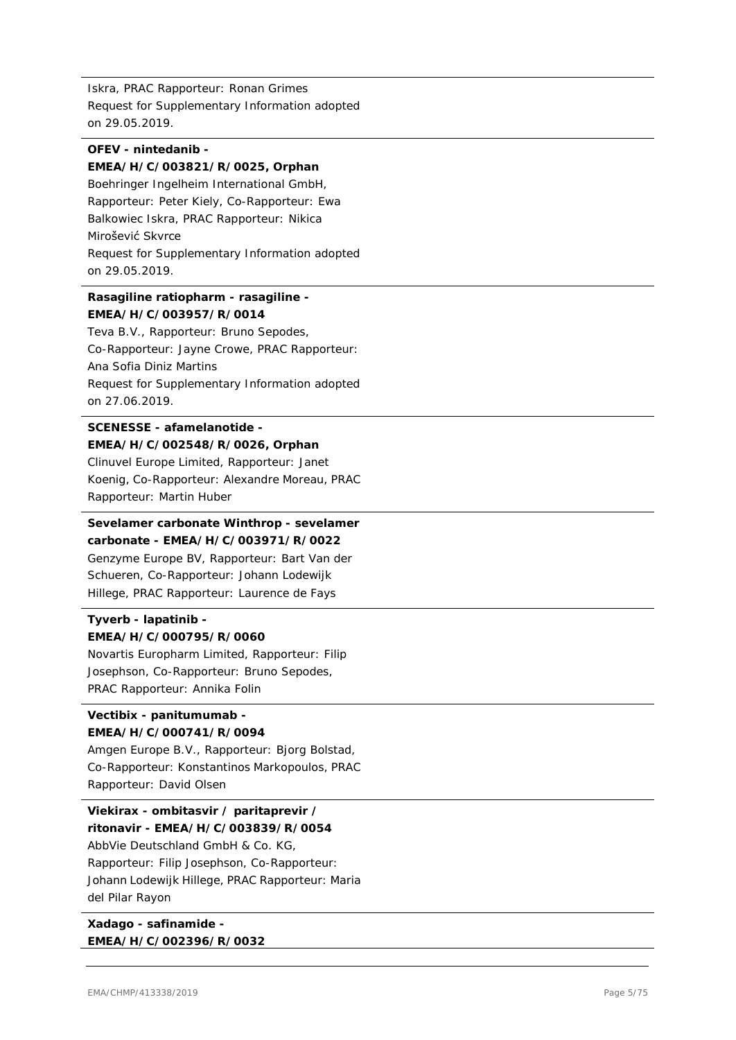Iskra, PRAC Rapporteur: Ronan Grimes
Request for Supplementary Information adopted on 29.05.2019.

**OFEV - nintedanib - EMEA/H/C/003821/R/0025, Orphan**
Boehringer Ingelheim International GmbH, Rapporteur: Peter Kiely, Co-Rapporteur: Ewa Balkowiec Iskra, PRAC Rapporteur: Nikica Mirošević Skvrce
Request for Supplementary Information adopted on 29.05.2019.

**Rasagiline ratiopharm - rasagiline - EMEA/H/C/003957/R/0014**
Teva B.V., Rapporteur: Bruno Sepodes, Co-Rapporteur: Jayne Crowe, PRAC Rapporteur: Ana Sofia Diniz Martins
Request for Supplementary Information adopted on 27.06.2019.

**SCENESSE - afamelanotide - EMEA/H/C/002548/R/0026, Orphan**
Clinuvel Europe Limited, Rapporteur: Janet Koenig, Co-Rapporteur: Alexandre Moreau, PRAC Rapporteur: Martin Huber

**Sevelamer carbonate Winthrop - sevelamer carbonate - EMEA/H/C/003971/R/0022**
Genzyme Europe BV, Rapporteur: Bart Van der Schueren, Co-Rapporteur: Johann Lodewijk Hillege, PRAC Rapporteur: Laurence de Fays

**Tyverb - lapatinib - EMEA/H/C/000795/R/0060**
Novartis Europharm Limited, Rapporteur: Filip Josephson, Co-Rapporteur: Bruno Sepodes, PRAC Rapporteur: Annika Folin

**Vectibix - panitumumab - EMEA/H/C/000741/R/0094**
Amgen Europe B.V., Rapporteur: Bjorg Bolstad, Co-Rapporteur: Konstantinos Markopoulos, PRAC Rapporteur: David Olsen

**Viekirax - ombitasvir / paritaprevir / ritonavir - EMEA/H/C/003839/R/0054**
AbbVie Deutschland GmbH & Co. KG, Rapporteur: Filip Josephson, Co-Rapporteur: Johann Lodewijk Hillege, PRAC Rapporteur: Maria del Pilar Rayon

**Xadago - safinamide - EMEA/H/C/002396/R/0032**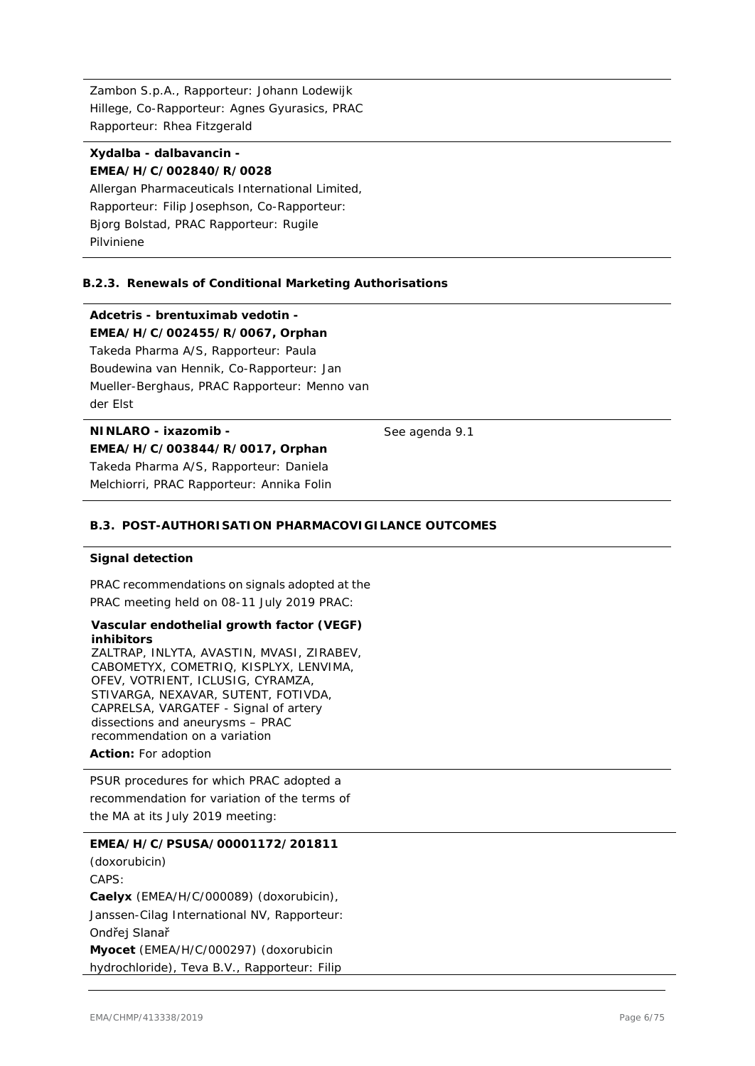Zambon S.p.A., Rapporteur: Johann Lodewijk Hillege, Co-Rapporteur: Agnes Gyurasics, PRAC Rapporteur: Rhea Fitzgerald

**Xydalba - dalbavancin - EMEA/H/C/002840/R/0028**
Allergan Pharmaceuticals International Limited, Rapporteur: Filip Josephson, Co-Rapporteur: Bjorg Bolstad, PRAC Rapporteur: Rugile Pilviniene

#### B.2.3. Renewals of Conditional Marketing Authorisations

**Adcetris - brentuximab vedotin - EMEA/H/C/002455/R/0067, Orphan**
Takeda Pharma A/S, Rapporteur: Paula Boudewina van Hennik, Co-Rapporteur: Jan Mueller-Berghaus, PRAC Rapporteur: Menno van der Elst

**NINLARO - ixazomib - EMEA/H/C/003844/R/0017, Orphan**
Takeda Pharma A/S, Rapporteur: Daniela Melchiorri, PRAC Rapporteur: Annika Folin

See agenda 9.1

### B.3. POST-AUTHORISATION PHARMACOVIGILANCE OUTCOMES

**Signal detection**

PRAC recommendations on signals adopted at the PRAC meeting held on 08-11 July 2019 PRAC:

**Vascular endothelial growth factor (VEGF) inhibitors**
ZALTRAP, INLYTA, AVASTIN, MVASI, ZIRABEV, CABOMETYX, COMETRIQ, KISPLYX, LENVIMA, OFEV, VOTRIENT, ICLUSIG, CYRAMZA, STIVARGA, NEXAVAR, SUTENT, FOTIVDA, CAPRELSA, VARGATEF - Signal of artery dissections and aneurysms – PRAC recommendation on a variation

**Action:** For adoption

PSUR procedures for which PRAC adopted a recommendation for variation of the terms of the MA at its July 2019 meeting:

**EMEA/H/C/PSUSA/00001172/201811**
(doxorubicin)
CAPS:
**Caelyx** (EMEA/H/C/000089) (doxorubicin), Janssen-Cilag International NV, Rapporteur: Ondřej Slanař
**Myocet** (EMEA/H/C/000297) (doxorubicin hydrochloride), Teva B.V., Rapporteur: Filip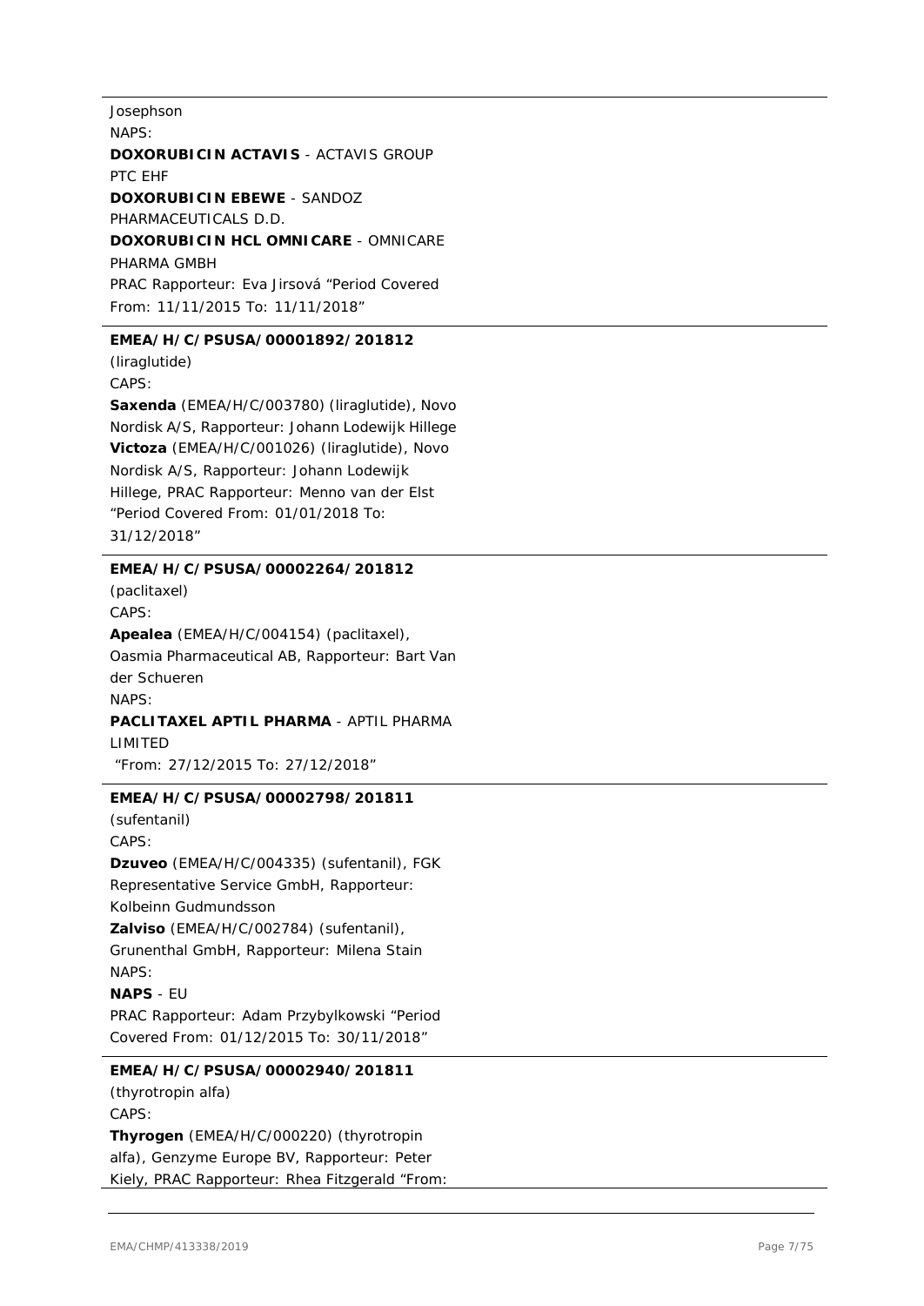Josephson
NAPS:
**DOXORUBICIN ACTAVIS** - ACTAVIS GROUP PTC EHF
**DOXORUBICIN EBEWE** - SANDOZ PHARMACEUTICALS D.D.
**DOXORUBICIN HCL OMNICARE** - OMNICARE PHARMA GMBH
PRAC Rapporteur: Eva Jirsová "Period Covered From: 11/11/2015 To: 11/11/2018"

---

**EMEA/H/C/PSUSA/00001892/201812**
(liraglutide)
CAPS:
**Saxenda** (EMEA/H/C/003780) (liraglutide), Novo Nordisk A/S, Rapporteur: Johann Lodewijk Hillege
**Victoza** (EMEA/H/C/001026) (liraglutide), Novo Nordisk A/S, Rapporteur: Johann Lodewijk Hillege, PRAC Rapporteur: Menno van der Elst "Period Covered From: 01/01/2018 To: 31/12/2018"

---

**EMEA/H/C/PSUSA/00002264/201812**
(paclitaxel)
CAPS:
**Apealea** (EMEA/H/C/004154) (paclitaxel), Oasmia Pharmaceutical AB, Rapporteur: Bart Van der Schueren
NAPS:
**PACLITAXEL APTIL PHARMA** - APTIL PHARMA LIMITED
"From: 27/12/2015 To: 27/12/2018"

---

**EMEA/H/C/PSUSA/00002798/201811**
(sufentanil)
CAPS:
**Dzuveo** (EMEA/H/C/004335) (sufentanil), FGK Representative Service GmbH, Rapporteur: Kolbeinn Gudmundsson
**Zalviso** (EMEA/H/C/002784) (sufentanil), Grunenthal GmbH, Rapporteur: Milena Stain
NAPS:
**NAPS** - EU
PRAC Rapporteur: Adam Przybylkowski "Period Covered From: 01/12/2015 To: 30/11/2018"

---

**EMEA/H/C/PSUSA/00002940/201811**
(thyrotropin alfa)
CAPS:
**Thyrogen** (EMEA/H/C/000220) (thyrotropin alfa), Genzyme Europe BV, Rapporteur: Peter Kiely, PRAC Rapporteur: Rhea Fitzgerald "From: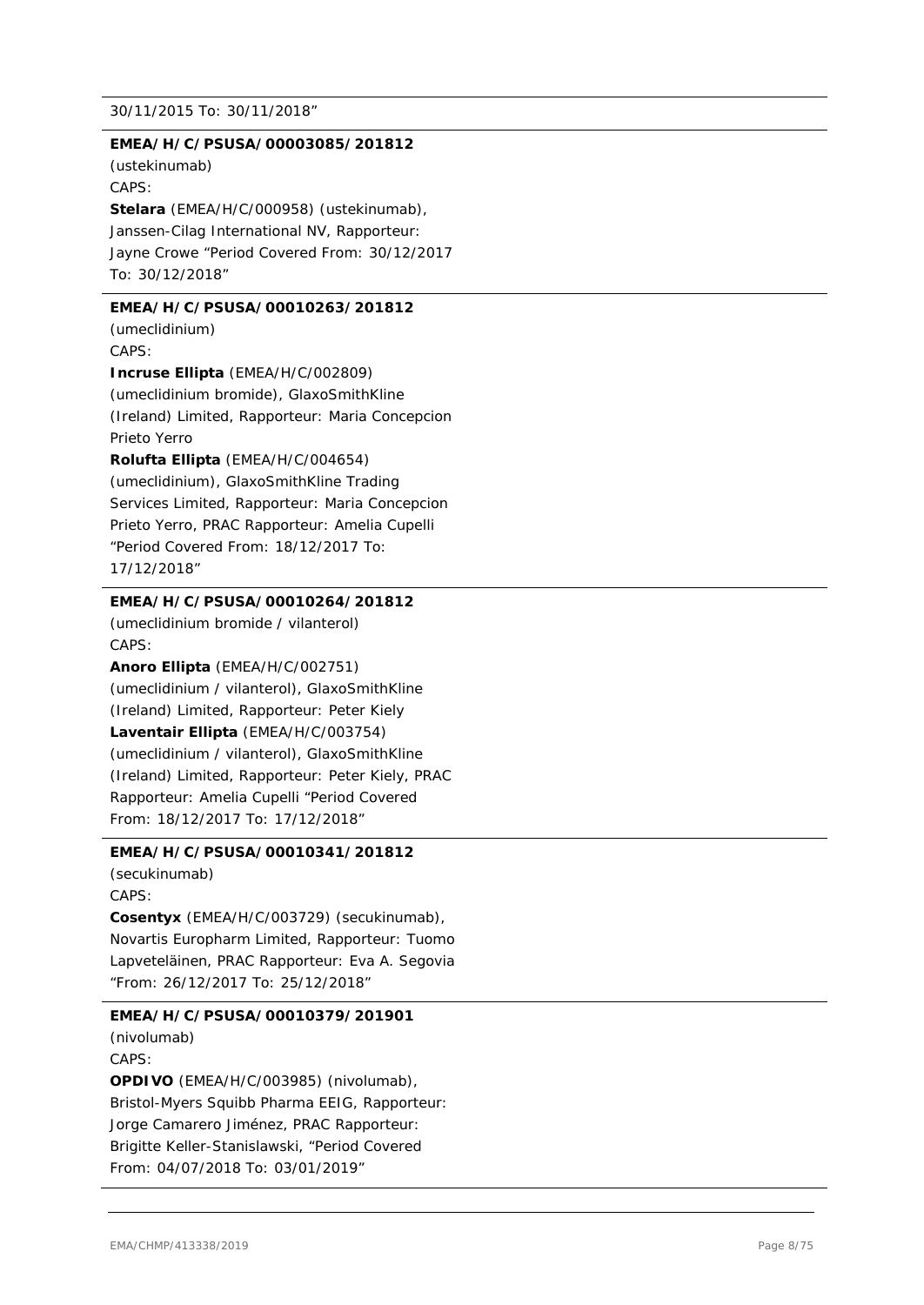30/11/2015 To: 30/11/2018"

---

**EMEA/H/C/PSUSA/00003085/201812**

(ustekinumab)

CAPS:

**Stelara** (EMEA/H/C/000958) (ustekinumab), Janssen-Cilag International NV, Rapporteur: Jayne Crowe "Period Covered From: 30/12/2017 To: 30/12/2018"

---

**EMEA/H/C/PSUSA/00010263/201812**

(umeclidinium)

CAPS:

**Incruse Ellipta** (EMEA/H/C/002809) (umeclidinium bromide), GlaxoSmithKline (Ireland) Limited, Rapporteur: Maria Concepcion Prieto Yerro

**Rolufta Ellipta** (EMEA/H/C/004654) (umeclidinium), GlaxoSmithKline Trading Services Limited, Rapporteur: Maria Concepcion Prieto Yerro, PRAC Rapporteur: Amelia Cupelli "Period Covered From: 18/12/2017 To: 17/12/2018"

---

**EMEA/H/C/PSUSA/00010264/201812**

(umeclidinium bromide / vilanterol)

CAPS:

**Anoro Ellipta** (EMEA/H/C/002751) (umeclidinium / vilanterol), GlaxoSmithKline (Ireland) Limited, Rapporteur: Peter Kiely

**Laventair Ellipta** (EMEA/H/C/003754) (umeclidinium / vilanterol), GlaxoSmithKline (Ireland) Limited, Rapporteur: Peter Kiely, PRAC Rapporteur: Amelia Cupelli "Period Covered From: 18/12/2017 To: 17/12/2018"

---

**EMEA/H/C/PSUSA/00010341/201812**

(secukinumab)

CAPS:

**Cosentyx** (EMEA/H/C/003729) (secukinumab), Novartis Europharm Limited, Rapporteur: Tuomo Lapveteläinen, PRAC Rapporteur: Eva A. Segovia "From: 26/12/2017 To: 25/12/2018"

---

**EMEA/H/C/PSUSA/00010379/201901**

(nivolumab)

CAPS:

**OPDIVO** (EMEA/H/C/003985) (nivolumab), Bristol-Myers Squibb Pharma EEIG, Rapporteur: Jorge Camarero Jiménez, PRAC Rapporteur: Brigitte Keller-Stanislawski, "Period Covered From: 04/07/2018 To: 03/01/2019"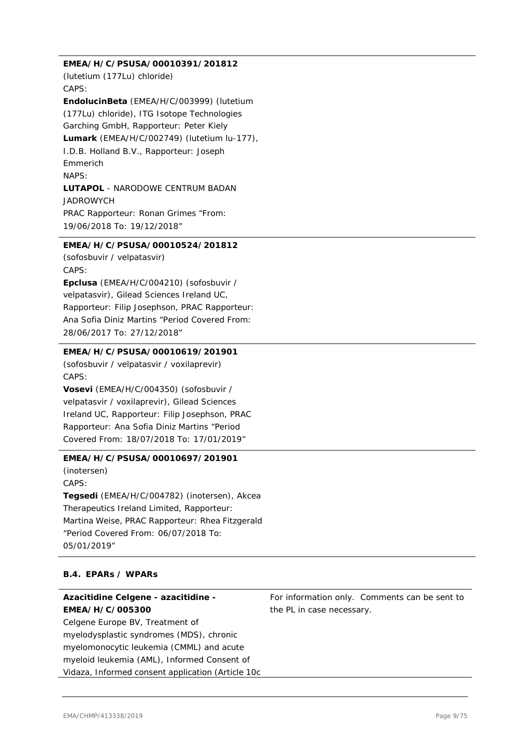**EMEA/H/C/PSUSA/00010391/201812**
(lutetium (177Lu) chloride)
CAPS:
**EndolucinBeta** (EMEA/H/C/003999) (lutetium (177Lu) chloride), ITG Isotope Technologies Garching GmbH, Rapporteur: Peter Kiely
**Lumark** (EMEA/H/C/002749) (lutetium lu-177), I.D.B. Holland B.V., Rapporteur: Joseph Emmerich
NAPS:
**LUTAPOL** - NARODOWE CENTRUM BADAN JADROWYCH
PRAC Rapporteur: Ronan Grimes "From: 19/06/2018 To: 19/12/2018"

---

**EMEA/H/C/PSUSA/00010524/201812**
(sofosbuvir / velpatasvir)
CAPS:
**Epclusa** (EMEA/H/C/004210) (sofosbuvir / velpatasvir), Gilead Sciences Ireland UC, Rapporteur: Filip Josephson, PRAC Rapporteur: Ana Sofia Diniz Martins "Period Covered From: 28/06/2017 To: 27/12/2018"

---

**EMEA/H/C/PSUSA/00010619/201901**
(sofosbuvir / velpatasvir / voxilaprevir)
CAPS:
**Vosevi** (EMEA/H/C/004350) (sofosbuvir / velpatasvir / voxilaprevir), Gilead Sciences Ireland UC, Rapporteur: Filip Josephson, PRAC Rapporteur: Ana Sofia Diniz Martins "Period Covered From: 18/07/2018 To: 17/01/2019"

---

**EMEA/H/C/PSUSA/00010697/201901**
(inotersen)
CAPS:
**Tegsedi** (EMEA/H/C/004782) (inotersen), Akcea Therapeutics Ireland Limited, Rapporteur: Martina Weise, PRAC Rapporteur: Rhea Fitzgerald "Period Covered From: 06/07/2018 To: 05/01/2019"

### B.4. EPARs / WPARs

| **Azacitidine Celgene - azacitidine - EMEA/H/C/005300**<br>Celgene Europe BV, Treatment of myelodysplastic syndromes (MDS), chronic myelomonocytic leukemia (CMML) and acute myeloid leukemia (AML), Informed Consent of Vidaza, Informed consent application (Article 10c | For information only. Comments can be sent to the PL in case necessary. |
|---|---|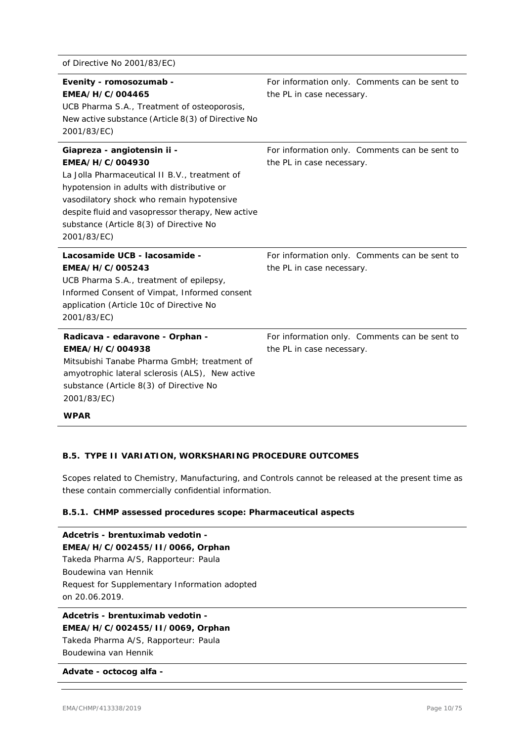| | |
|---|---|
| of Directive No 2001/83/EC) | |
| **Evenity - romosozumab - EMEA/H/C/004465**<br>UCB Pharma S.A., Treatment of osteoporosis, New active substance (Article 8(3) of Directive No 2001/83/EC) | For information only. Comments can be sent to the PL in case necessary. |
| **Giapreza - angiotensin ii - EMEA/H/C/004930**<br>La Jolla Pharmaceutical II B.V., treatment of hypotension in adults with distributive or vasodilatory shock who remain hypotensive despite fluid and vasopressor therapy, New active substance (Article 8(3) of Directive No 2001/83/EC) | For information only. Comments can be sent to the PL in case necessary. |
| **Lacosamide UCB - lacosamide - EMEA/H/C/005243**<br>UCB Pharma S.A., treatment of epilepsy, Informed Consent of Vimpat, Informed consent application (Article 10c of Directive No 2001/83/EC) | For information only. Comments can be sent to the PL in case necessary. |
| **Radicava - edaravone - Orphan - EMEA/H/C/004938**<br>Mitsubishi Tanabe Pharma GmbH; treatment of amyotrophic lateral sclerosis (ALS), New active substance (Article 8(3) of Directive No 2001/83/EC)<br>**WPAR** | For information only. Comments can be sent to the PL in case necessary. |

### B.5. TYPE II VARIATION, WORKSHARING PROCEDURE OUTCOMES

Scopes related to Chemistry, Manufacturing, and Controls cannot be released at the present time as these contain commercially confidential information.

#### B.5.1. CHMP assessed procedures scope: Pharmaceutical aspects

| | |
|---|---|
| **Adcetris - brentuximab vedotin - EMEA/H/C/002455/II/0066, Orphan**<br>Takeda Pharma A/S, Rapporteur: Paula Boudewina van Hennik<br>Request for Supplementary Information adopted on 20.06.2019. | |
| **Adcetris - brentuximab vedotin - EMEA/H/C/002455/II/0069, Orphan**<br>Takeda Pharma A/S, Rapporteur: Paula Boudewina van Hennik | |
| **Advate - octocog alfa -** | |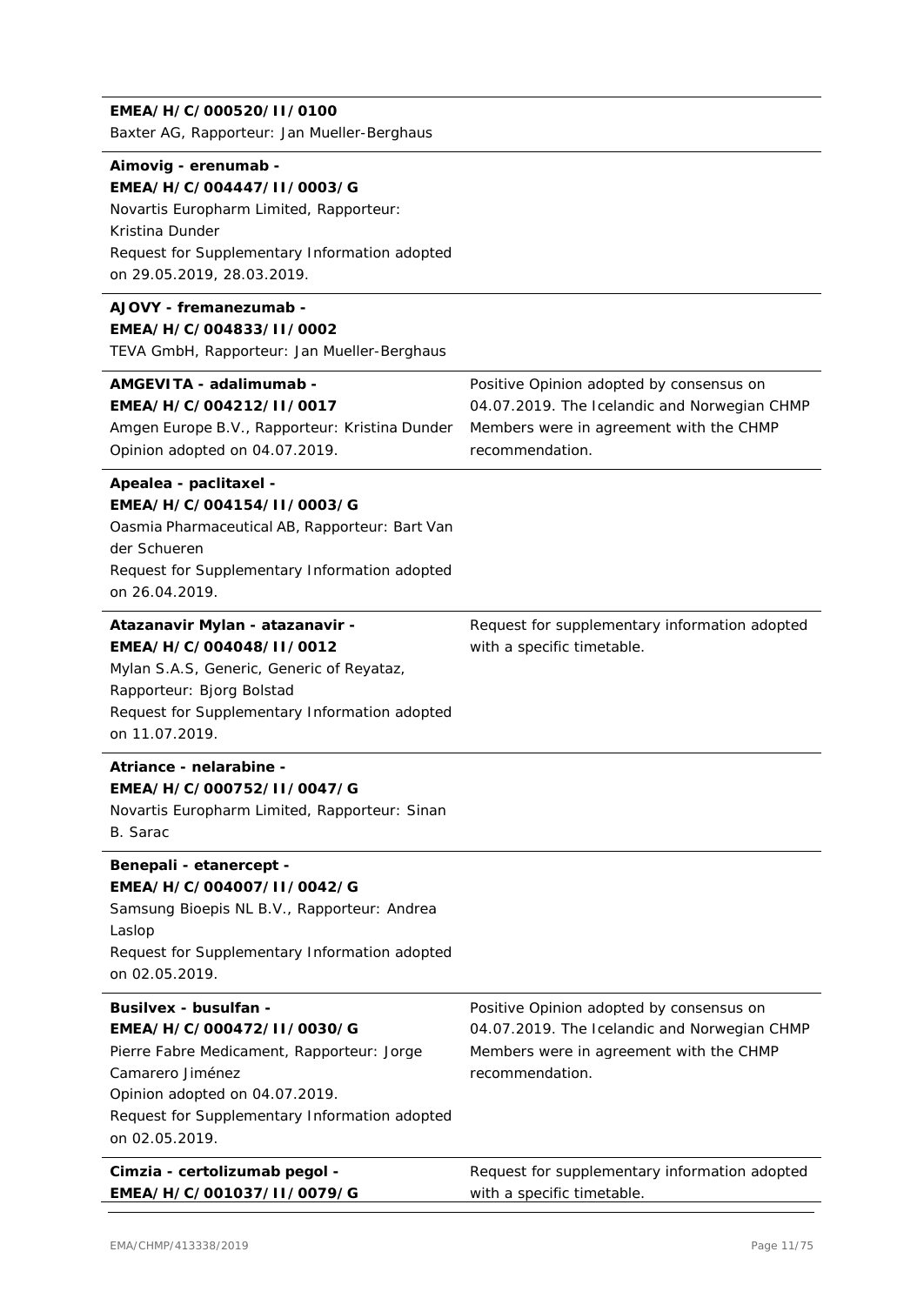| | |
|---|---|
| **EMEA/H/C/000520/II/0100**<br>Baxter AG, Rapporteur: Jan Mueller-Berghaus | |
| **Aimovig - erenumab - EMEA/H/C/004447/II/0003/G**<br>Novartis Europharm Limited, Rapporteur: Kristina Dunder<br>Request for Supplementary Information adopted on 29.05.2019, 28.03.2019. | |
| **AJOVY - fremanezumab - EMEA/H/C/004833/II/0002**<br>TEVA GmbH, Rapporteur: Jan Mueller-Berghaus | |
| **AMGEVITA - adalimumab - EMEA/H/C/004212/II/0017**<br>Amgen Europe B.V., Rapporteur: Kristina Dunder<br>Opinion adopted on 04.07.2019. | Positive Opinion adopted by consensus on 04.07.2019. The Icelandic and Norwegian CHMP Members were in agreement with the CHMP recommendation. |
| **Apealea - paclitaxel - EMEA/H/C/004154/II/0003/G**<br>Oasmia Pharmaceutical AB, Rapporteur: Bart Van der Schueren<br>Request for Supplementary Information adopted on 26.04.2019. | |
| **Atazanavir Mylan - atazanavir - EMEA/H/C/004048/II/0012**<br>Mylan S.A.S, Generic, Generic of Reyataz, Rapporteur: Bjorg Bolstad<br>Request for Supplementary Information adopted on 11.07.2019. | Request for supplementary information adopted with a specific timetable. |
| **Atriance - nelarabine - EMEA/H/C/000752/II/0047/G**<br>Novartis Europharm Limited, Rapporteur: Sinan B. Sarac | |
| **Benepali - etanercept - EMEA/H/C/004007/II/0042/G**<br>Samsung Bioepis NL B.V., Rapporteur: Andrea Laslop<br>Request for Supplementary Information adopted on 02.05.2019. | |
| **Busilvex - busulfan - EMEA/H/C/000472/II/0030/G**<br>Pierre Fabre Medicament, Rapporteur: Jorge Camarero Jiménez<br>Opinion adopted on 04.07.2019.<br>Request for Supplementary Information adopted on 02.05.2019. | Positive Opinion adopted by consensus on 04.07.2019. The Icelandic and Norwegian CHMP Members were in agreement with the CHMP recommendation. |
| **Cimzia - certolizumab pegol - EMEA/H/C/001037/II/0079/G** | Request for supplementary information adopted with a specific timetable. |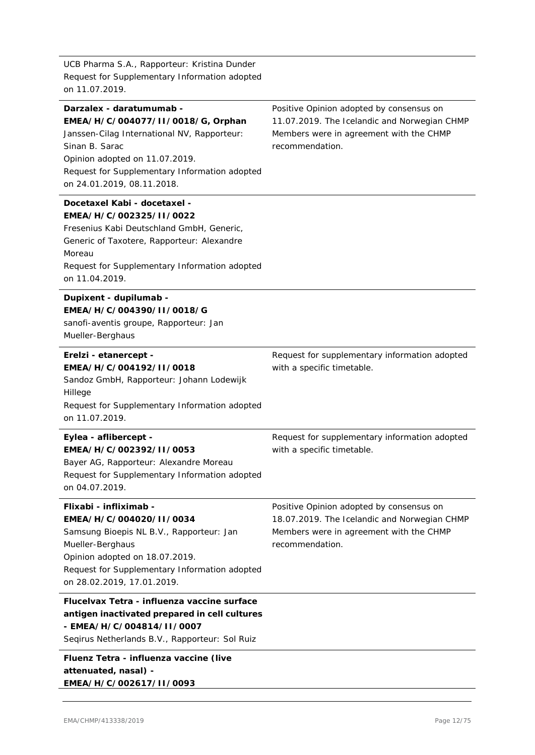| | |
|---|---|
| UCB Pharma S.A., Rapporteur: Kristina Dunder<br>Request for Supplementary Information adopted on 11.07.2019. | |
| **Darzalex - daratumumab - EMEA/H/C/004077/II/0018/G, Orphan**<br>Janssen-Cilag International NV, Rapporteur: Sinan B. Sarac<br>Opinion adopted on 11.07.2019.<br>Request for Supplementary Information adopted on 24.01.2019, 08.11.2018. | Positive Opinion adopted by consensus on 11.07.2019. The Icelandic and Norwegian CHMP Members were in agreement with the CHMP recommendation. |
| **Docetaxel Kabi - docetaxel - EMEA/H/C/002325/II/0022**<br>Fresenius Kabi Deutschland GmbH, Generic, Generic of Taxotere, Rapporteur: Alexandre Moreau<br>Request for Supplementary Information adopted on 11.04.2019. | |
| **Dupixent - dupilumab - EMEA/H/C/004390/II/0018/G**<br>sanofi-aventis groupe, Rapporteur: Jan Mueller-Berghaus | |
| **Erelzi - etanercept - EMEA/H/C/004192/II/0018**<br>Sandoz GmbH, Rapporteur: Johann Lodewijk Hillege<br>Request for Supplementary Information adopted on 11.07.2019. | Request for supplementary information adopted with a specific timetable. |
| **Eylea - aflibercept - EMEA/H/C/002392/II/0053**<br>Bayer AG, Rapporteur: Alexandre Moreau<br>Request for Supplementary Information adopted on 04.07.2019. | Request for supplementary information adopted with a specific timetable. |
| **Flixabi - infliximab - EMEA/H/C/004020/II/0034**<br>Samsung Bioepis NL B.V., Rapporteur: Jan Mueller-Berghaus<br>Opinion adopted on 18.07.2019.<br>Request for Supplementary Information adopted on 28.02.2019, 17.01.2019. | Positive Opinion adopted by consensus on 18.07.2019. The Icelandic and Norwegian CHMP Members were in agreement with the CHMP recommendation. |
| **Flucelvax Tetra - influenza vaccine surface antigen inactivated prepared in cell cultures - EMEA/H/C/004814/II/0007**<br>Seqirus Netherlands B.V., Rapporteur: Sol Ruiz | |
| **Fluenz Tetra - influenza vaccine (live attenuated, nasal) - EMEA/H/C/002617/II/0093** | |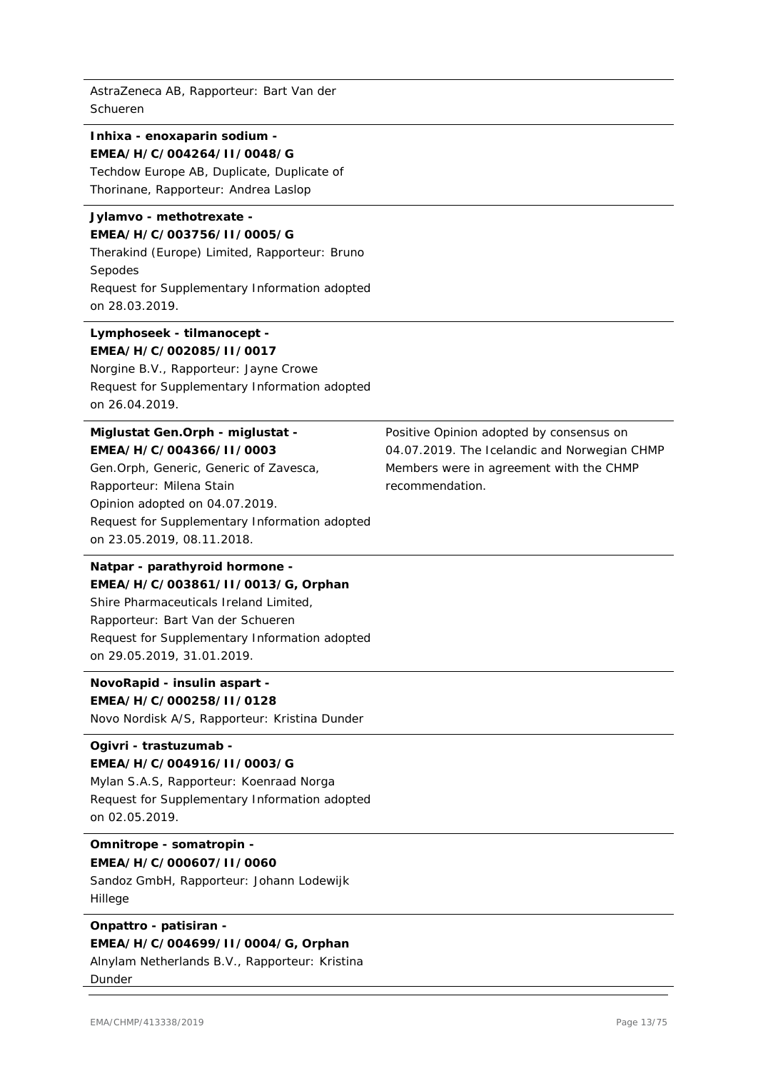AstraZeneca AB, Rapporteur: Bart Van der Schueren

**Inhixa - enoxaparin sodium - EMEA/H/C/004264/II/0048/G**
Techdow Europe AB, Duplicate, Duplicate of Thorinane, Rapporteur: Andrea Laslop

**Jylamvo - methotrexate - EMEA/H/C/003756/II/0005/G**
Therakind (Europe) Limited, Rapporteur: Bruno Sepodes
Request for Supplementary Information adopted on 28.03.2019.

**Lymphoseek - tilmanocept - EMEA/H/C/002085/II/0017**
Norgine B.V., Rapporteur: Jayne Crowe
Request for Supplementary Information adopted on 26.04.2019.

**Miglustat Gen.Orph - miglustat - EMEA/H/C/004366/II/0003**
Gen.Orph, Generic, Generic of Zavesca, Rapporteur: Milena Stain
Opinion adopted on 04.07.2019.
Request for Supplementary Information adopted on 23.05.2019, 08.11.2018.

Positive Opinion adopted by consensus on 04.07.2019. The Icelandic and Norwegian CHMP Members were in agreement with the CHMP recommendation.

**Natpar - parathyroid hormone - EMEA/H/C/003861/II/0013/G, Orphan**
Shire Pharmaceuticals Ireland Limited, Rapporteur: Bart Van der Schueren
Request for Supplementary Information adopted on 29.05.2019, 31.01.2019.

**NovoRapid - insulin aspart - EMEA/H/C/000258/II/0128**
Novo Nordisk A/S, Rapporteur: Kristina Dunder

**Ogivri - trastuzumab - EMEA/H/C/004916/II/0003/G**
Mylan S.A.S, Rapporteur: Koenraad Norga
Request for Supplementary Information adopted on 02.05.2019.

**Omnitrope - somatropin - EMEA/H/C/000607/II/0060**
Sandoz GmbH, Rapporteur: Johann Lodewijk Hillege

**Onpattro - patisiran - EMEA/H/C/004699/II/0004/G, Orphan**
Alnylam Netherlands B.V., Rapporteur: Kristina Dunder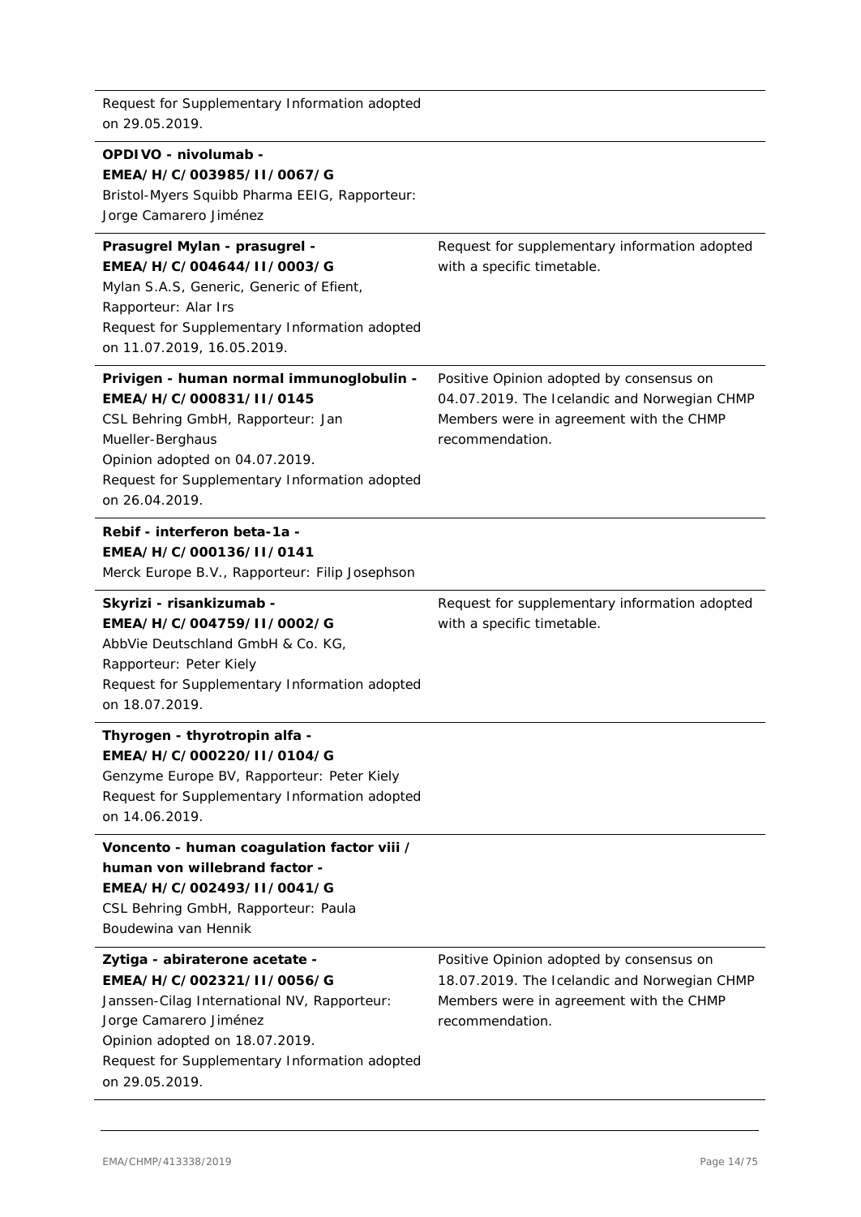| | |
|---|---|
| Request for Supplementary Information adopted on 29.05.2019. | |
| **OPDIVO - nivolumab - EMEA/H/C/003985/II/0067/G**<br>Bristol-Myers Squibb Pharma EEIG, Rapporteur: Jorge Camarero Jiménez | |
| **Prasugrel Mylan - prasugrel - EMEA/H/C/004644/II/0003/G**<br>Mylan S.A.S, Generic, Generic of Efient, Rapporteur: Alar Irs<br>Request for Supplementary Information adopted on 11.07.2019, 16.05.2019. | Request for supplementary information adopted with a specific timetable. |
| **Privigen - human normal immunoglobulin - EMEA/H/C/000831/II/0145**<br>CSL Behring GmbH, Rapporteur: Jan Mueller-Berghaus<br>Opinion adopted on 04.07.2019.<br>Request for Supplementary Information adopted on 26.04.2019. | Positive Opinion adopted by consensus on 04.07.2019. The Icelandic and Norwegian CHMP Members were in agreement with the CHMP recommendation. |
| **Rebif - interferon beta-1a - EMEA/H/C/000136/II/0141**<br>Merck Europe B.V., Rapporteur: Filip Josephson | |
| **Skyrizi - risankizumab - EMEA/H/C/004759/II/0002/G**<br>AbbVie Deutschland GmbH & Co. KG, Rapporteur: Peter Kiely<br>Request for Supplementary Information adopted on 18.07.2019. | Request for supplementary information adopted with a specific timetable. |
| **Thyrogen - thyrotropin alfa - EMEA/H/C/000220/II/0104/G**<br>Genzyme Europe BV, Rapporteur: Peter Kiely<br>Request for Supplementary Information adopted on 14.06.2019. | |
| **Voncento - human coagulation factor viii / human von willebrand factor - EMEA/H/C/002493/II/0041/G**<br>CSL Behring GmbH, Rapporteur: Paula Boudewina van Hennik | |
| **Zytiga - abiraterone acetate - EMEA/H/C/002321/II/0056/G**<br>Janssen-Cilag International NV, Rapporteur: Jorge Camarero Jiménez<br>Opinion adopted on 18.07.2019.<br>Request for Supplementary Information adopted on 29.05.2019. | Positive Opinion adopted by consensus on 18.07.2019. The Icelandic and Norwegian CHMP Members were in agreement with the CHMP recommendation. |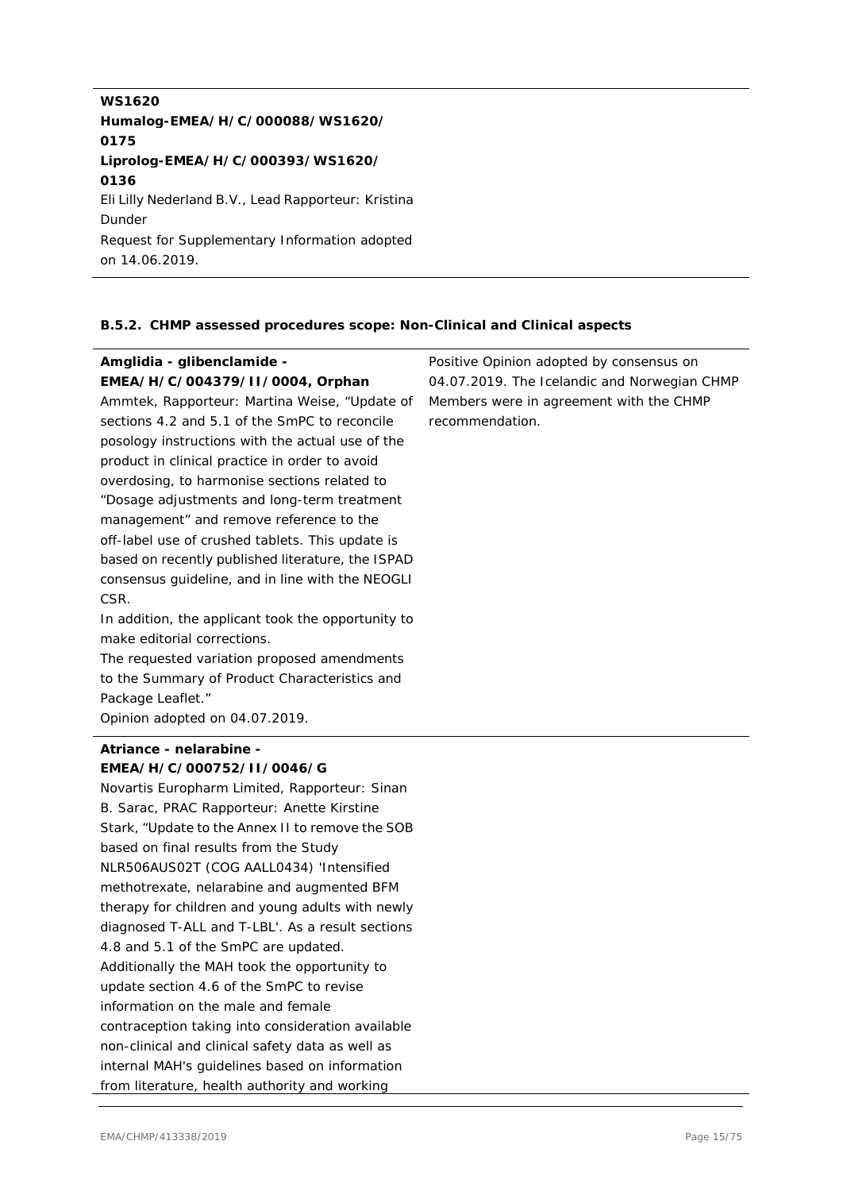| | |
|---|---|
| **WS1620**<br>**Humalog-EMEA/H/C/000088/WS1620/0175**<br>**Liprolog-EMEA/H/C/000393/WS1620/0136**<br>Eli Lilly Nederland B.V., Lead Rapporteur: Kristina Dunder<br>Request for Supplementary Information adopted on 14.06.2019. | |

**B.5.2. CHMP assessed procedures scope: Non-Clinical and Clinical aspects**

| | |
|---|---|
| **Amglidia - glibenclamide - EMEA/H/C/004379/II/0004, Orphan**<br>Ammtek, Rapporteur: Martina Weise, "Update of sections 4.2 and 5.1 of the SmPC to reconcile posology instructions with the actual use of the product in clinical practice in order to avoid overdosing, to harmonise sections related to "Dosage adjustments and long-term treatment management" and remove reference to the off-label use of crushed tablets. This update is based on recently published literature, the ISPAD consensus guideline, and in line with the NEOGLI CSR.<br>In addition, the applicant took the opportunity to make editorial corrections.<br>The requested variation proposed amendments to the Summary of Product Characteristics and Package Leaflet."<br>Opinion adopted on 04.07.2019. | Positive Opinion adopted by consensus on 04.07.2019. The Icelandic and Norwegian CHMP Members were in agreement with the CHMP recommendation. |
| **Atriance - nelarabine - EMEA/H/C/000752/II/0046/G**<br>Novartis Europharm Limited, Rapporteur: Sinan B. Sarac, PRAC Rapporteur: Anette Kirstine Stark, "Update to the Annex II to remove the SOB based on final results from the Study NLR506AUS02T (COG AALL0434) 'Intensified methotrexate, nelarabine and augmented BFM therapy for children and young adults with newly diagnosed T-ALL and T-LBL'. As a result sections 4.8 and 5.1 of the SmPC are updated.<br>Additionally the MAH took the opportunity to update section 4.6 of the SmPC to revise information on the male and female contraception taking into consideration available non-clinical and clinical safety data as well as internal MAH's guidelines based on information from literature, health authority and working | |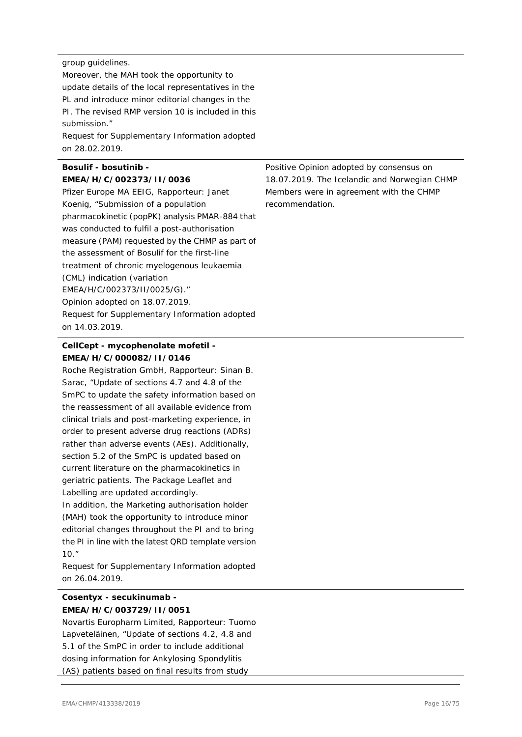| | |
|---|---|
| group guidelines.<br>Moreover, the MAH took the opportunity to update details of the local representatives in the PL and introduce minor editorial changes in the PI. The revised RMP version 10 is included in this submission."<br>Request for Supplementary Information adopted on 28.02.2019. | |
| **Bosulif - bosutinib - EMEA/H/C/002373/II/0036**<br>Pfizer Europe MA EEIG, Rapporteur: Janet Koenig, "Submission of a population pharmacokinetic (popPK) analysis PMAR-884 that was conducted to fulfil a post-authorisation measure (PAM) requested by the CHMP as part of the assessment of Bosulif for the first-line treatment of chronic myelogenous leukaemia (CML) indication (variation EMEA/H/C/002373/II/0025/G)."<br>Opinion adopted on 18.07.2019.<br>Request for Supplementary Information adopted on 14.03.2019. | Positive Opinion adopted by consensus on 18.07.2019. The Icelandic and Norwegian CHMP Members were in agreement with the CHMP recommendation. |
| **CellCept - mycophenolate mofetil - EMEA/H/C/000082/II/0146**<br>Roche Registration GmbH, Rapporteur: Sinan B. Sarac, "Update of sections 4.7 and 4.8 of the SmPC to update the safety information based on the reassessment of all available evidence from clinical trials and post-marketing experience, in order to present adverse drug reactions (ADRs) rather than adverse events (AEs). Additionally, section 5.2 of the SmPC is updated based on current literature on the pharmacokinetics in geriatric patients. The Package Leaflet and Labelling are updated accordingly.<br>In addition, the Marketing authorisation holder (MAH) took the opportunity to introduce minor editorial changes throughout the PI and to bring the PI in line with the latest QRD template version 10."<br>Request for Supplementary Information adopted on 26.04.2019. | |
| **Cosentyx - secukinumab - EMEA/H/C/003729/II/0051**<br>Novartis Europharm Limited, Rapporteur: Tuomo Lapveteläinen, "Update of sections 4.2, 4.8 and 5.1 of the SmPC in order to include additional dosing information for Ankylosing Spondylitis (AS) patients based on final results from study | |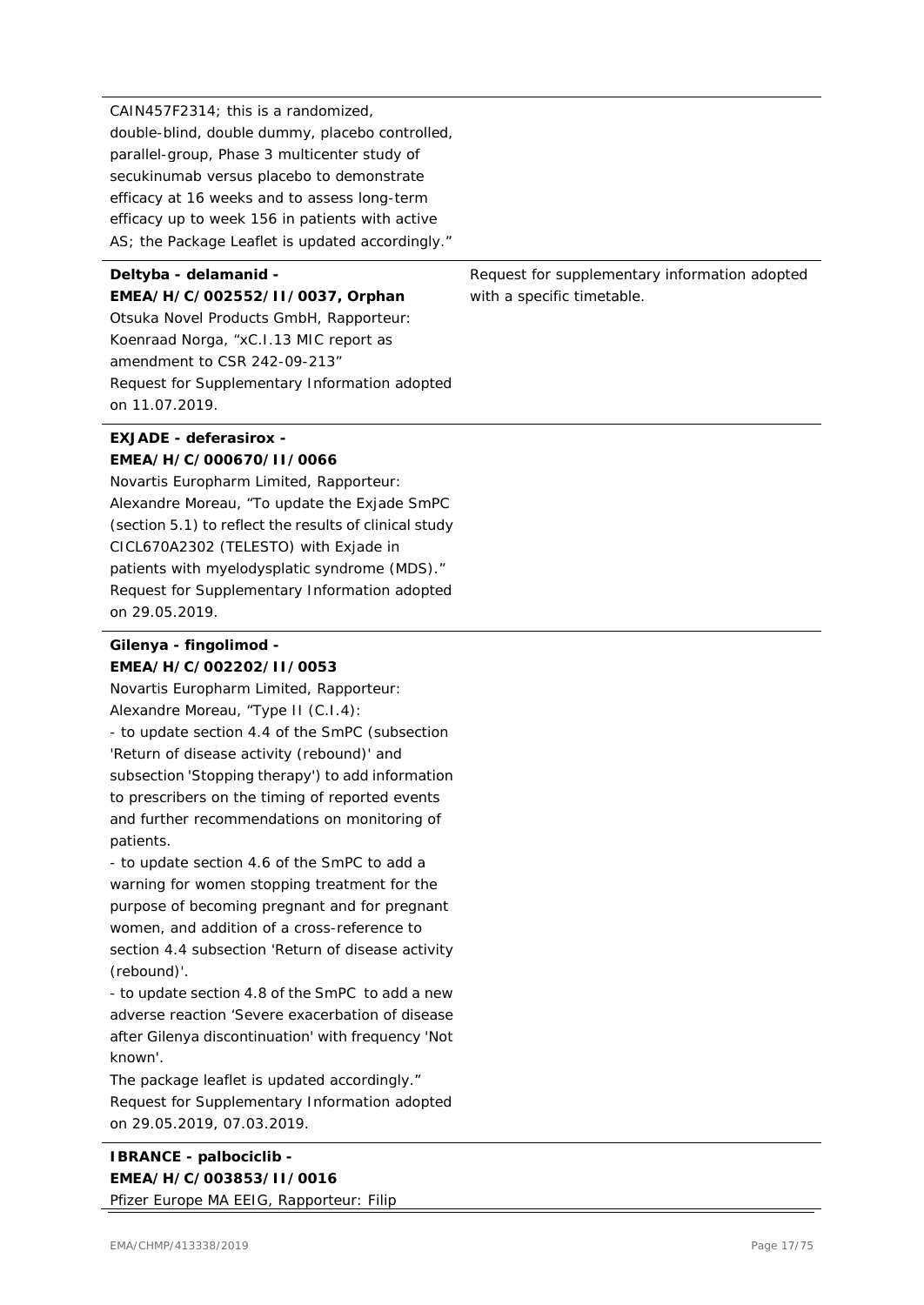CAIN457F2314; this is a randomized, double-blind, double dummy, placebo controlled, parallel-group, Phase 3 multicenter study of secukinumab versus placebo to demonstrate efficacy at 16 weeks and to assess long-term efficacy up to week 156 in patients with active AS; the Package Leaflet is updated accordingly."

**Deltyba - delamanid - EMEA/H/C/002552/II/0037, Orphan**
Otsuka Novel Products GmbH, Rapporteur: Koenraad Norga, "xC.I.13 MIC report as amendment to CSR 242-09-213"
Request for Supplementary Information adopted on 11.07.2019.

Request for supplementary information adopted with a specific timetable.

**EXJADE - deferasirox - EMEA/H/C/000670/II/0066**
Novartis Europharm Limited, Rapporteur: Alexandre Moreau, "To update the Exjade SmPC (section 5.1) to reflect the results of clinical study CICL670A2302 (TELESTO) with Exjade in patients with myelodysplatic syndrome (MDS)."
Request for Supplementary Information adopted on 29.05.2019.

**Gilenya - fingolimod - EMEA/H/C/002202/II/0053**
Novartis Europharm Limited, Rapporteur: Alexandre Moreau, "Type II (C.I.4):
- to update section 4.4 of the SmPC (subsection 'Return of disease activity (rebound)' and subsection 'Stopping therapy') to add information to prescribers on the timing of reported events and further recommendations on monitoring of patients.
- to update section 4.6 of the SmPC to add a warning for women stopping treatment for the purpose of becoming pregnant and for pregnant women, and addition of a cross-reference to section 4.4 subsection 'Return of disease activity (rebound)'.
- to update section 4.8 of the SmPC to add a new adverse reaction 'Severe exacerbation of disease after Gilenya discontinuation' with frequency 'Not known'.

The package leaflet is updated accordingly."
Request for Supplementary Information adopted on 29.05.2019, 07.03.2019.

**IBRANCE - palbociclib - EMEA/H/C/003853/II/0016**
Pfizer Europe MA EEIG, Rapporteur: Filip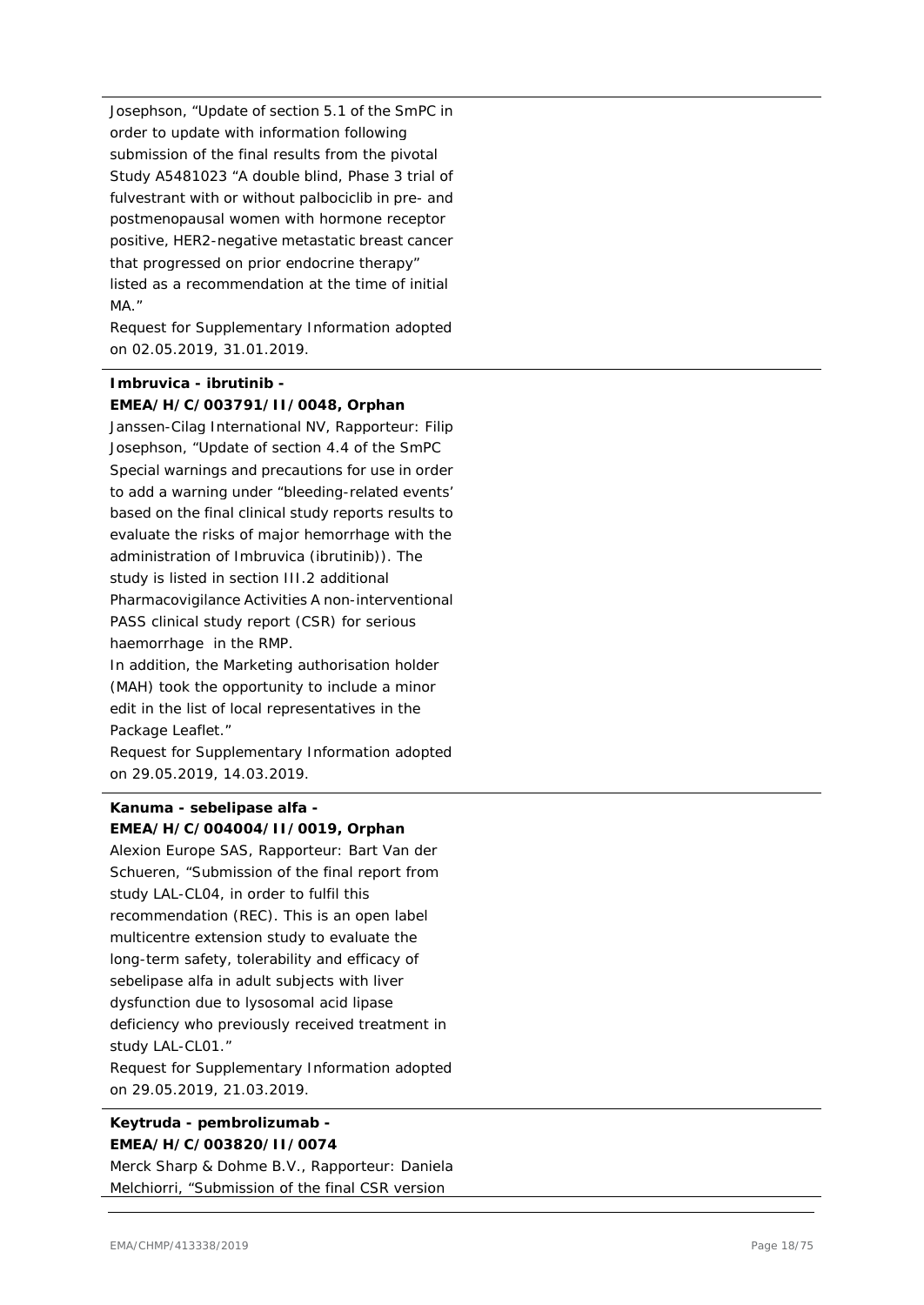Josephson, “Update of section 5.1 of the SmPC in order to update with information following submission of the final results from the pivotal Study A5481023 “A double blind, Phase 3 trial of fulvestrant with or without palbociclib in pre- and postmenopausal women with hormone receptor positive, HER2-negative metastatic breast cancer that progressed on prior endocrine therapy” listed as a recommendation at the time of initial MA.”

Request for Supplementary Information adopted on 02.05.2019, 31.01.2019.

**Imbruvica - ibrutinib - EMEA/H/C/003791/II/0048, Orphan**

Janssen-Cilag International NV, Rapporteur: Filip Josephson, “Update of section 4.4 of the SmPC Special warnings and precautions for use in order to add a warning under “bleeding-related events’ based on the final clinical study reports results to evaluate the risks of major hemorrhage with the administration of Imbruvica (ibrutinib)). The study is listed in section III.2 additional Pharmacovigilance Activities A non-interventional PASS clinical study report (CSR) for serious haemorrhage in the RMP.

In addition, the Marketing authorisation holder (MAH) took the opportunity to include a minor edit in the list of local representatives in the Package Leaflet.”

Request for Supplementary Information adopted on 29.05.2019, 14.03.2019.

**Kanuma - sebelipase alfa - EMEA/H/C/004004/II/0019, Orphan**

Alexion Europe SAS, Rapporteur: Bart Van der Schueren, “Submission of the final report from study LAL-CL04, in order to fulfil this recommendation (REC). This is an open label multicentre extension study to evaluate the long-term safety, tolerability and efficacy of sebelipase alfa in adult subjects with liver dysfunction due to lysosomal acid lipase deficiency who previously received treatment in study LAL-CL01.”

Request for Supplementary Information adopted on 29.05.2019, 21.03.2019.

**Keytruda - pembrolizumab - EMEA/H/C/003820/II/0074**

Merck Sharp & Dohme B.V., Rapporteur: Daniela Melchiorri, “Submission of the final CSR version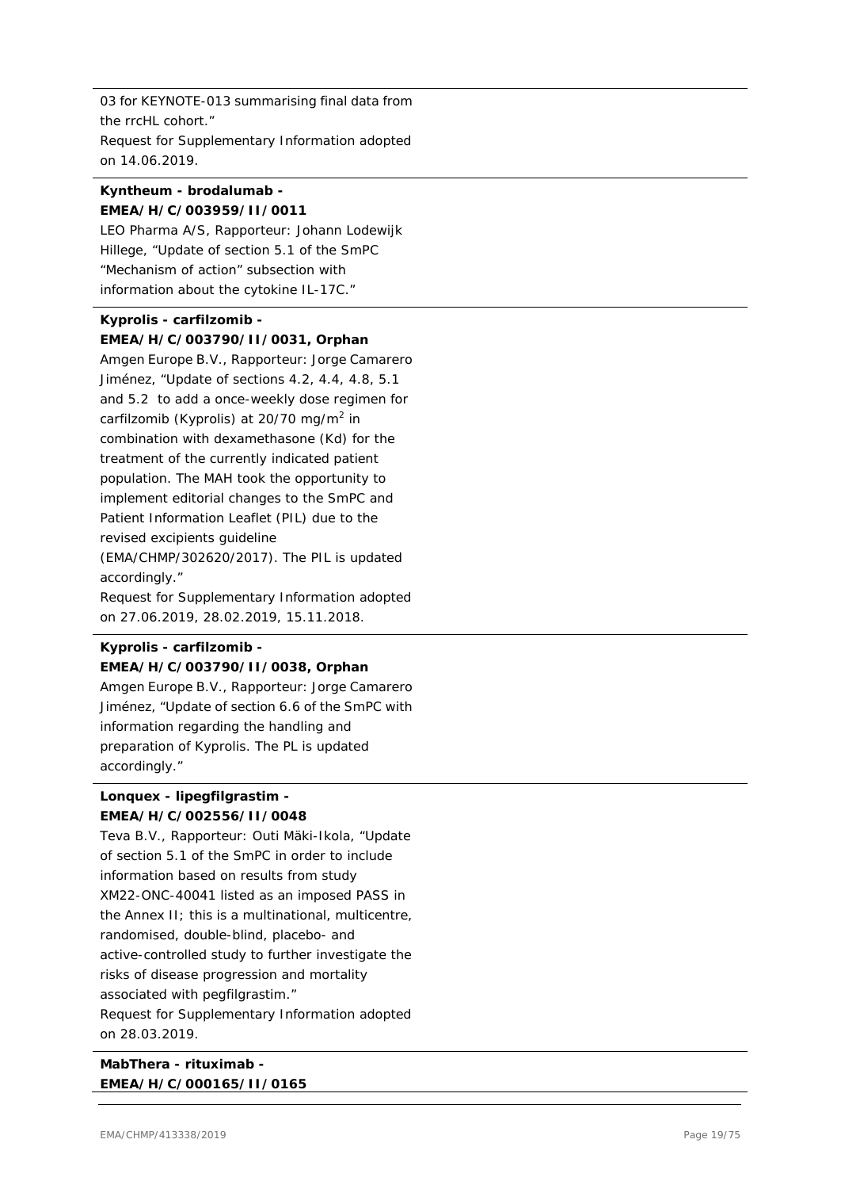03 for KEYNOTE-013 summarising final data from the rrcHL cohort."
Request for Supplementary Information adopted on 14.06.2019.

**Kyntheum - brodalumab - EMEA/H/C/003959/II/0011**

LEO Pharma A/S, Rapporteur: Johann Lodewijk Hillege, "Update of section 5.1 of the SmPC "Mechanism of action" subsection with information about the cytokine IL-17C."

**Kyprolis - carfilzomib - EMEA/H/C/003790/II/0031, Orphan**

Amgen Europe B.V., Rapporteur: Jorge Camarero Jiménez, "Update of sections 4.2, 4.4, 4.8, 5.1 and 5.2 to add a once-weekly dose regimen for carfilzomib (Kyprolis) at 20/70 mg/m$^2$ in combination with dexamethasone (Kd) for the treatment of the currently indicated patient population. The MAH took the opportunity to implement editorial changes to the SmPC and Patient Information Leaflet (PIL) due to the revised excipients guideline (EMA/CHMP/302620/2017). The PIL is updated accordingly."
Request for Supplementary Information adopted on 27.06.2019, 28.02.2019, 15.11.2018.

**Kyprolis - carfilzomib - EMEA/H/C/003790/II/0038, Orphan**

Amgen Europe B.V., Rapporteur: Jorge Camarero Jiménez, "Update of section 6.6 of the SmPC with information regarding the handling and preparation of Kyprolis. The PL is updated accordingly."

**Lonquex - lipegfilgrastim - EMEA/H/C/002556/II/0048**

Teva B.V., Rapporteur: Outi Mäki-Ikola, "Update of section 5.1 of the SmPC in order to include information based on results from study XM22-ONC-40041 listed as an imposed PASS in the Annex II; this is a multinational, multicentre, randomised, double-blind, placebo- and active-controlled study to further investigate the risks of disease progression and mortality associated with pegfilgrastim."
Request for Supplementary Information adopted on 28.03.2019.

**MabThera - rituximab - EMEA/H/C/000165/II/0165**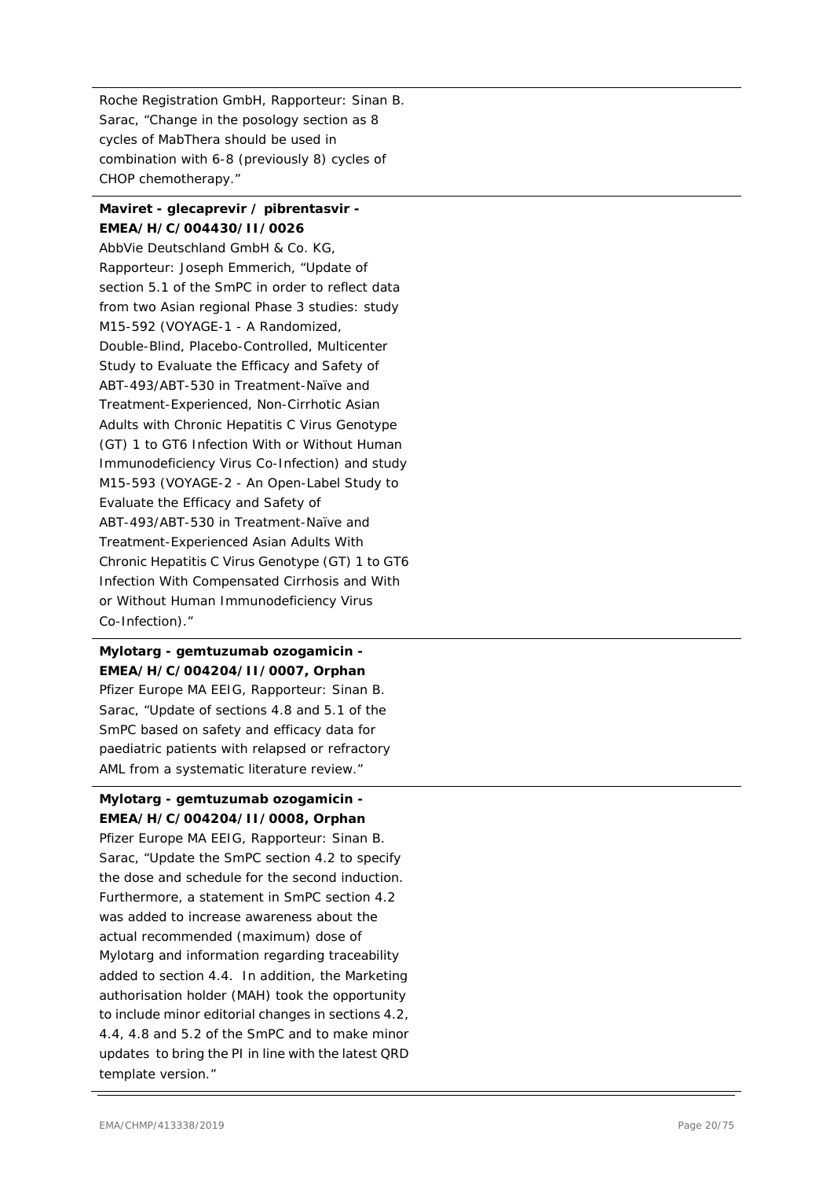Roche Registration GmbH, Rapporteur: Sinan B. Sarac, "Change in the posology section as 8 cycles of MabThera should be used in combination with 6-8 (previously 8) cycles of CHOP chemotherapy."

---

**Maviret - glecaprevir / pibrentasvir - EMEA/H/C/004430/II/0026**

AbbVie Deutschland GmbH & Co. KG, Rapporteur: Joseph Emmerich, "Update of section 5.1 of the SmPC in order to reflect data from two Asian regional Phase 3 studies: study M15-592 (VOYAGE-1 - A Randomized, Double-Blind, Placebo-Controlled, Multicenter Study to Evaluate the Efficacy and Safety of ABT-493/ABT-530 in Treatment-Naïve and Treatment-Experienced, Non-Cirrhotic Asian Adults with Chronic Hepatitis C Virus Genotype (GT) 1 to GT6 Infection With or Without Human Immunodeficiency Virus Co-Infection) and study M15-593 (VOYAGE-2 - An Open-Label Study to Evaluate the Efficacy and Safety of ABT-493/ABT-530 in Treatment-Naïve and Treatment-Experienced Asian Adults With Chronic Hepatitis C Virus Genotype (GT) 1 to GT6 Infection With Compensated Cirrhosis and With or Without Human Immunodeficiency Virus Co-Infection)."

---

**Mylotarg - gemtuzumab ozogamicin - EMEA/H/C/004204/II/0007, Orphan**

Pfizer Europe MA EEIG, Rapporteur: Sinan B. Sarac, "Update of sections 4.8 and 5.1 of the SmPC based on safety and efficacy data for paediatric patients with relapsed or refractory AML from a systematic literature review."

---

**Mylotarg - gemtuzumab ozogamicin - EMEA/H/C/004204/II/0008, Orphan**

Pfizer Europe MA EEIG, Rapporteur: Sinan B. Sarac, "Update the SmPC section 4.2 to specify the dose and schedule for the second induction. Furthermore, a statement in SmPC section 4.2 was added to increase awareness about the actual recommended (maximum) dose of Mylotarg and information regarding traceability added to section 4.4. In addition, the Marketing authorisation holder (MAH) took the opportunity to include minor editorial changes in sections 4.2, 4.4, 4.8 and 5.2 of the SmPC and to make minor updates to bring the PI in line with the latest QRD template version."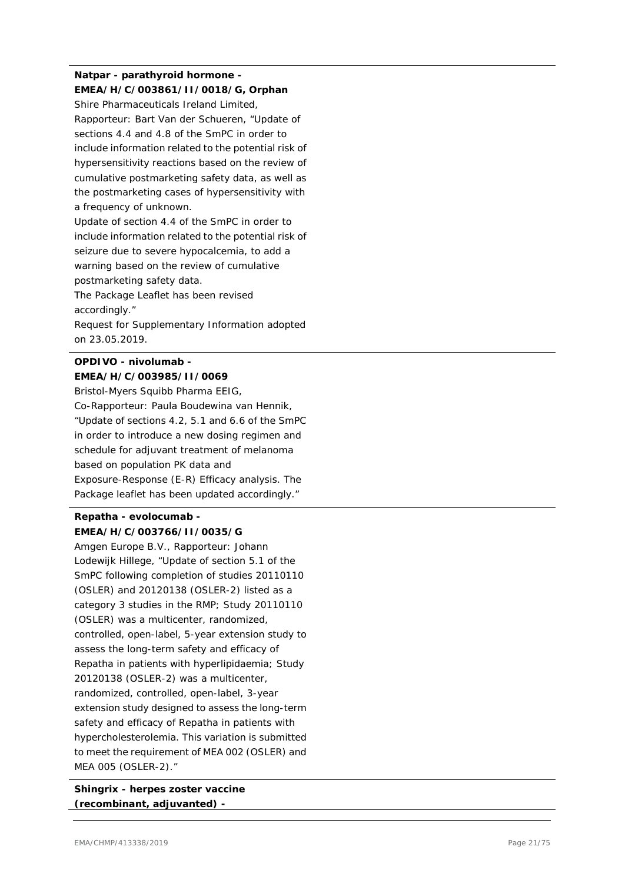**Natpar - parathyroid hormone - EMEA/H/C/003861/II/0018/G, Orphan**

Shire Pharmaceuticals Ireland Limited, Rapporteur: Bart Van der Schueren, "Update of sections 4.4 and 4.8 of the SmPC in order to include information related to the potential risk of hypersensitivity reactions based on the review of cumulative postmarketing safety data, as well as the postmarketing cases of hypersensitivity with a frequency of unknown.

Update of section 4.4 of the SmPC in order to include information related to the potential risk of seizure due to severe hypocalcemia, to add a warning based on the review of cumulative postmarketing safety data.

The Package Leaflet has been revised accordingly."

Request for Supplementary Information adopted on 23.05.2019.

---

**OPDIVO - nivolumab - EMEA/H/C/003985/II/0069**

Bristol-Myers Squibb Pharma EEIG, Co-Rapporteur: Paula Boudewina van Hennik, "Update of sections 4.2, 5.1 and 6.6 of the SmPC in order to introduce a new dosing regimen and schedule for adjuvant treatment of melanoma based on population PK data and Exposure-Response (E-R) Efficacy analysis. The Package leaflet has been updated accordingly."

---

**Repatha - evolocumab - EMEA/H/C/003766/II/0035/G**

Amgen Europe B.V., Rapporteur: Johann Lodewijk Hillege, "Update of section 5.1 of the SmPC following completion of studies 20110110 (OSLER) and 20120138 (OSLER-2) listed as a category 3 studies in the RMP; Study 20110110 (OSLER) was a multicenter, randomized, controlled, open-label, 5-year extension study to assess the long-term safety and efficacy of Repatha in patients with hyperlipidaemia; Study 20120138 (OSLER-2) was a multicenter, randomized, controlled, open-label, 3-year extension study designed to assess the long-term safety and efficacy of Repatha in patients with hypercholesterolemia. This variation is submitted to meet the requirement of MEA 002 (OSLER) and MEA 005 (OSLER-2)."

---

**Shingrix - herpes zoster vaccine (recombinant, adjuvanted) -**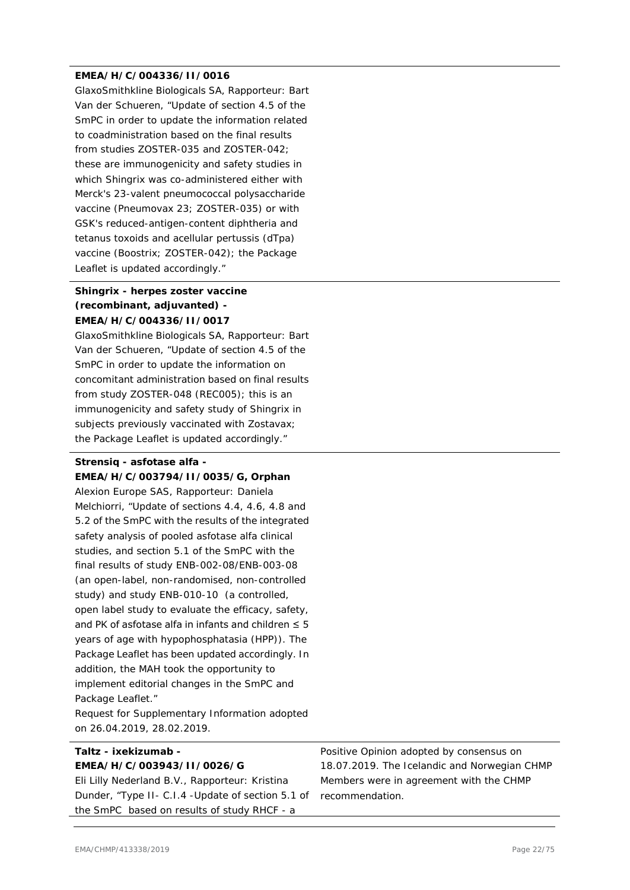**EMEA/H/C/004336/II/0016**

GlaxoSmithkline Biologicals SA, Rapporteur: Bart Van der Schueren, "Update of section 4.5 of the SmPC in order to update the information related to coadministration based on the final results from studies ZOSTER-035 and ZOSTER-042; these are immunogenicity and safety studies in which Shingrix was co-administered either with Merck's 23-valent pneumococcal polysaccharide vaccine (Pneumovax 23; ZOSTER-035) or with GSK's reduced-antigen-content diphtheria and tetanus toxoids and acellular pertussis (dTpa) vaccine (Boostrix; ZOSTER-042); the Package Leaflet is updated accordingly."

---

**Shingrix - herpes zoster vaccine (recombinant, adjuvanted) - EMEA/H/C/004336/II/0017**

GlaxoSmithkline Biologicals SA, Rapporteur: Bart Van der Schueren, "Update of section 4.5 of the SmPC in order to update the information on concomitant administration based on final results from study ZOSTER-048 (REC005); this is an immunogenicity and safety study of Shingrix in subjects previously vaccinated with Zostavax; the Package Leaflet is updated accordingly."

---

**Strensiq - asfotase alfa - EMEA/H/C/003794/II/0035/G, Orphan**

Alexion Europe SAS, Rapporteur: Daniela Melchiorri, "Update of sections 4.4, 4.6, 4.8 and 5.2 of the SmPC with the results of the integrated safety analysis of pooled asfotase alfa clinical studies, and section 5.1 of the SmPC with the final results of study ENB-002-08/ENB-003-08 (an open-label, non-randomised, non-controlled study) and study ENB-010-10 (a controlled, open label study to evaluate the efficacy, safety, and PK of asfotase alfa in infants and children ≤ 5 years of age with hypophosphatasia (HPP)). The Package Leaflet has been updated accordingly. In addition, the MAH took the opportunity to implement editorial changes in the SmPC and Package Leaflet."

Request for Supplementary Information adopted on 26.04.2019, 28.02.2019.

---

**Taltz - ixekizumab - EMEA/H/C/003943/II/0026/G**

Eli Lilly Nederland B.V., Rapporteur: Kristina Dunder, "Type II- C.I.4 -Update of section 5.1 of the SmPC based on results of study RHCF - a

Positive Opinion adopted by consensus on 18.07.2019. The Icelandic and Norwegian CHMP Members were in agreement with the CHMP recommendation.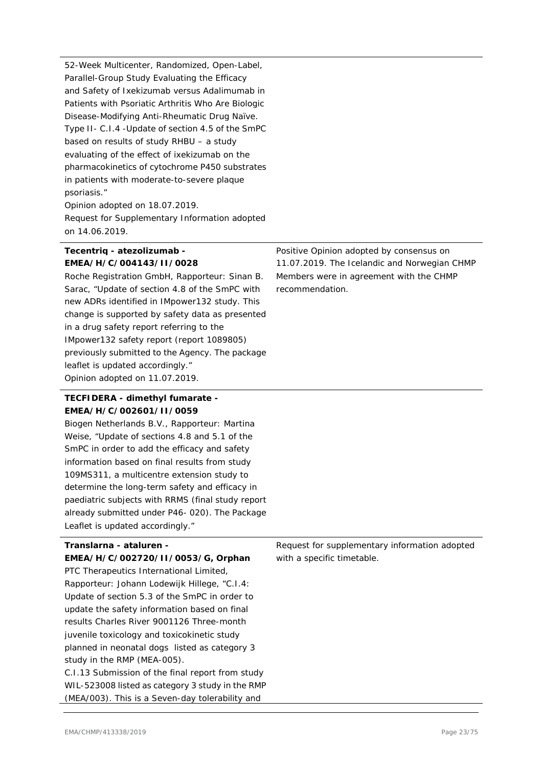| | |
|---|---|
| 52-Week Multicenter, Randomized, Open-Label, Parallel-Group Study Evaluating the Efficacy and Safety of Ixekizumab versus Adalimumab in Patients with Psoriatic Arthritis Who Are Biologic Disease-Modifying Anti-Rheumatic Drug Naïve. Type II- C.I.4 -Update of section 4.5 of the SmPC based on results of study RHBU – a study evaluating of the effect of ixekizumab on the pharmacokinetics of cytochrome P450 substrates in patients with moderate-to-severe plaque psoriasis."<br>Opinion adopted on 18.07.2019.<br>Request for Supplementary Information adopted on 14.06.2019. | |
| **Tecentriq - atezolizumab - EMEA/H/C/004143/II/0028**<br>Roche Registration GmbH, Rapporteur: Sinan B. Sarac, "Update of section 4.8 of the SmPC with new ADRs identified in IMpower132 study. This change is supported by safety data as presented in a drug safety report referring to the IMpower132 safety report (report 1089805) previously submitted to the Agency. The package leaflet is updated accordingly."<br>Opinion adopted on 11.07.2019. | Positive Opinion adopted by consensus on 11.07.2019. The Icelandic and Norwegian CHMP Members were in agreement with the CHMP recommendation. |
| **TECFIDERA - dimethyl fumarate - EMEA/H/C/002601/II/0059**<br>Biogen Netherlands B.V., Rapporteur: Martina Weise, "Update of sections 4.8 and 5.1 of the SmPC in order to add the efficacy and safety information based on final results from study 109MS311, a multicentre extension study to determine the long-term safety and efficacy in paediatric subjects with RRMS (final study report already submitted under P46- 020). The Package Leaflet is updated accordingly." | |
| **Translarna - ataluren - EMEA/H/C/002720/II/0053/G, Orphan**<br>PTC Therapeutics International Limited, Rapporteur: Johann Lodewijk Hillege, "C.I.4: Update of section 5.3 of the SmPC in order to update the safety information based on final results Charles River 9001126 Three-month juvenile toxicology and toxicokinetic study planned in neonatal dogs listed as category 3 study in the RMP (MEA-005).<br>C.I.13 Submission of the final report from study WIL-523008 listed as category 3 study in the RMP (MEA/003). This is a Seven-day tolerability and | Request for supplementary information adopted with a specific timetable. |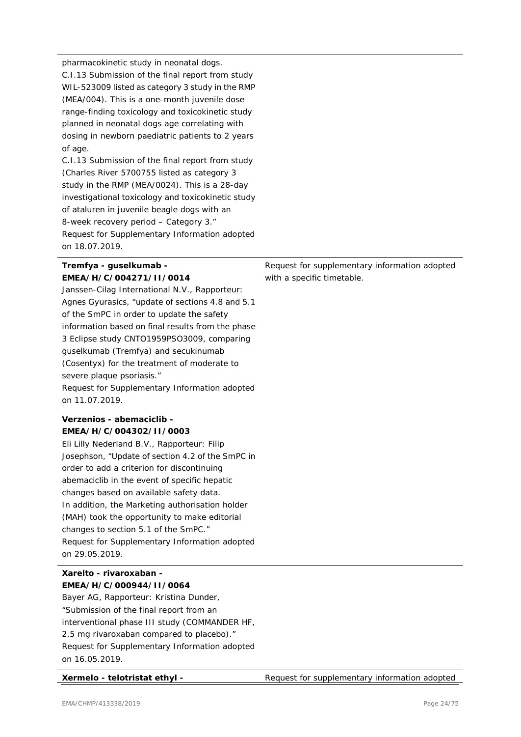| | |
|---|---|
| pharmacokinetic study in neonatal dogs.<br>C.I.13 Submission of the final report from study WIL-523009 listed as category 3 study in the RMP (MEA/004). This is a one-month juvenile dose range-finding toxicology and toxicokinetic study planned in neonatal dogs age correlating with dosing in newborn paediatric patients to 2 years of age.<br>C.I.13 Submission of the final report from study (Charles River 5700755 listed as category 3 study in the RMP (MEA/0024). This is a 28-day investigational toxicology and toxicokinetic study of ataluren in juvenile beagle dogs with an 8-week recovery period – Category 3."<br>Request for Supplementary Information adopted on 18.07.2019. | |
| **Tremfya - guselkumab - EMEA/H/C/004271/II/0014**<br>Janssen-Cilag International N.V., Rapporteur: Agnes Gyurasics, "update of sections 4.8 and 5.1 of the SmPC in order to update the safety information based on final results from the phase 3 Eclipse study CNTO1959PSO3009, comparing guselkumab (Tremfya) and secukinumab (Cosentyx) for the treatment of moderate to severe plaque psoriasis."<br>Request for Supplementary Information adopted on 11.07.2019. | Request for supplementary information adopted with a specific timetable. |
| **Verzenios - abemaciclib - EMEA/H/C/004302/II/0003**<br>Eli Lilly Nederland B.V., Rapporteur: Filip Josephson, "Update of section 4.2 of the SmPC in order to add a criterion for discontinuing abemaciclib in the event of specific hepatic changes based on available safety data.<br>In addition, the Marketing authorisation holder (MAH) took the opportunity to make editorial changes to section 5.1 of the SmPC."<br>Request for Supplementary Information adopted on 29.05.2019. | |
| **Xarelto - rivaroxaban - EMEA/H/C/000944/II/0064**<br>Bayer AG, Rapporteur: Kristina Dunder, "Submission of the final report from an interventional phase III study (COMMANDER HF, 2.5 mg rivaroxaban compared to placebo)."<br>Request for Supplementary Information adopted on 16.05.2019. | |
| **Xermelo - telotristat ethyl -** | Request for supplementary information adopted |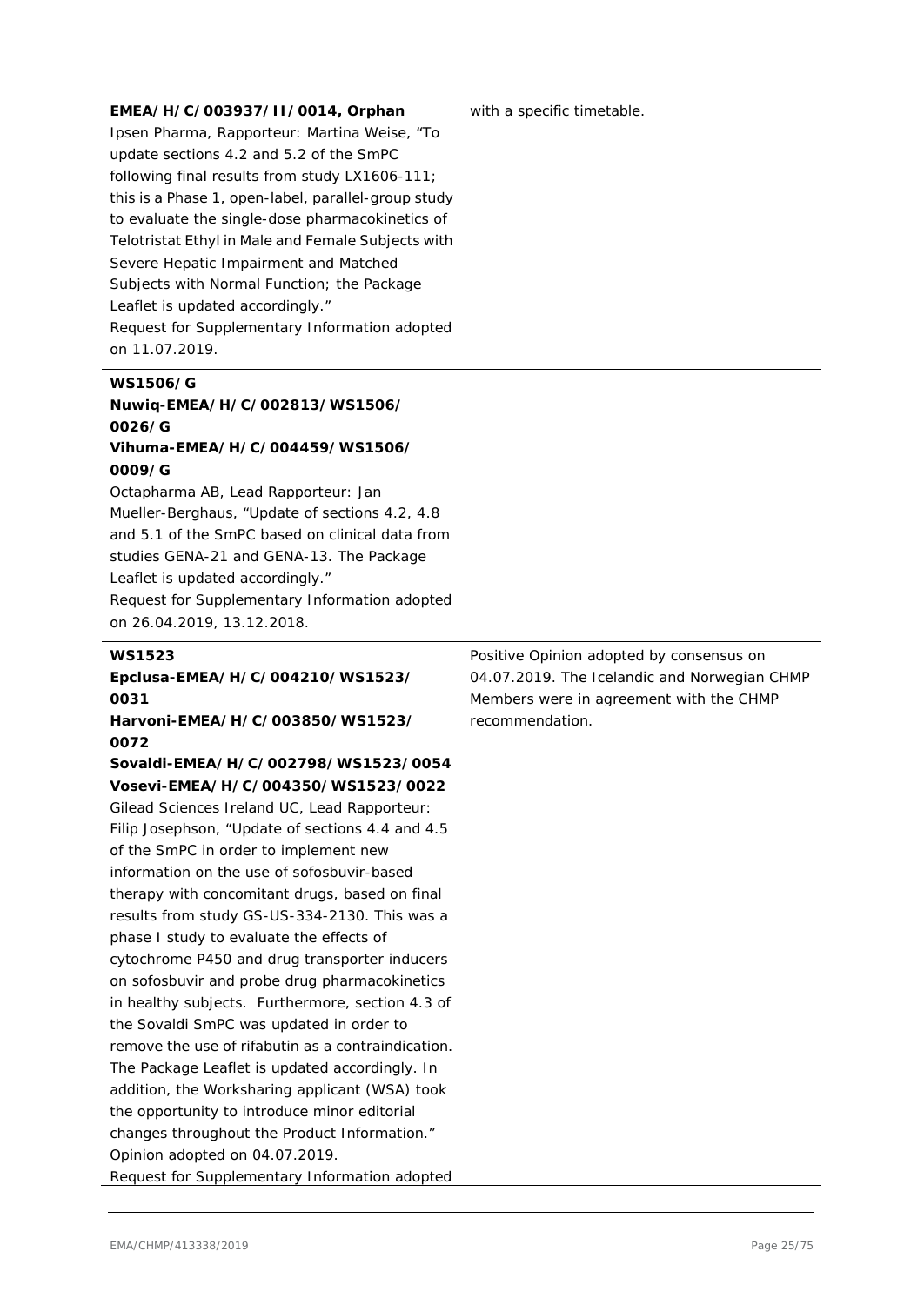| | |
|---|---|
| **EMEA/H/C/003937/II/0014, Orphan**<br>Ipsen Pharma, Rapporteur: Martina Weise, "To update sections 4.2 and 5.2 of the SmPC following final results from study LX1606-111; this is a Phase 1, open-label, parallel-group study to evaluate the single-dose pharmacokinetics of Telotristat Ethyl in Male and Female Subjects with Severe Hepatic Impairment and Matched Subjects with Normal Function; the Package Leaflet is updated accordingly."<br>Request for Supplementary Information adopted on 11.07.2019. | with a specific timetable. |
| **WS1506/G**<br>**Nuwiq-EMEA/H/C/002813/WS1506/0026/G**<br>**Vihuma-EMEA/H/C/004459/WS1506/0009/G**<br>Octapharma AB, Lead Rapporteur: Jan Mueller-Berghaus, "Update of sections 4.2, 4.8 and 5.1 of the SmPC based on clinical data from studies GENA-21 and GENA-13. The Package Leaflet is updated accordingly."<br>Request for Supplementary Information adopted on 26.04.2019, 13.12.2018. | |
| **WS1523**<br>**Epclusa-EMEA/H/C/004210/WS1523/0031**<br>**Harvoni-EMEA/H/C/003850/WS1523/0072**<br>**Sovaldi-EMEA/H/C/002798/WS1523/0054**<br>**Vosevi-EMEA/H/C/004350/WS1523/0022**<br>Gilead Sciences Ireland UC, Lead Rapporteur: Filip Josephson, "Update of sections 4.4 and 4.5 of the SmPC in order to implement new information on the use of sofosbuvir-based therapy with concomitant drugs, based on final results from study GS-US-334-2130. This was a phase I study to evaluate the effects of cytochrome P450 and drug transporter inducers on sofosbuvir and probe drug pharmacokinetics in healthy subjects. Furthermore, section 4.3 of the Sovaldi SmPC was updated in order to remove the use of rifabutin as a contraindication. The Package Leaflet is updated accordingly. In addition, the Worksharing applicant (WSA) took the opportunity to introduce minor editorial changes throughout the Product Information."<br>Opinion adopted on 04.07.2019.<br>Request for Supplementary Information adopted | Positive Opinion adopted by consensus on 04.07.2019. The Icelandic and Norwegian CHMP Members were in agreement with the CHMP recommendation. |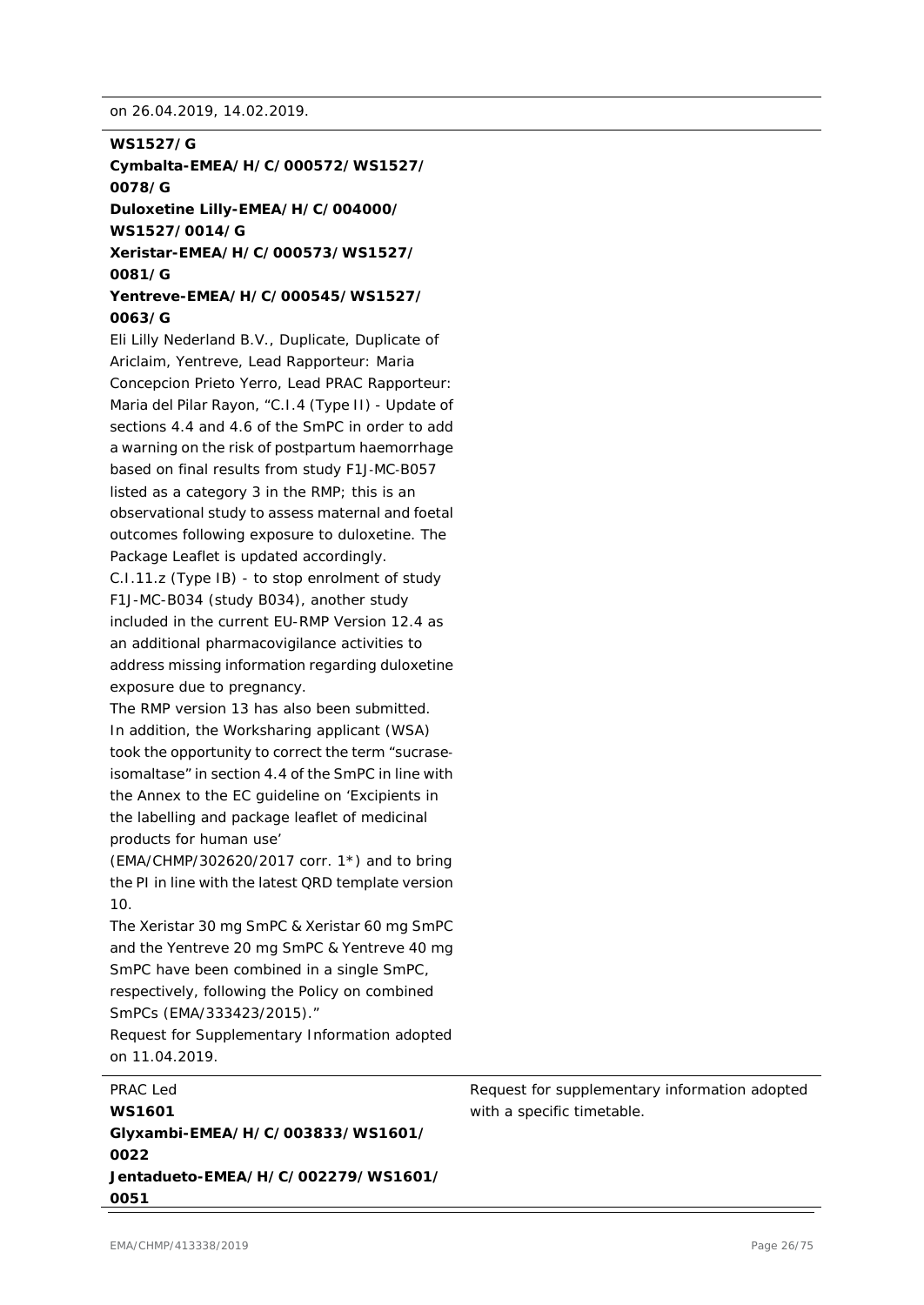| | |
|---|---|
| on 26.04.2019, 14.02.2019. | |
| **WS1527/G**<br>**Cymbalta-EMEA/H/C/000572/WS1527/0078/G**<br>**Duloxetine Lilly-EMEA/H/C/004000/WS1527/0014/G**<br>**Xeristar-EMEA/H/C/000573/WS1527/0081/G**<br>**Yentreve-EMEA/H/C/000545/WS1527/0063/G**<br>Eli Lilly Nederland B.V., Duplicate, Duplicate of Ariclaim, Yentreve, Lead Rapporteur: Maria Concepcion Prieto Yerro, Lead PRAC Rapporteur: Maria del Pilar Rayon, "C.I.4 (Type II) - Update of sections 4.4 and 4.6 of the SmPC in order to add a warning on the risk of postpartum haemorrhage based on final results from study F1J-MC-B057 listed as a category 3 in the RMP; this is an observational study to assess maternal and foetal outcomes following exposure to duloxetine. The Package Leaflet is updated accordingly.<br>C.I.11.z (Type IB) - to stop enrolment of study F1J-MC-B034 (study B034), another study included in the current EU-RMP Version 12.4 as an additional pharmacovigilance activities to address missing information regarding duloxetine exposure due to pregnancy.<br>The RMP version 13 has also been submitted.<br>In addition, the Worksharing applicant (WSA) took the opportunity to correct the term "sucrase-isomaltase" in section 4.4 of the SmPC in line with the Annex to the EC guideline on 'Excipients in the labelling and package leaflet of medicinal products for human use' (EMA/CHMP/302620/2017 corr. 1*) and to bring the PI in line with the latest QRD template version 10.<br>The Xeristar 30 mg SmPC & Xeristar 60 mg SmPC and the Yentreve 20 mg SmPC & Yentreve 40 mg SmPC have been combined in a single SmPC, respectively, following the Policy on combined SmPCs (EMA/333423/2015)."<br>Request for Supplementary Information adopted on 11.04.2019. | |
| PRAC Led<br>**WS1601**<br>**Glyxambi-EMEA/H/C/003833/WS1601/0022**<br>**Jentadueto-EMEA/H/C/002279/WS1601/0051** | Request for supplementary information adopted with a specific timetable. |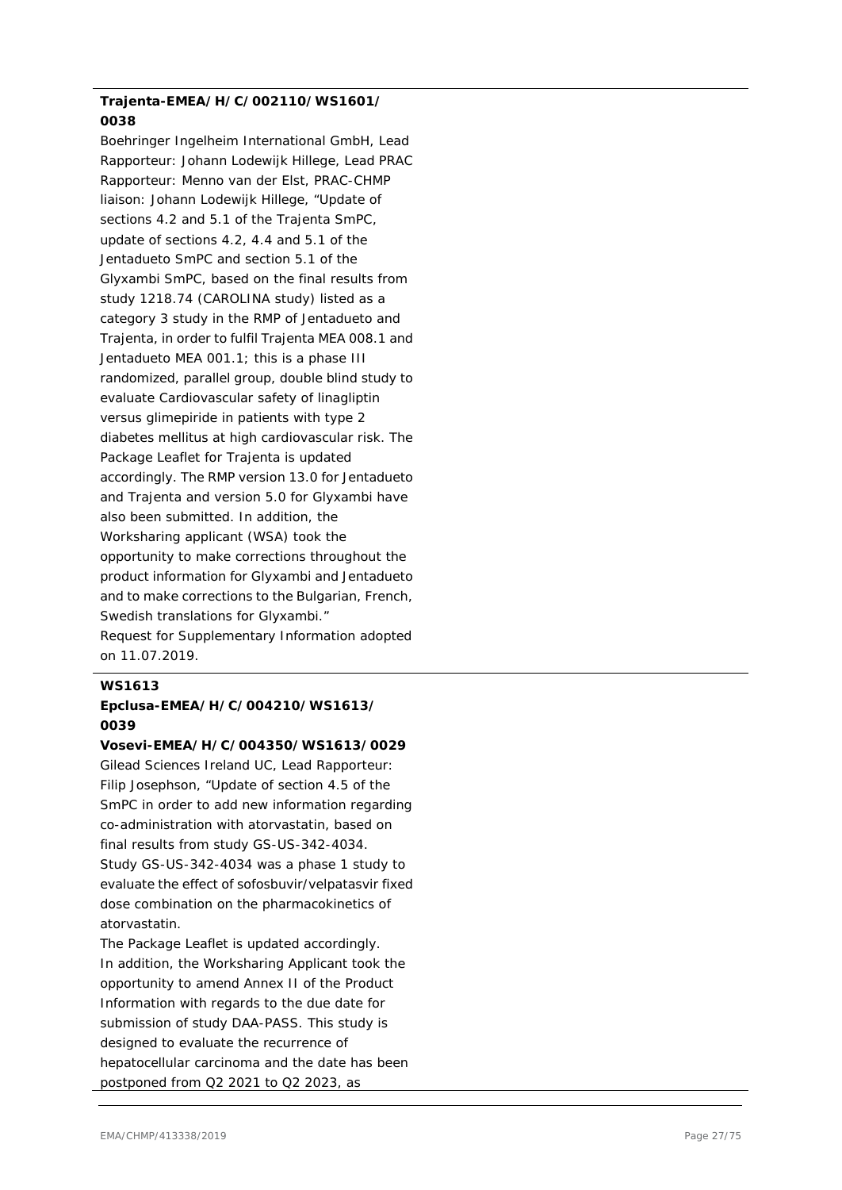**Trajenta-EMEA/H/C/002110/WS1601/0038**

Boehringer Ingelheim International GmbH, Lead Rapporteur: Johann Lodewijk Hillege, Lead PRAC Rapporteur: Menno van der Elst, PRAC-CHMP liaison: Johann Lodewijk Hillege, "Update of sections 4.2 and 5.1 of the Trajenta SmPC, update of sections 4.2, 4.4 and 5.1 of the Jentadueto SmPC and section 5.1 of the Glyxambi SmPC, based on the final results from study 1218.74 (CAROLINA study) listed as a category 3 study in the RMP of Jentadueto and Trajenta, in order to fulfil Trajenta MEA 008.1 and Jentadueto MEA 001.1; this is a phase III randomized, parallel group, double blind study to evaluate Cardiovascular safety of linagliptin versus glimepiride in patients with type 2 diabetes mellitus at high cardiovascular risk. The Package Leaflet for Trajenta is updated accordingly. The RMP version 13.0 for Jentadueto and Trajenta and version 5.0 for Glyxambi have also been submitted. In addition, the Worksharing applicant (WSA) took the opportunity to make corrections throughout the product information for Glyxambi and Jentadueto and to make corrections to the Bulgarian, French, Swedish translations for Glyxambi."

Request for Supplementary Information adopted on 11.07.2019.

**WS1613**

**Epclusa-EMEA/H/C/004210/WS1613/0039**

**Vosevi-EMEA/H/C/004350/WS1613/0029**

Gilead Sciences Ireland UC, Lead Rapporteur: Filip Josephson, "Update of section 4.5 of the SmPC in order to add new information regarding co-administration with atorvastatin, based on final results from study GS-US-342-4034.

Study GS-US-342-4034 was a phase 1 study to evaluate the effect of sofosbuvir/velpatasvir fixed dose combination on the pharmacokinetics of atorvastatin.

The Package Leaflet is updated accordingly.

In addition, the Worksharing Applicant took the opportunity to amend Annex II of the Product Information with regards to the due date for submission of study DAA-PASS. This study is designed to evaluate the recurrence of hepatocellular carcinoma and the date has been postponed from Q2 2021 to Q2 2023, as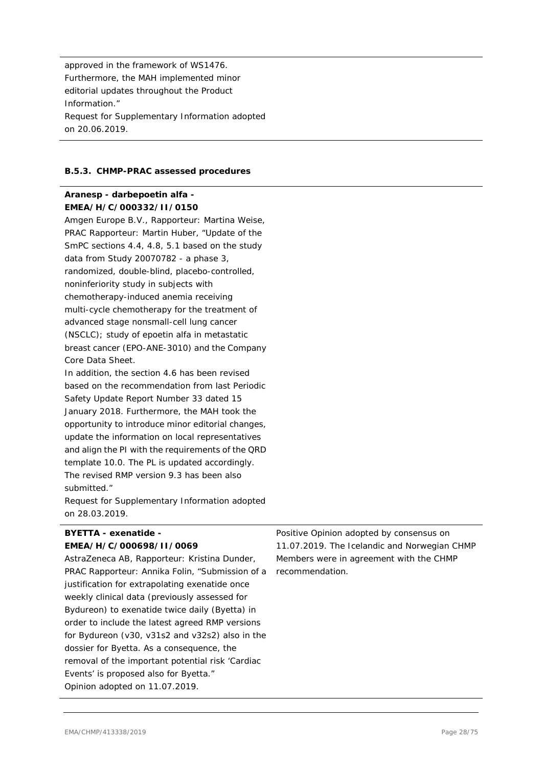| | |
|---|---|
| approved in the framework of WS1476. Furthermore, the MAH implemented minor editorial updates throughout the Product Information."<br>Request for Supplementary Information adopted on 20.06.2019. | |

### B.5.3. CHMP-PRAC assessed procedures

| | |
|---|---|
| **Aranesp - darbepoetin alfa - EMEA/H/C/000332/II/0150**<br>Amgen Europe B.V., Rapporteur: Martina Weise, PRAC Rapporteur: Martin Huber, "Update of the SmPC sections 4.4, 4.8, 5.1 based on the study data from Study 20070782 - a phase 3, randomized, double-blind, placebo-controlled, noninferiority study in subjects with chemotherapy-induced anemia receiving multi-cycle chemotherapy for the treatment of advanced stage nonsmall-cell lung cancer (NSCLC); study of epoetin alfa in metastatic breast cancer (EPO-ANE-3010) and the Company Core Data Sheet.<br>In addition, the section 4.6 has been revised based on the recommendation from last Periodic Safety Update Report Number 33 dated 15 January 2018. Furthermore, the MAH took the opportunity to introduce minor editorial changes, update the information on local representatives and align the PI with the requirements of the QRD template 10.0. The PL is updated accordingly. The revised RMP version 9.3 has been also submitted."<br>Request for Supplementary Information adopted on 28.03.2019. | |
| **BYETTA - exenatide - EMEA/H/C/000698/II/0069**<br>AstraZeneca AB, Rapporteur: Kristina Dunder, PRAC Rapporteur: Annika Folin, "Submission of a justification for extrapolating exenatide once weekly clinical data (previously assessed for Bydureon) to exenatide twice daily (Byetta) in order to include the latest agreed RMP versions for Bydureon (v30, v31s2 and v32s2) also in the dossier for Byetta. As a consequence, the removal of the important potential risk 'Cardiac Events' is proposed also for Byetta."<br>Opinion adopted on 11.07.2019. | Positive Opinion adopted by consensus on 11.07.2019. The Icelandic and Norwegian CHMP Members were in agreement with the CHMP recommendation. |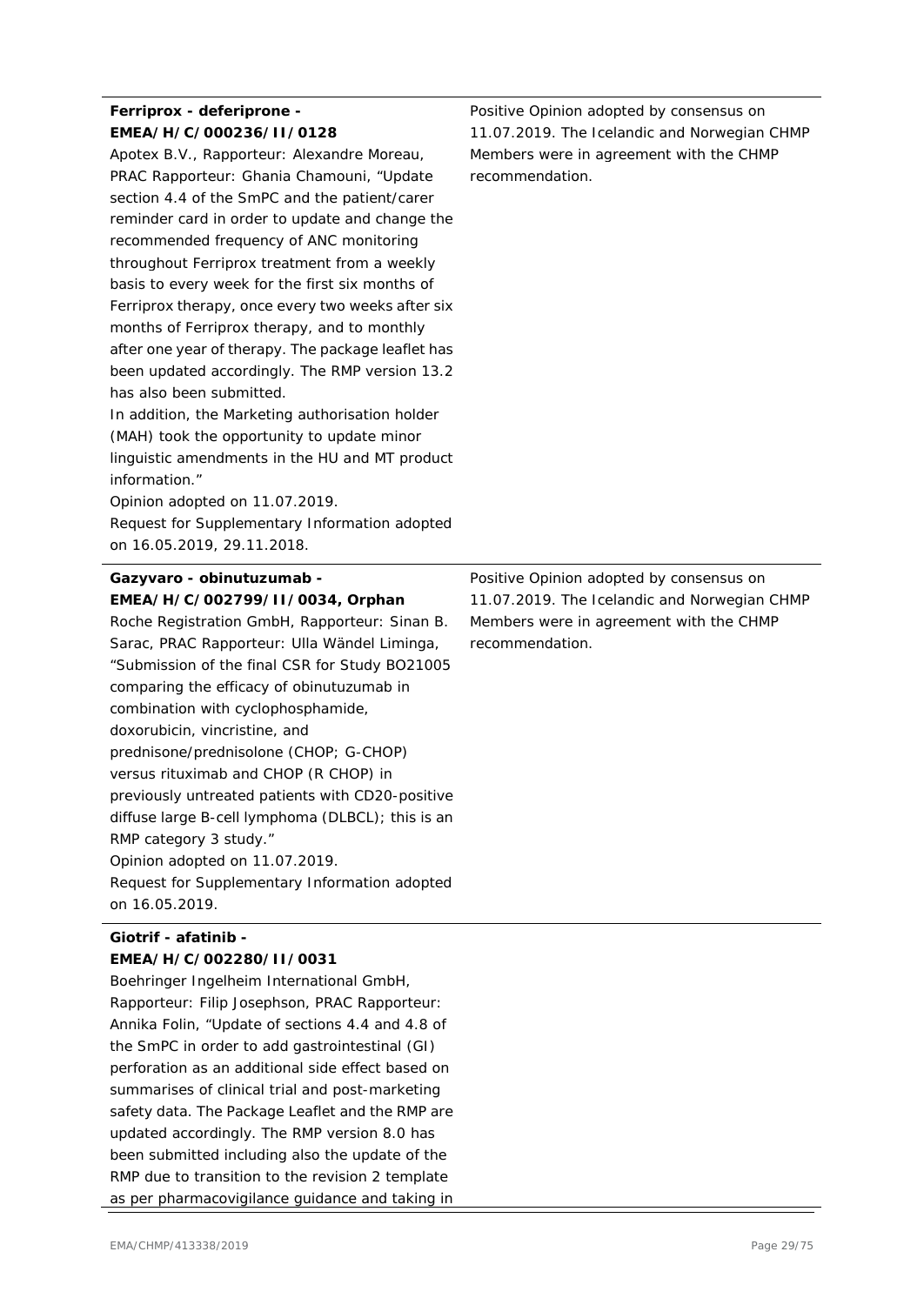| | |
|---|---|
| **Ferriprox - deferiprone - EMEA/H/C/000236/II/0128**<br>Apotex B.V., Rapporteur: Alexandre Moreau, PRAC Rapporteur: Ghania Chamouni, "Update section 4.4 of the SmPC and the patient/carer reminder card in order to update and change the recommended frequency of ANC monitoring throughout Ferriprox treatment from a weekly basis to every week for the first six months of Ferriprox therapy, once every two weeks after six months of Ferriprox therapy, and to monthly after one year of therapy. The package leaflet has been updated accordingly. The RMP version 13.2 has also been submitted.<br>In addition, the Marketing authorisation holder (MAH) took the opportunity to update minor linguistic amendments in the HU and MT product information."<br>Opinion adopted on 11.07.2019.<br>Request for Supplementary Information adopted on 16.05.2019, 29.11.2018. | Positive Opinion adopted by consensus on 11.07.2019. The Icelandic and Norwegian CHMP Members were in agreement with the CHMP recommendation. |
| **Gazyvaro - obinutuzumab - EMEA/H/C/002799/II/0034, Orphan**<br>Roche Registration GmbH, Rapporteur: Sinan B. Sarac, PRAC Rapporteur: Ulla Wändel Liminga, "Submission of the final CSR for Study BO21005 comparing the efficacy of obinutuzumab in combination with cyclophosphamide, doxorubicin, vincristine, and prednisone/prednisolone (CHOP; G-CHOP) versus rituximab and CHOP (R CHOP) in previously untreated patients with CD20-positive diffuse large B-cell lymphoma (DLBCL); this is an RMP category 3 study."<br>Opinion adopted on 11.07.2019.<br>Request for Supplementary Information adopted on 16.05.2019. | Positive Opinion adopted by consensus on 11.07.2019. The Icelandic and Norwegian CHMP Members were in agreement with the CHMP recommendation. |
| **Giotrif - afatinib - EMEA/H/C/002280/II/0031**<br>Boehringer Ingelheim International GmbH, Rapporteur: Filip Josephson, PRAC Rapporteur: Annika Folin, "Update of sections 4.4 and 4.8 of the SmPC in order to add gastrointestinal (GI) perforation as an additional side effect based on summarises of clinical trial and post-marketing safety data. The Package Leaflet and the RMP are updated accordingly. The RMP version 8.0 has been submitted including also the update of the RMP due to transition to the revision 2 template as per pharmacovigilance guidance and taking in | |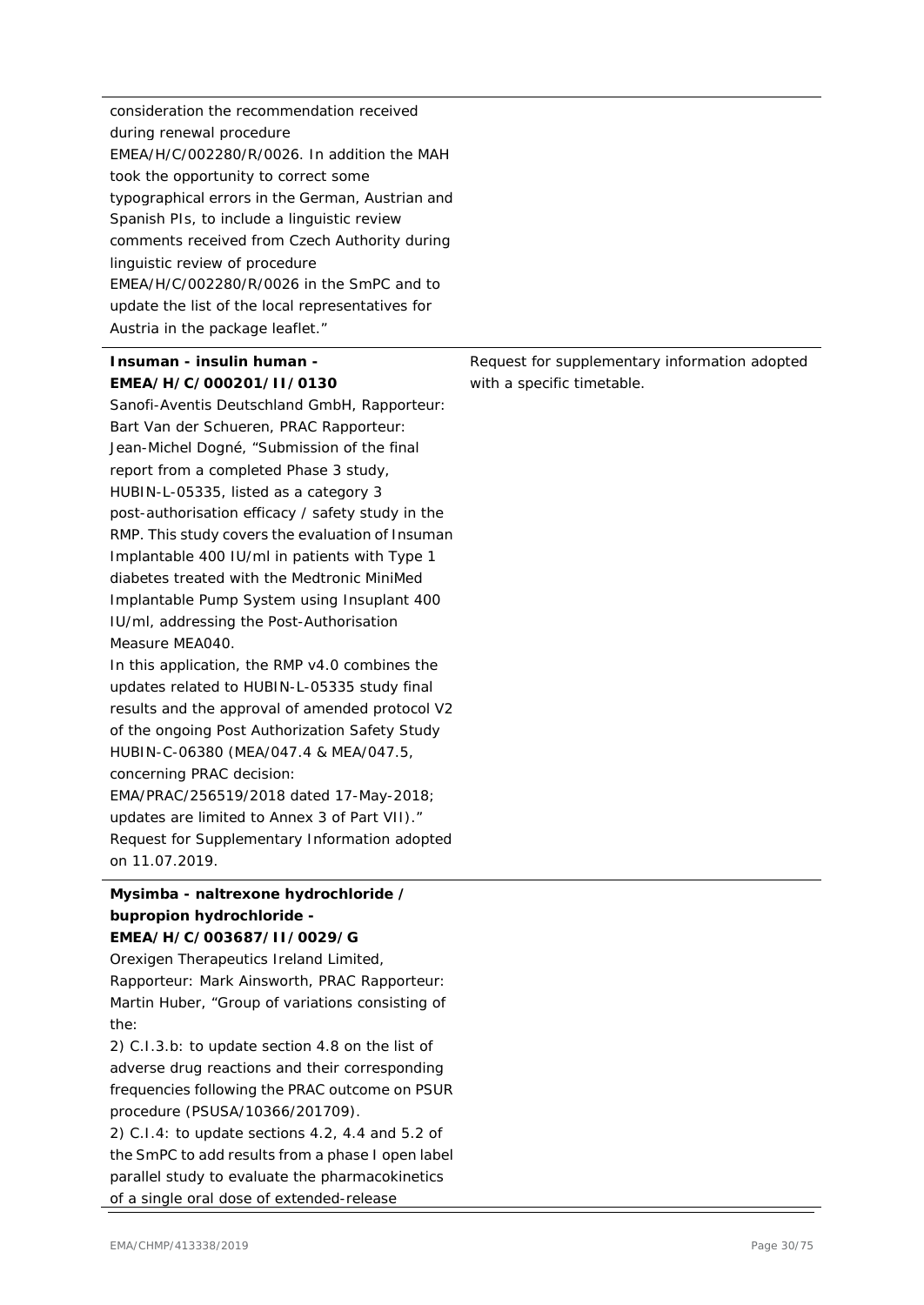| | |
|---|---|
| consideration the recommendation received during renewal procedure EMEA/H/C/002280/R/0026. In addition the MAH took the opportunity to correct some typographical errors in the German, Austrian and Spanish PIs, to include a linguistic review comments received from Czech Authority during linguistic review of procedure EMEA/H/C/002280/R/0026 in the SmPC and to update the list of the local representatives for Austria in the package leaflet." | |
| **Insuman - insulin human - EMEA/H/C/000201/II/0130**<br>Sanofi-Aventis Deutschland GmbH, Rapporteur: Bart Van der Schueren, PRAC Rapporteur: Jean-Michel Dogné, "Submission of the final report from a completed Phase 3 study, HUBIN-L-05335, listed as a category 3 post-authorisation efficacy / safety study in the RMP. This study covers the evaluation of Insuman Implantable 400 IU/ml in patients with Type 1 diabetes treated with the Medtronic MiniMed Implantable Pump System using Insuplant 400 IU/ml, addressing the Post-Authorisation Measure MEA040.<br>In this application, the RMP v4.0 combines the updates related to HUBIN-L-05335 study final results and the approval of amended protocol V2 of the ongoing Post Authorization Safety Study HUBIN-C-06380 (MEA/047.4 & MEA/047.5, concerning PRAC decision: EMA/PRAC/256519/2018 dated 17-May-2018; updates are limited to Annex 3 of Part VII)."<br>Request for Supplementary Information adopted on 11.07.2019. | Request for supplementary information adopted with a specific timetable. |
| **Mysimba - naltrexone hydrochloride / bupropion hydrochloride - EMEA/H/C/003687/II/0029/G**<br>Orexigen Therapeutics Ireland Limited, Rapporteur: Mark Ainsworth, PRAC Rapporteur: Martin Huber, "Group of variations consisting of the:<br>2) C.I.3.b: to update section 4.8 on the list of adverse drug reactions and their corresponding frequencies following the PRAC outcome on PSUR procedure (PSUSA/10366/201709).<br>2) C.I.4: to update sections 4.2, 4.4 and 5.2 of the SmPC to add results from a phase I open label parallel study to evaluate the pharmacokinetics of a single oral dose of extended-release | |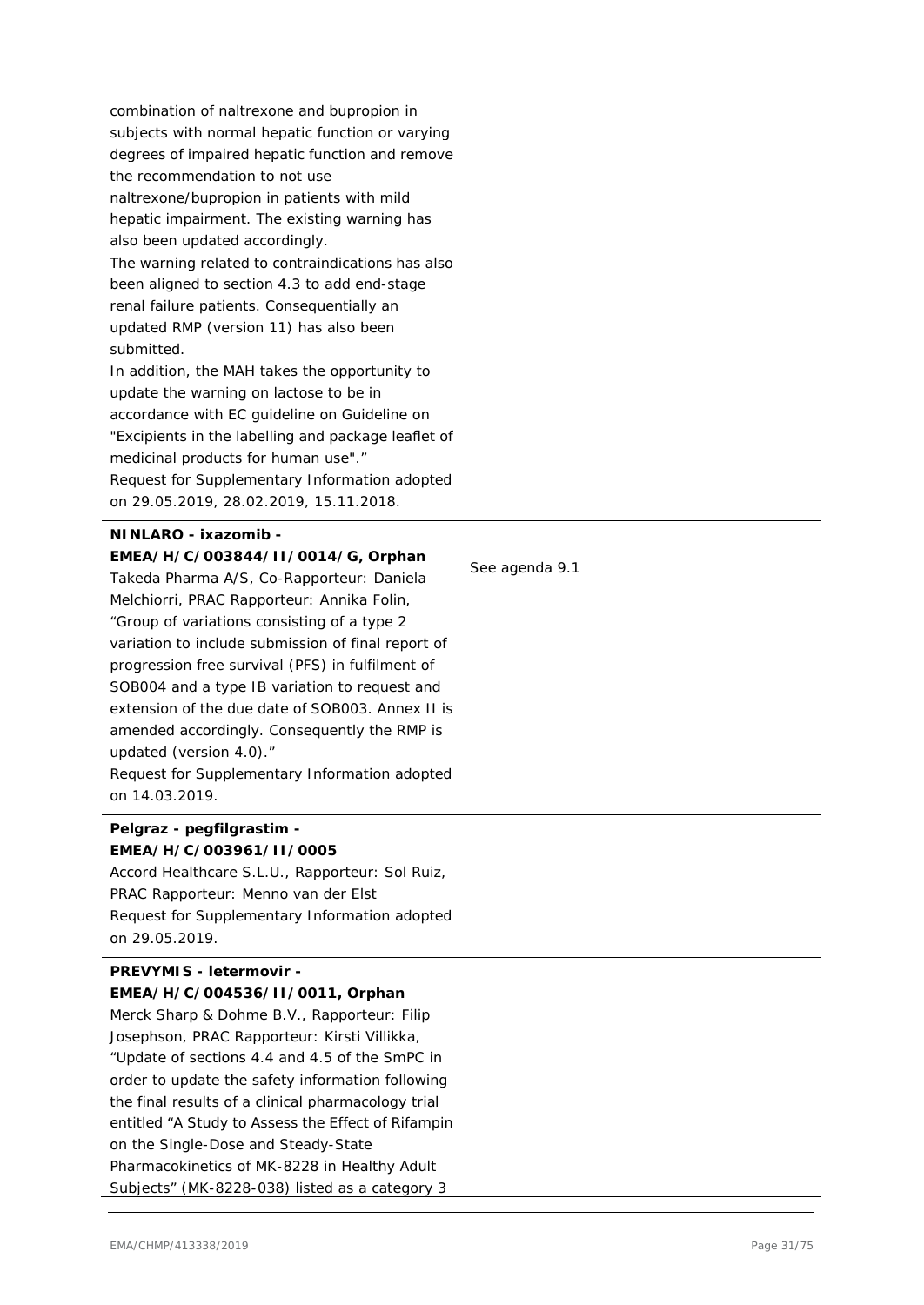| | |
|---|---|
| combination of naltrexone and bupropion in subjects with normal hepatic function or varying degrees of impaired hepatic function and remove the recommendation to not use naltrexone/bupropion in patients with mild hepatic impairment. The existing warning has also been updated accordingly.<br>The warning related to contraindications has also been aligned to section 4.3 to add end-stage renal failure patients. Consequentially an updated RMP (version 11) has also been submitted.<br>In addition, the MAH takes the opportunity to update the warning on lactose to be in accordance with EC guideline on Guideline on "Excipients in the labelling and package leaflet of medicinal products for human use"."<br>Request for Supplementary Information adopted on 29.05.2019, 28.02.2019, 15.11.2018. | |
| **NINLARO - ixazomib - EMEA/H/C/003844/II/0014/G, Orphan**<br>Takeda Pharma A/S, Co-Rapporteur: Daniela Melchiorri, PRAC Rapporteur: Annika Folin, "Group of variations consisting of a type 2 variation to include submission of final report of progression free survival (PFS) in fulfilment of SOB004 and a type IB variation to request and extension of the due date of SOB003. Annex II is amended accordingly. Consequently the RMP is updated (version 4.0)."<br>Request for Supplementary Information adopted on 14.03.2019. | See agenda 9.1 |
| **Pelgraz - pegfilgrastim - EMEA/H/C/003961/II/0005**<br>Accord Healthcare S.L.U., Rapporteur: Sol Ruiz, PRAC Rapporteur: Menno van der Elst<br>Request for Supplementary Information adopted on 29.05.2019. | |
| **PREVYMIS - letermovir - EMEA/H/C/004536/II/0011, Orphan**<br>Merck Sharp & Dohme B.V., Rapporteur: Filip Josephson, PRAC Rapporteur: Kirsti Villikka, "Update of sections 4.4 and 4.5 of the SmPC in order to update the safety information following the final results of a clinical pharmacology trial entitled "A Study to Assess the Effect of Rifampin on the Single-Dose and Steady-State Pharmacokinetics of MK-8228 in Healthy Adult Subjects" (MK-8228-038) listed as a category 3 | |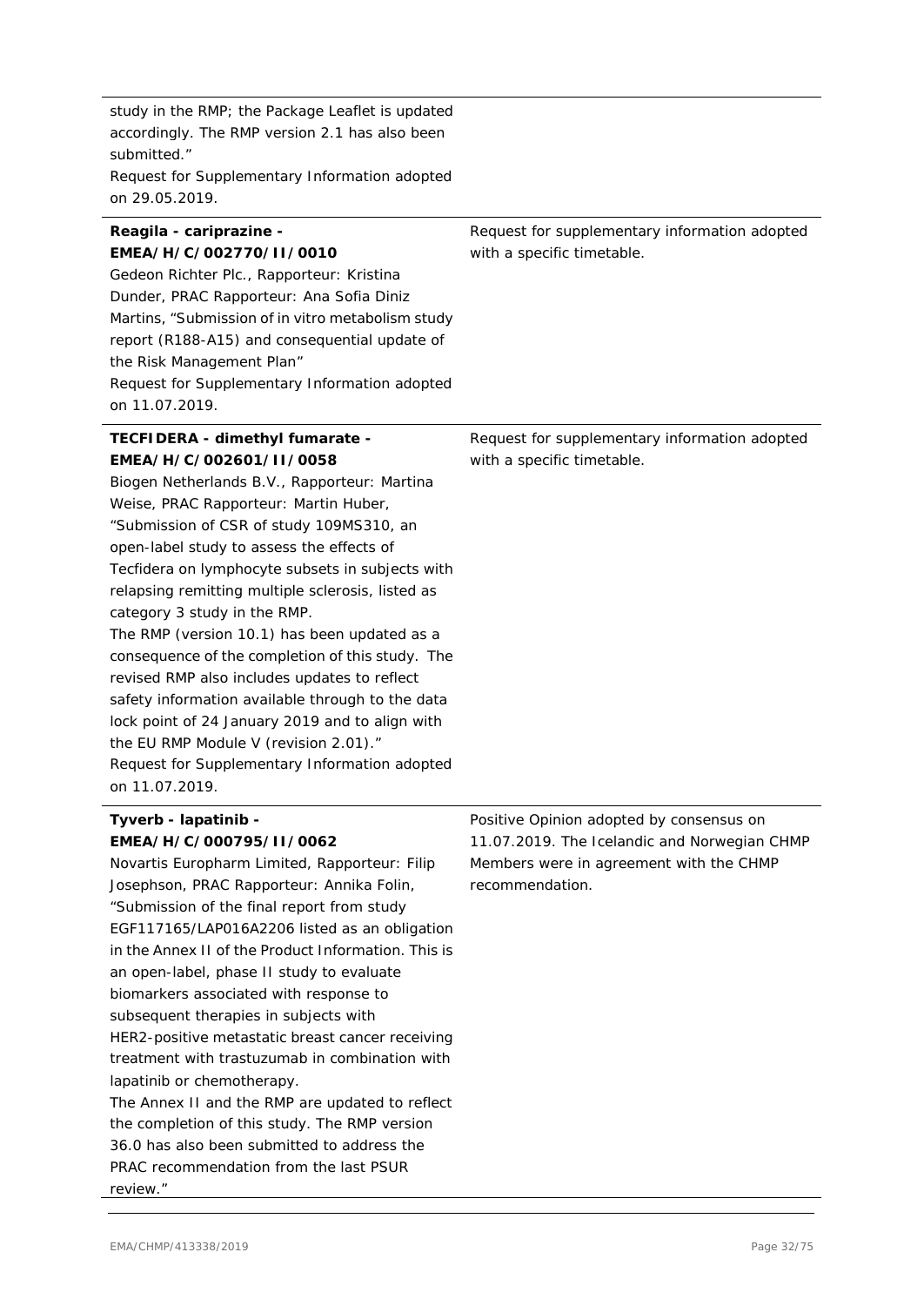| | |
|---|---|
| study in the RMP; the Package Leaflet is updated accordingly. The RMP version 2.1 has also been submitted."<br>Request for Supplementary Information adopted on 29.05.2019. | |
| **Reagila - cariprazine - EMEA/H/C/002770/II/0010**<br>Gedeon Richter Plc., Rapporteur: Kristina Dunder, PRAC Rapporteur: Ana Sofia Diniz Martins, "Submission of in vitro metabolism study report (R188-A15) and consequential update of the Risk Management Plan"<br>Request for Supplementary Information adopted on 11.07.2019. | Request for supplementary information adopted with a specific timetable. |
| **TECFIDERA - dimethyl fumarate - EMEA/H/C/002601/II/0058**<br>Biogen Netherlands B.V., Rapporteur: Martina Weise, PRAC Rapporteur: Martin Huber, "Submission of CSR of study 109MS310, an open-label study to assess the effects of Tecfidera on lymphocyte subsets in subjects with relapsing remitting multiple sclerosis, listed as category 3 study in the RMP.<br>The RMP (version 10.1) has been updated as a consequence of the completion of this study. The revised RMP also includes updates to reflect safety information available through to the data lock point of 24 January 2019 and to align with the EU RMP Module V (revision 2.01)."<br>Request for Supplementary Information adopted on 11.07.2019. | Request for supplementary information adopted with a specific timetable. |
| **Tyverb - lapatinib - EMEA/H/C/000795/II/0062**<br>Novartis Europharm Limited, Rapporteur: Filip Josephson, PRAC Rapporteur: Annika Folin, "Submission of the final report from study EGF117165/LAP016A2206 listed as an obligation in the Annex II of the Product Information. This is an open-label, phase II study to evaluate biomarkers associated with response to subsequent therapies in subjects with HER2-positive metastatic breast cancer receiving treatment with trastuzumab in combination with lapatinib or chemotherapy.<br>The Annex II and the RMP are updated to reflect the completion of this study. The RMP version 36.0 has also been submitted to address the PRAC recommendation from the last PSUR review." | Positive Opinion adopted by consensus on 11.07.2019. The Icelandic and Norwegian CHMP Members were in agreement with the CHMP recommendation. |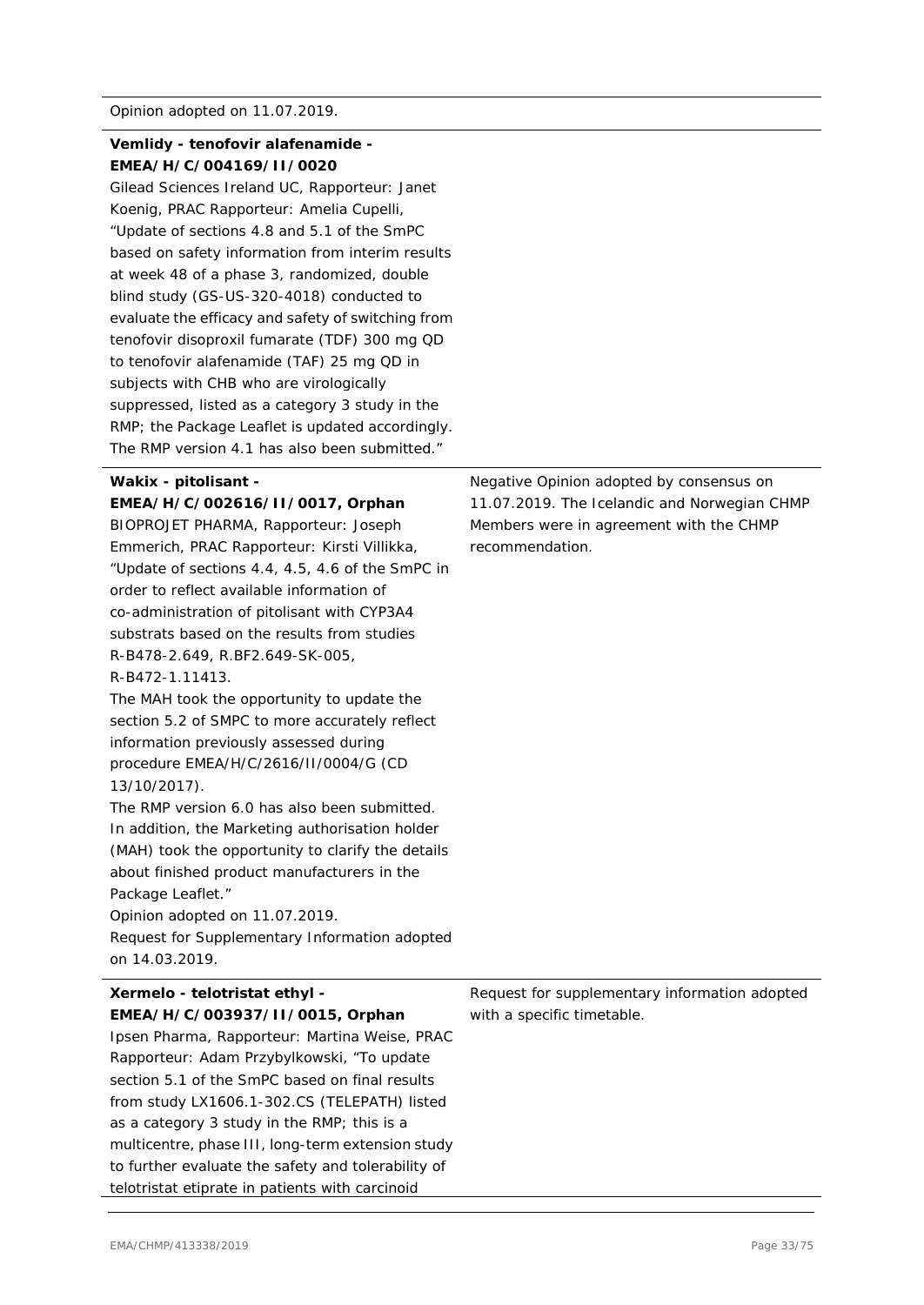| | |
|---|---|
| Opinion adopted on 11.07.2019. | |
| **Vemlidy - tenofovir alafenamide - EMEA/H/C/004169/II/0020**<br>Gilead Sciences Ireland UC, Rapporteur: Janet Koenig, PRAC Rapporteur: Amelia Cupelli, "Update of sections 4.8 and 5.1 of the SmPC based on safety information from interim results at week 48 of a phase 3, randomized, double blind study (GS-US-320-4018) conducted to evaluate the efficacy and safety of switching from tenofovir disoproxil fumarate (TDF) 300 mg QD to tenofovir alafenamide (TAF) 25 mg QD in subjects with CHB who are virologically suppressed, listed as a category 3 study in the RMP; the Package Leaflet is updated accordingly. The RMP version 4.1 has also been submitted." | |
| **Wakix - pitolisant - EMEA/H/C/002616/II/0017, Orphan**<br>BIOPROJET PHARMA, Rapporteur: Joseph Emmerich, PRAC Rapporteur: Kirsti Villikka, "Update of sections 4.4, 4.5, 4.6 of the SmPC in order to reflect available information of co-administration of pitolisant with CYP3A4 substrats based on the results from studies R-B478-2.649, R.BF2.649-SK-005, R-B472-1.11413.<br>The MAH took the opportunity to update the section 5.2 of SMPC to more accurately reflect information previously assessed during procedure EMEA/H/C/2616/II/0004/G (CD 13/10/2017).<br>The RMP version 6.0 has also been submitted.<br>In addition, the Marketing authorisation holder (MAH) took the opportunity to clarify the details about finished product manufacturers in the Package Leaflet."<br>Opinion adopted on 11.07.2019.<br>Request for Supplementary Information adopted on 14.03.2019. | Negative Opinion adopted by consensus on 11.07.2019. The Icelandic and Norwegian CHMP Members were in agreement with the CHMP recommendation. |
| **Xermelo - telotristat ethyl - EMEA/H/C/003937/II/0015, Orphan**<br>Ipsen Pharma, Rapporteur: Martina Weise, PRAC Rapporteur: Adam Przybylkowski, "To update section 5.1 of the SmPC based on final results from study LX1606.1-302.CS (TELEPATH) listed as a category 3 study in the RMP; this is a multicentre, phase III, long-term extension study to further evaluate the safety and tolerability of telotristat etiprate in patients with carcinoid | Request for supplementary information adopted with a specific timetable. |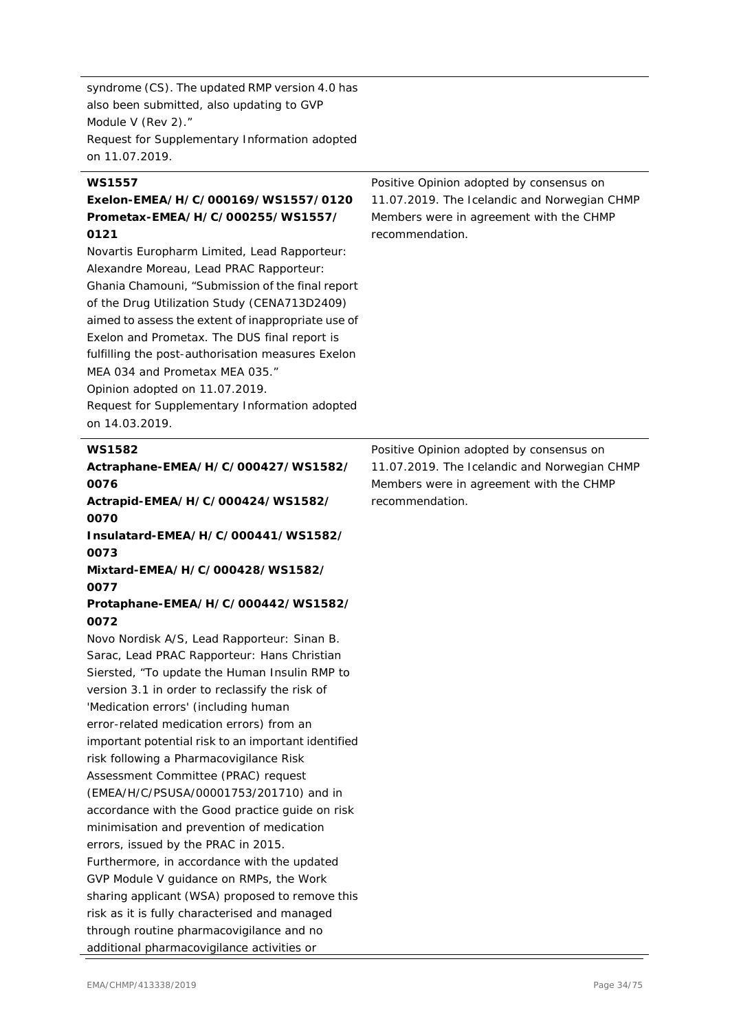| | |
|---|---|
| syndrome (CS). The updated RMP version 4.0 has also been submitted, also updating to GVP Module V (Rev 2)."<br>Request for Supplementary Information adopted on 11.07.2019. | |
| **WS1557**<br>**Exelon-EMEA/H/C/000169/WS1557/0120**<br>**Prometax-EMEA/H/C/000255/WS1557/0121**<br>Novartis Europharm Limited, Lead Rapporteur: Alexandre Moreau, Lead PRAC Rapporteur: Ghania Chamouni, "Submission of the final report of the Drug Utilization Study (CENA713D2409) aimed to assess the extent of inappropriate use of Exelon and Prometax. The DUS final report is fulfilling the post-authorisation measures Exelon MEA 034 and Prometax MEA 035."<br>Opinion adopted on 11.07.2019.<br>Request for Supplementary Information adopted on 14.03.2019. | Positive Opinion adopted by consensus on 11.07.2019. The Icelandic and Norwegian CHMP Members were in agreement with the CHMP recommendation. |
| **WS1582**<br>**Actraphane-EMEA/H/C/000427/WS1582/0076**<br>**Actrapid-EMEA/H/C/000424/WS1582/0070**<br>**Insulatard-EMEA/H/C/000441/WS1582/0073**<br>**Mixtard-EMEA/H/C/000428/WS1582/0077**<br>**Protaphane-EMEA/H/C/000442/WS1582/0072**<br>Novo Nordisk A/S, Lead Rapporteur: Sinan B. Sarac, Lead PRAC Rapporteur: Hans Christian Siersted, "To update the Human Insulin RMP to version 3.1 in order to reclassify the risk of 'Medication errors' (including human error-related medication errors) from an important potential risk to an important identified risk following a Pharmacovigilance Risk Assessment Committee (PRAC) request (EMEA/H/C/PSUSA/00001753/201710) and in accordance with the Good practice guide on risk minimisation and prevention of medication errors, issued by the PRAC in 2015.<br>Furthermore, in accordance with the updated GVP Module V guidance on RMPs, the Work sharing applicant (WSA) proposed to remove this risk as it is fully characterised and managed through routine pharmacovigilance and no additional pharmacovigilance activities or | Positive Opinion adopted by consensus on 11.07.2019. The Icelandic and Norwegian CHMP Members were in agreement with the CHMP recommendation. |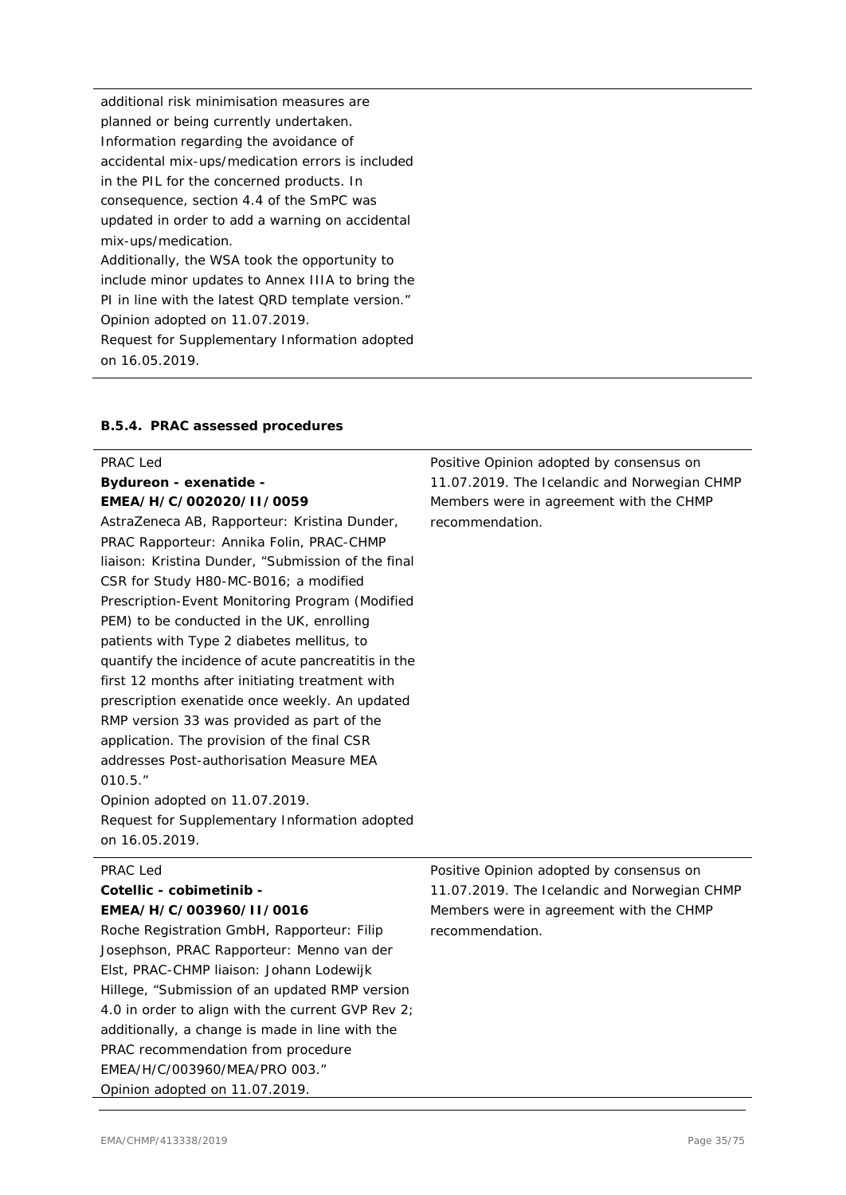| | |
|---|---|
| additional risk minimisation measures are planned or being currently undertaken. Information regarding the avoidance of accidental mix-ups/medication errors is included in the PIL for the concerned products. In consequence, section 4.4 of the SmPC was updated in order to add a warning on accidental mix-ups/medication.<br>Additionally, the WSA took the opportunity to include minor updates to Annex IIIA to bring the PI in line with the latest QRD template version."<br>Opinion adopted on 11.07.2019.<br>Request for Supplementary Information adopted on 16.05.2019. | |

#### B.5.4. PRAC assessed procedures

| | |
|---|---|
| PRAC Led<br>**Bydureon - exenatide - EMEA/H/C/002020/II/0059**<br>AstraZeneca AB, Rapporteur: Kristina Dunder, PRAC Rapporteur: Annika Folin, PRAC-CHMP liaison: Kristina Dunder, "Submission of the final CSR for Study H80-MC-B016; a modified Prescription-Event Monitoring Program (Modified PEM) to be conducted in the UK, enrolling patients with Type 2 diabetes mellitus, to quantify the incidence of acute pancreatitis in the first 12 months after initiating treatment with prescription exenatide once weekly. An updated RMP version 33 was provided as part of the application. The provision of the final CSR addresses Post-authorisation Measure MEA 010.5."<br>Opinion adopted on 11.07.2019.<br>Request for Supplementary Information adopted on 16.05.2019. | Positive Opinion adopted by consensus on 11.07.2019. The Icelandic and Norwegian CHMP Members were in agreement with the CHMP recommendation. |
| PRAC Led<br>**Cotellic - cobimetinib - EMEA/H/C/003960/II/0016**<br>Roche Registration GmbH, Rapporteur: Filip Josephson, PRAC Rapporteur: Menno van der Elst, PRAC-CHMP liaison: Johann Lodewijk Hillege, "Submission of an updated RMP version 4.0 in order to align with the current GVP Rev 2; additionally, a change is made in line with the PRAC recommendation from procedure EMEA/H/C/003960/MEA/PRO 003."<br>Opinion adopted on 11.07.2019. | Positive Opinion adopted by consensus on 11.07.2019. The Icelandic and Norwegian CHMP Members were in agreement with the CHMP recommendation. |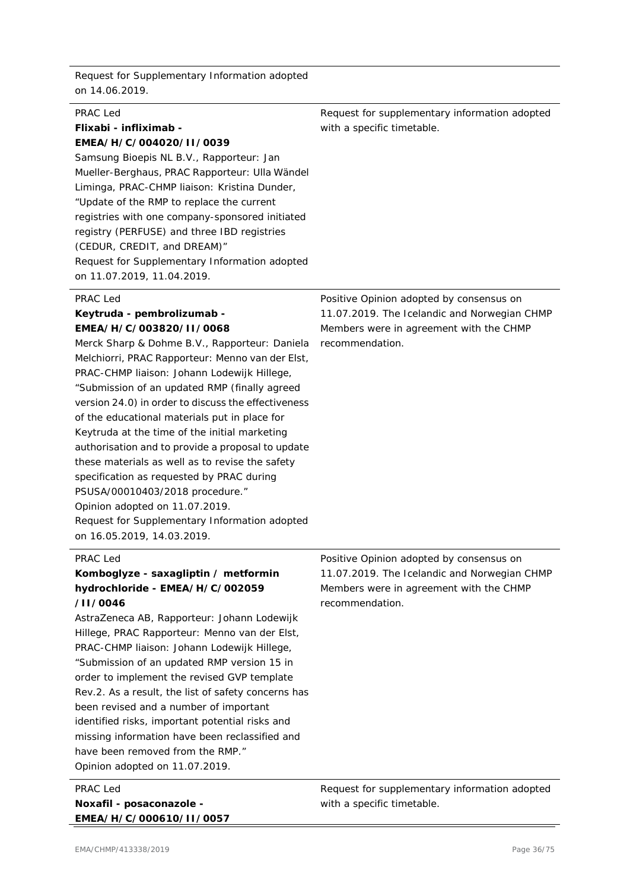| | |
|---|---|
| Request for Supplementary Information adopted on 14.06.2019. | |
| PRAC Led<br>**Flixabi - infliximab - EMEA/H/C/004020/II/0039**<br>Samsung Bioepis NL B.V., Rapporteur: Jan Mueller-Berghaus, PRAC Rapporteur: Ulla Wändel Liminga, PRAC-CHMP liaison: Kristina Dunder, "Update of the RMP to replace the current registries with one company-sponsored initiated registry (PERFUSE) and three IBD registries (CEDUR, CREDIT, and DREAM)"<br>Request for Supplementary Information adopted on 11.07.2019, 11.04.2019. | Request for supplementary information adopted with a specific timetable. |
| PRAC Led<br>**Keytruda - pembrolizumab - EMEA/H/C/003820/II/0068**<br>Merck Sharp & Dohme B.V., Rapporteur: Daniela Melchiorri, PRAC Rapporteur: Menno van der Elst, PRAC-CHMP liaison: Johann Lodewijk Hillege, "Submission of an updated RMP (finally agreed version 24.0) in order to discuss the effectiveness of the educational materials put in place for Keytruda at the time of the initial marketing authorisation and to provide a proposal to update these materials as well as to revise the safety specification as requested by PRAC during PSUSA/00010403/2018 procedure."<br>Opinion adopted on 11.07.2019.<br>Request for Supplementary Information adopted on 16.05.2019, 14.03.2019. | Positive Opinion adopted by consensus on 11.07.2019. The Icelandic and Norwegian CHMP Members were in agreement with the CHMP recommendation. |
| PRAC Led<br>**Komboglyze - saxagliptin / metformin hydrochloride - EMEA/H/C/002059 /II/0046**<br>AstraZeneca AB, Rapporteur: Johann Lodewijk Hillege, PRAC Rapporteur: Menno van der Elst, PRAC-CHMP liaison: Johann Lodewijk Hillege, "Submission of an updated RMP version 15 in order to implement the revised GVP template Rev.2. As a result, the list of safety concerns has been revised and a number of important identified risks, important potential risks and missing information have been reclassified and have been removed from the RMP."<br>Opinion adopted on 11.07.2019. | Positive Opinion adopted by consensus on 11.07.2019. The Icelandic and Norwegian CHMP Members were in agreement with the CHMP recommendation. |
| PRAC Led<br>**Noxafil - posaconazole - EMEA/H/C/000610/II/0057** | Request for supplementary information adopted with a specific timetable. |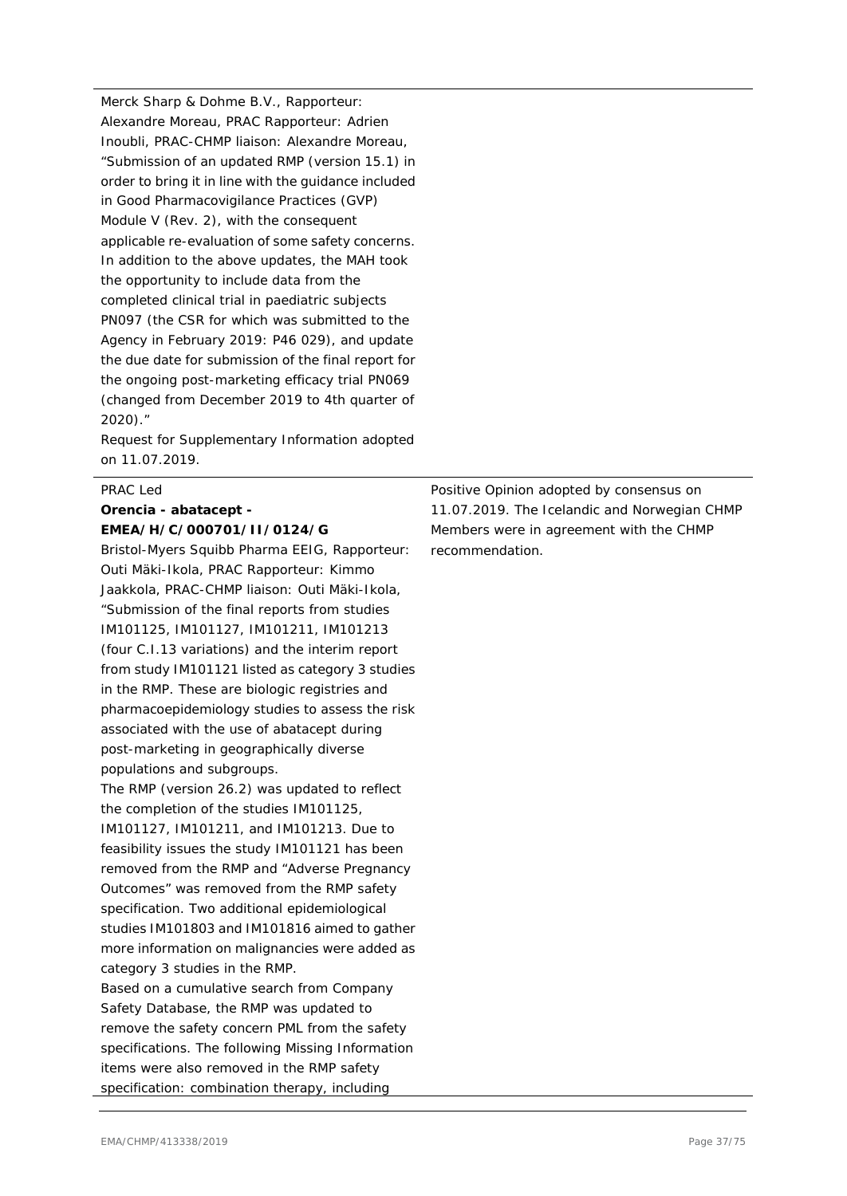| | |
|---|---|
| Merck Sharp & Dohme B.V., Rapporteur: Alexandre Moreau, PRAC Rapporteur: Adrien Inoubli, PRAC-CHMP liaison: Alexandre Moreau, "Submission of an updated RMP (version 15.1) in order to bring it in line with the guidance included in Good Pharmacovigilance Practices (GVP) Module V (Rev. 2), with the consequent applicable re-evaluation of some safety concerns. In addition to the above updates, the MAH took the opportunity to include data from the completed clinical trial in paediatric subjects PN097 (the CSR for which was submitted to the Agency in February 2019: P46 029), and update the due date for submission of the final report for the ongoing post-marketing efficacy trial PN069 (changed from December 2019 to 4th quarter of 2020)."<br>Request for Supplementary Information adopted on 11.07.2019. | |
| PRAC Led<br>**Orencia - abatacept - EMEA/H/C/000701/II/0124/G**<br>Bristol-Myers Squibb Pharma EEIG, Rapporteur: Outi Mäki-Ikola, PRAC Rapporteur: Kimmo Jaakkola, PRAC-CHMP liaison: Outi Mäki-Ikola, "Submission of the final reports from studies IM101125, IM101127, IM101211, IM101213 (four C.I.13 variations) and the interim report from study IM101121 listed as category 3 studies in the RMP. These are biologic registries and pharmacoepidemiology studies to assess the risk associated with the use of abatacept during post-marketing in geographically diverse populations and subgroups.<br>The RMP (version 26.2) was updated to reflect the completion of the studies IM101125, IM101127, IM101211, and IM101213. Due to feasibility issues the study IM101121 has been removed from the RMP and "Adverse Pregnancy Outcomes" was removed from the RMP safety specification. Two additional epidemiological studies IM101803 and IM101816 aimed to gather more information on malignancies were added as category 3 studies in the RMP.<br>Based on a cumulative search from Company Safety Database, the RMP was updated to remove the safety concern PML from the safety specifications. The following Missing Information items were also removed in the RMP safety specification: combination therapy, including | Positive Opinion adopted by consensus on 11.07.2019. The Icelandic and Norwegian CHMP Members were in agreement with the CHMP recommendation. |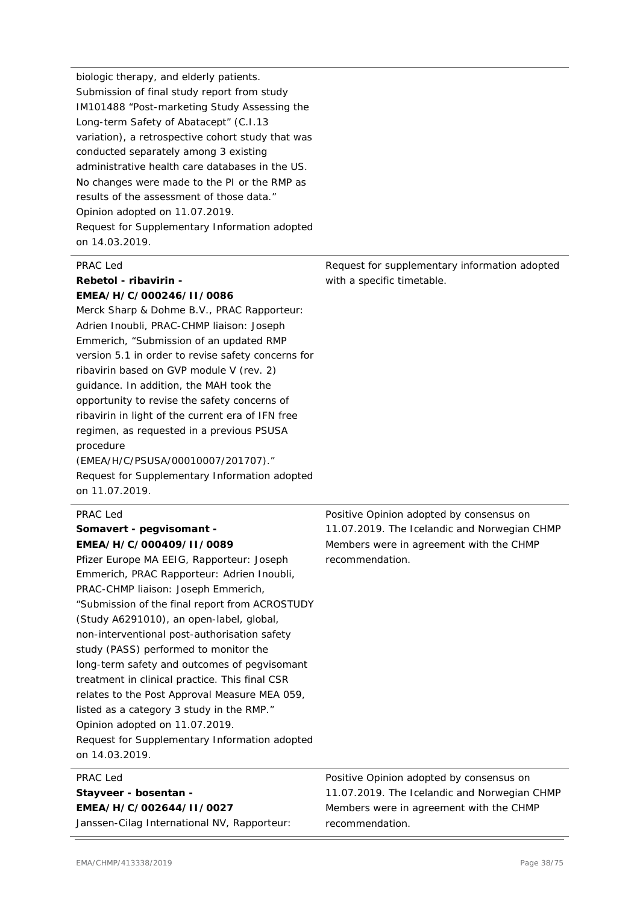| | |
|---|---|
| biologic therapy, and elderly patients.<br>Submission of final study report from study IM101488 "Post-marketing Study Assessing the Long-term Safety of Abatacept" (C.I.13 variation), a retrospective cohort study that was conducted separately among 3 existing administrative health care databases in the US. No changes were made to the PI or the RMP as results of the assessment of those data."<br>Opinion adopted on 11.07.2019.<br>Request for Supplementary Information adopted on 14.03.2019. | |
| PRAC Led<br>**Rebetol - ribavirin - EMEA/H/C/000246/II/0086**<br>Merck Sharp & Dohme B.V., PRAC Rapporteur: Adrien Inoubli, PRAC-CHMP liaison: Joseph Emmerich, "Submission of an updated RMP version 5.1 in order to revise safety concerns for ribavirin based on GVP module V (rev. 2) guidance. In addition, the MAH took the opportunity to revise the safety concerns of ribavirin in light of the current era of IFN free regimen, as requested in a previous PSUSA procedure (EMEA/H/C/PSUSA/00010007/201707)."<br>Request for Supplementary Information adopted on 11.07.2019. | Request for supplementary information adopted with a specific timetable. |
| PRAC Led<br>**Somavert - pegvisomant - EMEA/H/C/000409/II/0089**<br>Pfizer Europe MA EEIG, Rapporteur: Joseph Emmerich, PRAC Rapporteur: Adrien Inoubli, PRAC-CHMP liaison: Joseph Emmerich, "Submission of the final report from ACROSTUDY (Study A6291010), an open-label, global, non-interventional post-authorisation safety study (PASS) performed to monitor the long-term safety and outcomes of pegvisomant treatment in clinical practice. This final CSR relates to the Post Approval Measure MEA 059, listed as a category 3 study in the RMP."<br>Opinion adopted on 11.07.2019.<br>Request for Supplementary Information adopted on 14.03.2019. | Positive Opinion adopted by consensus on 11.07.2019. The Icelandic and Norwegian CHMP Members were in agreement with the CHMP recommendation. |
| PRAC Led<br>**Stayveer - bosentan - EMEA/H/C/002644/II/0027**<br>Janssen-Cilag International NV, Rapporteur: | Positive Opinion adopted by consensus on 11.07.2019. The Icelandic and Norwegian CHMP Members were in agreement with the CHMP recommendation. |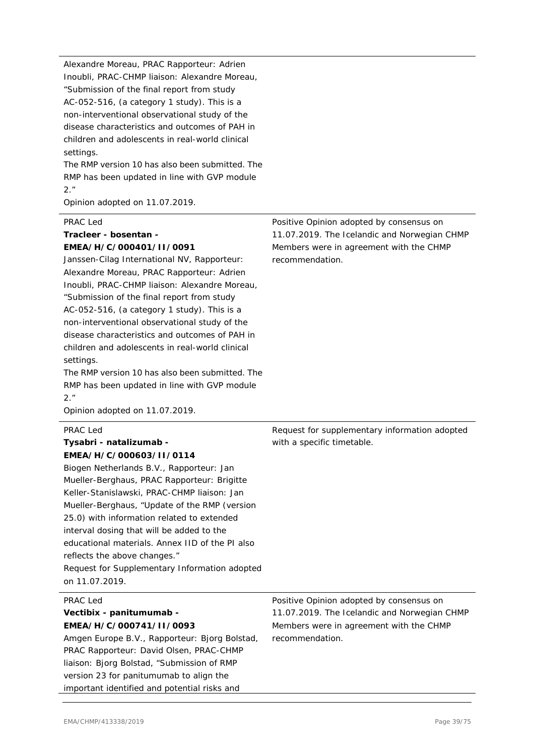| | |
|---|---|
| Alexandre Moreau, PRAC Rapporteur: Adrien Inoubli, PRAC-CHMP liaison: Alexandre Moreau, "Submission of the final report from study AC-052-516, (a category 1 study). This is a non-interventional observational study of the disease characteristics and outcomes of PAH in children and adolescents in real-world clinical settings.<br>The RMP version 10 has also been submitted. The RMP has been updated in line with GVP module 2."<br>*Opinion adopted on 11.07.2019.* | |
| PRAC Led<br>**Tracleer - bosentan - EMEA/H/C/000401/II/0091**<br>Janssen-Cilag International NV, Rapporteur: Alexandre Moreau, PRAC Rapporteur: Adrien Inoubli, PRAC-CHMP liaison: Alexandre Moreau, "Submission of the final report from study AC-052-516, (a category 1 study). This is a non-interventional observational study of the disease characteristics and outcomes of PAH in children and adolescents in real-world clinical settings.<br>The RMP version 10 has also been submitted. The RMP has been updated in line with GVP module 2."<br>*Opinion adopted on 11.07.2019.* | Positive Opinion adopted by consensus on 11.07.2019. The Icelandic and Norwegian CHMP Members were in agreement with the CHMP recommendation. |
| PRAC Led<br>**Tysabri - natalizumab - EMEA/H/C/000603/II/0114**<br>Biogen Netherlands B.V., Rapporteur: Jan Mueller-Berghaus, PRAC Rapporteur: Brigitte Keller-Stanislawski, PRAC-CHMP liaison: Jan Mueller-Berghaus, "Update of the RMP (version 25.0) with information related to extended interval dosing that will be added to the educational materials. Annex IID of the PI also reflects the above changes."<br>*Request for Supplementary Information adopted on 11.07.2019.* | Request for supplementary information adopted with a specific timetable. |
| PRAC Led<br>**Vectibix - panitumumab - EMEA/H/C/000741/II/0093**<br>Amgen Europe B.V., Rapporteur: Bjorg Bolstad, PRAC Rapporteur: David Olsen, PRAC-CHMP liaison: Bjorg Bolstad, "Submission of RMP version 23 for panitumumab to align the important identified and potential risks and | Positive Opinion adopted by consensus on 11.07.2019. The Icelandic and Norwegian CHMP Members were in agreement with the CHMP recommendation. |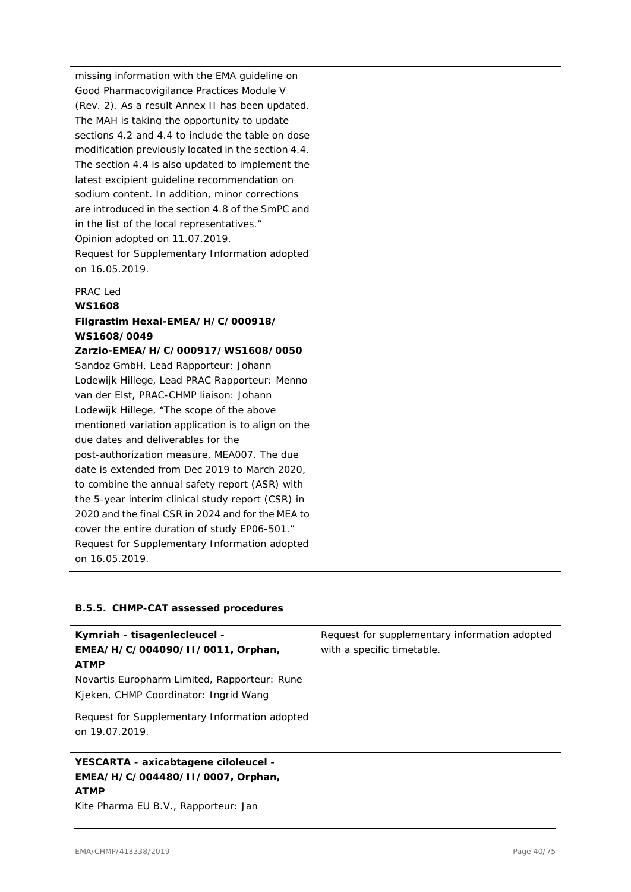missing information with the EMA guideline on Good Pharmacovigilance Practices Module V (Rev. 2). As a result Annex II has been updated. The MAH is taking the opportunity to update sections 4.2 and 4.4 to include the table on dose modification previously located in the section 4.4. The section 4.4 is also updated to implement the latest excipient guideline recommendation on sodium content. In addition, minor corrections are introduced in the section 4.8 of the SmPC and in the list of the local representatives."
Opinion adopted on 11.07.2019.
Request for Supplementary Information adopted on 16.05.2019.

---

PRAC Led
**WS1608**
**Filgrastim Hexal-EMEA/H/C/000918/WS1608/0049**
**Zarzio-EMEA/H/C/000917/WS1608/0050**
Sandoz GmbH, Lead Rapporteur: Johann Lodewijk Hillege, Lead PRAC Rapporteur: Menno van der Elst, PRAC-CHMP liaison: Johann Lodewijk Hillege, "The scope of the above mentioned variation application is to align on the due dates and deliverables for the post-authorization measure, MEA007. The due date is extended from Dec 2019 to March 2020, to combine the annual safety report (ASR) with the 5-year interim clinical study report (CSR) in 2020 and the final CSR in 2024 and for the MEA to cover the entire duration of study EP06-501."
Request for Supplementary Information adopted on 16.05.2019.

---

### B.5.5. CHMP-CAT assessed procedures

| | |
|---|---|
| **Kymriah - tisagenlecleucel - EMEA/H/C/004090/II/0011, Orphan, ATMP**<br>Novartis Europharm Limited, Rapporteur: Rune Kjeken, CHMP Coordinator: Ingrid Wang<br><br>Request for Supplementary Information adopted on 19.07.2019. | Request for supplementary information adopted with a specific timetable. |
| **YESCARTA - axicabtagene ciloleucel - EMEA/H/C/004480/II/0007, Orphan, ATMP**<br>Kite Pharma EU B.V., Rapporteur: Jan | |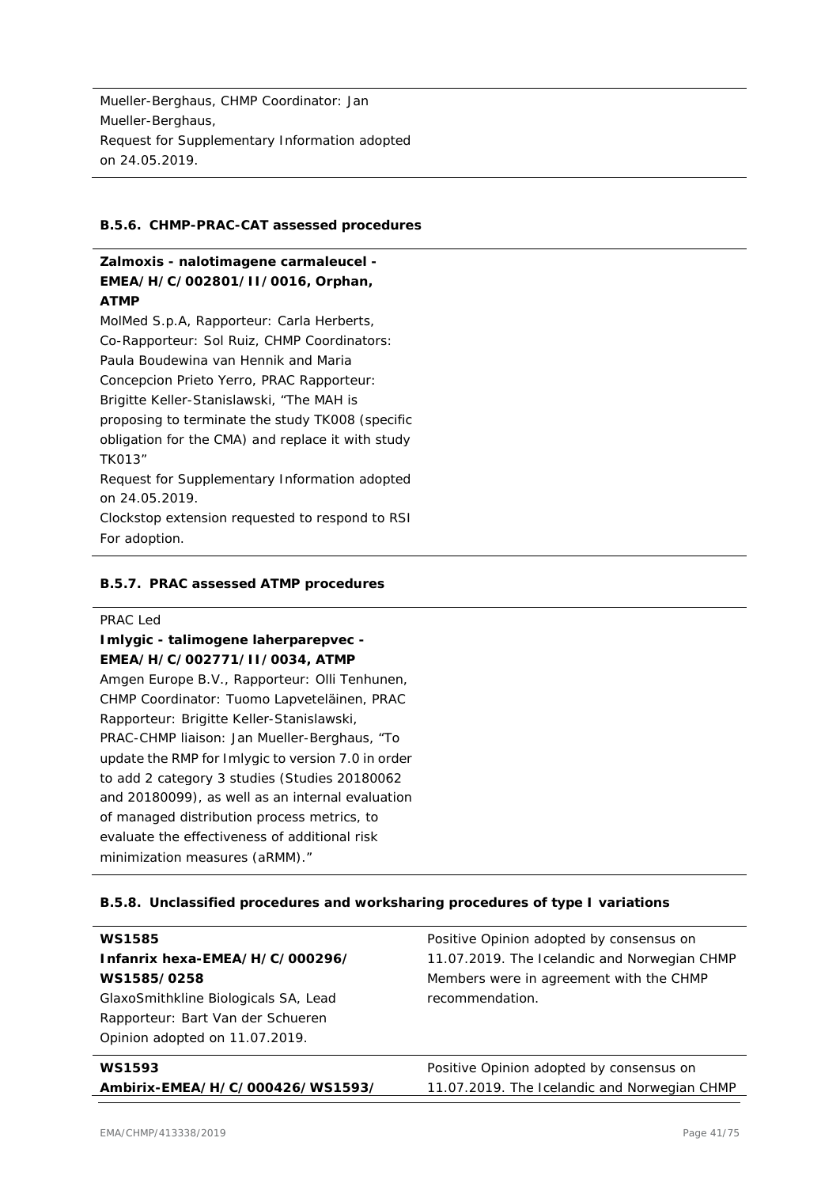| | |
|---|---|
| Mueller-Berghaus, CHMP Coordinator: Jan Mueller-Berghaus,<br>Request for Supplementary Information adopted on 24.05.2019. | |

### B.5.6. CHMP-PRAC-CAT assessed procedures

| | |
|---|---|
| **Zalmoxis - nalotimagene carmaleucel - EMEA/H/C/002801/II/0016, Orphan, ATMP**<br>MolMed S.p.A, Rapporteur: Carla Herberts, Co-Rapporteur: Sol Ruiz, CHMP Coordinators: Paula Boudewina van Hennik and Maria Concepcion Prieto Yerro, PRAC Rapporteur: Brigitte Keller-Stanislawski, "The MAH is proposing to terminate the study TK008 (specific obligation for the CMA) and replace it with study TK013"<br>Request for Supplementary Information adopted on 24.05.2019.<br>Clockstop extension requested to respond to RSI<br>For adoption. | |

### B.5.7. PRAC assessed ATMP procedures

| | |
|---|---|
| PRAC Led<br>**Imlygic - talimogene laherparepvec - EMEA/H/C/002771/II/0034, ATMP**<br>Amgen Europe B.V., Rapporteur: Olli Tenhunen, CHMP Coordinator: Tuomo Lapveteläinen, PRAC Rapporteur: Brigitte Keller-Stanislawski, PRAC-CHMP liaison: Jan Mueller-Berghaus, "To update the RMP for Imlygic to version 7.0 in order to add 2 category 3 studies (Studies 20180062 and 20180099), as well as an internal evaluation of managed distribution process metrics, to evaluate the effectiveness of additional risk minimization measures (aRMM)." | |

### B.5.8. Unclassified procedures and worksharing procedures of type I variations

| | |
|---|---|
| **WS1585**<br>**Infanrix hexa-EMEA/H/C/000296/WS1585/0258**<br>GlaxoSmithkline Biologicals SA, Lead Rapporteur: Bart Van der Schueren<br>Opinion adopted on 11.07.2019. | Positive Opinion adopted by consensus on 11.07.2019. The Icelandic and Norwegian CHMP Members were in agreement with the CHMP recommendation. |
| **WS1593**<br>**Ambirix-EMEA/H/C/000426/WS1593/** | Positive Opinion adopted by consensus on 11.07.2019. The Icelandic and Norwegian CHMP |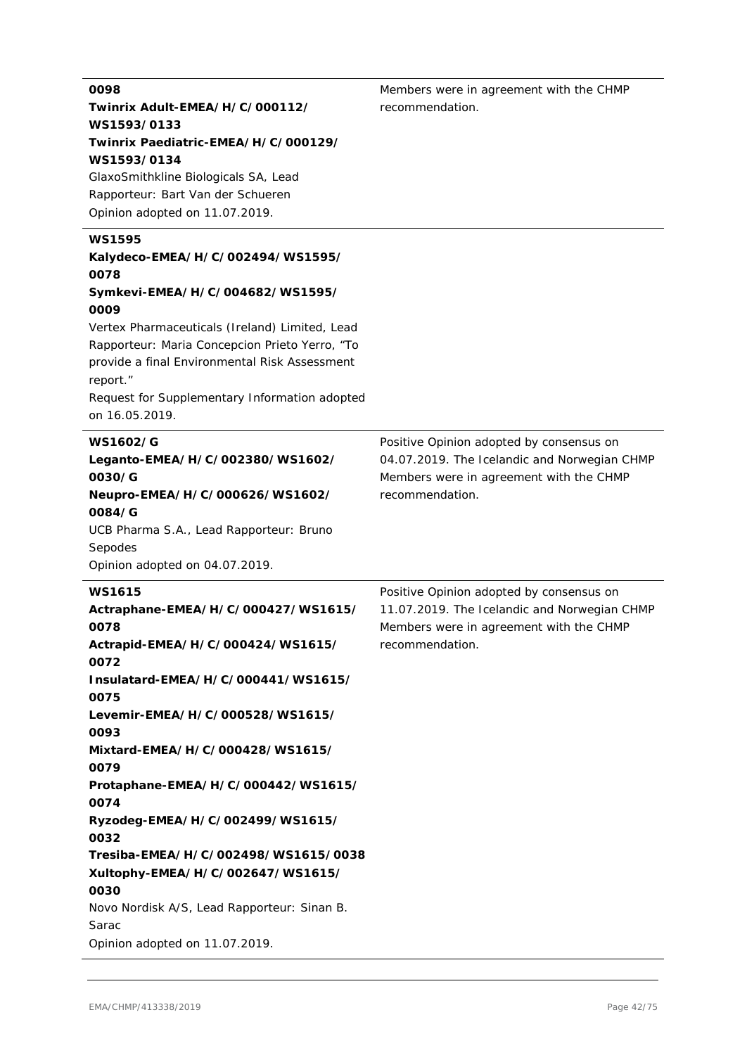| | |
|---|---|
| **0098**<br>**Twinrix Adult-EMEA/H/C/000112/WS1593/0133**<br>**Twinrix Paediatric-EMEA/H/C/000129/WS1593/0134**<br>GlaxoSmithkline Biologicals SA, Lead Rapporteur: Bart Van der Schueren<br>Opinion adopted on 11.07.2019. | Members were in agreement with the CHMP recommendation. |
| **WS1595**<br>**Kalydeco-EMEA/H/C/002494/WS1595/0078**<br>**Symkevi-EMEA/H/C/004682/WS1595/0009**<br>Vertex Pharmaceuticals (Ireland) Limited, Lead Rapporteur: Maria Concepcion Prieto Yerro, "To provide a final Environmental Risk Assessment report."<br>Request for Supplementary Information adopted on 16.05.2019. | |
| **WS1602/G**<br>**Leganto-EMEA/H/C/002380/WS1602/0030/G**<br>**Neupro-EMEA/H/C/000626/WS1602/0084/G**<br>UCB Pharma S.A., Lead Rapporteur: Bruno Sepodes<br>Opinion adopted on 04.07.2019. | Positive Opinion adopted by consensus on 04.07.2019. The Icelandic and Norwegian CHMP Members were in agreement with the CHMP recommendation. |
| **WS1615**<br>**Actraphane-EMEA/H/C/000427/WS1615/0078**<br>**Actrapid-EMEA/H/C/000424/WS1615/0072**<br>**Insulatard-EMEA/H/C/000441/WS1615/0075**<br>**Levemir-EMEA/H/C/000528/WS1615/0093**<br>**Mixtard-EMEA/H/C/000428/WS1615/0079**<br>**Protaphane-EMEA/H/C/000442/WS1615/0074**<br>**Ryzodeg-EMEA/H/C/002499/WS1615/0032**<br>**Tresiba-EMEA/H/C/002498/WS1615/0038**<br>**Xultophy-EMEA/H/C/002647/WS1615/0030**<br>Novo Nordisk A/S, Lead Rapporteur: Sinan B. Sarac<br>Opinion adopted on 11.07.2019. | Positive Opinion adopted by consensus on 11.07.2019. The Icelandic and Norwegian CHMP Members were in agreement with the CHMP recommendation. |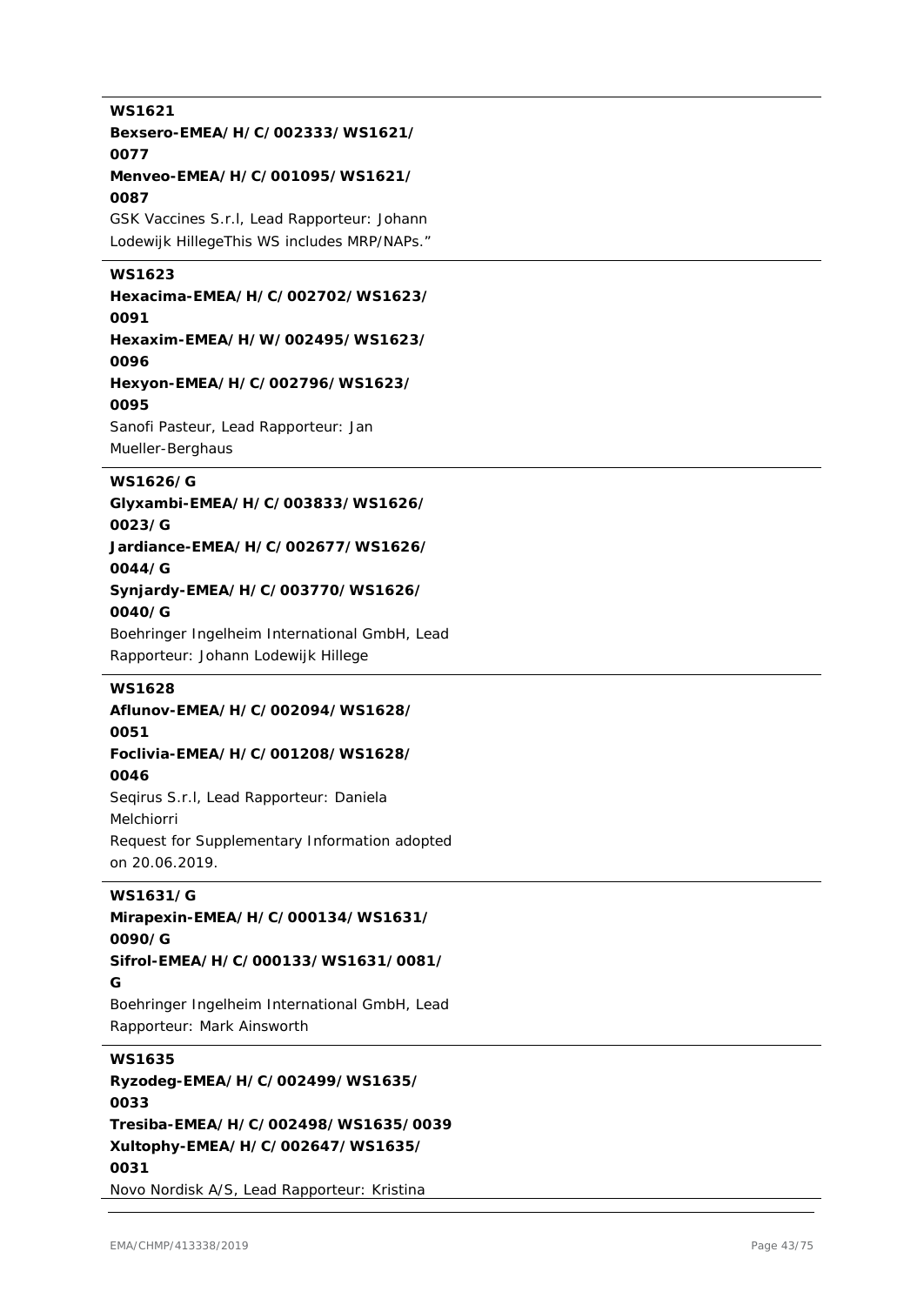**WS1621**

**Bexsero-EMEA/H/C/002333/WS1621/0077**

**Menveo-EMEA/H/C/001095/WS1621/0087**

GSK Vaccines S.r.l, Lead Rapporteur: Johann Lodewijk HillegeThis WS includes MRP/NAPs."

---

**WS1623**

**Hexacima-EMEA/H/C/002702/WS1623/0091**

**Hexaxim-EMEA/H/W/002495/WS1623/0096**

**Hexyon-EMEA/H/C/002796/WS1623/0095**

Sanofi Pasteur, Lead Rapporteur: Jan Mueller-Berghaus

---

**WS1626/G**

**Glyxambi-EMEA/H/C/003833/WS1626/0023/G**

**Jardiance-EMEA/H/C/002677/WS1626/0044/G**

**Synjardy-EMEA/H/C/003770/WS1626/0040/G**

Boehringer Ingelheim International GmbH, Lead Rapporteur: Johann Lodewijk Hillege

---

**WS1628**

**Aflunov-EMEA/H/C/002094/WS1628/0051**

**Foclivia-EMEA/H/C/001208/WS1628/0046**

Seqirus S.r.l, Lead Rapporteur: Daniela Melchiorri

Request for Supplementary Information adopted on 20.06.2019.

---

**WS1631/G**

**Mirapexin-EMEA/H/C/000134/WS1631/0090/G**

**Sifrol-EMEA/H/C/000133/WS1631/0081/G**

Boehringer Ingelheim International GmbH, Lead Rapporteur: Mark Ainsworth

---

**WS1635**

**Ryzodeg-EMEA/H/C/002499/WS1635/0033**

**Tresiba-EMEA/H/C/002498/WS1635/0039**

**Xultophy-EMEA/H/C/002647/WS1635/0031**

Novo Nordisk A/S, Lead Rapporteur: Kristina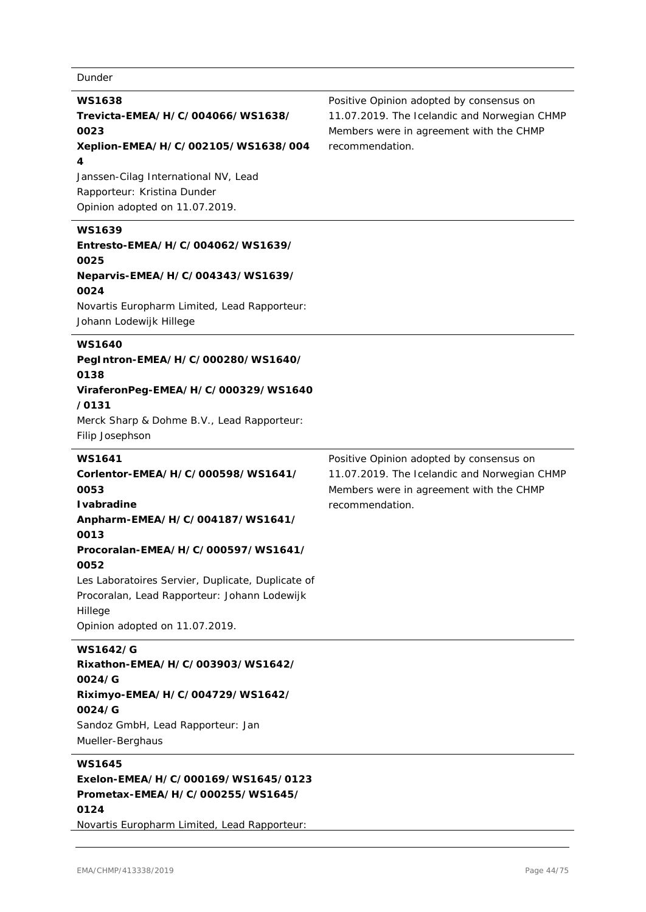| | |
|---|---|
| Dunder | |
| **WS1638**<br>**Trevicta-EMEA/H/C/004066/WS1638/0023**<br>**Xeplion-EMEA/H/C/002105/WS1638/0044**<br>Janssen-Cilag International NV, Lead Rapporteur: Kristina Dunder<br>Opinion adopted on 11.07.2019. | Positive Opinion adopted by consensus on 11.07.2019. The Icelandic and Norwegian CHMP Members were in agreement with the CHMP recommendation. |
| **WS1639**<br>**Entresto-EMEA/H/C/004062/WS1639/0025**<br>**Neparvis-EMEA/H/C/004343/WS1639/0024**<br>Novartis Europharm Limited, Lead Rapporteur: Johann Lodewijk Hillege | |
| **WS1640**<br>**PegIntron-EMEA/H/C/000280/WS1640/0138**<br>**ViraferonPeg-EMEA/H/C/000329/WS1640/0131**<br>Merck Sharp & Dohme B.V., Lead Rapporteur: Filip Josephson | |
| **WS1641**<br>**Corlentor-EMEA/H/C/000598/WS1641/0053**<br>**Ivabradine Anpharm-EMEA/H/C/004187/WS1641/0013**<br>**Procoralan-EMEA/H/C/000597/WS1641/0052**<br>Les Laboratoires Servier, Duplicate, Duplicate of Procoralan, Lead Rapporteur: Johann Lodewijk Hillege<br>Opinion adopted on 11.07.2019. | Positive Opinion adopted by consensus on 11.07.2019. The Icelandic and Norwegian CHMP Members were in agreement with the CHMP recommendation. |
| **WS1642/G**<br>**Rixathon-EMEA/H/C/003903/WS1642/0024/G**<br>**Riximyo-EMEA/H/C/004729/WS1642/0024/G**<br>Sandoz GmbH, Lead Rapporteur: Jan Mueller-Berghaus | |
| **WS1645**<br>**Exelon-EMEA/H/C/000169/WS1645/0123**<br>**Prometax-EMEA/H/C/000255/WS1645/0124**<br>Novartis Europharm Limited, Lead Rapporteur: | |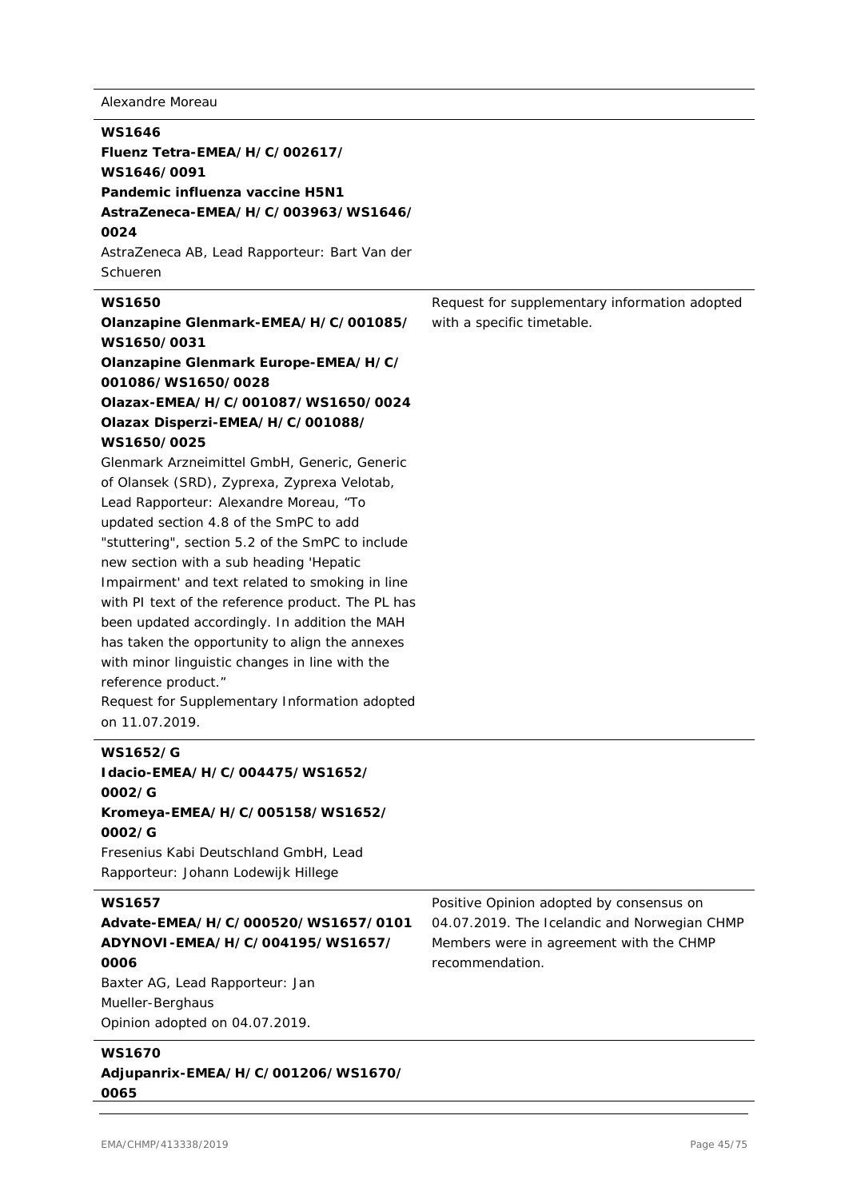| | |
|---|---|
| Alexandre Moreau | |
| **WS1646**<br>**Fluenz Tetra-EMEA/H/C/002617/WS1646/0091**<br>**Pandemic influenza vaccine H5N1 AstraZeneca-EMEA/H/C/003963/WS1646/0024**<br>AstraZeneca AB, Lead Rapporteur: Bart Van der Schueren | |
| **WS1650**<br>**Olanzapine Glenmark-EMEA/H/C/001085/WS1650/0031**<br>**Olanzapine Glenmark Europe-EMEA/H/C/001086/WS1650/0028**<br>**Olazax-EMEA/H/C/001087/WS1650/0024**<br>**Olazax Disperzi-EMEA/H/C/001088/WS1650/0025**<br>Glenmark Arzneimittel GmbH, Generic, Generic of Olansek (SRD), Zyprexa, Zyprexa Velotab, Lead Rapporteur: Alexandre Moreau, "To updated section 4.8 of the SmPC to add "stuttering", section 5.2 of the SmPC to include new section with a sub heading 'Hepatic Impairment' and text related to smoking in line with PI text of the reference product. The PL has been updated accordingly. In addition the MAH has taken the opportunity to align the annexes with minor linguistic changes in line with the reference product."<br>Request for Supplementary Information adopted on 11.07.2019. | Request for supplementary information adopted with a specific timetable. |
| **WS1652/G**<br>**Idacio-EMEA/H/C/004475/WS1652/0002/G**<br>**Kromeya-EMEA/H/C/005158/WS1652/0002/G**<br>Fresenius Kabi Deutschland GmbH, Lead Rapporteur: Johann Lodewijk Hillege | |
| **WS1657**<br>**Advate-EMEA/H/C/000520/WS1657/0101**<br>**ADYNOVI-EMEA/H/C/004195/WS1657/0006**<br>Baxter AG, Lead Rapporteur: Jan Mueller-Berghaus<br>Opinion adopted on 04.07.2019. | Positive Opinion adopted by consensus on 04.07.2019. The Icelandic and Norwegian CHMP Members were in agreement with the CHMP recommendation. |
| **WS1670**<br>**Adjupanrix-EMEA/H/C/001206/WS1670/0065** | |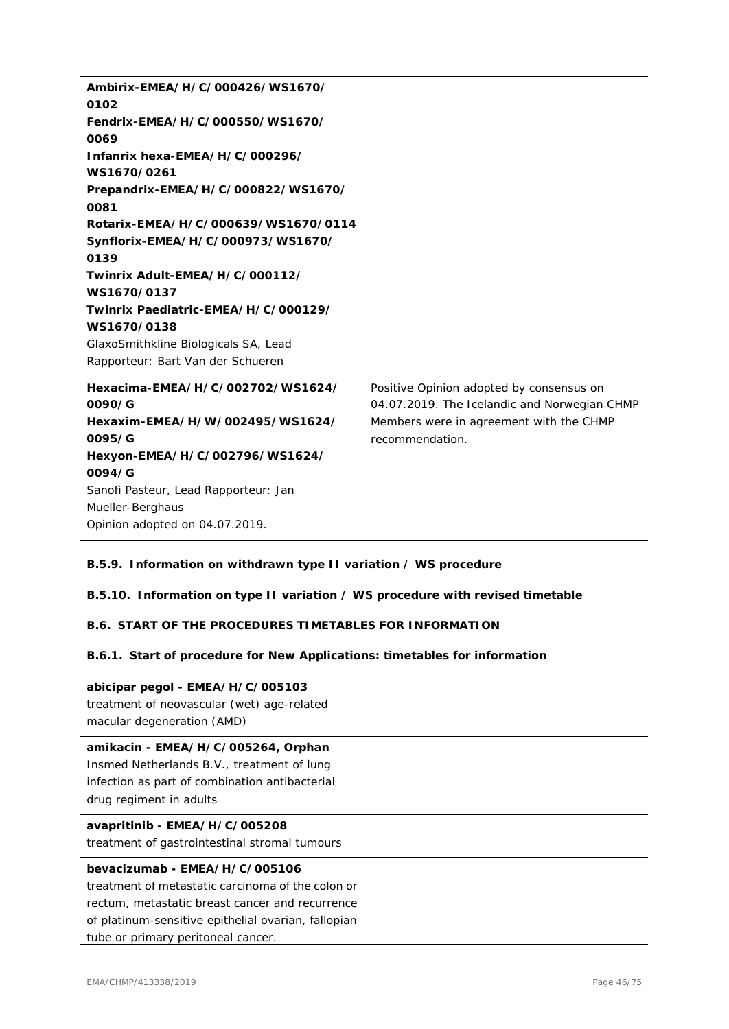| | |
|---|---|
| **Ambirix-EMEA/H/C/000426/WS1670/0102**<br>**Fendrix-EMEA/H/C/000550/WS1670/0069**<br>**Infanrix hexa-EMEA/H/C/000296/WS1670/0261**<br>**Prepandrix-EMEA/H/C/000822/WS1670/0081**<br>**Rotarix-EMEA/H/C/000639/WS1670/0114**<br>**Synflorix-EMEA/H/C/000973/WS1670/0139**<br>**Twinrix Adult-EMEA/H/C/000112/WS1670/0137**<br>**Twinrix Paediatric-EMEA/H/C/000129/WS1670/0138**<br>GlaxoSmithkline Biologicals SA, Lead Rapporteur: Bart Van der Schueren | |
| **Hexacima-EMEA/H/C/002702/WS1624/0090/G**<br>**Hexaxim-EMEA/H/W/002495/WS1624/0095/G**<br>**Hexyon-EMEA/H/C/002796/WS1624/0094/G**<br>Sanofi Pasteur, Lead Rapporteur: Jan Mueller-Berghaus<br>Opinion adopted on 04.07.2019. | Positive Opinion adopted by consensus on 04.07.2019. The Icelandic and Norwegian CHMP Members were in agreement with the CHMP recommendation. |

#### B.5.9. Information on withdrawn type II variation / WS procedure

#### B.5.10. Information on type II variation / WS procedure with revised timetable

### B.6. START OF THE PROCEDURES TIMETABLES FOR INFORMATION

#### B.6.1. Start of procedure for New Applications: timetables for information

| |
|---|
| **abicipar pegol - EMEA/H/C/005103**<br>treatment of neovascular (wet) age-related macular degeneration (AMD) |
| **amikacin - EMEA/H/C/005264, Orphan**<br>Insmed Netherlands B.V., treatment of lung infection as part of combination antibacterial drug regiment in adults |
| **avapritinib - EMEA/H/C/005208**<br>treatment of gastrointestinal stromal tumours |
| **bevacizumab - EMEA/H/C/005106**<br>treatment of metastatic carcinoma of the colon or rectum, metastatic breast cancer and recurrence of platinum-sensitive epithelial ovarian, fallopian tube or primary peritoneal cancer. |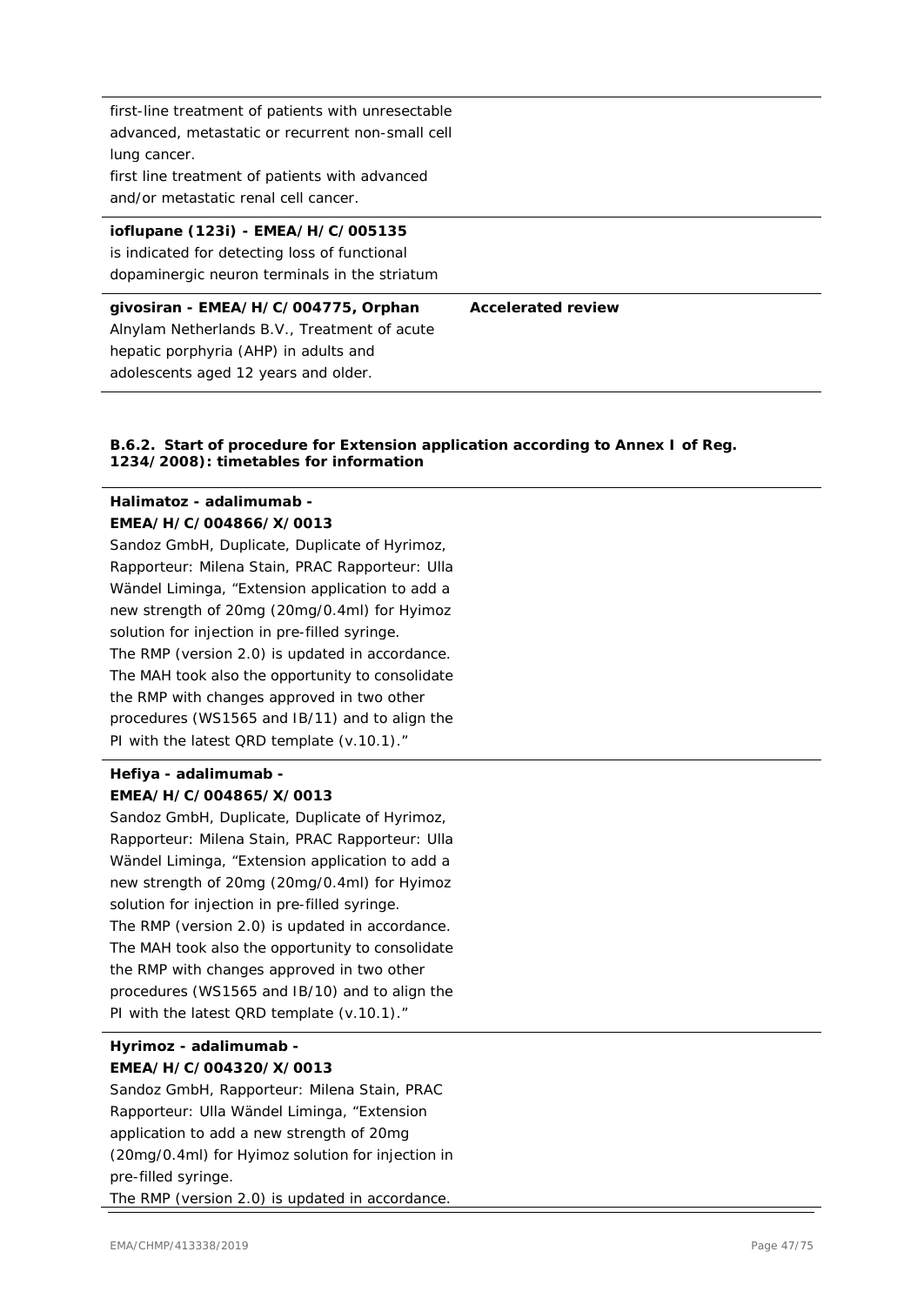| | |
|---|---|
| first-line treatment of patients with unresectable advanced, metastatic or recurrent non-small cell lung cancer.<br>first line treatment of patients with advanced and/or metastatic renal cell cancer. | |
| **ioflupane (123i) - EMEA/H/C/005135**<br>is indicated for detecting loss of functional dopaminergic neuron terminals in the striatum | |
| **givosiran - EMEA/H/C/004775, Orphan**<br>Alnylam Netherlands B.V., Treatment of acute hepatic porphyria (AHP) in adults and adolescents aged 12 years and older. | **Accelerated review** |

**B.6.2. Start of procedure for Extension application according to Annex I of Reg. 1234/2008): timetables for information**

| | |
|---|---|
| **Halimatoz - adalimumab - EMEA/H/C/004866/X/0013**<br>Sandoz GmbH, Duplicate, Duplicate of Hyrimoz, Rapporteur: Milena Stain, PRAC Rapporteur: Ulla Wändel Liminga, "Extension application to add a new strength of 20mg (20mg/0.4ml) for Hyimoz solution for injection in pre-filled syringe.<br>The RMP (version 2.0) is updated in accordance. The MAH took also the opportunity to consolidate the RMP with changes approved in two other procedures (WS1565 and IB/11) and to align the PI with the latest QRD template (v.10.1)." | |
| **Hefiya - adalimumab - EMEA/H/C/004865/X/0013**<br>Sandoz GmbH, Duplicate, Duplicate of Hyrimoz, Rapporteur: Milena Stain, PRAC Rapporteur: Ulla Wändel Liminga, "Extension application to add a new strength of 20mg (20mg/0.4ml) for Hyimoz solution for injection in pre-filled syringe.<br>The RMP (version 2.0) is updated in accordance. The MAH took also the opportunity to consolidate the RMP with changes approved in two other procedures (WS1565 and IB/10) and to align the PI with the latest QRD template (v.10.1)." | |
| **Hyrimoz - adalimumab - EMEA/H/C/004320/X/0013**<br>Sandoz GmbH, Rapporteur: Milena Stain, PRAC Rapporteur: Ulla Wändel Liminga, "Extension application to add a new strength of 20mg (20mg/0.4ml) for Hyimoz solution for injection in pre-filled syringe.<br>The RMP (version 2.0) is updated in accordance. | |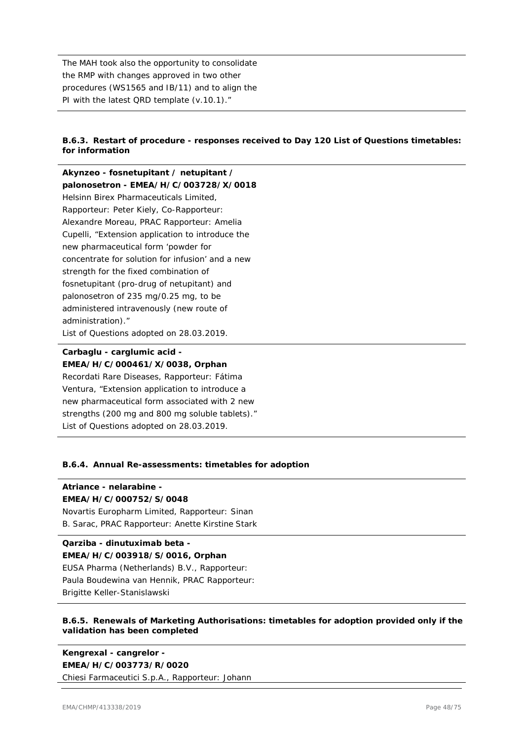The MAH took also the opportunity to consolidate the RMP with changes approved in two other procedures (WS1565 and IB/11) and to align the PI with the latest QRD template (v.10.1)."

### B.6.3. Restart of procedure - responses received to Day 120 List of Questions timetables: for information

**Akynzeo - fosnetupitant / netupitant / palonosetron - EMEA/H/C/003728/X/0018**
Helsinn Birex Pharmaceuticals Limited, Rapporteur: Peter Kiely, Co-Rapporteur: Alexandre Moreau, PRAC Rapporteur: Amelia Cupelli, "Extension application to introduce the new pharmaceutical form 'powder for concentrate for solution for infusion' and a new strength for the fixed combination of fosnetupitant (pro-drug of netupitant) and palonosetron of 235 mg/0.25 mg, to be administered intravenously (new route of administration)."
List of Questions adopted on 28.03.2019.

**Carbaglu - carglumic acid - EMEA/H/C/000461/X/0038, Orphan**
Recordati Rare Diseases, Rapporteur: Fátima Ventura, "Extension application to introduce a new pharmaceutical form associated with 2 new strengths (200 mg and 800 mg soluble tablets)."
List of Questions adopted on 28.03.2019.

### B.6.4. Annual Re-assessments: timetables for adoption

**Atriance - nelarabine - EMEA/H/C/000752/S/0048**
Novartis Europharm Limited, Rapporteur: Sinan B. Sarac, PRAC Rapporteur: Anette Kirstine Stark

**Qarziba - dinutuximab beta - EMEA/H/C/003918/S/0016, Orphan**
EUSA Pharma (Netherlands) B.V., Rapporteur: Paula Boudewina van Hennik, PRAC Rapporteur: Brigitte Keller-Stanislawski

### B.6.5. Renewals of Marketing Authorisations: timetables for adoption provided only if the validation has been completed

**Kengrexal - cangrelor - EMEA/H/C/003773/R/0020**
Chiesi Farmaceutici S.p.A., Rapporteur: Johann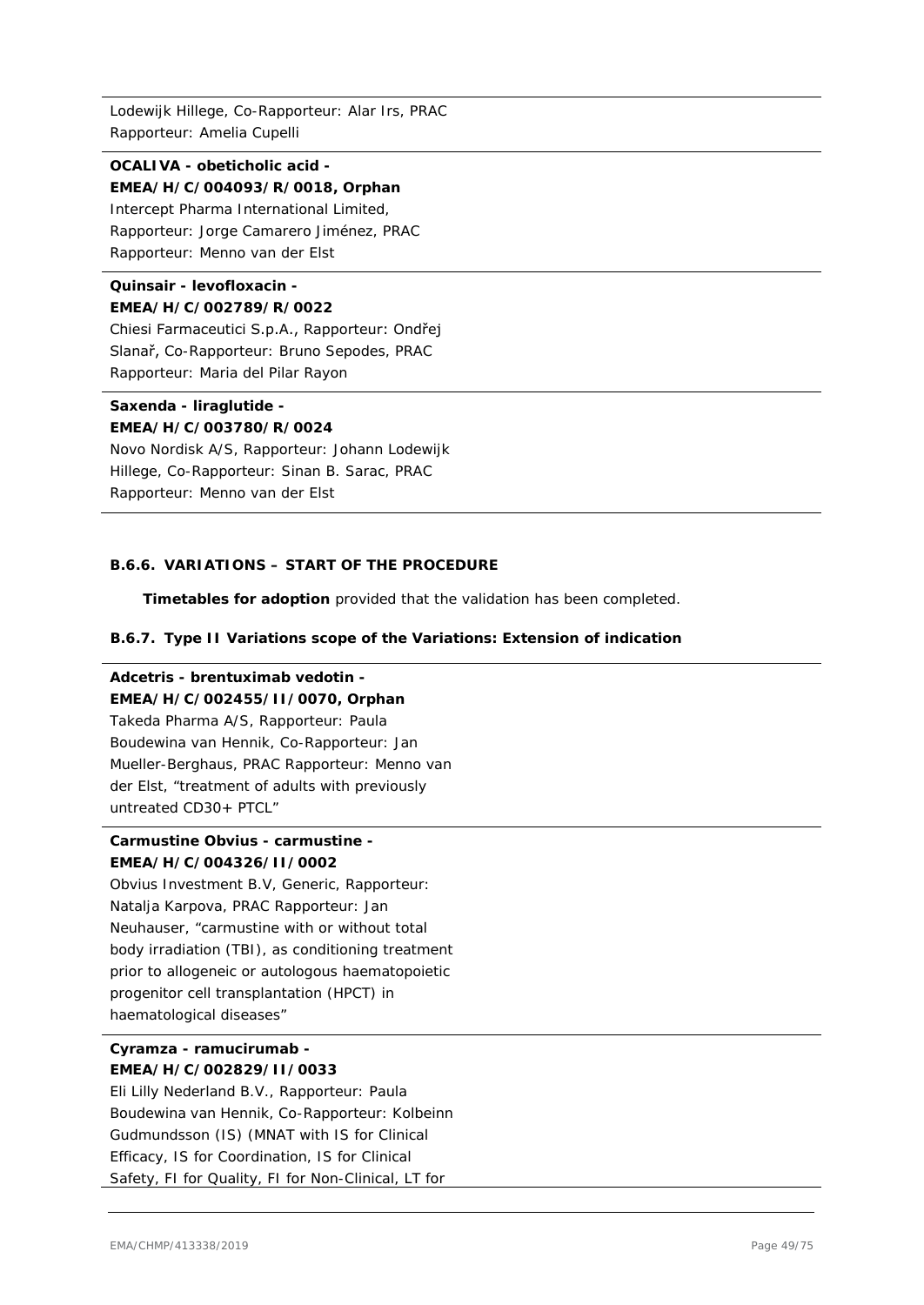Lodewijk Hillege, Co-Rapporteur: Alar Irs, PRAC Rapporteur: Amelia Cupelli

**OCALIVA - obeticholic acid - EMEA/H/C/004093/R/0018, Orphan**
Intercept Pharma International Limited, Rapporteur: Jorge Camarero Jiménez, PRAC Rapporteur: Menno van der Elst

**Quinsair - levofloxacin - EMEA/H/C/002789/R/0022**
Chiesi Farmaceutici S.p.A., Rapporteur: Ondřej Slanař, Co-Rapporteur: Bruno Sepodes, PRAC Rapporteur: Maria del Pilar Rayon

**Saxenda - liraglutide - EMEA/H/C/003780/R/0024**
Novo Nordisk A/S, Rapporteur: Johann Lodewijk Hillege, Co-Rapporteur: Sinan B. Sarac, PRAC Rapporteur: Menno van der Elst

### B.6.6. VARIATIONS – START OF THE PROCEDURE

**Timetables for adoption** provided that the validation has been completed.

### B.6.7. Type II Variations scope of the Variations: Extension of indication

**Adcetris - brentuximab vedotin - EMEA/H/C/002455/II/0070, Orphan**
Takeda Pharma A/S, Rapporteur: Paula Boudewina van Hennik, Co-Rapporteur: Jan Mueller-Berghaus, PRAC Rapporteur: Menno van der Elst, “treatment of adults with previously untreated CD30+ PTCL”

**Carmustine Obvius - carmustine - EMEA/H/C/004326/II/0002**
Obvius Investment B.V, Generic, Rapporteur: Natalja Karpova, PRAC Rapporteur: Jan Neuhauser, “carmustine with or without total body irradiation (TBI), as conditioning treatment prior to allogeneic or autologous haematopoietic progenitor cell transplantation (HPCT) in haematological diseases”

**Cyramza - ramucirumab - EMEA/H/C/002829/II/0033**
Eli Lilly Nederland B.V., Rapporteur: Paula Boudewina van Hennik, Co-Rapporteur: Kolbeinn Gudmundsson (IS) (MNAT with IS for Clinical Efficacy, IS for Coordination, IS for Clinical Safety, FI for Quality, FI for Non-Clinical, LT for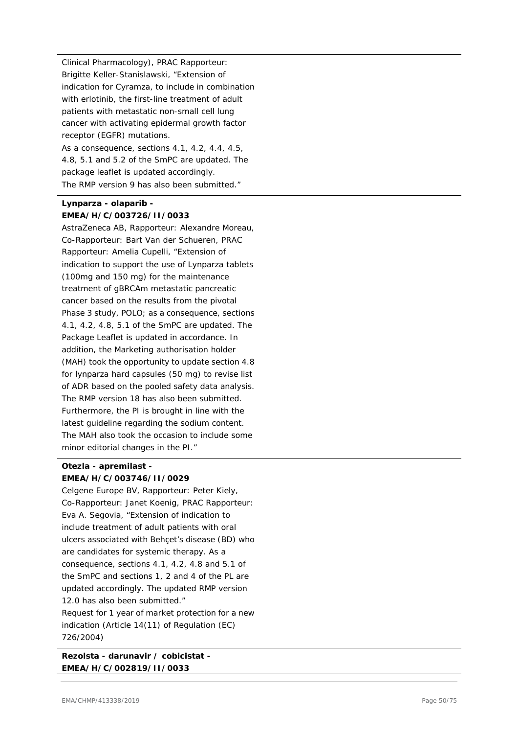Clinical Pharmacology), PRAC Rapporteur: Brigitte Keller-Stanislawski, "Extension of indication for Cyramza, to include in combination with erlotinib, the first-line treatment of adult patients with metastatic non-small cell lung cancer with activating epidermal growth factor receptor (EGFR) mutations.
As a consequence, sections 4.1, 4.2, 4.4, 4.5, 4.8, 5.1 and 5.2 of the SmPC are updated. The package leaflet is updated accordingly.
The RMP version 9 has also been submitted."

**Lynparza - olaparib - EMEA/H/C/003726/II/0033**

AstraZeneca AB, Rapporteur: Alexandre Moreau, Co-Rapporteur: Bart Van der Schueren, PRAC Rapporteur: Amelia Cupelli, "Extension of indication to support the use of Lynparza tablets (100mg and 150 mg) for the maintenance treatment of gBRCAm metastatic pancreatic cancer based on the results from the pivotal Phase 3 study, POLO; as a consequence, sections 4.1, 4.2, 4.8, 5.1 of the SmPC are updated. The Package Leaflet is updated in accordance. In addition, the Marketing authorisation holder (MAH) took the opportunity to update section 4.8 for lynparza hard capsules (50 mg) to revise list of ADR based on the pooled safety data analysis. The RMP version 18 has also been submitted. Furthermore, the PI is brought in line with the latest guideline regarding the sodium content. The MAH also took the occasion to include some minor editorial changes in the PI."

**Otezla - apremilast - EMEA/H/C/003746/II/0029**

Celgene Europe BV, Rapporteur: Peter Kiely, Co-Rapporteur: Janet Koenig, PRAC Rapporteur: Eva A. Segovia, "Extension of indication to include treatment of adult patients with oral ulcers associated with Behçet's disease (BD) who are candidates for systemic therapy. As a consequence, sections 4.1, 4.2, 4.8 and 5.1 of the SmPC and sections 1, 2 and 4 of the PL are updated accordingly. The updated RMP version 12.0 has also been submitted."
Request for 1 year of market protection for a new indication (Article 14(11) of Regulation (EC) 726/2004)

**Rezolsta - darunavir / cobicistat - EMEA/H/C/002819/II/0033**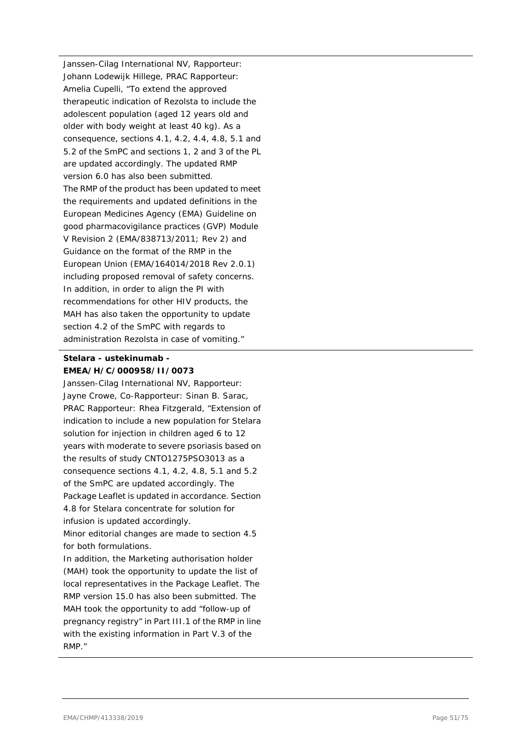Janssen-Cilag International NV, Rapporteur: Johann Lodewijk Hillege, PRAC Rapporteur: Amelia Cupelli, "To extend the approved therapeutic indication of Rezolsta to include the adolescent population (aged 12 years old and older with body weight at least 40 kg). As a consequence, sections 4.1, 4.2, 4.4, 4.8, 5.1 and 5.2 of the SmPC and sections 1, 2 and 3 of the PL are updated accordingly. The updated RMP version 6.0 has also been submitted.
The RMP of the product has been updated to meet the requirements and updated definitions in the European Medicines Agency (EMA) Guideline on good pharmacovigilance practices (GVP) Module V Revision 2 (EMA/838713/2011; Rev 2) and Guidance on the format of the RMP in the European Union (EMA/164014/2018 Rev 2.0.1) including proposed removal of safety concerns.
In addition, in order to align the PI with recommendations for other HIV products, the MAH has also taken the opportunity to update section 4.2 of the SmPC with regards to administration Rezolsta in case of vomiting."

**Stelara - ustekinumab - EMEA/H/C/000958/II/0073**

Janssen-Cilag International NV, Rapporteur: Jayne Crowe, Co-Rapporteur: Sinan B. Sarac, PRAC Rapporteur: Rhea Fitzgerald, "Extension of indication to include a new population for Stelara solution for injection in children aged 6 to 12 years with moderate to severe psoriasis based on the results of study CNTO1275PSO3013 as a consequence sections 4.1, 4.2, 4.8, 5.1 and 5.2 of the SmPC are updated accordingly. The Package Leaflet is updated in accordance. Section 4.8 for Stelara concentrate for solution for infusion is updated accordingly.
Minor editorial changes are made to section 4.5 for both formulations.
In addition, the Marketing authorisation holder (MAH) took the opportunity to update the list of local representatives in the Package Leaflet. The RMP version 15.0 has also been submitted. The MAH took the opportunity to add "follow-up of pregnancy registry" in Part III.1 of the RMP in line with the existing information in Part V.3 of the RMP."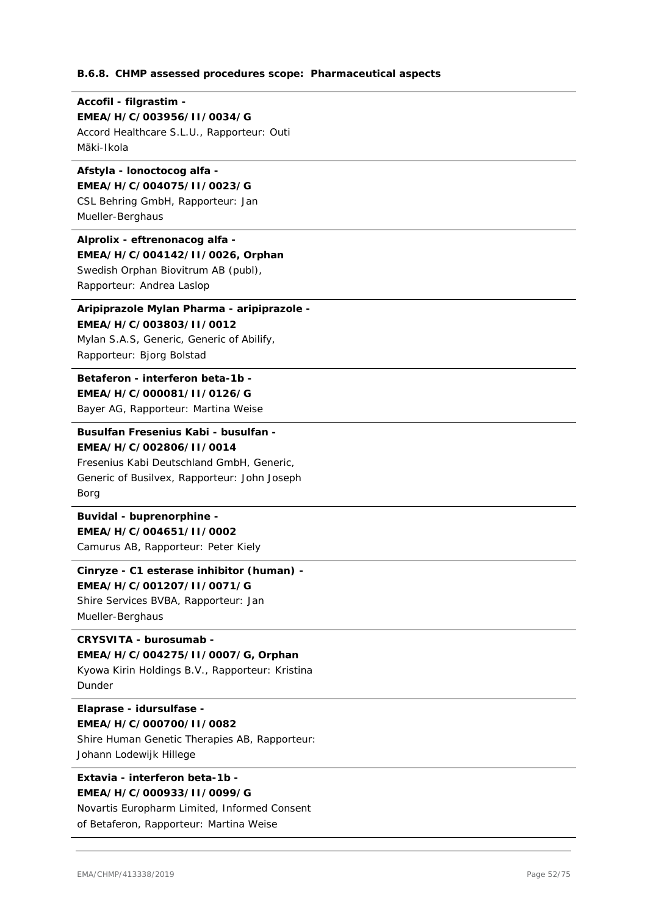### B.6.8. CHMP assessed procedures scope: Pharmaceutical aspects

**Accofil - filgrastim - EMEA/H/C/003956/II/0034/G**
Accord Healthcare S.L.U., Rapporteur: Outi Mäki-Ikola

**Afstyla - lonoctocog alfa - EMEA/H/C/004075/II/0023/G**
CSL Behring GmbH, Rapporteur: Jan Mueller-Berghaus

**Alprolix - eftrenonacog alfa - EMEA/H/C/004142/II/0026, Orphan**
Swedish Orphan Biovitrum AB (publ), Rapporteur: Andrea Laslop

**Aripiprazole Mylan Pharma - aripiprazole - EMEA/H/C/003803/II/0012**
Mylan S.A.S, Generic, Generic of Abilify, Rapporteur: Bjorg Bolstad

**Betaferon - interferon beta-1b - EMEA/H/C/000081/II/0126/G**
Bayer AG, Rapporteur: Martina Weise

**Busulfan Fresenius Kabi - busulfan - EMEA/H/C/002806/II/0014**
Fresenius Kabi Deutschland GmbH, Generic, Generic of Busilvex, Rapporteur: John Joseph Borg

**Buvidal - buprenorphine - EMEA/H/C/004651/II/0002**
Camurus AB, Rapporteur: Peter Kiely

**Cinryze - C1 esterase inhibitor (human) - EMEA/H/C/001207/II/0071/G**
Shire Services BVBA, Rapporteur: Jan Mueller-Berghaus

**CRYSVITA - burosumab - EMEA/H/C/004275/II/0007/G, Orphan**
Kyowa Kirin Holdings B.V., Rapporteur: Kristina Dunder

**Elaprase - idursulfase - EMEA/H/C/000700/II/0082**
Shire Human Genetic Therapies AB, Rapporteur: Johann Lodewijk Hillege

**Extavia - interferon beta-1b - EMEA/H/C/000933/II/0099/G**
Novartis Europharm Limited, Informed Consent of Betaferon, Rapporteur: Martina Weise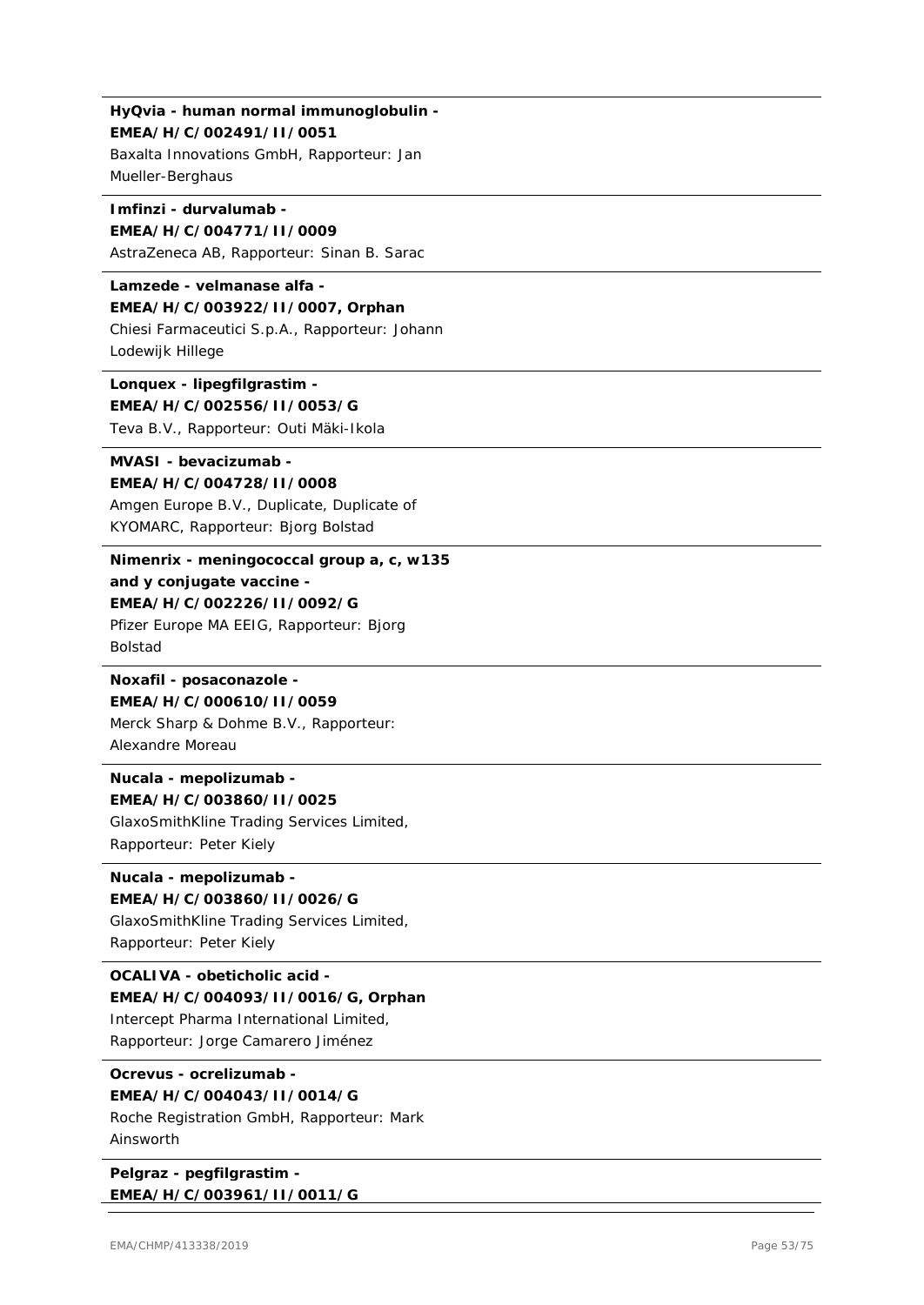**HyQvia - human normal immunoglobulin - EMEA/H/C/002491/II/0051**
Baxalta Innovations GmbH, Rapporteur: Jan Mueller-Berghaus

**Imfinzi - durvalumab - EMEA/H/C/004771/II/0009**
AstraZeneca AB, Rapporteur: Sinan B. Sarac

**Lamzede - velmanase alfa - EMEA/H/C/003922/II/0007, Orphan**
Chiesi Farmaceutici S.p.A., Rapporteur: Johann Lodewijk Hillege

**Lonquex - lipegfilgrastim - EMEA/H/C/002556/II/0053/G**
Teva B.V., Rapporteur: Outi Mäki-Ikola

**MVASI - bevacizumab - EMEA/H/C/004728/II/0008**
Amgen Europe B.V., Duplicate, Duplicate of KYOMARC, Rapporteur: Bjorg Bolstad

**Nimenrix - meningococcal group a, c, w135 and y conjugate vaccine - EMEA/H/C/002226/II/0092/G**
Pfizer Europe MA EEIG, Rapporteur: Bjorg Bolstad

**Noxafil - posaconazole - EMEA/H/C/000610/II/0059**
Merck Sharp & Dohme B.V., Rapporteur: Alexandre Moreau

**Nucala - mepolizumab - EMEA/H/C/003860/II/0025**
GlaxoSmithKline Trading Services Limited, Rapporteur: Peter Kiely

**Nucala - mepolizumab - EMEA/H/C/003860/II/0026/G**
GlaxoSmithKline Trading Services Limited, Rapporteur: Peter Kiely

**OCALIVA - obeticholic acid - EMEA/H/C/004093/II/0016/G, Orphan**
Intercept Pharma International Limited, Rapporteur: Jorge Camarero Jiménez

**Ocrevus - ocrelizumab - EMEA/H/C/004043/II/0014/G**
Roche Registration GmbH, Rapporteur: Mark Ainsworth

**Pelgraz - pegfilgrastim - EMEA/H/C/003961/II/0011/G**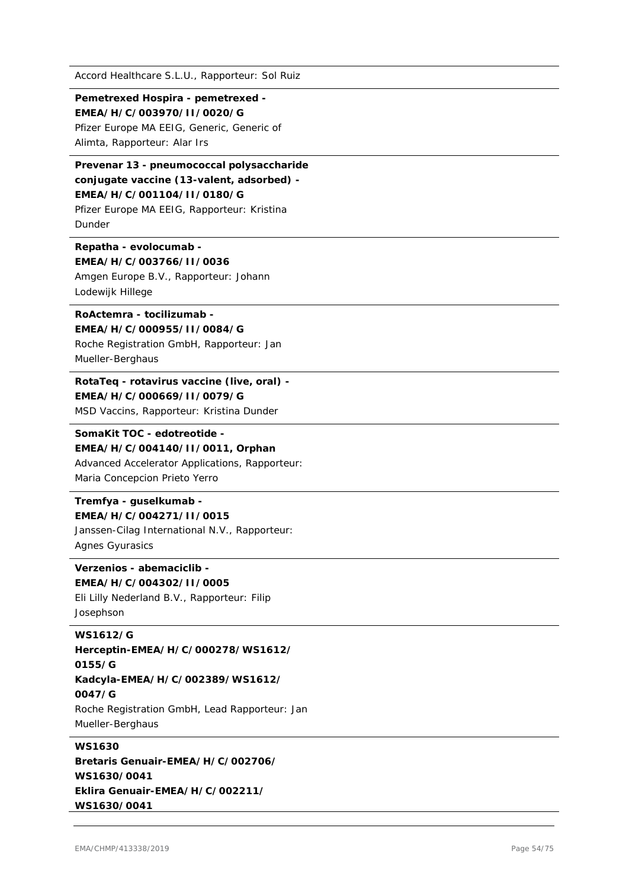Accord Healthcare S.L.U., Rapporteur: Sol Ruiz

**Pemetrexed Hospira - pemetrexed - EMEA/H/C/003970/II/0020/G**
Pfizer Europe MA EEIG, Generic, Generic of Alimta, Rapporteur: Alar Irs

**Prevenar 13 - pneumococcal polysaccharide conjugate vaccine (13-valent, adsorbed) - EMEA/H/C/001104/II/0180/G**
Pfizer Europe MA EEIG, Rapporteur: Kristina Dunder

**Repatha - evolocumab - EMEA/H/C/003766/II/0036**
Amgen Europe B.V., Rapporteur: Johann Lodewijk Hillege

**RoActemra - tocilizumab - EMEA/H/C/000955/II/0084/G**
Roche Registration GmbH, Rapporteur: Jan Mueller-Berghaus

**RotaTeq - rotavirus vaccine (live, oral) - EMEA/H/C/000669/II/0079/G**
MSD Vaccins, Rapporteur: Kristina Dunder

**SomaKit TOC - edotreotide - EMEA/H/C/004140/II/0011, Orphan**
Advanced Accelerator Applications, Rapporteur: Maria Concepcion Prieto Yerro

**Tremfya - guselkumab - EMEA/H/C/004271/II/0015**
Janssen-Cilag International N.V., Rapporteur: Agnes Gyurasics

**Verzenios - abemaciclib - EMEA/H/C/004302/II/0005**
Eli Lilly Nederland B.V., Rapporteur: Filip Josephson

**WS1612/G**
**Herceptin-EMEA/H/C/000278/WS1612/0155/G**
**Kadcyla-EMEA/H/C/002389/WS1612/0047/G**
Roche Registration GmbH, Lead Rapporteur: Jan Mueller-Berghaus

**WS1630**
**Bretaris Genuair-EMEA/H/C/002706/WS1630/0041**
**Eklira Genuair-EMEA/H/C/002211/WS1630/0041**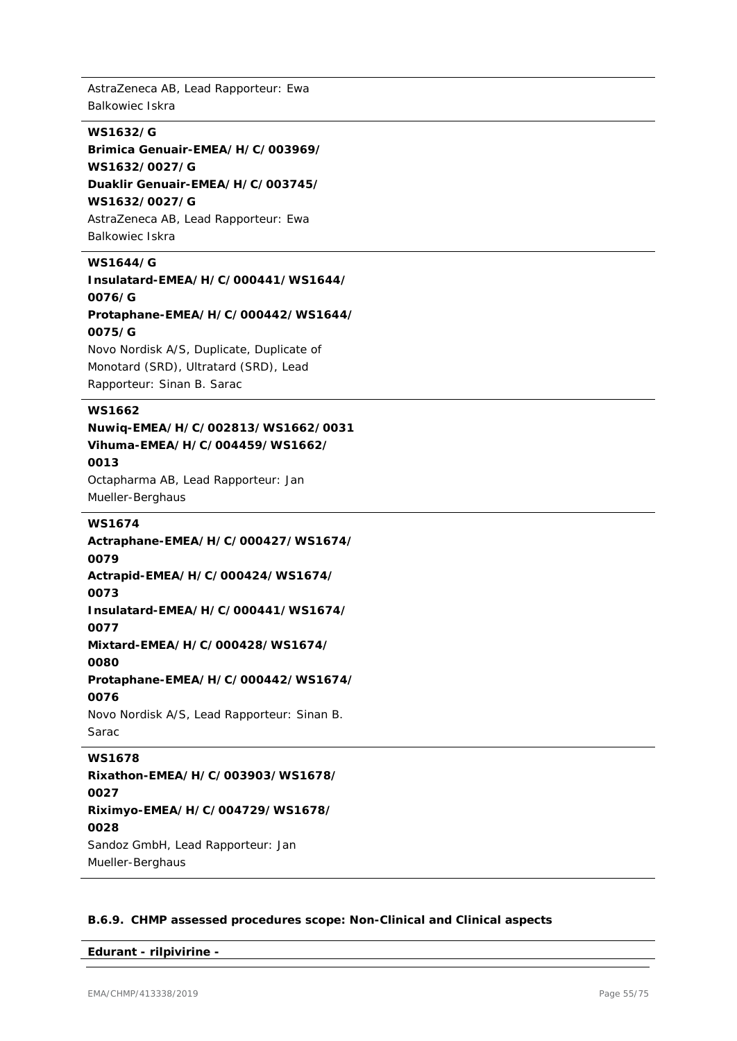AstraZeneca AB, Lead Rapporteur: Ewa Balkowiec Iskra

---

**WS1632/G**
**Brimica Genuair-EMEA/H/C/003969/WS1632/0027/G**
**Duaklir Genuair-EMEA/H/C/003745/WS1632/0027/G**
AstraZeneca AB, Lead Rapporteur: Ewa Balkowiec Iskra

---

**WS1644/G**
**Insulatard-EMEA/H/C/000441/WS1644/0076/G**
**Protaphane-EMEA/H/C/000442/WS1644/0075/G**
Novo Nordisk A/S, Duplicate, Duplicate of Monotard (SRD), Ultratard (SRD), Lead Rapporteur: Sinan B. Sarac

---

**WS1662**
**Nuwiq-EMEA/H/C/002813/WS1662/0031**
**Vihuma-EMEA/H/C/004459/WS1662/0013**
Octapharma AB, Lead Rapporteur: Jan Mueller-Berghaus

---

**WS1674**
**Actraphane-EMEA/H/C/000427/WS1674/0079**
**Actrapid-EMEA/H/C/000424/WS1674/0073**
**Insulatard-EMEA/H/C/000441/WS1674/0077**
**Mixtard-EMEA/H/C/000428/WS1674/0080**
**Protaphane-EMEA/H/C/000442/WS1674/0076**
Novo Nordisk A/S, Lead Rapporteur: Sinan B. Sarac

---

**WS1678**
**Rixathon-EMEA/H/C/003903/WS1678/0027**
**Riximyo-EMEA/H/C/004729/WS1678/0028**
Sandoz GmbH, Lead Rapporteur: Jan Mueller-Berghaus

---

### B.6.9. CHMP assessed procedures scope: Non-Clinical and Clinical aspects

---

**Edurant - rilpivirine -**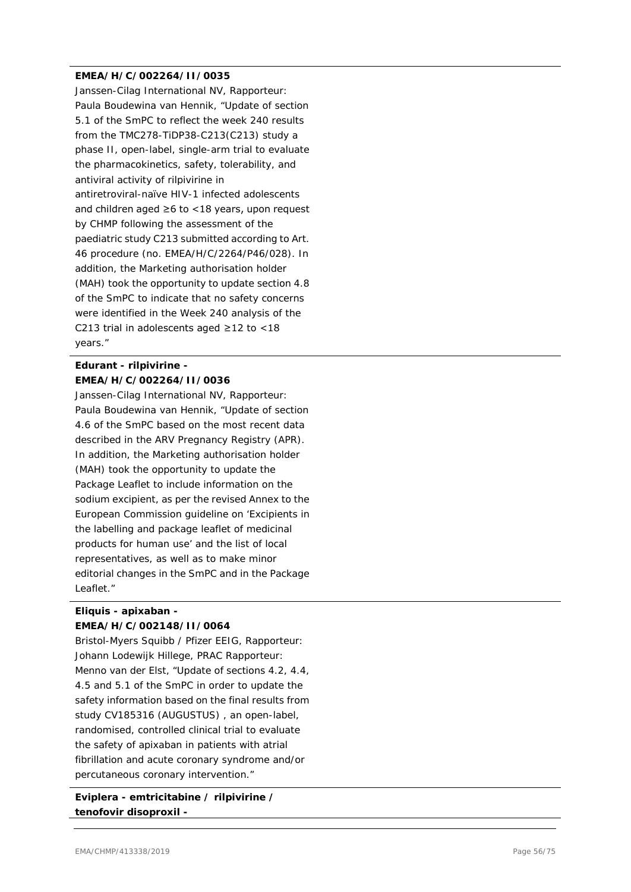**EMEA/H/C/002264/II/0035**

Janssen-Cilag International NV, Rapporteur: Paula Boudewina van Hennik, "Update of section 5.1 of the SmPC to reflect the week 240 results from the TMC278-TiDP38-C213(C213) study a phase II, open-label, single-arm trial to evaluate the pharmacokinetics, safety, tolerability, and antiviral activity of rilpivirine in antiretroviral-naïve HIV-1 infected adolescents and children aged ≥6 to <18 years, upon request by CHMP following the assessment of the paediatric study C213 submitted according to Art. 46 procedure (no. EMEA/H/C/2264/P46/028). In addition, the Marketing authorisation holder (MAH) took the opportunity to update section 4.8 of the SmPC to indicate that no safety concerns were identified in the Week 240 analysis of the C213 trial in adolescents aged ≥12 to <18 years."

**Edurant - rilpivirine - EMEA/H/C/002264/II/0036**

Janssen-Cilag International NV, Rapporteur: Paula Boudewina van Hennik, "Update of section 4.6 of the SmPC based on the most recent data described in the ARV Pregnancy Registry (APR). In addition, the Marketing authorisation holder (MAH) took the opportunity to update the Package Leaflet to include information on the sodium excipient, as per the revised Annex to the European Commission guideline on 'Excipients in the labelling and package leaflet of medicinal products for human use' and the list of local representatives, as well as to make minor editorial changes in the SmPC and in the Package Leaflet."

**Eliquis - apixaban - EMEA/H/C/002148/II/0064**

Bristol-Myers Squibb / Pfizer EEIG, Rapporteur: Johann Lodewijk Hillege, PRAC Rapporteur: Menno van der Elst, "Update of sections 4.2, 4.4, 4.5 and 5.1 of the SmPC in order to update the safety information based on the final results from study CV185316 (AUGUSTUS) , an open-label, randomised, controlled clinical trial to evaluate the safety of apixaban in patients with atrial fibrillation and acute coronary syndrome and/or percutaneous coronary intervention."

**Eviplera - emtricitabine / rilpivirine / tenofovir disoproxil -**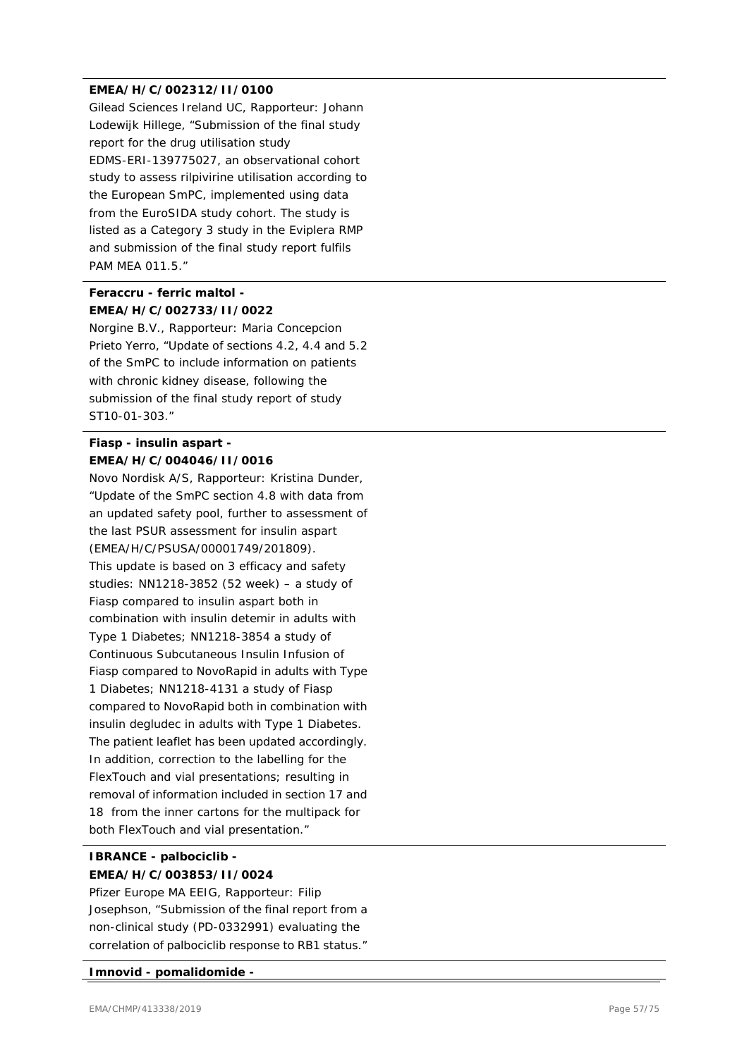**EMEA/H/C/002312/II/0100**

Gilead Sciences Ireland UC, Rapporteur: Johann Lodewijk Hillege, "Submission of the final study report for the drug utilisation study EDMS-ERI-139775027, an observational cohort study to assess rilpivirine utilisation according to the European SmPC, implemented using data from the EuroSIDA study cohort. The study is listed as a Category 3 study in the Eviplera RMP and submission of the final study report fulfils PAM MEA 011.5."

**Feraccru - ferric maltol - EMEA/H/C/002733/II/0022**

Norgine B.V., Rapporteur: Maria Concepcion Prieto Yerro, "Update of sections 4.2, 4.4 and 5.2 of the SmPC to include information on patients with chronic kidney disease, following the submission of the final study report of study ST10-01-303."

**Fiasp - insulin aspart - EMEA/H/C/004046/II/0016**

Novo Nordisk A/S, Rapporteur: Kristina Dunder, "Update of the SmPC section 4.8 with data from an updated safety pool, further to assessment of the last PSUR assessment for insulin aspart (EMEA/H/C/PSUSA/00001749/201809).
This update is based on 3 efficacy and safety studies: NN1218-3852 (52 week) – a study of Fiasp compared to insulin aspart both in combination with insulin detemir in adults with Type 1 Diabetes; NN1218-3854 a study of Continuous Subcutaneous Insulin Infusion of Fiasp compared to NovoRapid in adults with Type 1 Diabetes; NN1218-4131 a study of Fiasp compared to NovoRapid both in combination with insulin degludec in adults with Type 1 Diabetes.
The patient leaflet has been updated accordingly.
In addition, correction to the labelling for the FlexTouch and vial presentations; resulting in removal of information included in section 17 and 18 from the inner cartons for the multipack for both FlexTouch and vial presentation."

**IBRANCE - palbociclib - EMEA/H/C/003853/II/0024**

Pfizer Europe MA EEIG, Rapporteur: Filip Josephson, "Submission of the final report from a non-clinical study (PD-0332991) evaluating the correlation of palbociclib response to RB1 status."

**Imnovid - pomalidomide -**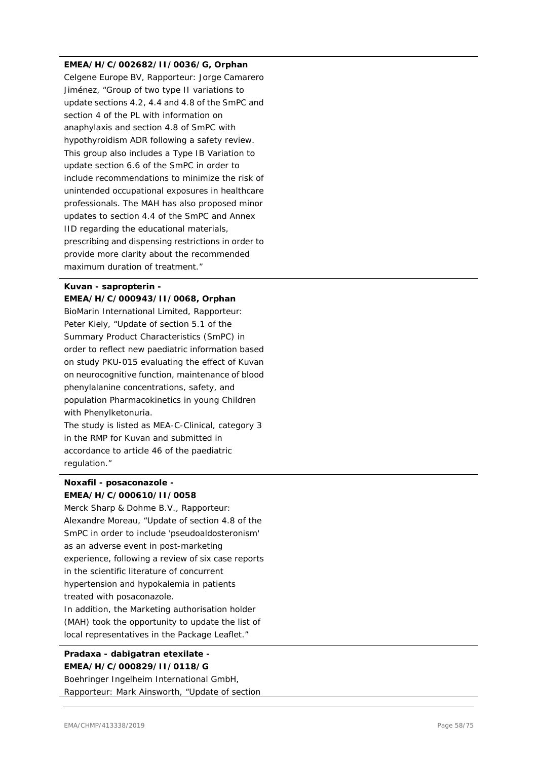**EMEA/H/C/002682/II/0036/G, Orphan**

Celgene Europe BV, Rapporteur: Jorge Camarero Jiménez, "Group of two type II variations to update sections 4.2, 4.4 and 4.8 of the SmPC and section 4 of the PL with information on anaphylaxis and section 4.8 of SmPC with hypothyroidism ADR following a safety review. This group also includes a Type IB Variation to update section 6.6 of the SmPC in order to include recommendations to minimize the risk of unintended occupational exposures in healthcare professionals. The MAH has also proposed minor updates to section 4.4 of the SmPC and Annex IID regarding the educational materials, prescribing and dispensing restrictions in order to provide more clarity about the recommended maximum duration of treatment."

**Kuvan - sapropterin - EMEA/H/C/000943/II/0068, Orphan**

BioMarin International Limited, Rapporteur: Peter Kiely, "Update of section 5.1 of the Summary Product Characteristics (SmPC) in order to reflect new paediatric information based on study PKU-015 evaluating the effect of Kuvan on neurocognitive function, maintenance of blood phenylalanine concentrations, safety, and population Pharmacokinetics in young Children with Phenylketonuria.

The study is listed as MEA-C-Clinical, category 3 in the RMP for Kuvan and submitted in accordance to article 46 of the paediatric regulation."

**Noxafil - posaconazole - EMEA/H/C/000610/II/0058**

Merck Sharp & Dohme B.V., Rapporteur: Alexandre Moreau, "Update of section 4.8 of the SmPC in order to include 'pseudoaldosteronism' as an adverse event in post-marketing experience, following a review of six case reports in the scientific literature of concurrent hypertension and hypokalemia in patients treated with posaconazole.

In addition, the Marketing authorisation holder (MAH) took the opportunity to update the list of local representatives in the Package Leaflet."

**Pradaxa - dabigatran etexilate - EMEA/H/C/000829/II/0118/G**

Boehringer Ingelheim International GmbH, Rapporteur: Mark Ainsworth, "Update of section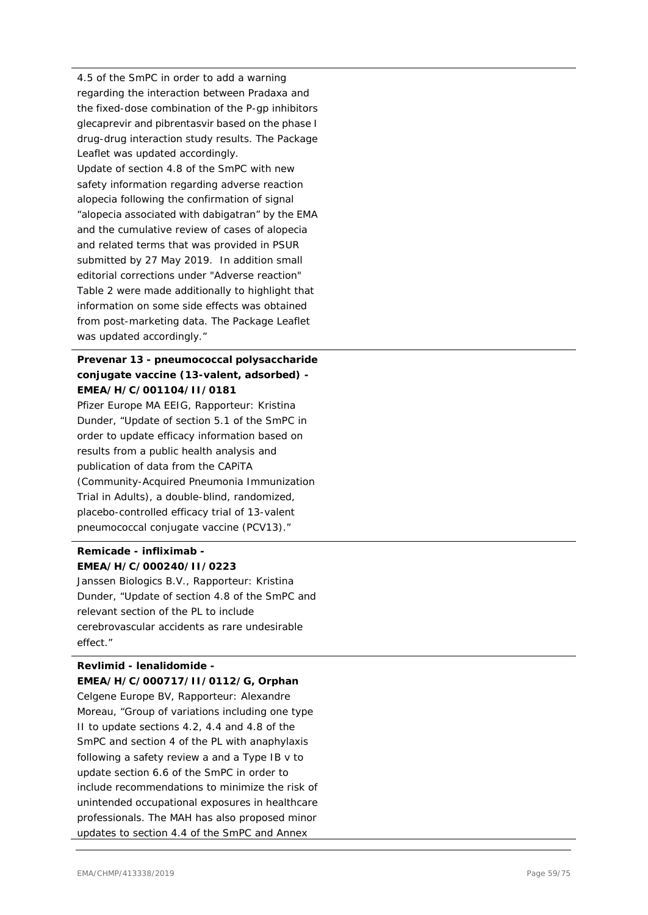4.5 of the SmPC in order to add a warning regarding the interaction between Pradaxa and the fixed-dose combination of the P-gp inhibitors glecaprevir and pibrentasvir based on the phase I drug-drug interaction study results. The Package Leaflet was updated accordingly.
Update of section 4.8 of the SmPC with new safety information regarding adverse reaction alopecia following the confirmation of signal "alopecia associated with dabigatran" by the EMA and the cumulative review of cases of alopecia and related terms that was provided in PSUR submitted by 27 May 2019. In addition small editorial corrections under "Adverse reaction" Table 2 were made additionally to highlight that information on some side effects was obtained from post-marketing data. The Package Leaflet was updated accordingly."

**Prevenar 13 - pneumococcal polysaccharide conjugate vaccine (13-valent, adsorbed) - EMEA/H/C/001104/II/0181**

Pfizer Europe MA EEIG, Rapporteur: Kristina Dunder, "Update of section 5.1 of the SmPC in order to update efficacy information based on results from a public health analysis and publication of data from the CAPiTA (Community-Acquired Pneumonia Immunization Trial in Adults), a double-blind, randomized, placebo-controlled efficacy trial of 13-valent pneumococcal conjugate vaccine (PCV13)."

**Remicade - infliximab - EMEA/H/C/000240/II/0223**

Janssen Biologics B.V., Rapporteur: Kristina Dunder, "Update of section 4.8 of the SmPC and relevant section of the PL to include cerebrovascular accidents as rare undesirable effect."

**Revlimid - lenalidomide - EMEA/H/C/000717/II/0112/G, Orphan**

Celgene Europe BV, Rapporteur: Alexandre Moreau, "Group of variations including one type II to update sections 4.2, 4.4 and 4.8 of the SmPC and section 4 of the PL with anaphylaxis following a safety review a and a Type IB v to update section 6.6 of the SmPC in order to include recommendations to minimize the risk of unintended occupational exposures in healthcare professionals. The MAH has also proposed minor updates to section 4.4 of the SmPC and Annex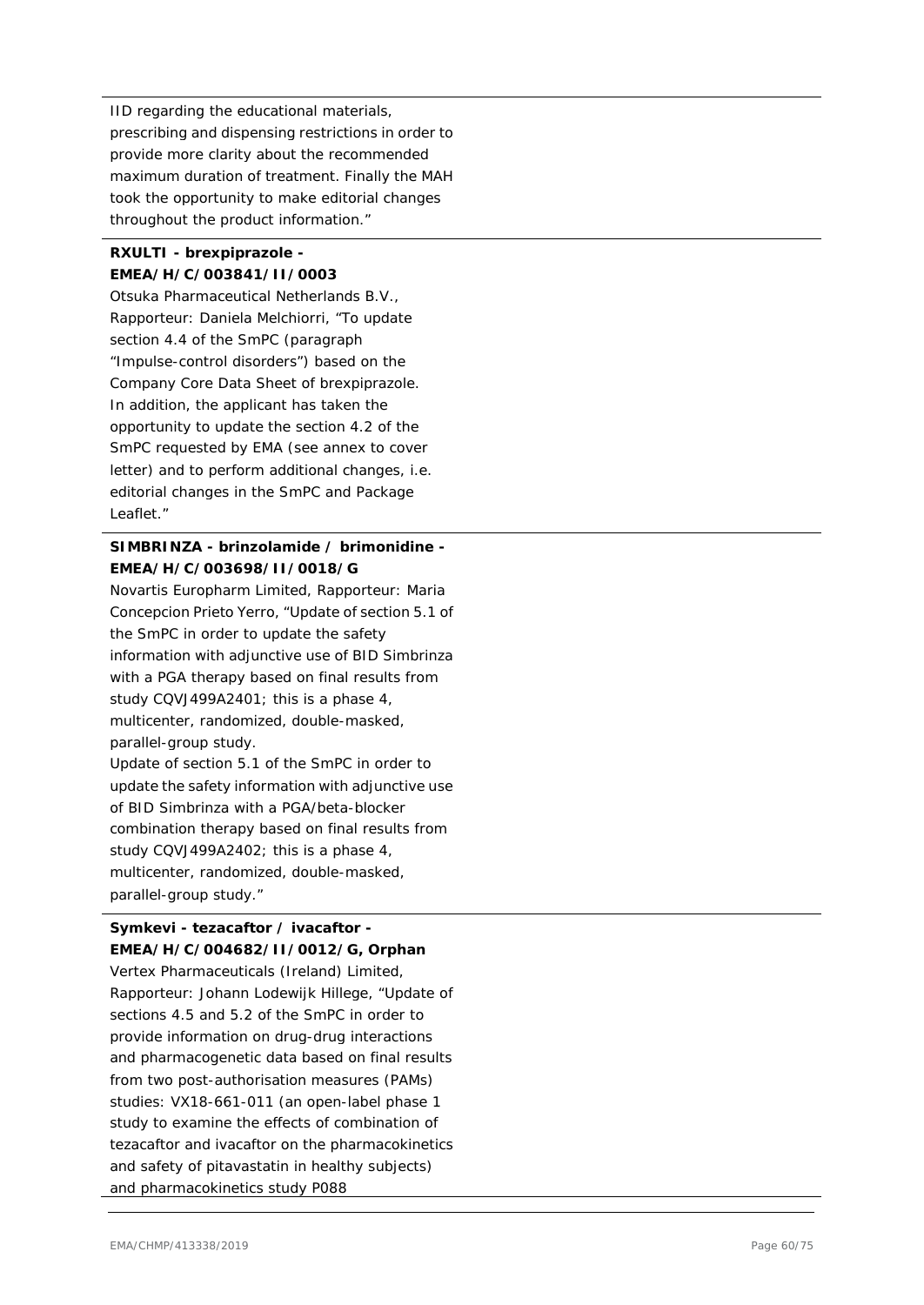IID regarding the educational materials, prescribing and dispensing restrictions in order to provide more clarity about the recommended maximum duration of treatment. Finally the MAH took the opportunity to make editorial changes throughout the product information."

**RXULTI - brexpiprazole - EMEA/H/C/003841/II/0003**

Otsuka Pharmaceutical Netherlands B.V., Rapporteur: Daniela Melchiorri, "To update section 4.4 of the SmPC (paragraph "Impulse-control disorders") based on the Company Core Data Sheet of brexpiprazole. In addition, the applicant has taken the opportunity to update the section 4.2 of the SmPC requested by EMA (see annex to cover letter) and to perform additional changes, i.e. editorial changes in the SmPC and Package Leaflet."

**SIMBRINZA - brinzolamide / brimonidine - EMEA/H/C/003698/II/0018/G**

Novartis Europharm Limited, Rapporteur: Maria Concepcion Prieto Yerro, "Update of section 5.1 of the SmPC in order to update the safety information with adjunctive use of BID Simbrinza with a PGA therapy based on final results from study CQVJ499A2401; this is a phase 4, multicenter, randomized, double-masked, parallel-group study.

Update of section 5.1 of the SmPC in order to update the safety information with adjunctive use of BID Simbrinza with a PGA/beta-blocker combination therapy based on final results from study CQVJ499A2402; this is a phase 4, multicenter, randomized, double-masked, parallel-group study."

**Symkevi - tezacaftor / ivacaftor - EMEA/H/C/004682/II/0012/G, Orphan**

Vertex Pharmaceuticals (Ireland) Limited, Rapporteur: Johann Lodewijk Hillege, "Update of sections 4.5 and 5.2 of the SmPC in order to provide information on drug-drug interactions and pharmacogenetic data based on final results from two post-authorisation measures (PAMs) studies: VX18-661-011 (an open-label phase 1 study to examine the effects of combination of tezacaftor and ivacaftor on the pharmacokinetics and safety of pitavastatin in healthy subjects) and pharmacokinetics study P088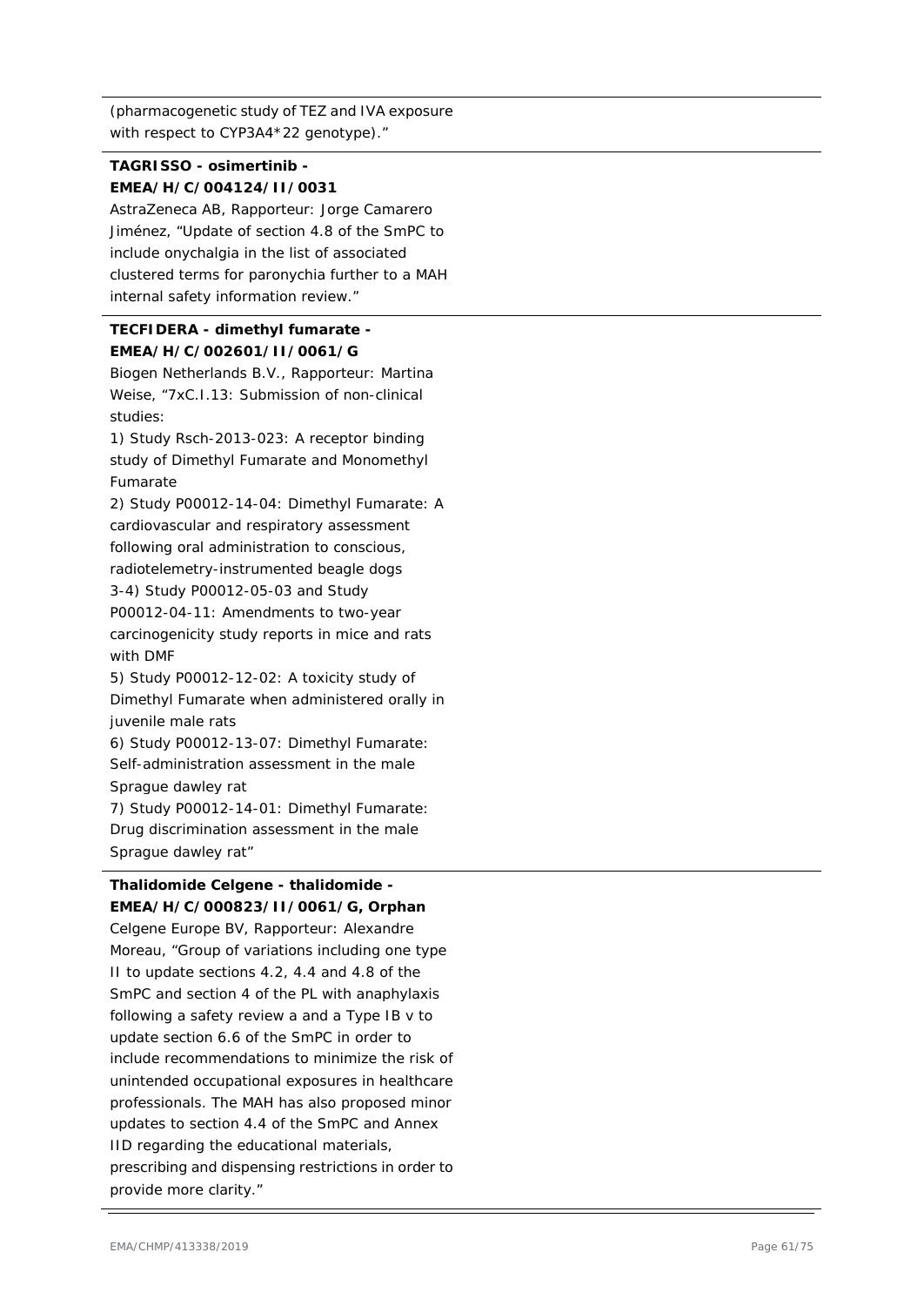(pharmacogenetic study of TEZ and IVA exposure with respect to CYP3A4*22 genotype)."

---

**TAGRISSO - osimertinib - EMEA/H/C/004124/II/0031**

AstraZeneca AB, Rapporteur: Jorge Camarero Jiménez, "Update of section 4.8 of the SmPC to include onychalgia in the list of associated clustered terms for paronychia further to a MAH internal safety information review."

---

**TECFIDERA - dimethyl fumarate - EMEA/H/C/002601/II/0061/G**

Biogen Netherlands B.V., Rapporteur: Martina Weise, "7xC.I.13: Submission of non-clinical studies:

1) Study Rsch-2013-023: A receptor binding study of Dimethyl Fumarate and Monomethyl Fumarate

2) Study P00012-14-04: Dimethyl Fumarate: A cardiovascular and respiratory assessment following oral administration to conscious, radiotelemetry-instrumented beagle dogs

3-4) Study P00012-05-03 and Study P00012-04-11: Amendments to two-year carcinogenicity study reports in mice and rats with DMF

5) Study P00012-12-02: A toxicity study of Dimethyl Fumarate when administered orally in juvenile male rats

6) Study P00012-13-07: Dimethyl Fumarate: Self-administration assessment in the male Sprague dawley rat

7) Study P00012-14-01: Dimethyl Fumarate: Drug discrimination assessment in the male Sprague dawley rat"

---

**Thalidomide Celgene - thalidomide - EMEA/H/C/000823/II/0061/G, Orphan**

Celgene Europe BV, Rapporteur: Alexandre Moreau, "Group of variations including one type II to update sections 4.2, 4.4 and 4.8 of the SmPC and section 4 of the PL with anaphylaxis following a safety review a and a Type IB v to update section 6.6 of the SmPC in order to include recommendations to minimize the risk of unintended occupational exposures in healthcare professionals. The MAH has also proposed minor updates to section 4.4 of the SmPC and Annex IID regarding the educational materials, prescribing and dispensing restrictions in order to provide more clarity."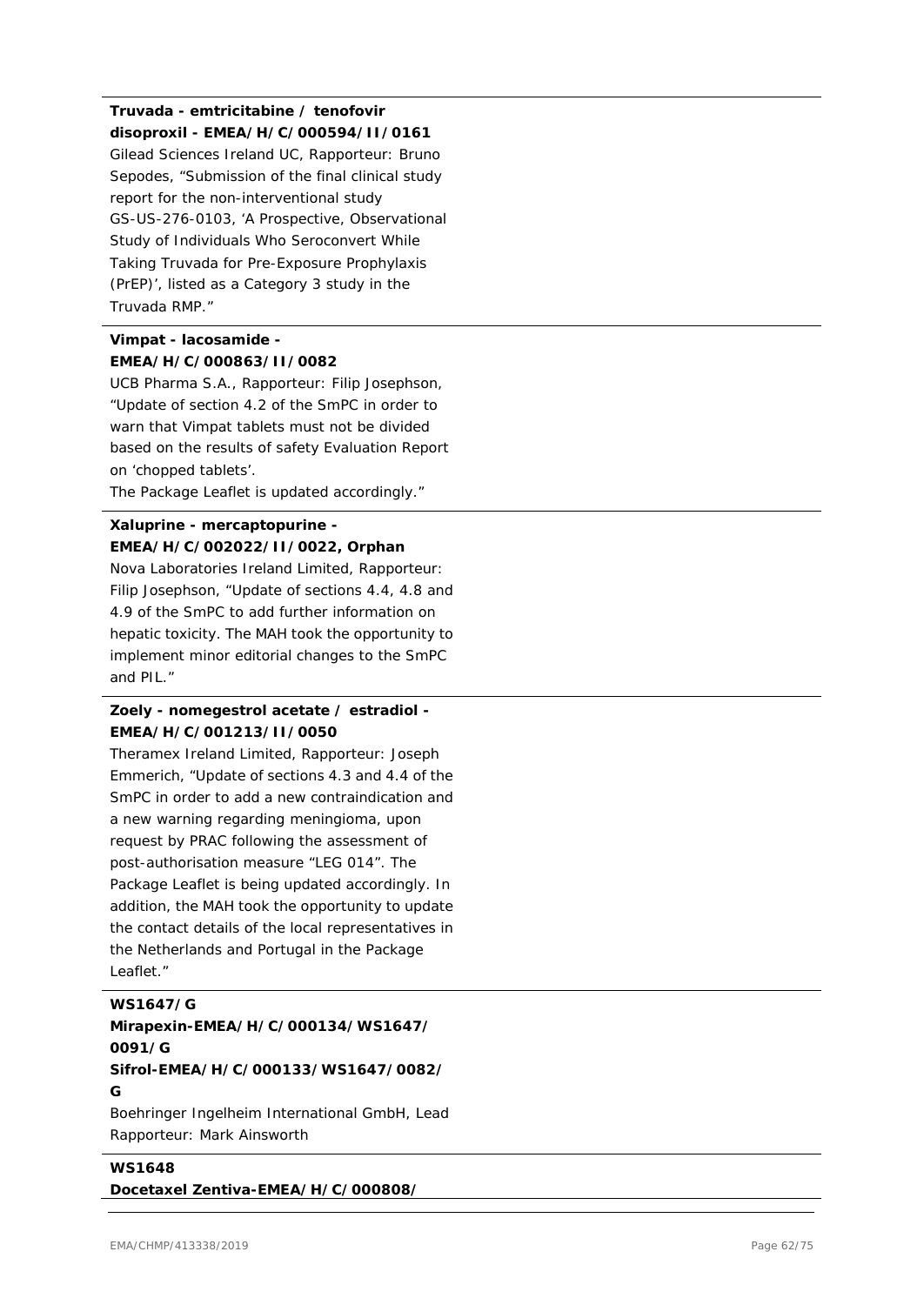**Truvada - emtricitabine / tenofovir disoproxil - EMEA/H/C/000594/II/0161**

Gilead Sciences Ireland UC, Rapporteur: Bruno Sepodes, "Submission of the final clinical study report for the non-interventional study GS-US-276-0103, 'A Prospective, Observational Study of Individuals Who Seroconvert While Taking Truvada for Pre-Exposure Prophylaxis (PrEP)', listed as a Category 3 study in the Truvada RMP."

---

**Vimpat - lacosamide - EMEA/H/C/000863/II/0082**

UCB Pharma S.A., Rapporteur: Filip Josephson, "Update of section 4.2 of the SmPC in order to warn that Vimpat tablets must not be divided based on the results of safety Evaluation Report on 'chopped tablets'.
The Package Leaflet is updated accordingly."

---

**Xaluprine - mercaptopurine - EMEA/H/C/002022/II/0022, Orphan**

Nova Laboratories Ireland Limited, Rapporteur: Filip Josephson, "Update of sections 4.4, 4.8 and 4.9 of the SmPC to add further information on hepatic toxicity. The MAH took the opportunity to implement minor editorial changes to the SmPC and PIL."

---

**Zoely - nomegestrol acetate / estradiol - EMEA/H/C/001213/II/0050**

Theramex Ireland Limited, Rapporteur: Joseph Emmerich, "Update of sections 4.3 and 4.4 of the SmPC in order to add a new contraindication and a new warning regarding meningioma, upon request by PRAC following the assessment of post-authorisation measure "LEG 014". The Package Leaflet is being updated accordingly. In addition, the MAH took the opportunity to update the contact details of the local representatives in the Netherlands and Portugal in the Package Leaflet."

---

**WS1647/G**
**Mirapexin-EMEA/H/C/000134/WS1647/0091/G**
**Sifrol-EMEA/H/C/000133/WS1647/0082/G**

Boehringer Ingelheim International GmbH, Lead Rapporteur: Mark Ainsworth

---

**WS1648**
**Docetaxel Zentiva-EMEA/H/C/000808/**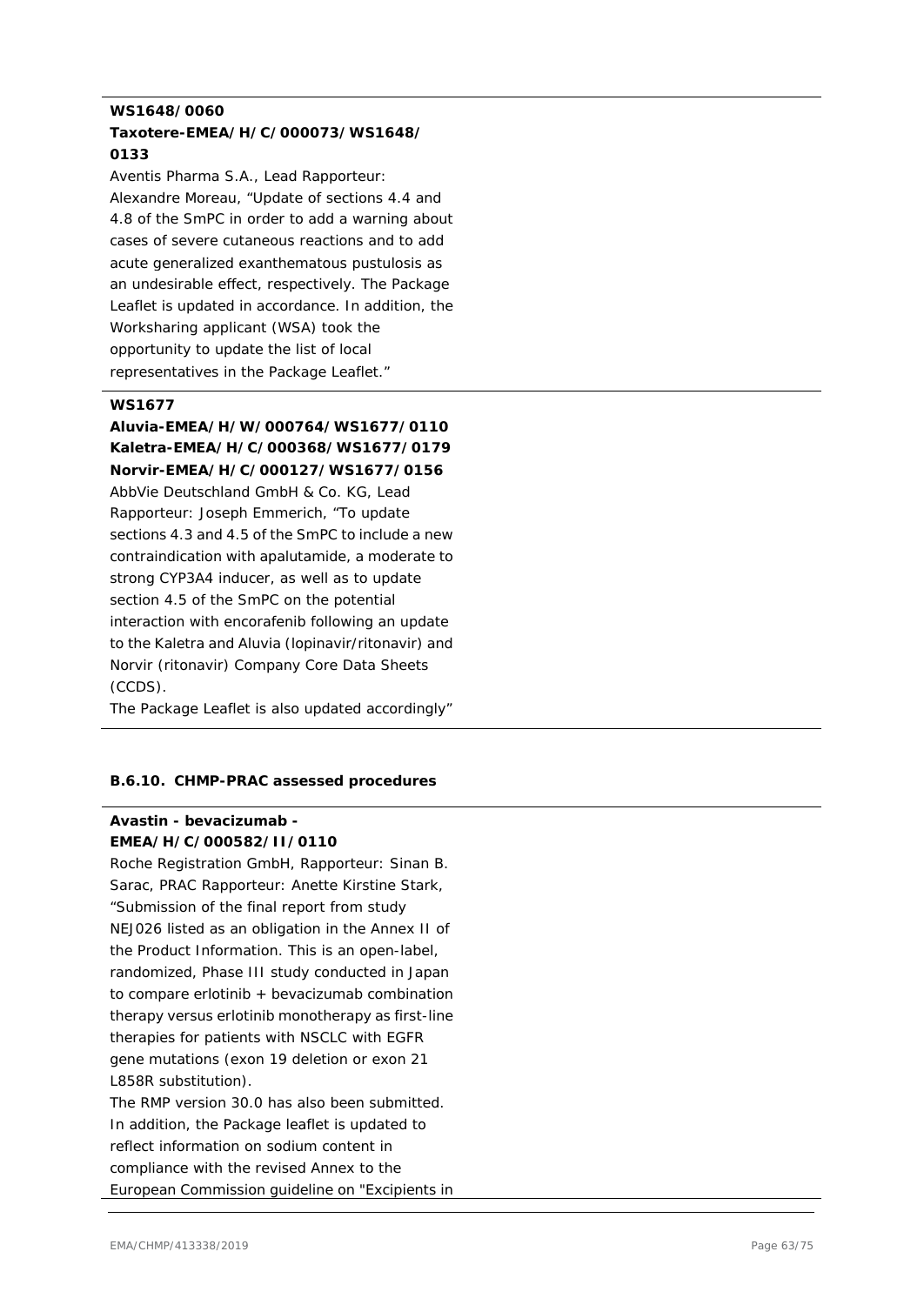**WS1648/0060**
**Taxotere-EMEA/H/C/000073/WS1648/0133**

Aventis Pharma S.A., Lead Rapporteur: Alexandre Moreau, "Update of sections 4.4 and 4.8 of the SmPC in order to add a warning about cases of severe cutaneous reactions and to add acute generalized exanthematous pustulosis as an undesirable effect, respectively. The Package Leaflet is updated in accordance. In addition, the Worksharing applicant (WSA) took the opportunity to update the list of local representatives in the Package Leaflet."

**WS1677**
**Aluvia-EMEA/H/W/000764/WS1677/0110**
**Kaletra-EMEA/H/C/000368/WS1677/0179**
**Norvir-EMEA/H/C/000127/WS1677/0156**

AbbVie Deutschland GmbH & Co. KG, Lead Rapporteur: Joseph Emmerich, "To update sections 4.3 and 4.5 of the SmPC to include a new contraindication with apalutamide, a moderate to strong CYP3A4 inducer, as well as to update section 4.5 of the SmPC on the potential interaction with encorafenib following an update to the Kaletra and Aluvia (lopinavir/ritonavir) and Norvir (ritonavir) Company Core Data Sheets (CCDS).
The Package Leaflet is also updated accordingly"

### B.6.10. CHMP-PRAC assessed procedures

**Avastin - bevacizumab - EMEA/H/C/000582/II/0110**

Roche Registration GmbH, Rapporteur: Sinan B. Sarac, PRAC Rapporteur: Anette Kirstine Stark, "Submission of the final report from study NEJ026 listed as an obligation in the Annex II of the Product Information. This is an open-label, randomized, Phase III study conducted in Japan to compare erlotinib + bevacizumab combination therapy versus erlotinib monotherapy as first-line therapies for patients with NSCLC with EGFR gene mutations (exon 19 deletion or exon 21 L858R substitution).
The RMP version 30.0 has also been submitted. In addition, the Package leaflet is updated to reflect information on sodium content in compliance with the revised Annex to the European Commission guideline on "Excipients in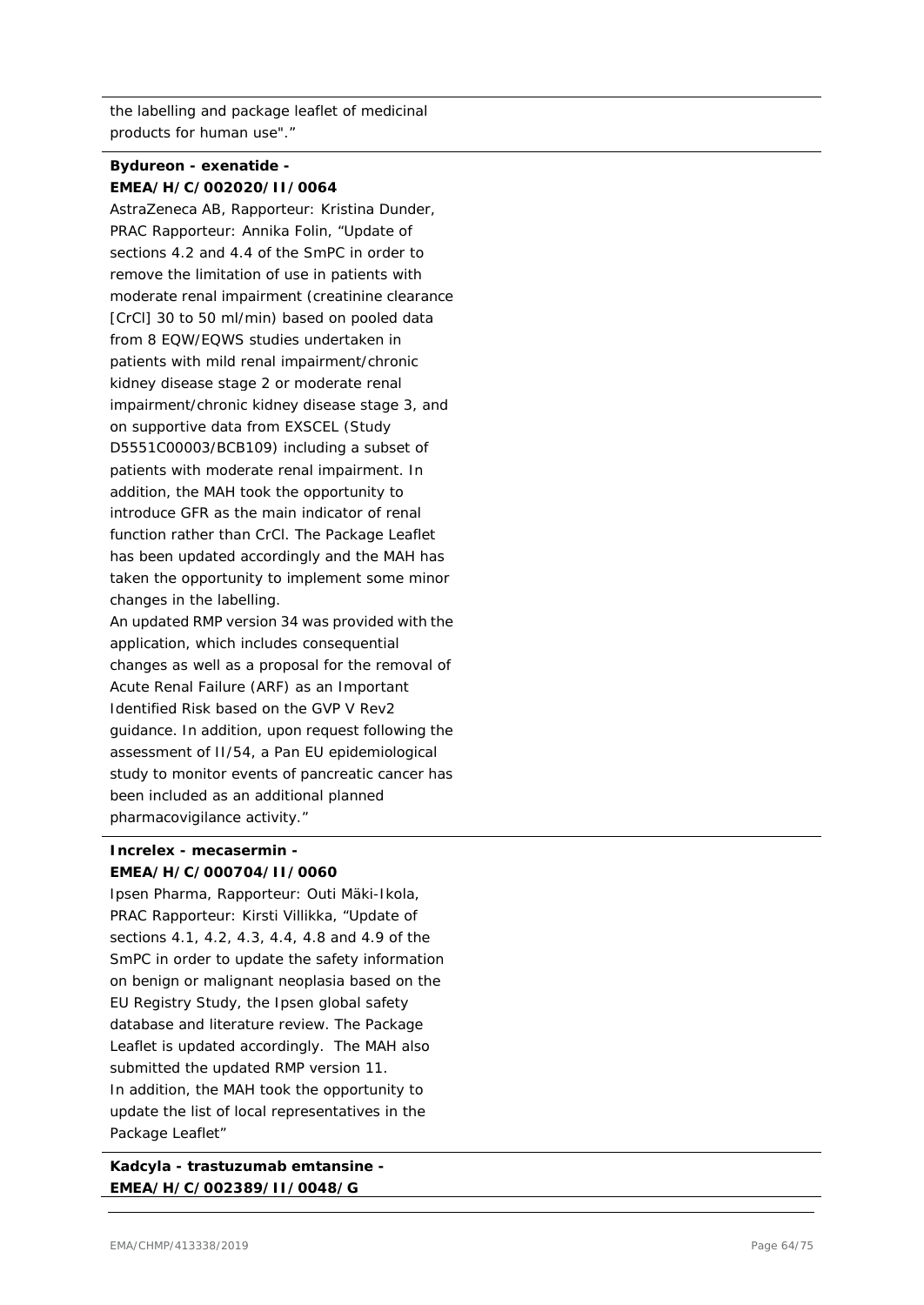the labelling and package leaflet of medicinal products for human use"."

**Bydureon - exenatide - EMEA/H/C/002020/II/0064**

AstraZeneca AB, Rapporteur: Kristina Dunder, PRAC Rapporteur: Annika Folin, "Update of sections 4.2 and 4.4 of the SmPC in order to remove the limitation of use in patients with moderate renal impairment (creatinine clearance [CrCl] 30 to 50 ml/min) based on pooled data from 8 EQW/EQWS studies undertaken in patients with mild renal impairment/chronic kidney disease stage 2 or moderate renal impairment/chronic kidney disease stage 3, and on supportive data from EXSCEL (Study D5551C00003/BCB109) including a subset of patients with moderate renal impairment. In addition, the MAH took the opportunity to introduce GFR as the main indicator of renal function rather than CrCl. The Package Leaflet has been updated accordingly and the MAH has taken the opportunity to implement some minor changes in the labelling.
An updated RMP version 34 was provided with the application, which includes consequential changes as well as a proposal for the removal of Acute Renal Failure (ARF) as an Important Identified Risk based on the GVP V Rev2 guidance. In addition, upon request following the assessment of II/54, a Pan EU epidemiological study to monitor events of pancreatic cancer has been included as an additional planned pharmacovigilance activity."

**Increlex - mecasermin - EMEA/H/C/000704/II/0060**

Ipsen Pharma, Rapporteur: Outi Mäki-Ikola, PRAC Rapporteur: Kirsti Villikka, "Update of sections 4.1, 4.2, 4.3, 4.4, 4.8 and 4.9 of the SmPC in order to update the safety information on benign or malignant neoplasia based on the EU Registry Study, the Ipsen global safety database and literature review. The Package Leaflet is updated accordingly. The MAH also submitted the updated RMP version 11.
In addition, the MAH took the opportunity to update the list of local representatives in the Package Leaflet"

**Kadcyla - trastuzumab emtansine - EMEA/H/C/002389/II/0048/G**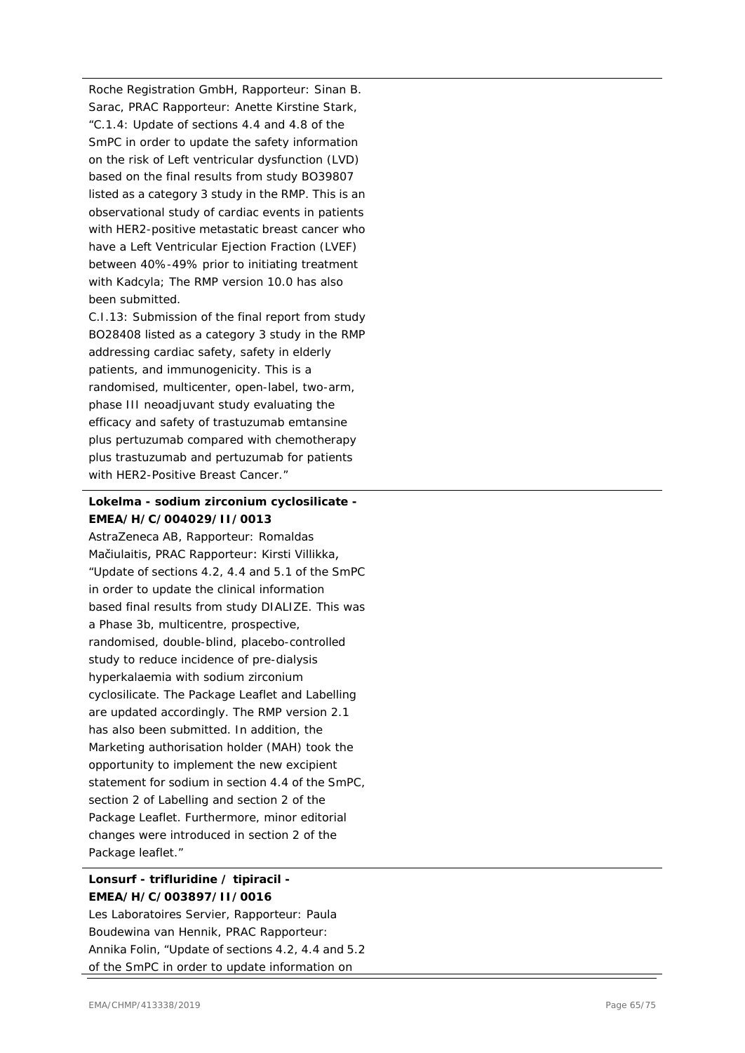Roche Registration GmbH, Rapporteur: Sinan B. Sarac, PRAC Rapporteur: Anette Kirstine Stark, "C.1.4: Update of sections 4.4 and 4.8 of the SmPC in order to update the safety information on the risk of Left ventricular dysfunction (LVD) based on the final results from study BO39807 listed as a category 3 study in the RMP. This is an observational study of cardiac events in patients with HER2-positive metastatic breast cancer who have a Left Ventricular Ejection Fraction (LVEF) between 40%-49% prior to initiating treatment with Kadcyla; The RMP version 10.0 has also been submitted.

C.I.13: Submission of the final report from study BO28408 listed as a category 3 study in the RMP addressing cardiac safety, safety in elderly patients, and immunogenicity. This is a randomised, multicenter, open-label, two-arm, phase III neoadjuvant study evaluating the efficacy and safety of trastuzumab emtansine plus pertuzumab compared with chemotherapy plus trastuzumab and pertuzumab for patients with HER2-Positive Breast Cancer."

**Lokelma - sodium zirconium cyclosilicate - EMEA/H/C/004029/II/0013**

AstraZeneca AB, Rapporteur: Romaldas Mačiulaitis, PRAC Rapporteur: Kirsti Villikka, "Update of sections 4.2, 4.4 and 5.1 of the SmPC in order to update the clinical information based final results from study DIALIZE. This was a Phase 3b, multicentre, prospective, randomised, double-blind, placebo-controlled study to reduce incidence of pre-dialysis hyperkalaemia with sodium zirconium cyclosilicate. The Package Leaflet and Labelling are updated accordingly. The RMP version 2.1 has also been submitted. In addition, the Marketing authorisation holder (MAH) took the opportunity to implement the new excipient statement for sodium in section 4.4 of the SmPC, section 2 of Labelling and section 2 of the Package Leaflet. Furthermore, minor editorial changes were introduced in section 2 of the Package leaflet."

**Lonsurf - trifluridine / tipiracil - EMEA/H/C/003897/II/0016**

Les Laboratoires Servier, Rapporteur: Paula Boudewina van Hennik, PRAC Rapporteur: Annika Folin, "Update of sections 4.2, 4.4 and 5.2 of the SmPC in order to update information on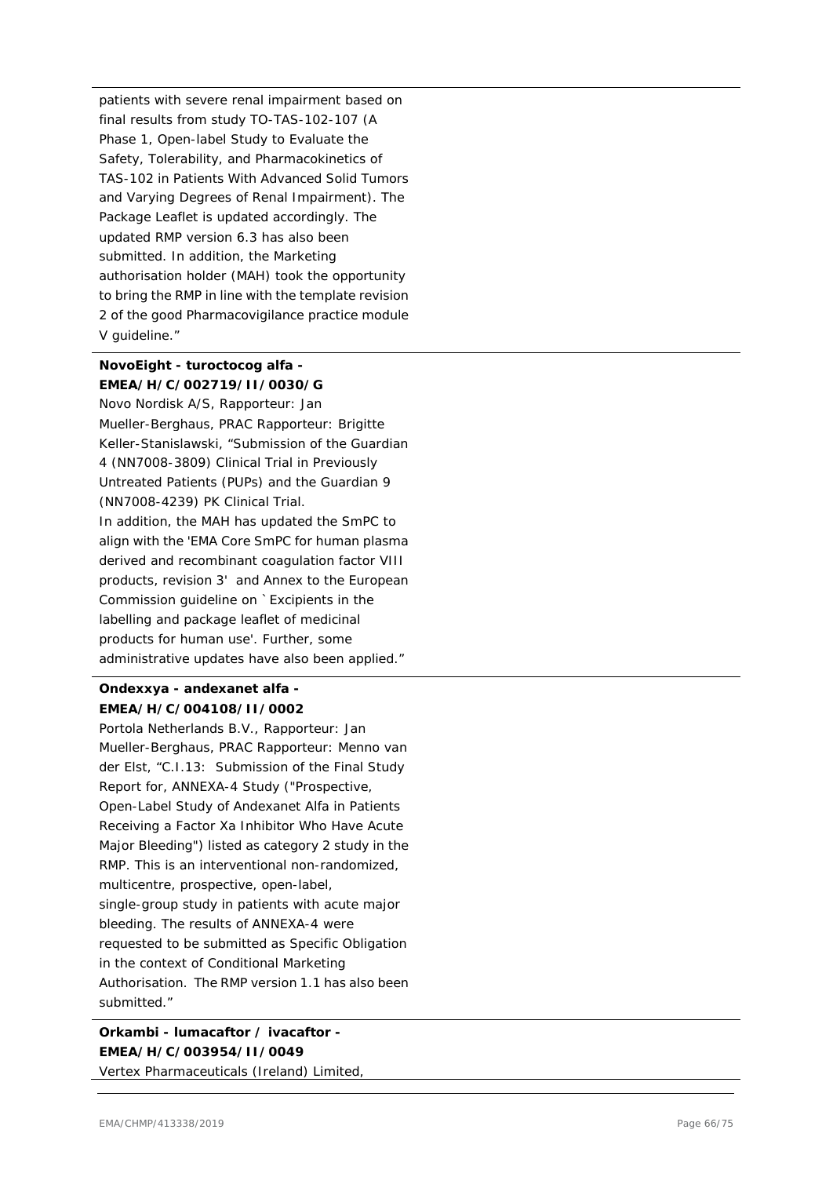patients with severe renal impairment based on final results from study TO-TAS-102-107 (A Phase 1, Open-label Study to Evaluate the Safety, Tolerability, and Pharmacokinetics of TAS-102 in Patients With Advanced Solid Tumors and Varying Degrees of Renal Impairment). The Package Leaflet is updated accordingly. The updated RMP version 6.3 has also been submitted. In addition, the Marketing authorisation holder (MAH) took the opportunity to bring the RMP in line with the template revision 2 of the good Pharmacovigilance practice module V guideline."

**NovoEight - turoctocog alfa - EMEA/H/C/002719/II/0030/G**

Novo Nordisk A/S, Rapporteur: Jan Mueller-Berghaus, PRAC Rapporteur: Brigitte Keller-Stanislawski, "Submission of the Guardian 4 (NN7008-3809) Clinical Trial in Previously Untreated Patients (PUPs) and the Guardian 9 (NN7008-4239) PK Clinical Trial.
In addition, the MAH has updated the SmPC to align with the 'EMA Core SmPC for human plasma derived and recombinant coagulation factor VIII products, revision 3' and Annex to the European Commission guideline on `Excipients in the labelling and package leaflet of medicinal products for human use'. Further, some administrative updates have also been applied."

**Ondexxya - andexanet alfa - EMEA/H/C/004108/II/0002**

Portola Netherlands B.V., Rapporteur: Jan Mueller-Berghaus, PRAC Rapporteur: Menno van der Elst, "C.I.13: Submission of the Final Study Report for, ANNEXA-4 Study ("Prospective, Open-Label Study of Andexanet Alfa in Patients Receiving a Factor Xa Inhibitor Who Have Acute Major Bleeding") listed as category 2 study in the RMP. This is an interventional non-randomized, multicentre, prospective, open-label, single-group study in patients with acute major bleeding. The results of ANNEXA-4 were requested to be submitted as Specific Obligation in the context of Conditional Marketing Authorisation. The RMP version 1.1 has also been submitted."

**Orkambi - lumacaftor / ivacaftor - EMEA/H/C/003954/II/0049**

Vertex Pharmaceuticals (Ireland) Limited,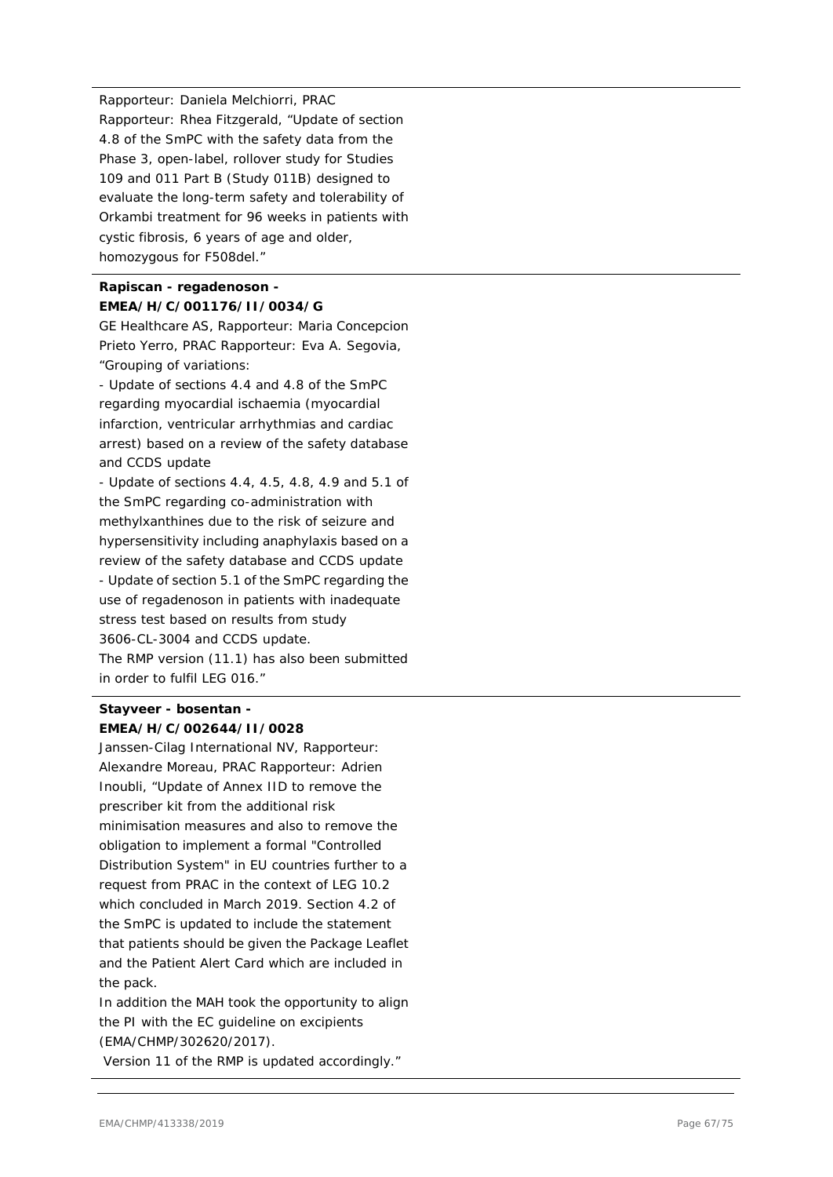Rapporteur: Daniela Melchiorri, PRAC Rapporteur: Rhea Fitzgerald, "Update of section 4.8 of the SmPC with the safety data from the Phase 3, open-label, rollover study for Studies 109 and 011 Part B (Study 011B) designed to evaluate the long-term safety and tolerability of Orkambi treatment for 96 weeks in patients with cystic fibrosis, 6 years of age and older, homozygous for F508del."

**Rapiscan - regadenoson - EMEA/H/C/001176/II/0034/G**

GE Healthcare AS, Rapporteur: Maria Concepcion Prieto Yerro, PRAC Rapporteur: Eva A. Segovia, "Grouping of variations:

- Update of sections 4.4 and 4.8 of the SmPC regarding myocardial ischaemia (myocardial infarction, ventricular arrhythmias and cardiac arrest) based on a review of the safety database and CCDS update
- Update of sections 4.4, 4.5, 4.8, 4.9 and 5.1 of the SmPC regarding co-administration with methylxanthines due to the risk of seizure and hypersensitivity including anaphylaxis based on a review of the safety database and CCDS update
- Update of section 5.1 of the SmPC regarding the use of regadenoson in patients with inadequate stress test based on results from study 3606-CL-3004 and CCDS update.

The RMP version (11.1) has also been submitted in order to fulfil LEG 016."

**Stayveer - bosentan - EMEA/H/C/002644/II/0028**

Janssen-Cilag International NV, Rapporteur: Alexandre Moreau, PRAC Rapporteur: Adrien Inoubli, "Update of Annex IID to remove the prescriber kit from the additional risk minimisation measures and also to remove the obligation to implement a formal "Controlled Distribution System" in EU countries further to a request from PRAC in the context of LEG 10.2 which concluded in March 2019. Section 4.2 of the SmPC is updated to include the statement that patients should be given the Package Leaflet and the Patient Alert Card which are included in the pack.

In addition the MAH took the opportunity to align the PI with the EC guideline on excipients (EMA/CHMP/302620/2017).

Version 11 of the RMP is updated accordingly."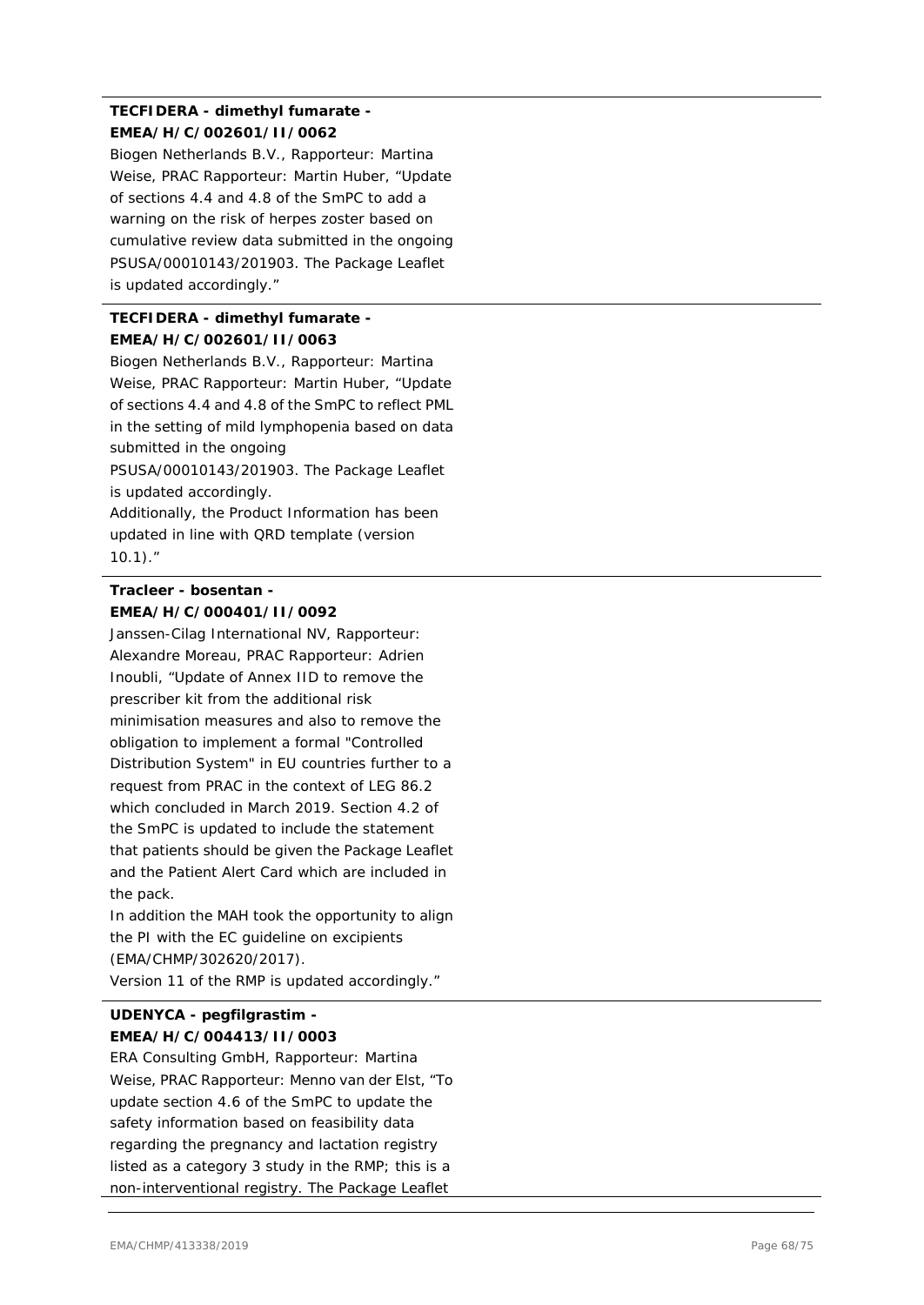**TECFIDERA - dimethyl fumarate - EMEA/H/C/002601/II/0062**

Biogen Netherlands B.V., Rapporteur: Martina Weise, PRAC Rapporteur: Martin Huber, "Update of sections 4.4 and 4.8 of the SmPC to add a warning on the risk of herpes zoster based on cumulative review data submitted in the ongoing PSUSA/00010143/201903. The Package Leaflet is updated accordingly."

**TECFIDERA - dimethyl fumarate - EMEA/H/C/002601/II/0063**

Biogen Netherlands B.V., Rapporteur: Martina Weise, PRAC Rapporteur: Martin Huber, "Update of sections 4.4 and 4.8 of the SmPC to reflect PML in the setting of mild lymphopenia based on data submitted in the ongoing PSUSA/00010143/201903. The Package Leaflet is updated accordingly.
Additionally, the Product Information has been updated in line with QRD template (version 10.1)."

**Tracleer - bosentan - EMEA/H/C/000401/II/0092**

Janssen-Cilag International NV, Rapporteur: Alexandre Moreau, PRAC Rapporteur: Adrien Inoubli, "Update of Annex IID to remove the prescriber kit from the additional risk minimisation measures and also to remove the obligation to implement a formal "Controlled Distribution System" in EU countries further to a request from PRAC in the context of LEG 86.2 which concluded in March 2019. Section 4.2 of the SmPC is updated to include the statement that patients should be given the Package Leaflet and the Patient Alert Card which are included in the pack.
In addition the MAH took the opportunity to align the PI with the EC guideline on excipients (EMA/CHMP/302620/2017).
Version 11 of the RMP is updated accordingly."

**UDENYCA - pegfilgrastim - EMEA/H/C/004413/II/0003**

ERA Consulting GmbH, Rapporteur: Martina Weise, PRAC Rapporteur: Menno van der Elst, "To update section 4.6 of the SmPC to update the safety information based on feasibility data regarding the pregnancy and lactation registry listed as a category 3 study in the RMP; this is a non-interventional registry. The Package Leaflet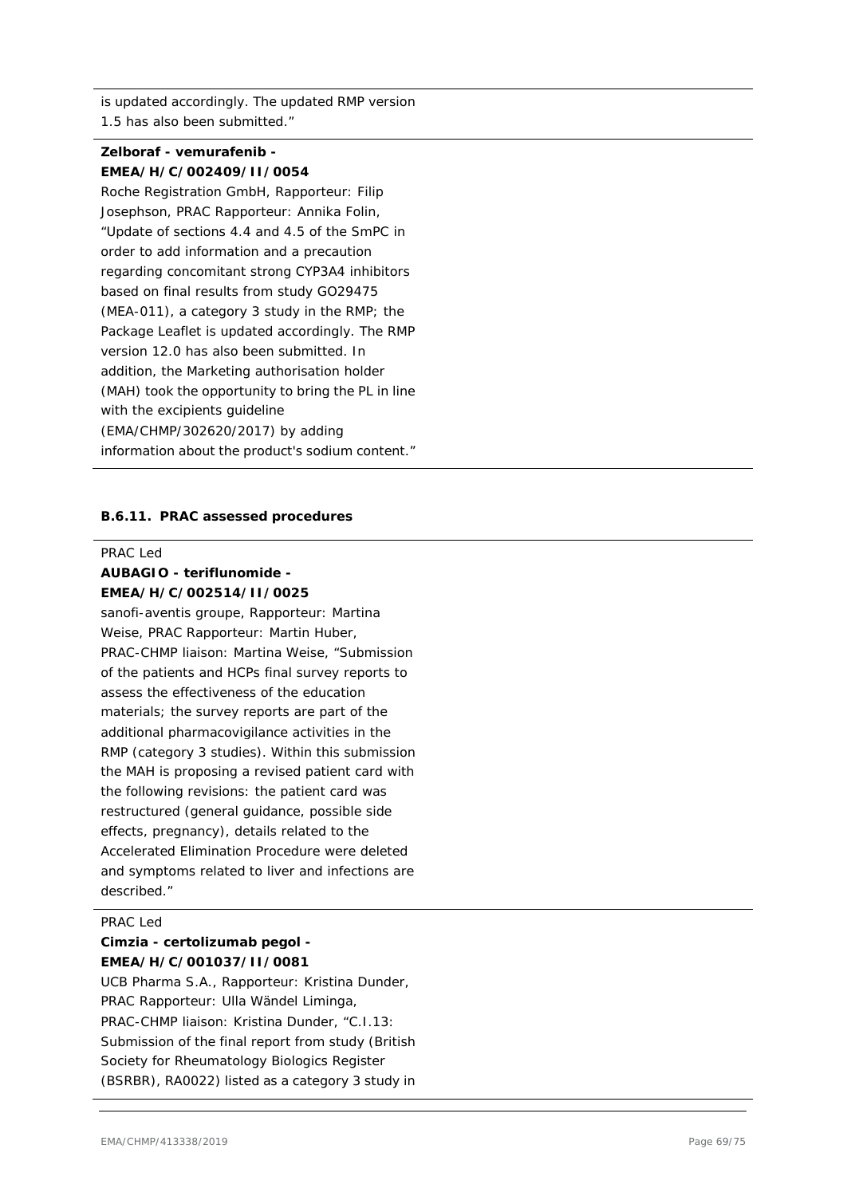is updated accordingly. The updated RMP version 1.5 has also been submitted."

**Zelboraf - vemurafenib - EMEA/H/C/002409/II/0054**

Roche Registration GmbH, Rapporteur: Filip Josephson, PRAC Rapporteur: Annika Folin, "Update of sections 4.4 and 4.5 of the SmPC in order to add information and a precaution regarding concomitant strong CYP3A4 inhibitors based on final results from study GO29475 (MEA-011), a category 3 study in the RMP; the Package Leaflet is updated accordingly. The RMP version 12.0 has also been submitted. In addition, the Marketing authorisation holder (MAH) took the opportunity to bring the PL in line with the excipients guideline (EMA/CHMP/302620/2017) by adding information about the product's sodium content."

#### B.6.11. PRAC assessed procedures

PRAC Led

**AUBAGIO - teriflunomide - EMEA/H/C/002514/II/0025**

sanofi-aventis groupe, Rapporteur: Martina Weise, PRAC Rapporteur: Martin Huber, PRAC-CHMP liaison: Martina Weise, "Submission of the patients and HCPs final survey reports to assess the effectiveness of the education materials; the survey reports are part of the additional pharmacovigilance activities in the RMP (category 3 studies). Within this submission the MAH is proposing a revised patient card with the following revisions: the patient card was restructured (general guidance, possible side effects, pregnancy), details related to the Accelerated Elimination Procedure were deleted and symptoms related to liver and infections are described."

PRAC Led

**Cimzia - certolizumab pegol - EMEA/H/C/001037/II/0081**

UCB Pharma S.A., Rapporteur: Kristina Dunder, PRAC Rapporteur: Ulla Wändel Liminga, PRAC-CHMP liaison: Kristina Dunder, "C.I.13: Submission of the final report from study (British Society for Rheumatology Biologics Register (BSRBR), RA0022) listed as a category 3 study in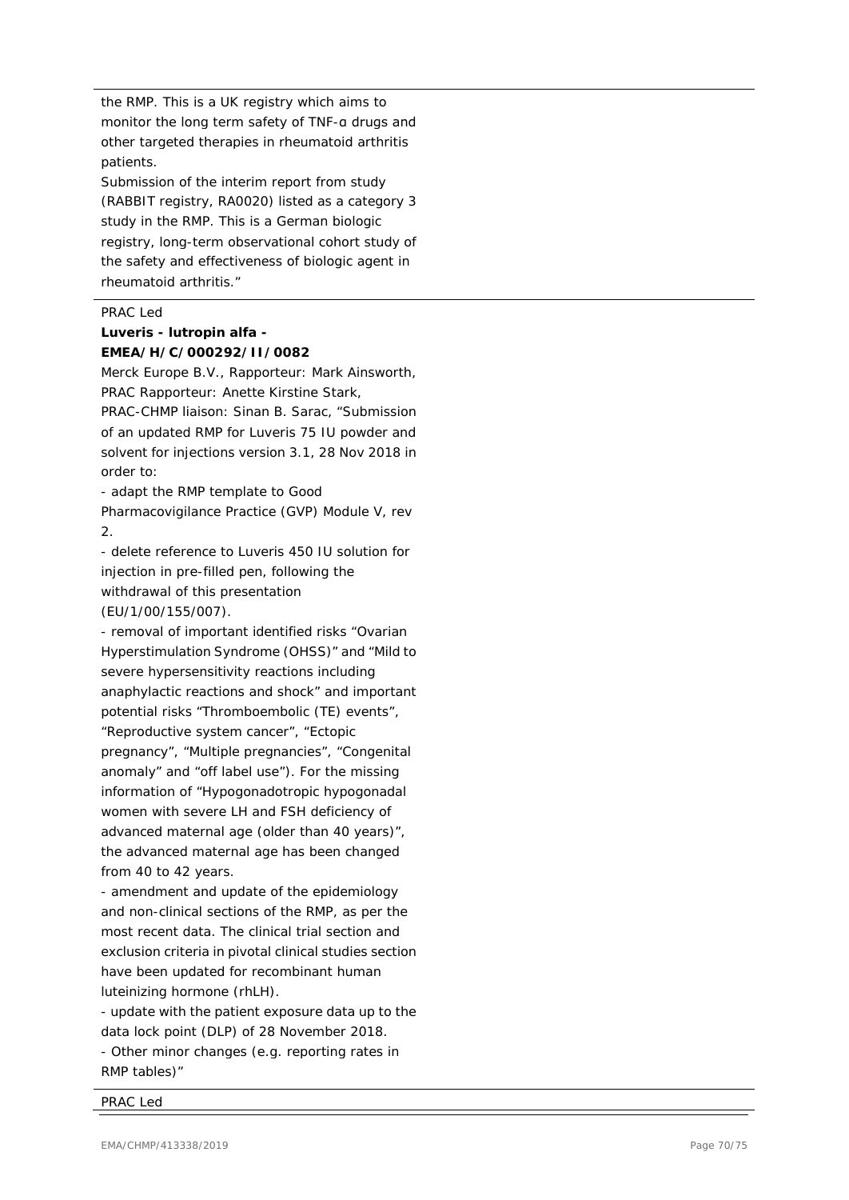the RMP. This is a UK registry which aims to monitor the long term safety of TNF-ɑ drugs and other targeted therapies in rheumatoid arthritis patients.

Submission of the interim report from study (RABBIT registry, RA0020) listed as a category 3 study in the RMP. This is a German biologic registry, long-term observational cohort study of the safety and effectiveness of biologic agent in rheumatoid arthritis."

PRAC Led

**Luveris - lutropin alfa - EMEA/H/C/000292/II/0082**

Merck Europe B.V., Rapporteur: Mark Ainsworth, PRAC Rapporteur: Anette Kirstine Stark, PRAC-CHMP liaison: Sinan B. Sarac, "Submission of an updated RMP for Luveris 75 IU powder and solvent for injections version 3.1, 28 Nov 2018 in order to:

- adapt the RMP template to Good Pharmacovigilance Practice (GVP) Module V, rev 2.
- delete reference to Luveris 450 IU solution for injection in pre-filled pen, following the withdrawal of this presentation (EU/1/00/155/007).
- removal of important identified risks "Ovarian Hyperstimulation Syndrome (OHSS)" and "Mild to severe hypersensitivity reactions including anaphylactic reactions and shock" and important potential risks "Thromboembolic (TE) events", "Reproductive system cancer", "Ectopic pregnancy", "Multiple pregnancies", "Congenital anomaly" and "off label use"). For the missing information of "Hypogonadotropic hypogonadal women with severe LH and FSH deficiency of advanced maternal age (older than 40 years)", the advanced maternal age has been changed from 40 to 42 years.
- amendment and update of the epidemiology and non-clinical sections of the RMP, as per the most recent data. The clinical trial section and exclusion criteria in pivotal clinical studies section have been updated for recombinant human luteinizing hormone (rhLH).
- update with the patient exposure data up to the data lock point (DLP) of 28 November 2018.
- Other minor changes (e.g. reporting rates in RMP tables)"

PRAC Led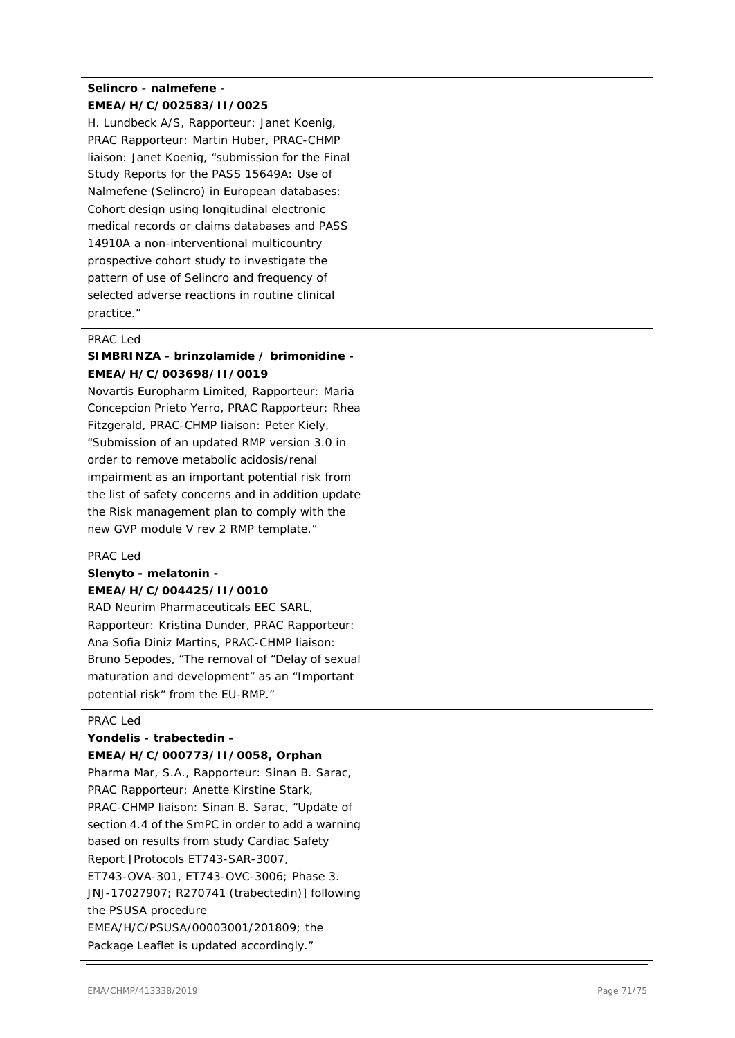**Selincro - nalmefene - EMEA/H/C/002583/II/0025**

H. Lundbeck A/S, Rapporteur: Janet Koenig, PRAC Rapporteur: Martin Huber, PRAC-CHMP liaison: Janet Koenig, "submission for the Final Study Reports for the PASS 15649A: Use of Nalmefene (Selincro) in European databases: Cohort design using longitudinal electronic medical records or claims databases and PASS 14910A a non-interventional multicountry prospective cohort study to investigate the pattern of use of Selincro and frequency of selected adverse reactions in routine clinical practice."

---

PRAC Led

**SIMBRINZA - brinzolamide / brimonidine - EMEA/H/C/003698/II/0019**

Novartis Europharm Limited, Rapporteur: Maria Concepcion Prieto Yerro, PRAC Rapporteur: Rhea Fitzgerald, PRAC-CHMP liaison: Peter Kiely, "Submission of an updated RMP version 3.0 in order to remove metabolic acidosis/renal impairment as an important potential risk from the list of safety concerns and in addition update the Risk management plan to comply with the new GVP module V rev 2 RMP template."

---

PRAC Led

**Slenyto - melatonin - EMEA/H/C/004425/II/0010**

RAD Neurim Pharmaceuticals EEC SARL, Rapporteur: Kristina Dunder, PRAC Rapporteur: Ana Sofia Diniz Martins, PRAC-CHMP liaison: Bruno Sepodes, "The removal of "Delay of sexual maturation and development" as an "Important potential risk" from the EU-RMP."

---

PRAC Led

**Yondelis - trabectedin - EMEA/H/C/000773/II/0058, Orphan**

Pharma Mar, S.A., Rapporteur: Sinan B. Sarac, PRAC Rapporteur: Anette Kirstine Stark, PRAC-CHMP liaison: Sinan B. Sarac, "Update of section 4.4 of the SmPC in order to add a warning based on results from study Cardiac Safety Report [Protocols ET743-SAR-3007, ET743-OVA-301, ET743-OVC-3006; Phase 3. JNJ-17027907; R270741 (trabectedin)] following the PSUSA procedure EMEA/H/C/PSUSA/00003001/201809; the Package Leaflet is updated accordingly."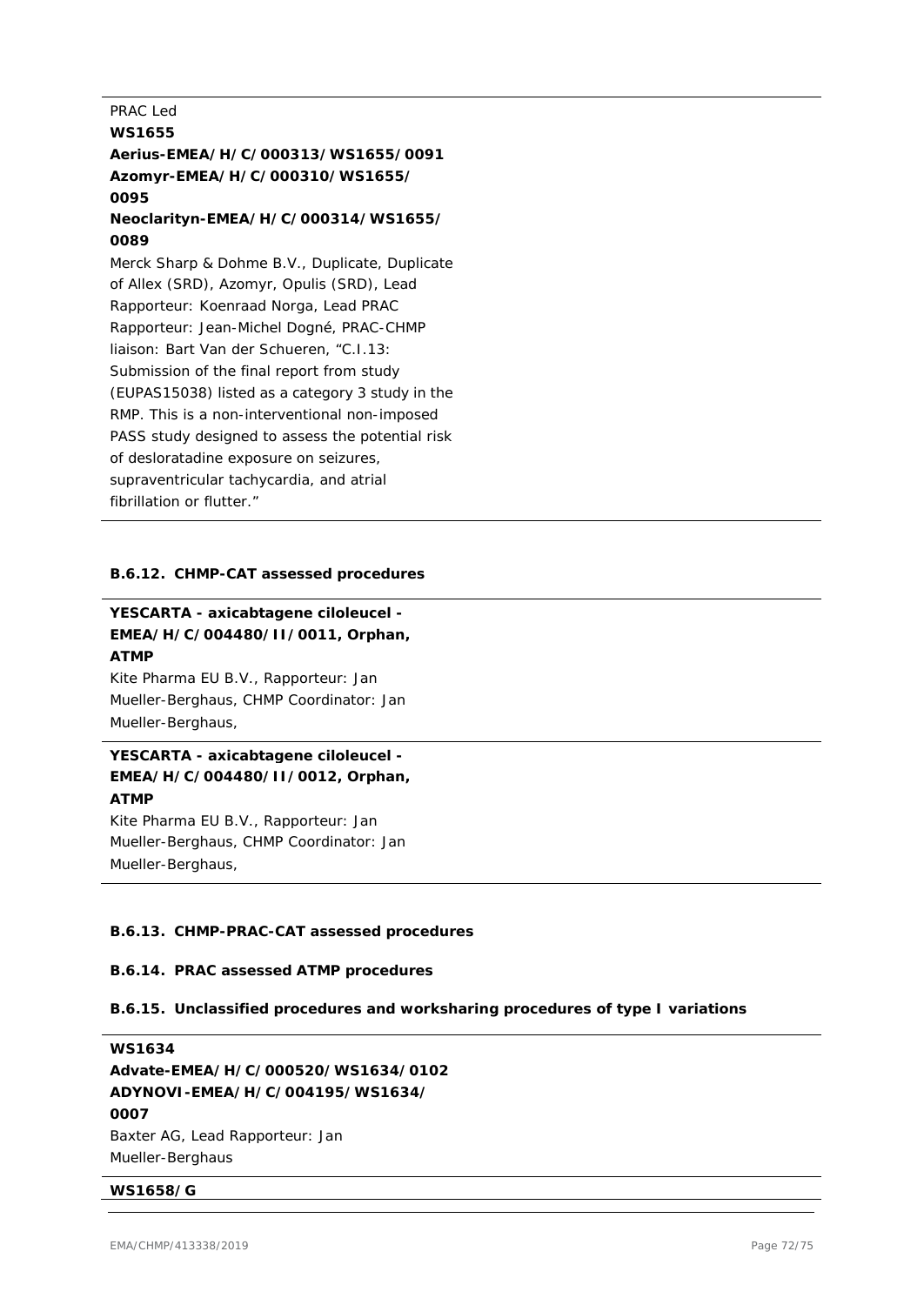PRAC Led
**WS1655**
**Aerius-EMEA/H/C/000313/WS1655/0091**
**Azomyr-EMEA/H/C/000310/WS1655/0095**
**Neoclarityn-EMEA/H/C/000314/WS1655/0089**

Merck Sharp & Dohme B.V., Duplicate, Duplicate of Allex (SRD), Azomyr, Opulis (SRD), Lead Rapporteur: Koenraad Norga, Lead PRAC Rapporteur: Jean-Michel Dogné, PRAC-CHMP liaison: Bart Van der Schueren, "C.I.13: Submission of the final report from study (EUPAS15038) listed as a category 3 study in the RMP. This is a non-interventional non-imposed PASS study designed to assess the potential risk of desloratadine exposure on seizures, supraventricular tachycardia, and atrial fibrillation or flutter."

### B.6.12. CHMP-CAT assessed procedures

**YESCARTA - axicabtagene ciloleucel - EMEA/H/C/004480/II/0011, Orphan, ATMP**

Kite Pharma EU B.V., Rapporteur: Jan Mueller-Berghaus, CHMP Coordinator: Jan Mueller-Berghaus,

**YESCARTA - axicabtagene ciloleucel - EMEA/H/C/004480/II/0012, Orphan, ATMP**

Kite Pharma EU B.V., Rapporteur: Jan Mueller-Berghaus, CHMP Coordinator: Jan Mueller-Berghaus,

### B.6.13. CHMP-PRAC-CAT assessed procedures

### B.6.14. PRAC assessed ATMP procedures

### B.6.15. Unclassified procedures and worksharing procedures of type I variations

**WS1634**
**Advate-EMEA/H/C/000520/WS1634/0102**
**ADYNOVI-EMEA/H/C/004195/WS1634/0007**

Baxter AG, Lead Rapporteur: Jan Mueller-Berghaus

**WS1658/G**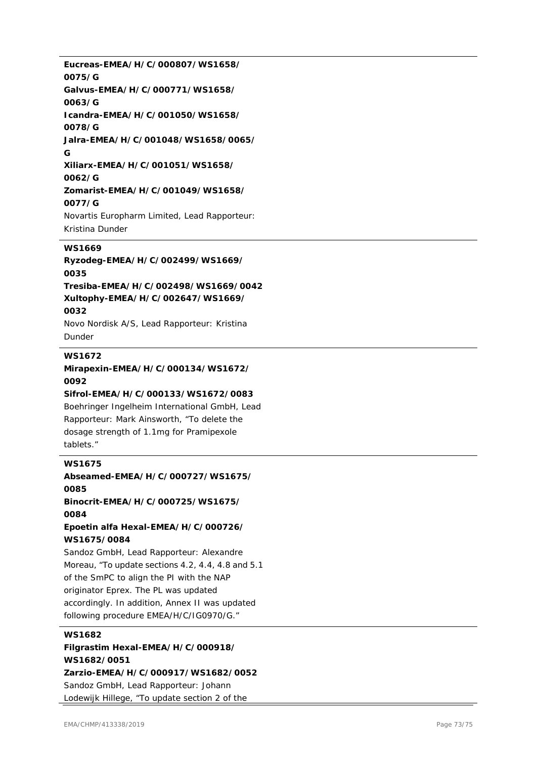**Eucreas-EMEA/H/C/000807/WS1658/0075/G**
**Galvus-EMEA/H/C/000771/WS1658/0063/G**
**Icandra-EMEA/H/C/001050/WS1658/0078/G**
**Jalra-EMEA/H/C/001048/WS1658/0065/G**
**Xiliarx-EMEA/H/C/001051/WS1658/0062/G**
**Zomarist-EMEA/H/C/001049/WS1658/0077/G**

Novartis Europharm Limited, Lead Rapporteur: Kristina Dunder

---

**WS1669**

**Ryzodeg-EMEA/H/C/002499/WS1669/0035**
**Tresiba-EMEA/H/C/002498/WS1669/0042**
**Xultophy-EMEA/H/C/002647/WS1669/0032**

Novo Nordisk A/S, Lead Rapporteur: Kristina Dunder

---

**WS1672**

**Mirapexin-EMEA/H/C/000134/WS1672/0092**
**Sifrol-EMEA/H/C/000133/WS1672/0083**

Boehringer Ingelheim International GmbH, Lead Rapporteur: Mark Ainsworth, "To delete the dosage strength of 1.1mg for Pramipexole tablets."

---

**WS1675**

**Abseamed-EMEA/H/C/000727/WS1675/0085**
**Binocrit-EMEA/H/C/000725/WS1675/0084**
**Epoetin alfa Hexal-EMEA/H/C/000726/WS1675/0084**

Sandoz GmbH, Lead Rapporteur: Alexandre Moreau, "To update sections 4.2, 4.4, 4.8 and 5.1 of the SmPC to align the PI with the NAP originator Eprex. The PL was updated accordingly. In addition, Annex II was updated following procedure EMEA/H/C/IG0970/G."

---

**WS1682**

**Filgrastim Hexal-EMEA/H/C/000918/WS1682/0051**
**Zarzio-EMEA/H/C/000917/WS1682/0052**

Sandoz GmbH, Lead Rapporteur: Johann Lodewijk Hillege, "To update section 2 of the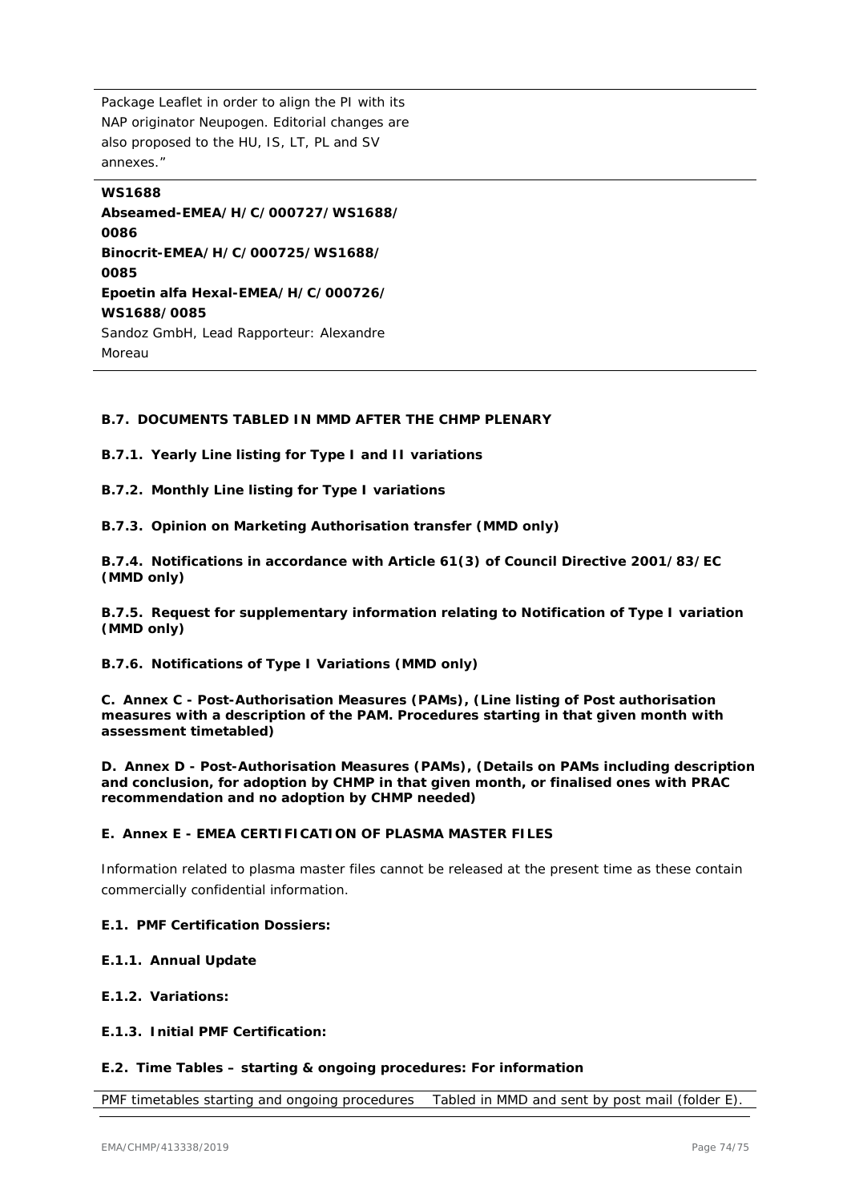| Package Leaflet in order to align the PI with its NAP originator Neupogen. Editorial changes are also proposed to the HU, IS, LT, PL and SV annexes.” | |
|---|---|
| **WS1688** **Abseamed-EMEA/H/C/000727/WS1688/0086** **Binocrit-EMEA/H/C/000725/WS1688/0085** **Epoetin alfa Hexal-EMEA/H/C/000726/WS1688/0085** Sandoz GmbH, Lead Rapporteur: Alexandre Moreau | |

### B.7. DOCUMENTS TABLED IN MMD AFTER THE CHMP PLENARY

#### B.7.1. Yearly Line listing for Type I and II variations

#### B.7.2. Monthly Line listing for Type I variations

#### B.7.3. Opinion on Marketing Authorisation transfer (MMD only)

#### B.7.4. Notifications in accordance with Article 61(3) of Council Directive 2001/83/EC (MMD only)

#### B.7.5. Request for supplementary information relating to Notification of Type I variation (MMD only)

#### B.7.6. Notifications of Type I Variations (MMD only)

## C. Annex C - Post-Authorisation Measures (PAMs), (Line listing of Post authorisation measures with a description of the PAM. Procedures starting in that given month with assessment timetabled)

## D. Annex D - Post-Authorisation Measures (PAMs), (Details on PAMs including description and conclusion, for adoption by CHMP in that given month, or finalised ones with PRAC recommendation and no adoption by CHMP needed)

## E. Annex E - EMEA CERTIFICATION OF PLASMA MASTER FILES

Information related to plasma master files cannot be released at the present time as these contain commercially confidential information.

### E.1. PMF Certification Dossiers:

#### E.1.1. Annual Update

#### E.1.2. Variations:

#### E.1.3. Initial PMF Certification:

### E.2. Time Tables – starting & ongoing procedures: For information

| PMF timetables starting and ongoing procedures | Tabled in MMD and sent by post mail (folder E). |
|---|---|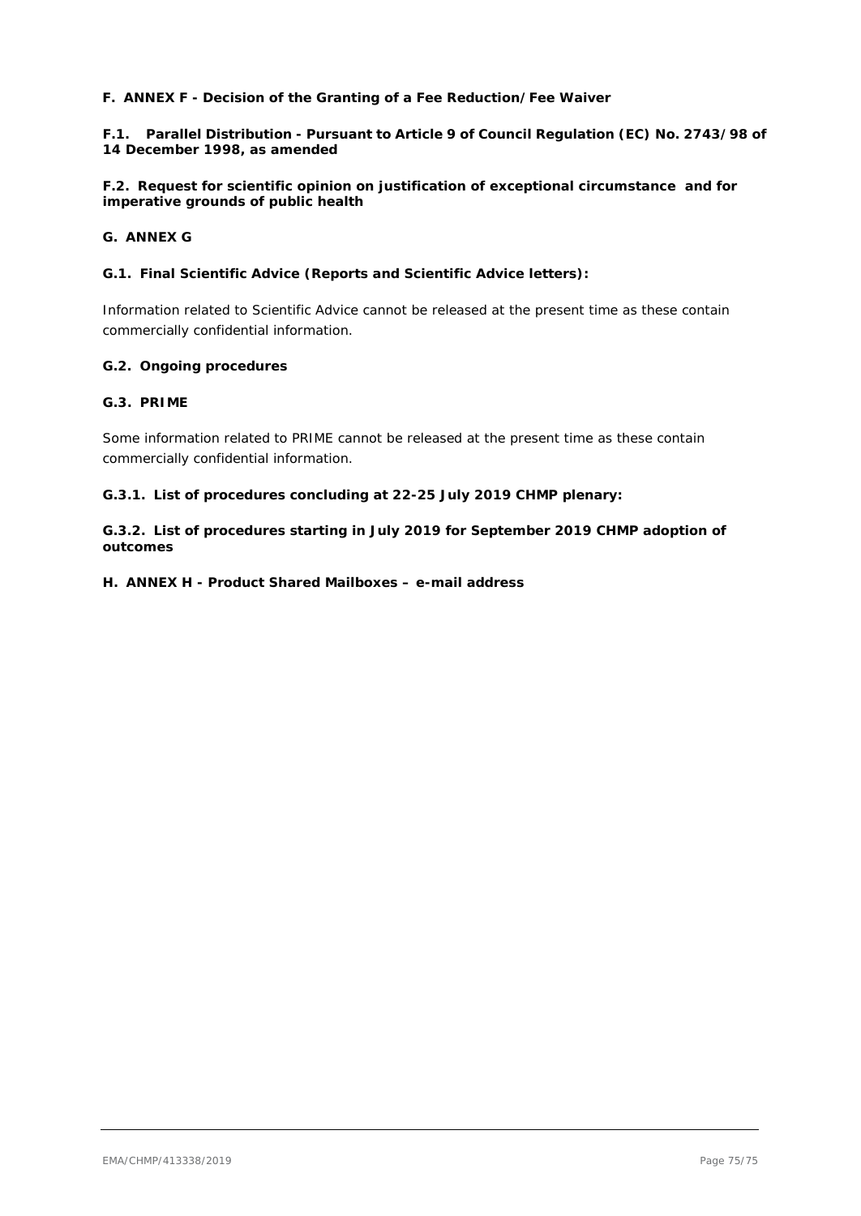## F. ANNEX F - Decision of the Granting of a Fee Reduction/Fee Waiver

### F.1. Parallel Distribution - Pursuant to Article 9 of Council Regulation (EC) No. 2743/98 of 14 December 1998, as amended

### F.2. Request for scientific opinion on justification of exceptional circumstance and for imperative grounds of public health

## G. ANNEX G

### G.1. Final Scientific Advice (Reports and Scientific Advice letters):

Information related to Scientific Advice cannot be released at the present time as these contain commercially confidential information.

### G.2. Ongoing procedures

### G.3. PRIME

Some information related to PRIME cannot be released at the present time as these contain commercially confidential information.

#### G.3.1. List of procedures concluding at 22-25 July 2019 CHMP plenary:

#### G.3.2. List of procedures starting in July 2019 for September 2019 CHMP adoption of outcomes

## H. ANNEX H - Product Shared Mailboxes – e-mail address